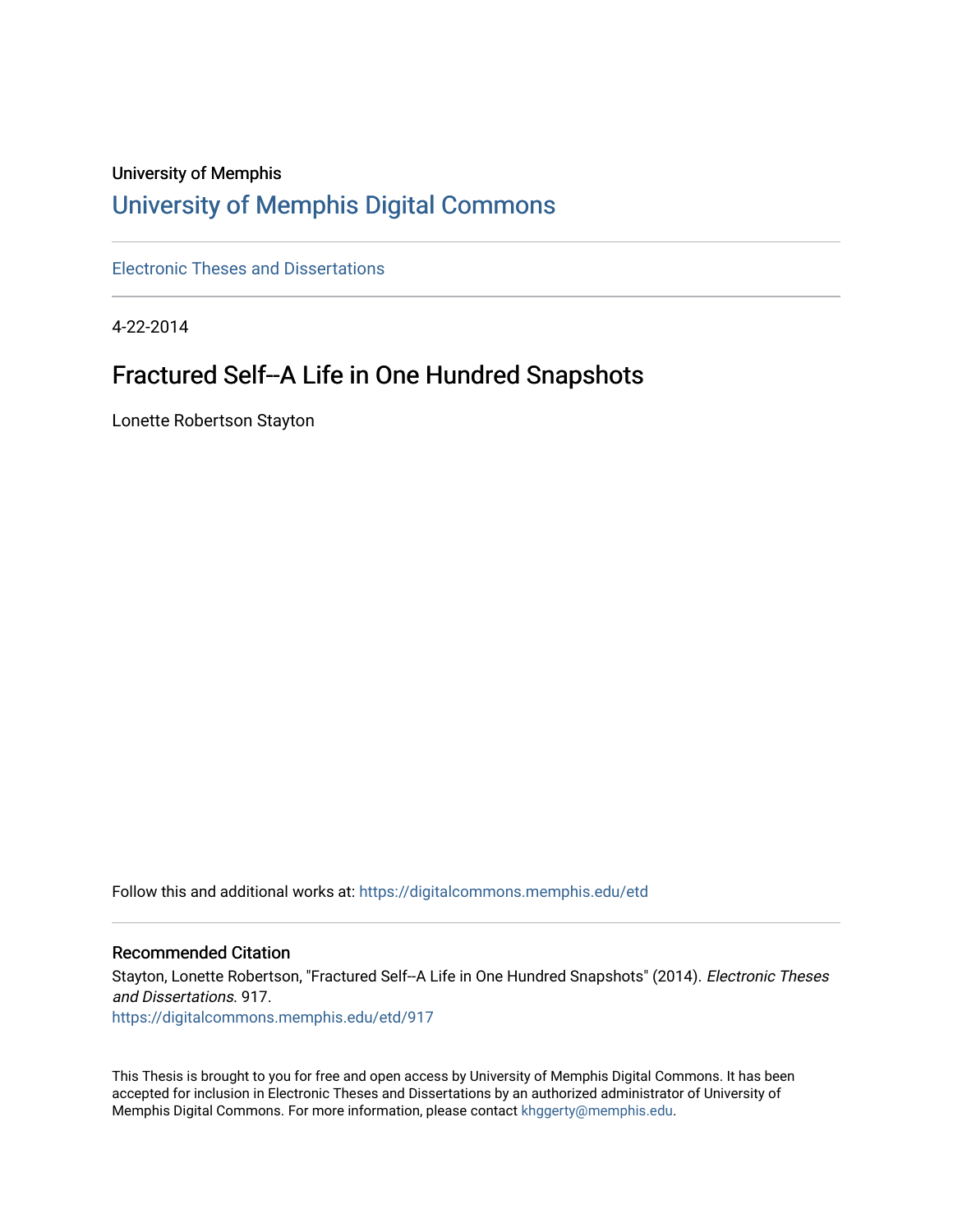University of Memphis

# University of Memphis Digital Commons

Electronic Theses and Dissertations

4-22-2014

## Fractured Self--A Life in One Hundred Snapshots

Lonette Robertson Stayton

Follow this and additional works at: https://digitalcommons.memphis.edu/etd

### Recommended Citation

Stayton, Lonette Robertson, "Fractured Self--A Life in One Hundred Snapshots" (2014). *Electronic Theses and Dissertations*. 917.
https://digitalcommons.memphis.edu/etd/917

This Thesis is brought to you for free and open access by University of Memphis Digital Commons. It has been accepted for inclusion in Electronic Theses and Dissertations by an authorized administrator of University of Memphis Digital Commons. For more information, please contact khggerty@memphis.edu.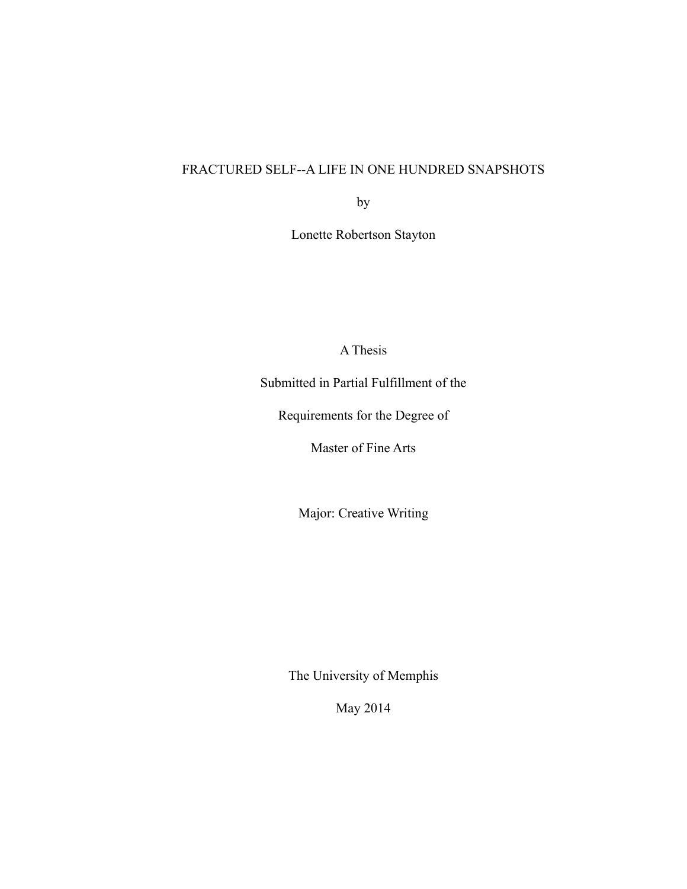# FRACTURED SELF--A LIFE IN ONE HUNDRED SNAPSHOTS

by

Lonette Robertson Stayton

A Thesis

Submitted in Partial Fulfillment of the

Requirements for the Degree of

Master of Fine Arts

Major: Creative Writing

The University of Memphis

May 2014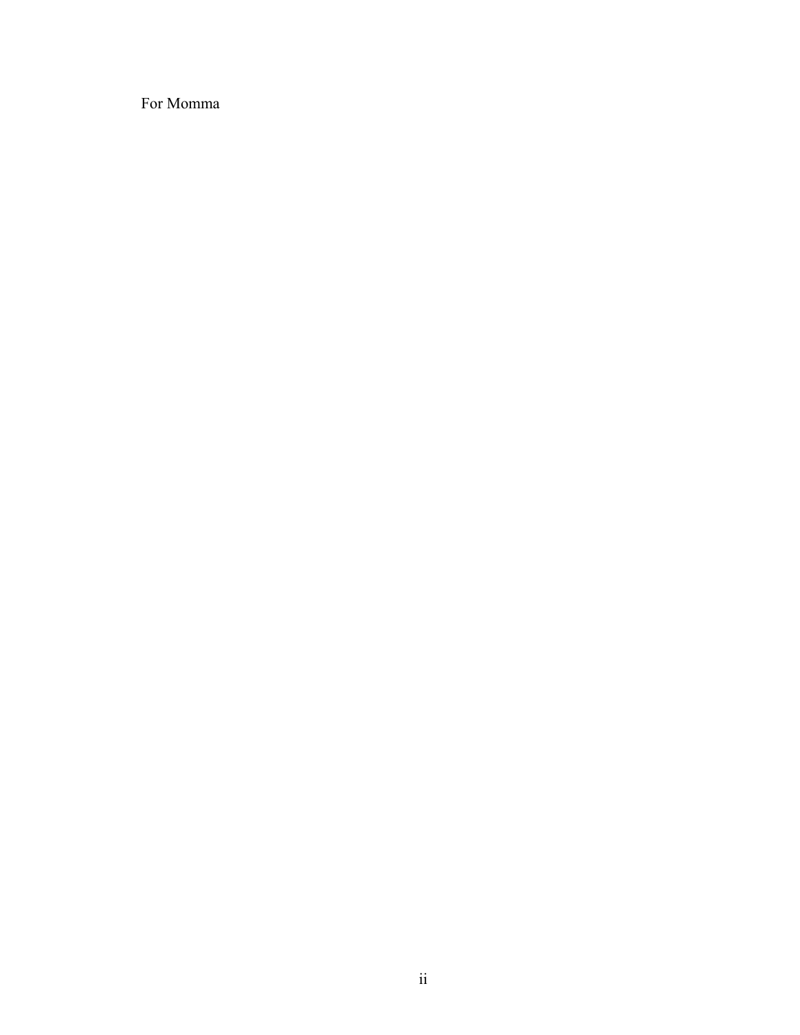For Momma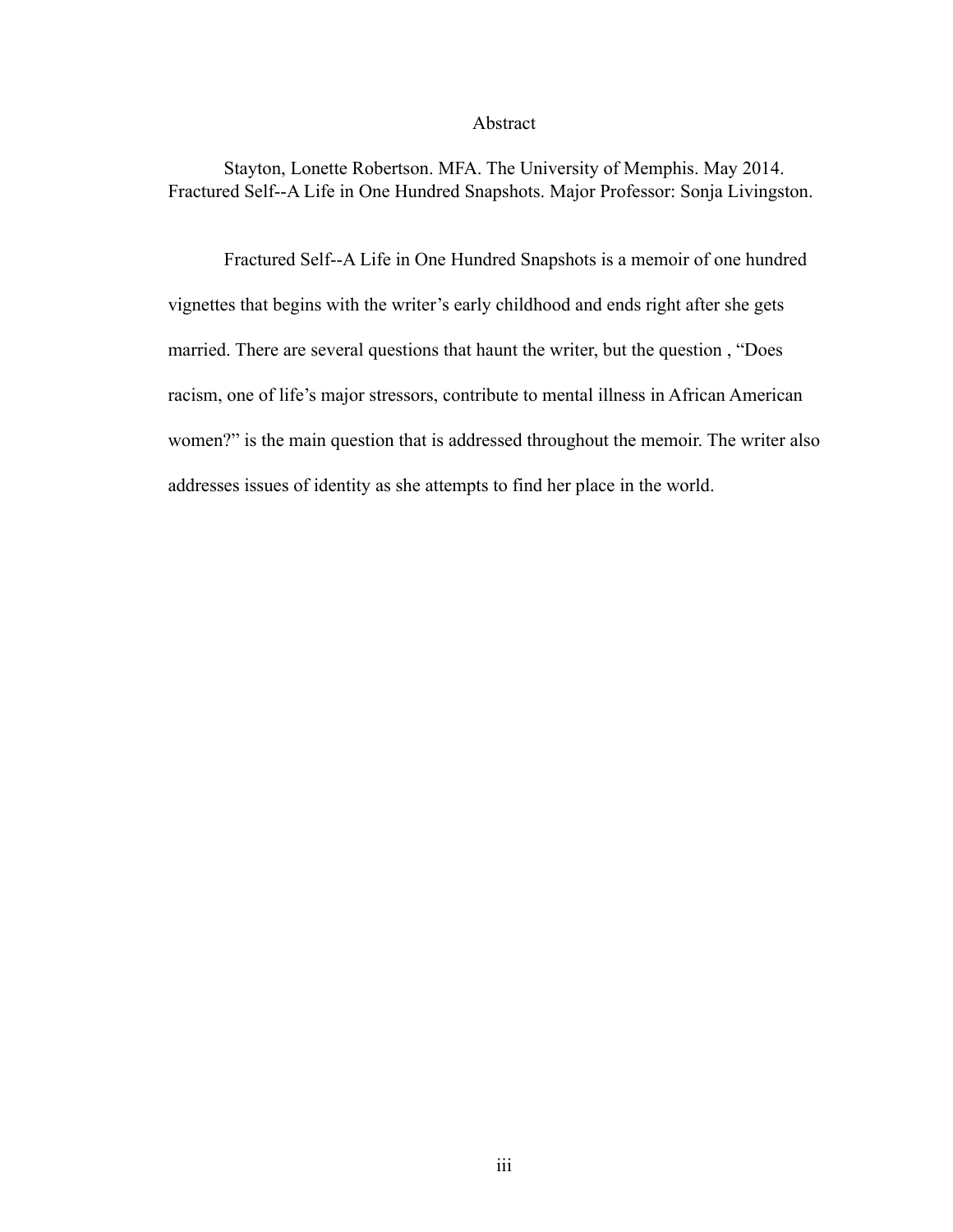# Abstract

Stayton, Lonette Robertson. MFA. The University of Memphis. May 2014. Fractured Self--A Life in One Hundred Snapshots. Major Professor: Sonja Livingston.

Fractured Self--A Life in One Hundred Snapshots is a memoir of one hundred vignettes that begins with the writer's early childhood and ends right after she gets married. There are several questions that haunt the writer, but the question , "Does racism, one of life's major stressors, contribute to mental illness in African American women?" is the main question that is addressed throughout the memoir. The writer also addresses issues of identity as she attempts to find her place in the world.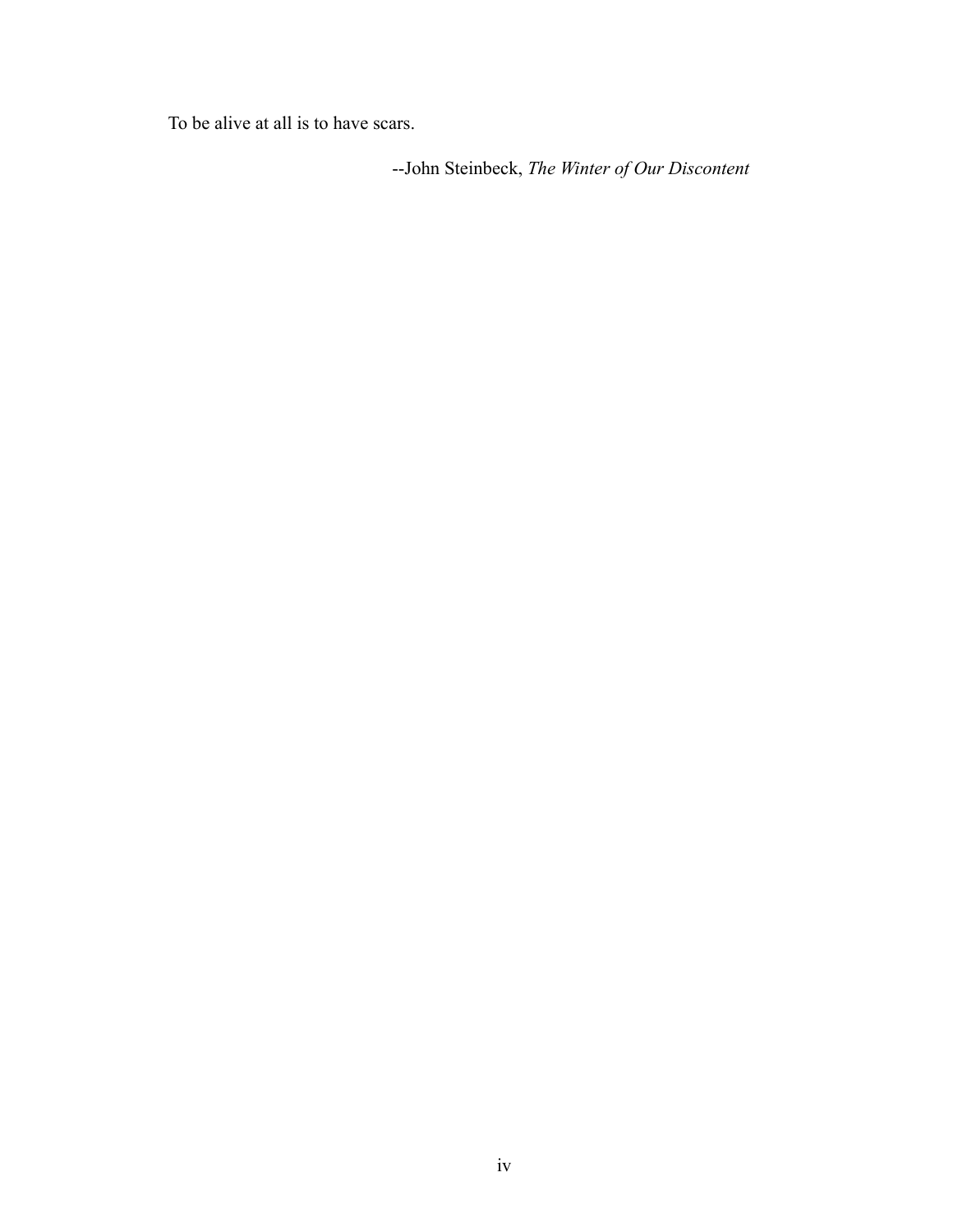To be alive at all is to have scars.

--John Steinbeck, *The Winter of Our Discontent*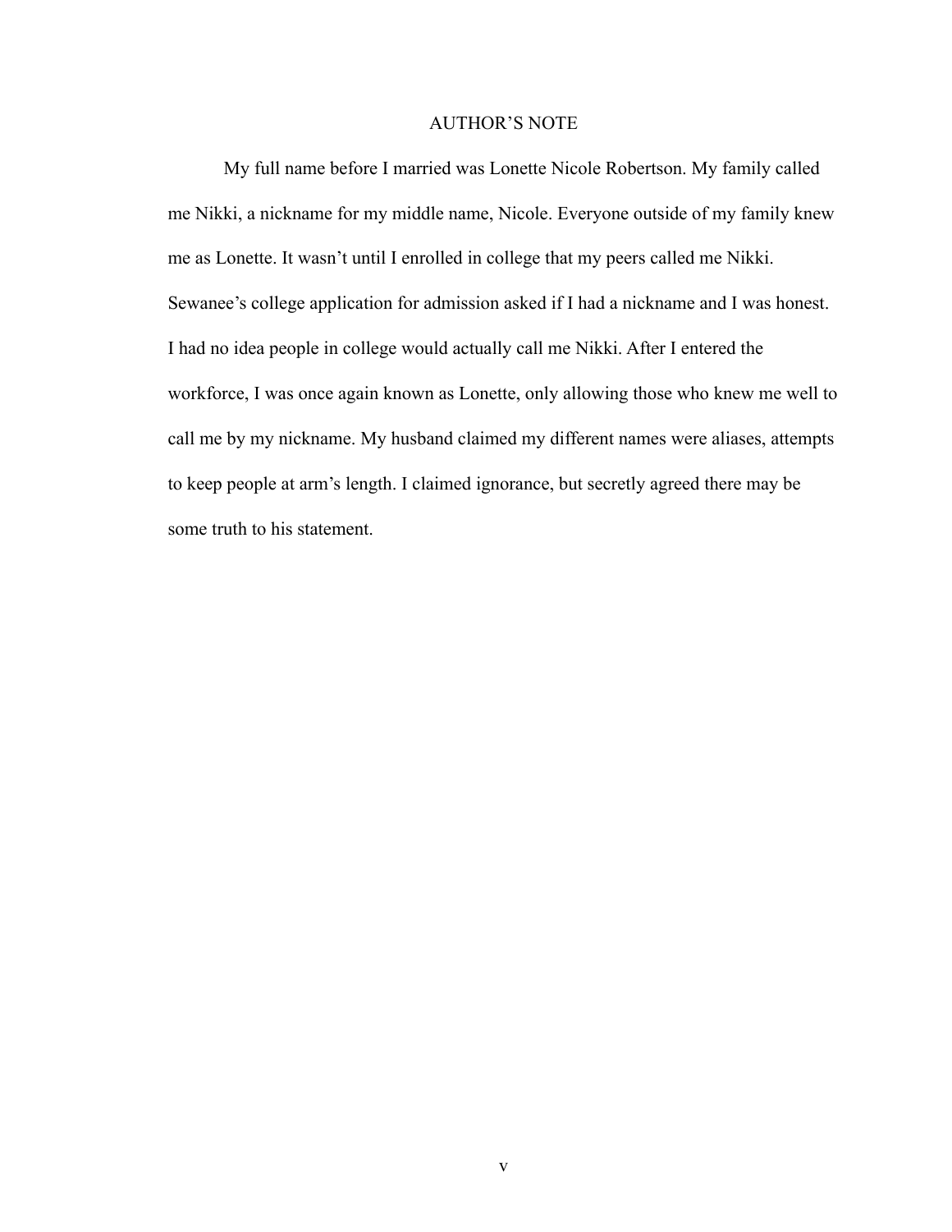# AUTHOR'S NOTE

My full name before I married was Lonette Nicole Robertson. My family called me Nikki, a nickname for my middle name, Nicole. Everyone outside of my family knew me as Lonette. It wasn't until I enrolled in college that my peers called me Nikki. Sewanee's college application for admission asked if I had a nickname and I was honest. I had no idea people in college would actually call me Nikki. After I entered the workforce, I was once again known as Lonette, only allowing those who knew me well to call me by my nickname. My husband claimed my different names were aliases, attempts to keep people at arm's length. I claimed ignorance, but secretly agreed there may be some truth to his statement.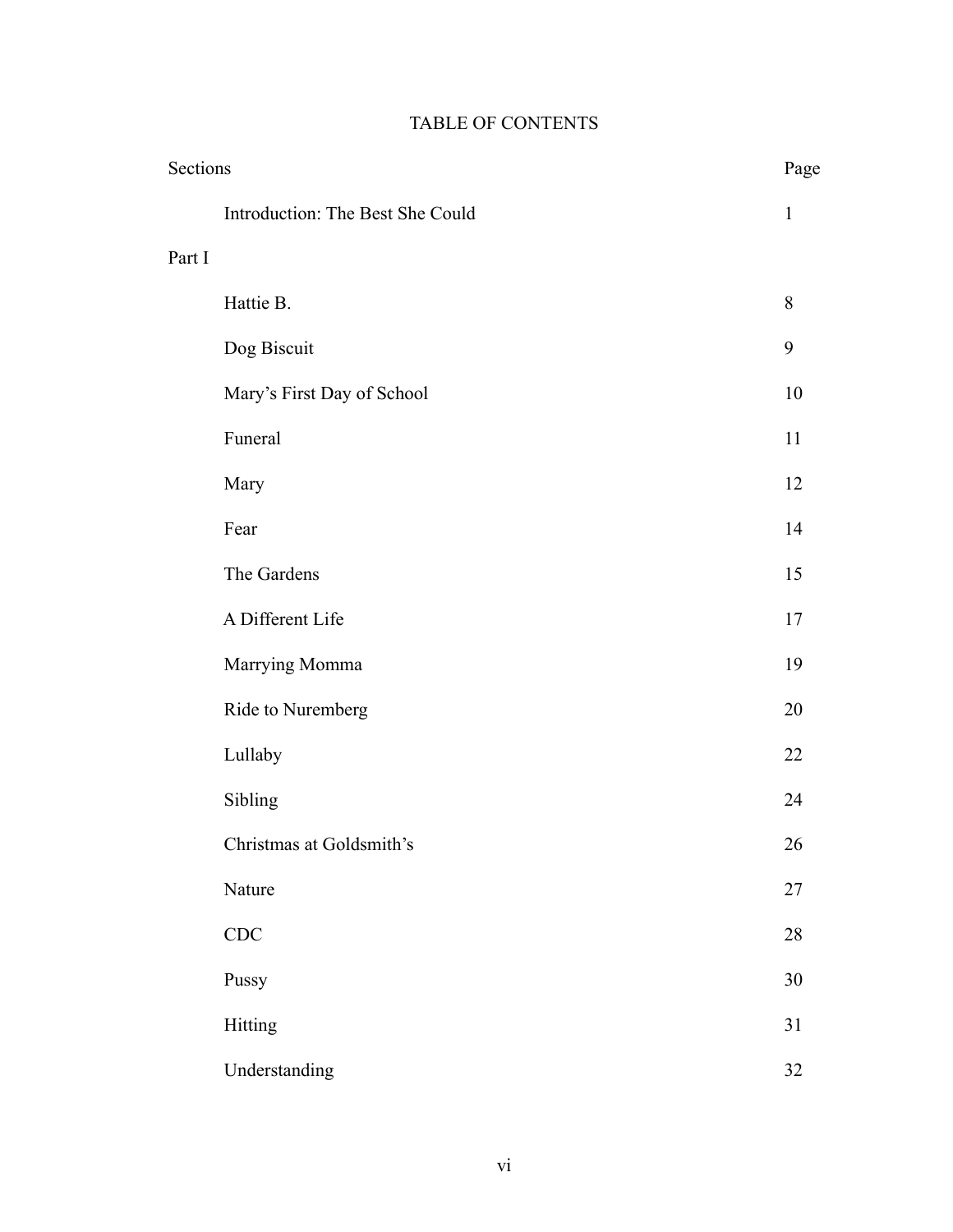# TABLE OF CONTENTS

| Sections | Page |
| --- | --- |
| Introduction: The Best She Could | 1 |
| Part I | |
| Hattie B. | 8 |
| Dog Biscuit | 9 |
| Mary's First Day of School | 10 |
| Funeral | 11 |
| Mary | 12 |
| Fear | 14 |
| The Gardens | 15 |
| A Different Life | 17 |
| Marrying Momma | 19 |
| Ride to Nuremberg | 20 |
| Lullaby | 22 |
| Sibling | 24 |
| Christmas at Goldsmith's | 26 |
| Nature | 27 |
| CDC | 28 |
| Pussy | 30 |
| Hitting | 31 |
| Understanding | 32 |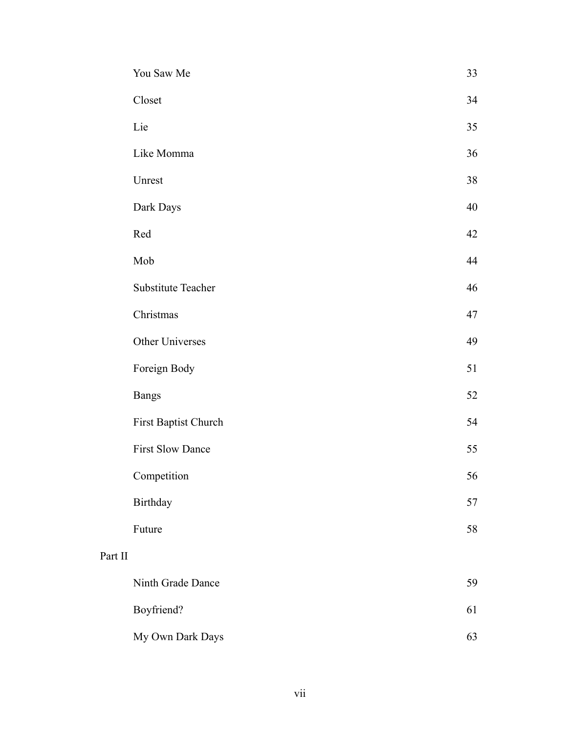| | |
|---|---|
| You Saw Me | 33 |
| Closet | 34 |
| Lie | 35 |
| Like Momma | 36 |
| Unrest | 38 |
| Dark Days | 40 |
| Red | 42 |
| Mob | 44 |
| Substitute Teacher | 46 |
| Christmas | 47 |
| Other Universes | 49 |
| Foreign Body | 51 |
| Bangs | 52 |
| First Baptist Church | 54 |
| First Slow Dance | 55 |
| Competition | 56 |
| Birthday | 57 |
| Future | 58 |

Part II

| | |
|---|---|
| Ninth Grade Dance | 59 |
| Boyfriend? | 61 |
| My Own Dark Days | 63 |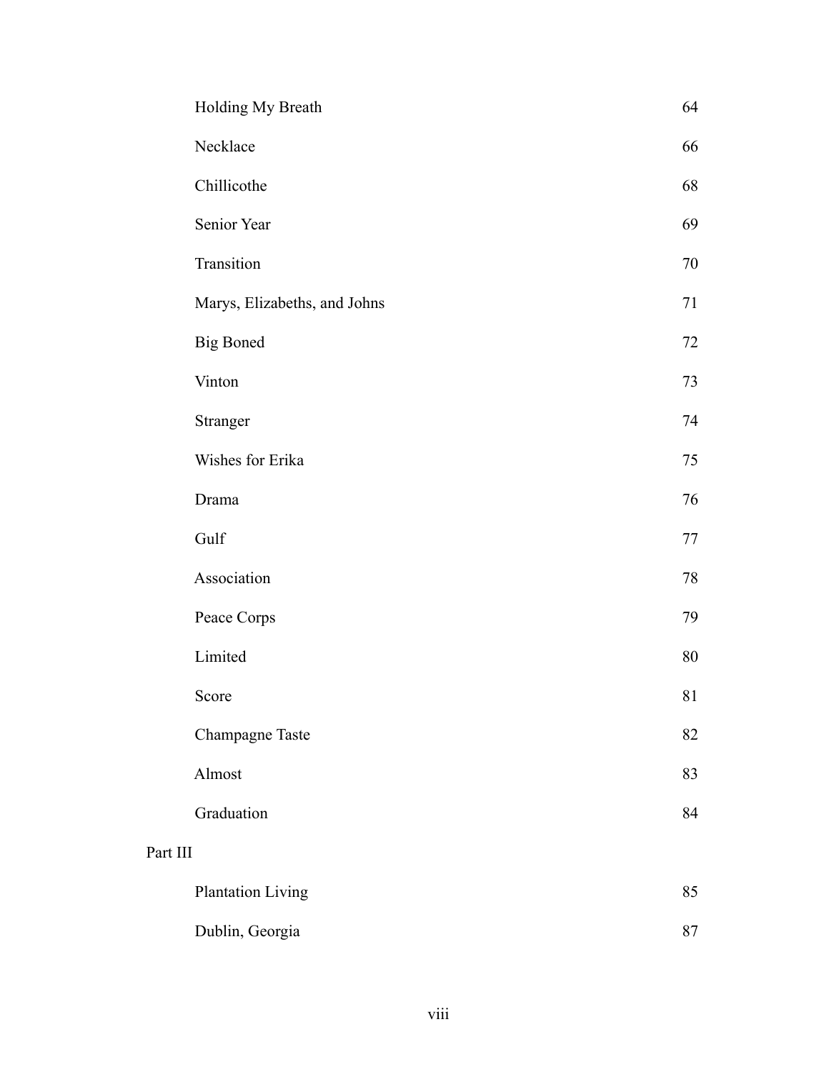| | |
|---|---|
| Holding My Breath | 64 |
| Necklace | 66 |
| Chillicothe | 68 |
| Senior Year | 69 |
| Transition | 70 |
| Marys, Elizabeths, and Johns | 71 |
| Big Boned | 72 |
| Vinton | 73 |
| Stranger | 74 |
| Wishes for Erika | 75 |
| Drama | 76 |
| Gulf | 77 |
| Association | 78 |
| Peace Corps | 79 |
| Limited | 80 |
| Score | 81 |
| Champagne Taste | 82 |
| Almost | 83 |
| Graduation | 84 |

Part III

| | |
|---|---|
| Plantation Living | 85 |
| Dublin, Georgia | 87 |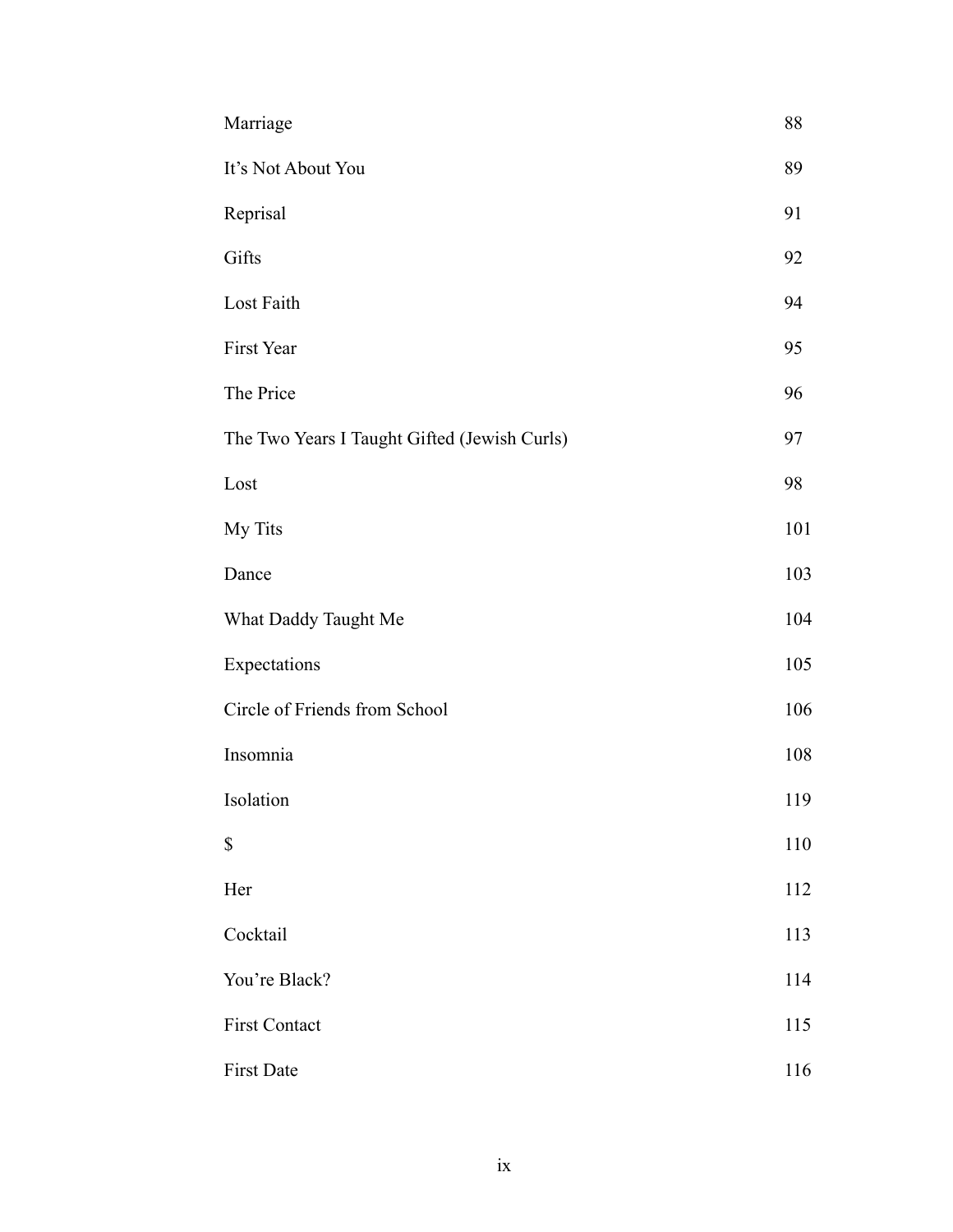| | |
|---|---|
| Marriage | 88 |
| It’s Not About You | 89 |
| Reprisal | 91 |
| Gifts | 92 |
| Lost Faith | 94 |
| First Year | 95 |
| The Price | 96 |
| The Two Years I Taught Gifted (Jewish Curls) | 97 |
| Lost | 98 |
| My Tits | 101 |
| Dance | 103 |
| What Daddy Taught Me | 104 |
| Expectations | 105 |
| Circle of Friends from School | 106 |
| Insomnia | 108 |
| Isolation | 119 |
| $ | 110 |
| Her | 112 |
| Cocktail | 113 |
| You’re Black? | 114 |
| First Contact | 115 |
| First Date | 116 |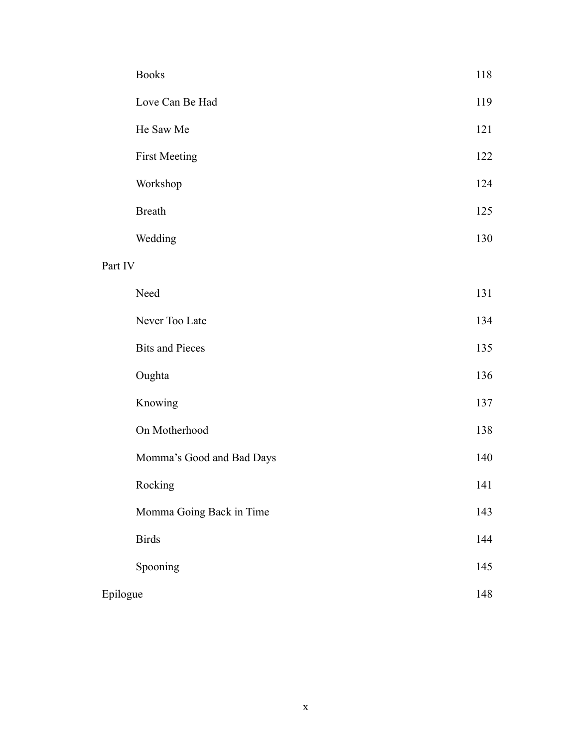| | |
|---|---|
| Books | 118 |
| Love Can Be Had | 119 |
| He Saw Me | 121 |
| First Meeting | 122 |
| Workshop | 124 |
| Breath | 125 |
| Wedding | 130 |
| **Part IV** | |
| Need | 131 |
| Never Too Late | 134 |
| Bits and Pieces | 135 |
| Oughta | 136 |
| Knowing | 137 |
| On Motherhood | 138 |
| Momma’s Good and Bad Days | 140 |
| Rocking | 141 |
| Momma Going Back in Time | 143 |
| Birds | 144 |
| Spooning | 145 |
| **Epilogue** | 148 |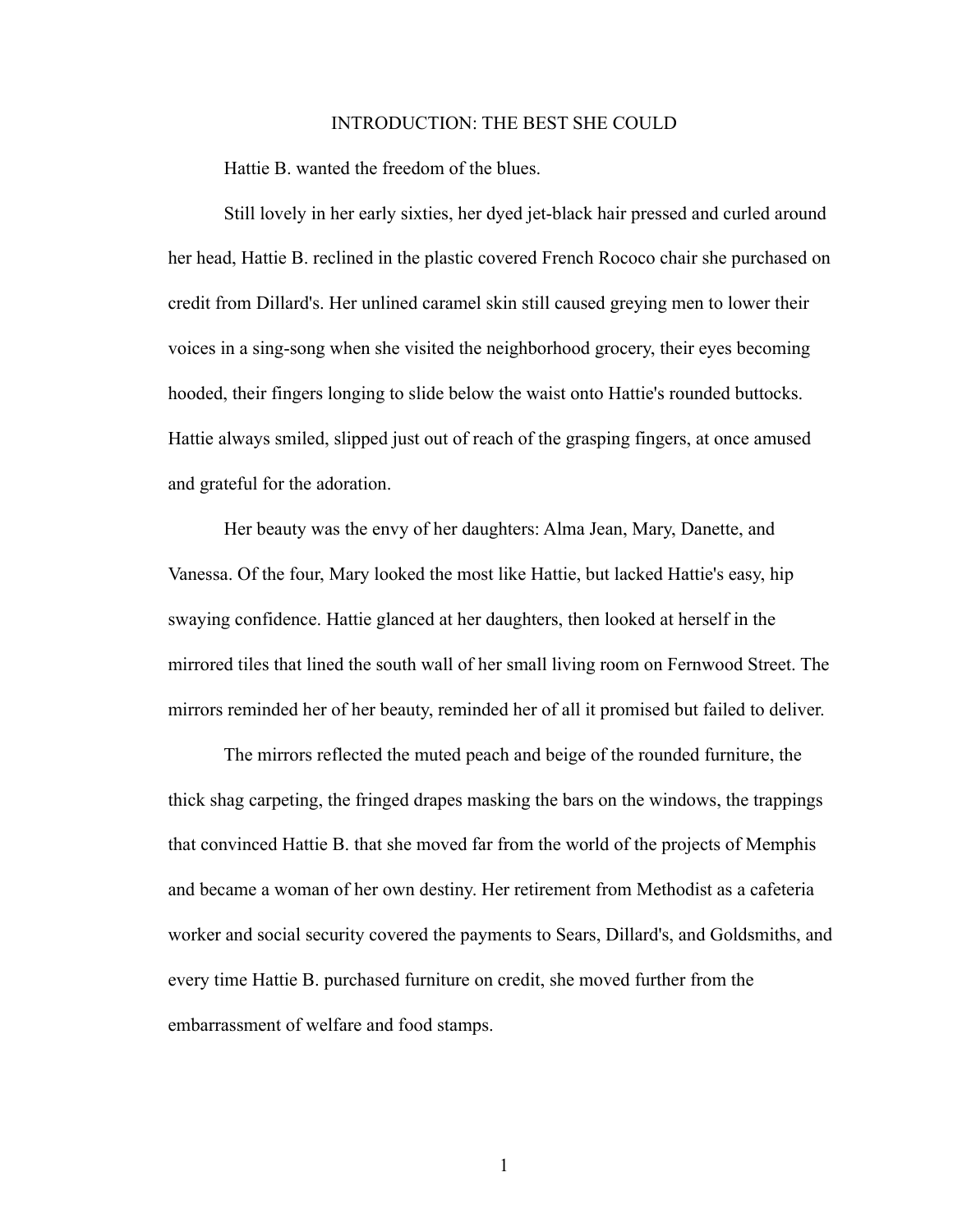# INTRODUCTION: THE BEST SHE COULD

Hattie B. wanted the freedom of the blues.

Still lovely in her early sixties, her dyed jet-black hair pressed and curled around her head, Hattie B. reclined in the plastic covered French Rococo chair she purchased on credit from Dillard's. Her unlined caramel skin still caused greying men to lower their voices in a sing-song when she visited the neighborhood grocery, their eyes becoming hooded, their fingers longing to slide below the waist onto Hattie's rounded buttocks. Hattie always smiled, slipped just out of reach of the grasping fingers, at once amused and grateful for the adoration.

Her beauty was the envy of her daughters: Alma Jean, Mary, Danette, and Vanessa. Of the four, Mary looked the most like Hattie, but lacked Hattie's easy, hip swaying confidence. Hattie glanced at her daughters, then looked at herself in the mirrored tiles that lined the south wall of her small living room on Fernwood Street. The mirrors reminded her of her beauty, reminded her of all it promised but failed to deliver.

The mirrors reflected the muted peach and beige of the rounded furniture, the thick shag carpeting, the fringed drapes masking the bars on the windows, the trappings that convinced Hattie B. that she moved far from the world of the projects of Memphis and became a woman of her own destiny. Her retirement from Methodist as a cafeteria worker and social security covered the payments to Sears, Dillard's, and Goldsmiths, and every time Hattie B. purchased furniture on credit, she moved further from the embarrassment of welfare and food stamps.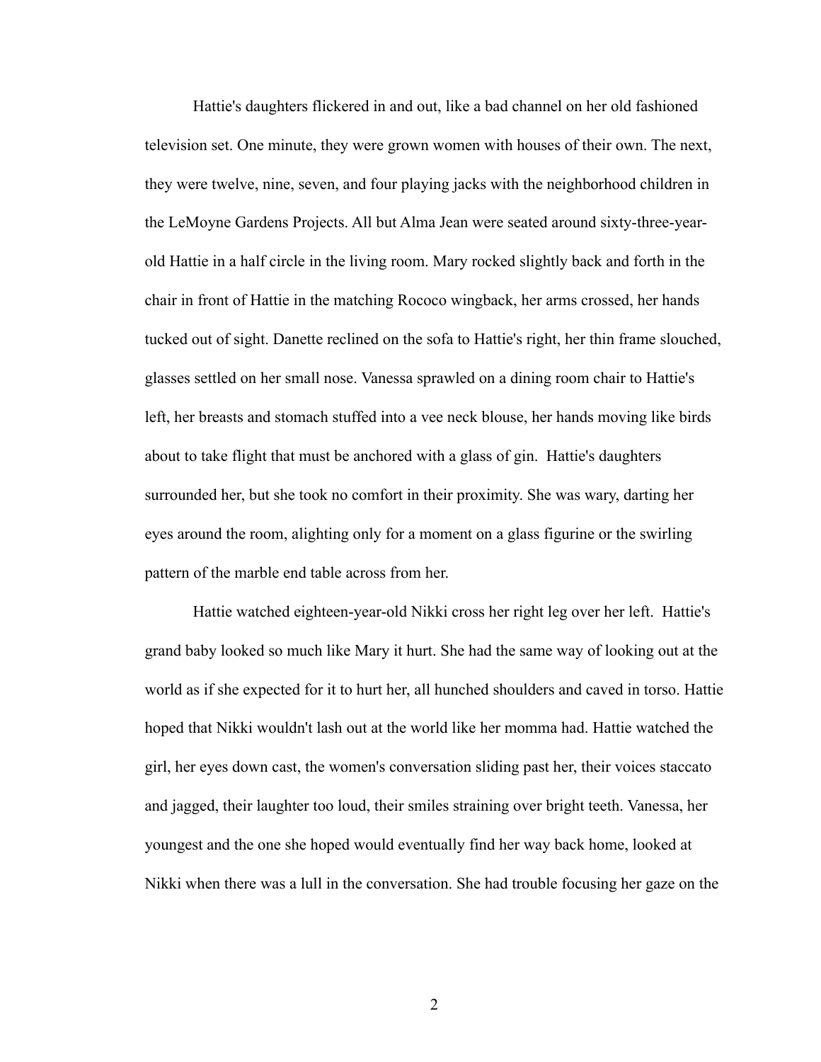Hattie's daughters flickered in and out, like a bad channel on her old fashioned television set. One minute, they were grown women with houses of their own. The next, they were twelve, nine, seven, and four playing jacks with the neighborhood children in the LeMoyne Gardens Projects. All but Alma Jean were seated around sixty-three-year-old Hattie in a half circle in the living room. Mary rocked slightly back and forth in the chair in front of Hattie in the matching Rococo wingback, her arms crossed, her hands tucked out of sight. Danette reclined on the sofa to Hattie's right, her thin frame slouched, glasses settled on her small nose. Vanessa sprawled on a dining room chair to Hattie's left, her breasts and stomach stuffed into a vee neck blouse, her hands moving like birds about to take flight that must be anchored with a glass of gin. Hattie's daughters surrounded her, but she took no comfort in their proximity. She was wary, darting her eyes around the room, alighting only for a moment on a glass figurine or the swirling pattern of the marble end table across from her.

Hattie watched eighteen-year-old Nikki cross her right leg over her left. Hattie's grand baby looked so much like Mary it hurt. She had the same way of looking out at the world as if she expected for it to hurt her, all hunched shoulders and caved in torso. Hattie hoped that Nikki wouldn't lash out at the world like her momma had. Hattie watched the girl, her eyes down cast, the women's conversation sliding past her, their voices staccato and jagged, their laughter too loud, their smiles straining over bright teeth. Vanessa, her youngest and the one she hoped would eventually find her way back home, looked at Nikki when there was a lull in the conversation. She had trouble focusing her gaze on the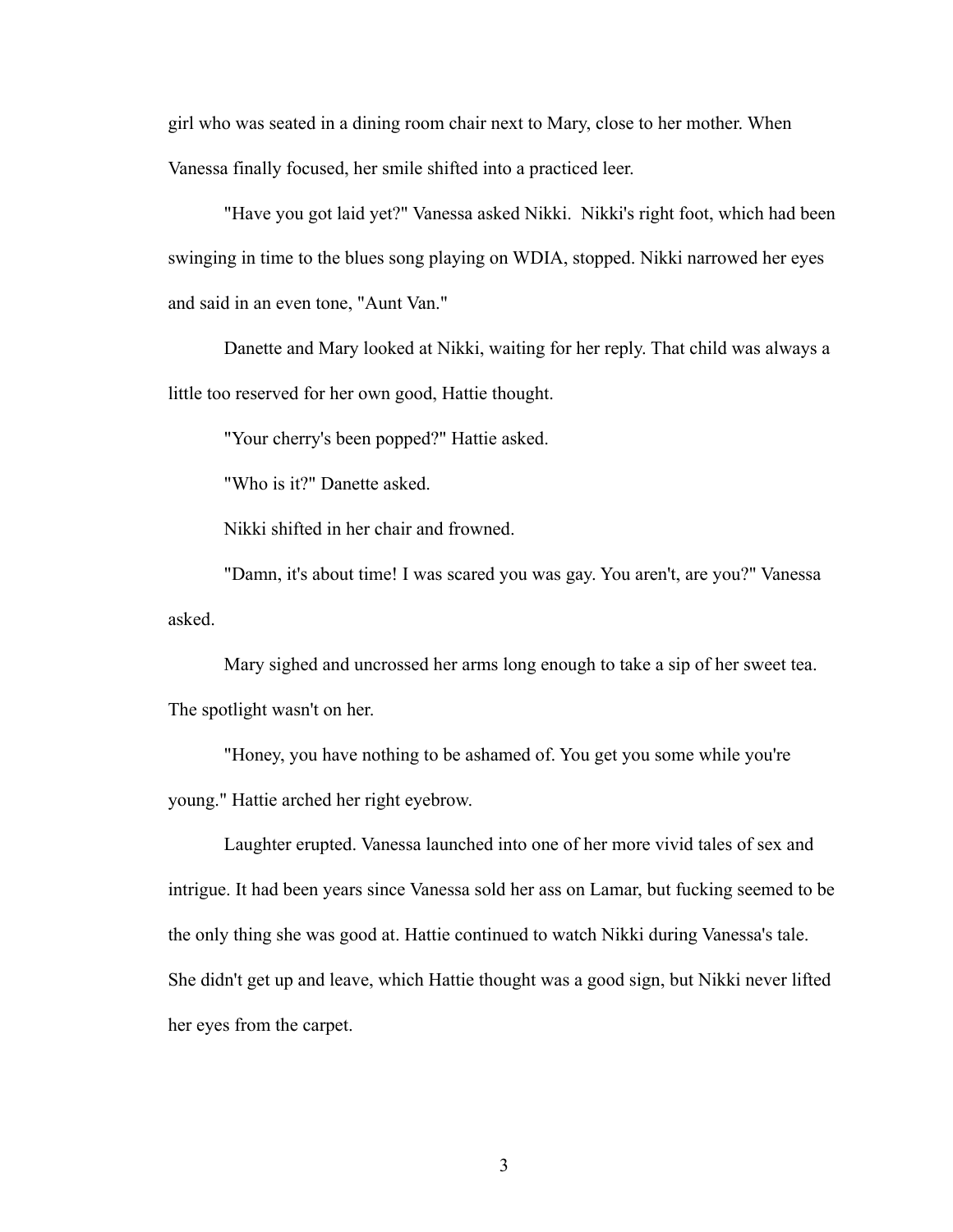girl who was seated in a dining room chair next to Mary, close to her mother. When Vanessa finally focused, her smile shifted into a practiced leer.

"Have you got laid yet?" Vanessa asked Nikki.  Nikki's right foot, which had been swinging in time to the blues song playing on WDIA, stopped. Nikki narrowed her eyes and said in an even tone, "Aunt Van."

Danette and Mary looked at Nikki, waiting for her reply. That child was always a little too reserved for her own good, Hattie thought.

"Your cherry's been popped?" Hattie asked.

"Who is it?" Danette asked.

Nikki shifted in her chair and frowned.

"Damn, it's about time! I was scared you was gay. You aren't, are you?" Vanessa asked.

Mary sighed and uncrossed her arms long enough to take a sip of her sweet tea. The spotlight wasn't on her.

"Honey, you have nothing to be ashamed of. You get you some while you're young." Hattie arched her right eyebrow.

Laughter erupted. Vanessa launched into one of her more vivid tales of sex and intrigue. It had been years since Vanessa sold her ass on Lamar, but fucking seemed to be the only thing she was good at. Hattie continued to watch Nikki during Vanessa's tale. She didn't get up and leave, which Hattie thought was a good sign, but Nikki never lifted her eyes from the carpet.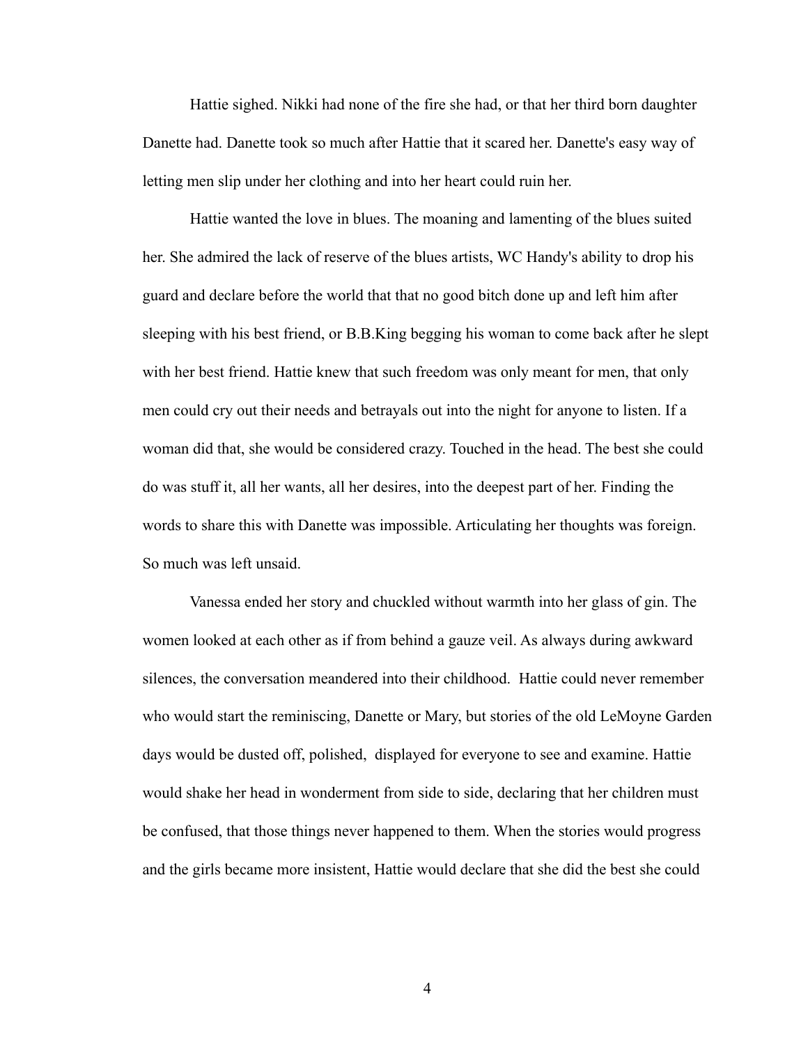Hattie sighed. Nikki had none of the fire she had, or that her third born daughter Danette had. Danette took so much after Hattie that it scared her. Danette's easy way of letting men slip under her clothing and into her heart could ruin her.

Hattie wanted the love in blues. The moaning and lamenting of the blues suited her. She admired the lack of reserve of the blues artists, WC Handy's ability to drop his guard and declare before the world that that no good bitch done up and left him after sleeping with his best friend, or B.B.King begging his woman to come back after he slept with her best friend. Hattie knew that such freedom was only meant for men, that only men could cry out their needs and betrayals out into the night for anyone to listen. If a woman did that, she would be considered crazy. Touched in the head. The best she could do was stuff it, all her wants, all her desires, into the deepest part of her. Finding the words to share this with Danette was impossible. Articulating her thoughts was foreign. So much was left unsaid.

Vanessa ended her story and chuckled without warmth into her glass of gin. The women looked at each other as if from behind a gauze veil. As always during awkward silences, the conversation meandered into their childhood. Hattie could never remember who would start the reminiscing, Danette or Mary, but stories of the old LeMoyne Garden days would be dusted off, polished, displayed for everyone to see and examine. Hattie would shake her head in wonderment from side to side, declaring that her children must be confused, that those things never happened to them. When the stories would progress and the girls became more insistent, Hattie would declare that she did the best she could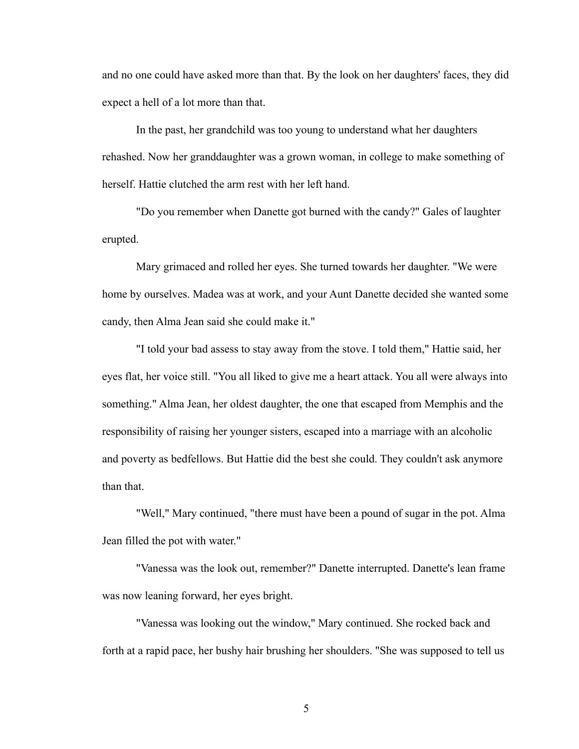and no one could have asked more than that. By the look on her daughters' faces, they did expect a hell of a lot more than that.

In the past, her grandchild was too young to understand what her daughters rehashed. Now her granddaughter was a grown woman, in college to make something of herself. Hattie clutched the arm rest with her left hand.

"Do you remember when Danette got burned with the candy?" Gales of laughter erupted.

Mary grimaced and rolled her eyes. She turned towards her daughter. "We were home by ourselves. Madea was at work, and your Aunt Danette decided she wanted some candy, then Alma Jean said she could make it."

"I told your bad assess to stay away from the stove. I told them," Hattie said, her eyes flat, her voice still. "You all liked to give me a heart attack. You all were always into something." Alma Jean, her oldest daughter, the one that escaped from Memphis and the responsibility of raising her younger sisters, escaped into a marriage with an alcoholic and poverty as bedfellows. But Hattie did the best she could. They couldn't ask anymore than that.

"Well," Mary continued, "there must have been a pound of sugar in the pot. Alma Jean filled the pot with water."

"Vanessa was the look out, remember?" Danette interrupted. Danette's lean frame was now leaning forward, her eyes bright.

"Vanessa was looking out the window," Mary continued. She rocked back and forth at a rapid pace, her bushy hair brushing her shoulders. "She was supposed to tell us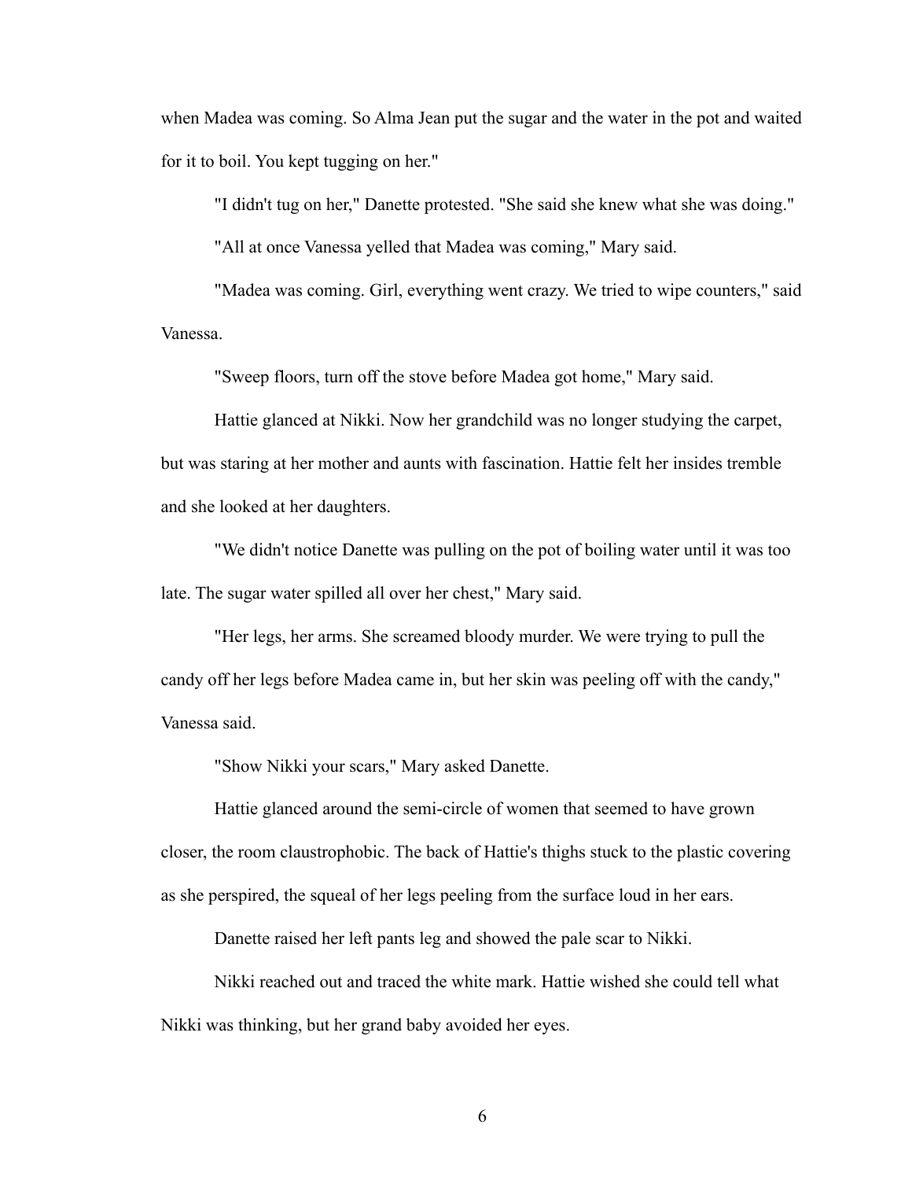when Madea was coming. So Alma Jean put the sugar and the water in the pot and waited for it to boil. You kept tugging on her."

"I didn't tug on her," Danette protested. "She said she knew what she was doing."

"All at once Vanessa yelled that Madea was coming," Mary said.

"Madea was coming. Girl, everything went crazy. We tried to wipe counters," said Vanessa.

"Sweep floors, turn off the stove before Madea got home," Mary said.

Hattie glanced at Nikki. Now her grandchild was no longer studying the carpet, but was staring at her mother and aunts with fascination. Hattie felt her insides tremble and she looked at her daughters.

"We didn't notice Danette was pulling on the pot of boiling water until it was too late. The sugar water spilled all over her chest," Mary said.

"Her legs, her arms. She screamed bloody murder. We were trying to pull the candy off her legs before Madea came in, but her skin was peeling off with the candy," Vanessa said.

"Show Nikki your scars," Mary asked Danette.

Hattie glanced around the semi-circle of women that seemed to have grown closer, the room claustrophobic. The back of Hattie's thighs stuck to the plastic covering as she perspired, the squeal of her legs peeling from the surface loud in her ears.

Danette raised her left pants leg and showed the pale scar to Nikki.

Nikki reached out and traced the white mark. Hattie wished she could tell what Nikki was thinking, but her grand baby avoided her eyes.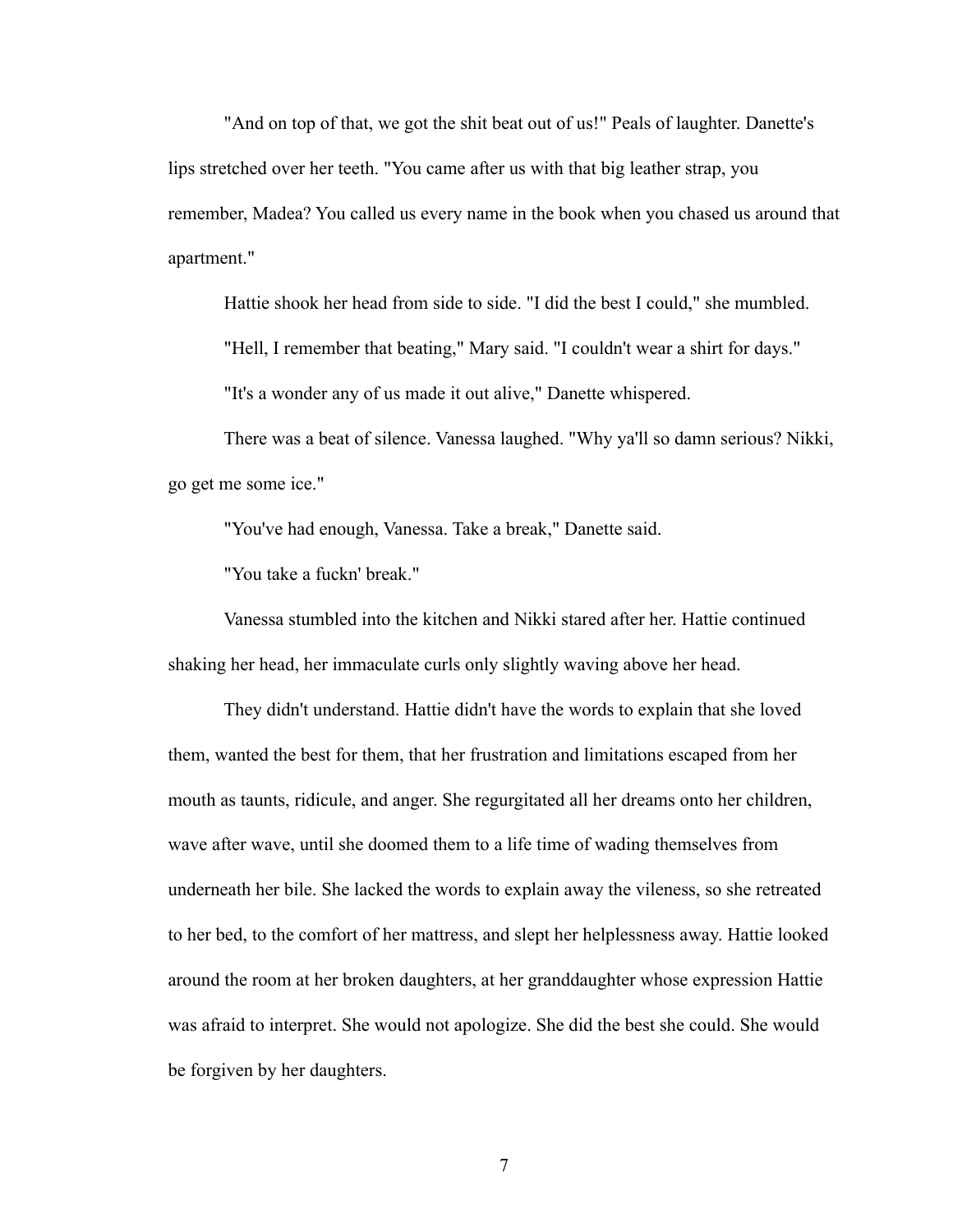"And on top of that, we got the shit beat out of us!" Peals of laughter. Danette's lips stretched over her teeth. "You came after us with that big leather strap, you remember, Madea? You called us every name in the book when you chased us around that apartment."

Hattie shook her head from side to side. "I did the best I could," she mumbled.

"Hell, I remember that beating," Mary said. "I couldn't wear a shirt for days."

"It's a wonder any of us made it out alive," Danette whispered.

There was a beat of silence. Vanessa laughed. "Why ya'll so damn serious? Nikki, go get me some ice."

"You've had enough, Vanessa. Take a break," Danette said.

"You take a fuckn' break."

Vanessa stumbled into the kitchen and Nikki stared after her. Hattie continued shaking her head, her immaculate curls only slightly waving above her head.

They didn't understand. Hattie didn't have the words to explain that she loved them, wanted the best for them, that her frustration and limitations escaped from her mouth as taunts, ridicule, and anger. She regurgitated all her dreams onto her children, wave after wave, until she doomed them to a life time of wading themselves from underneath her bile. She lacked the words to explain away the vileness, so she retreated to her bed, to the comfort of her mattress, and slept her helplessness away. Hattie looked around the room at her broken daughters, at her granddaughter whose expression Hattie was afraid to interpret. She would not apologize. She did the best she could. She would be forgiven by her daughters.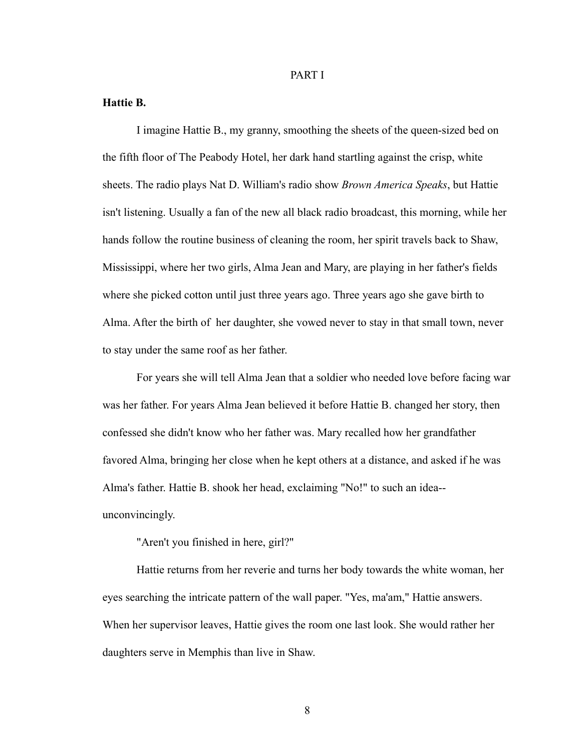PART I

**Hattie B.**

I imagine Hattie B., my granny, smoothing the sheets of the queen-sized bed on the fifth floor of The Peabody Hotel, her dark hand startling against the crisp, white sheets. The radio plays Nat D. William's radio show *Brown America Speaks*, but Hattie isn't listening. Usually a fan of the new all black radio broadcast, this morning, while her hands follow the routine business of cleaning the room, her spirit travels back to Shaw, Mississippi, where her two girls, Alma Jean and Mary, are playing in her father's fields where she picked cotton until just three years ago. Three years ago she gave birth to Alma. After the birth of her daughter, she vowed never to stay in that small town, never to stay under the same roof as her father.

For years she will tell Alma Jean that a soldier who needed love before facing war was her father. For years Alma Jean believed it before Hattie B. changed her story, then confessed she didn't know who her father was. Mary recalled how her grandfather favored Alma, bringing her close when he kept others at a distance, and asked if he was Alma's father. Hattie B. shook her head, exclaiming "No!" to such an idea--unconvincingly.

"Aren't you finished in here, girl?"

Hattie returns from her reverie and turns her body towards the white woman, her eyes searching the intricate pattern of the wall paper. "Yes, ma'am," Hattie answers. When her supervisor leaves, Hattie gives the room one last look. She would rather her daughters serve in Memphis than live in Shaw.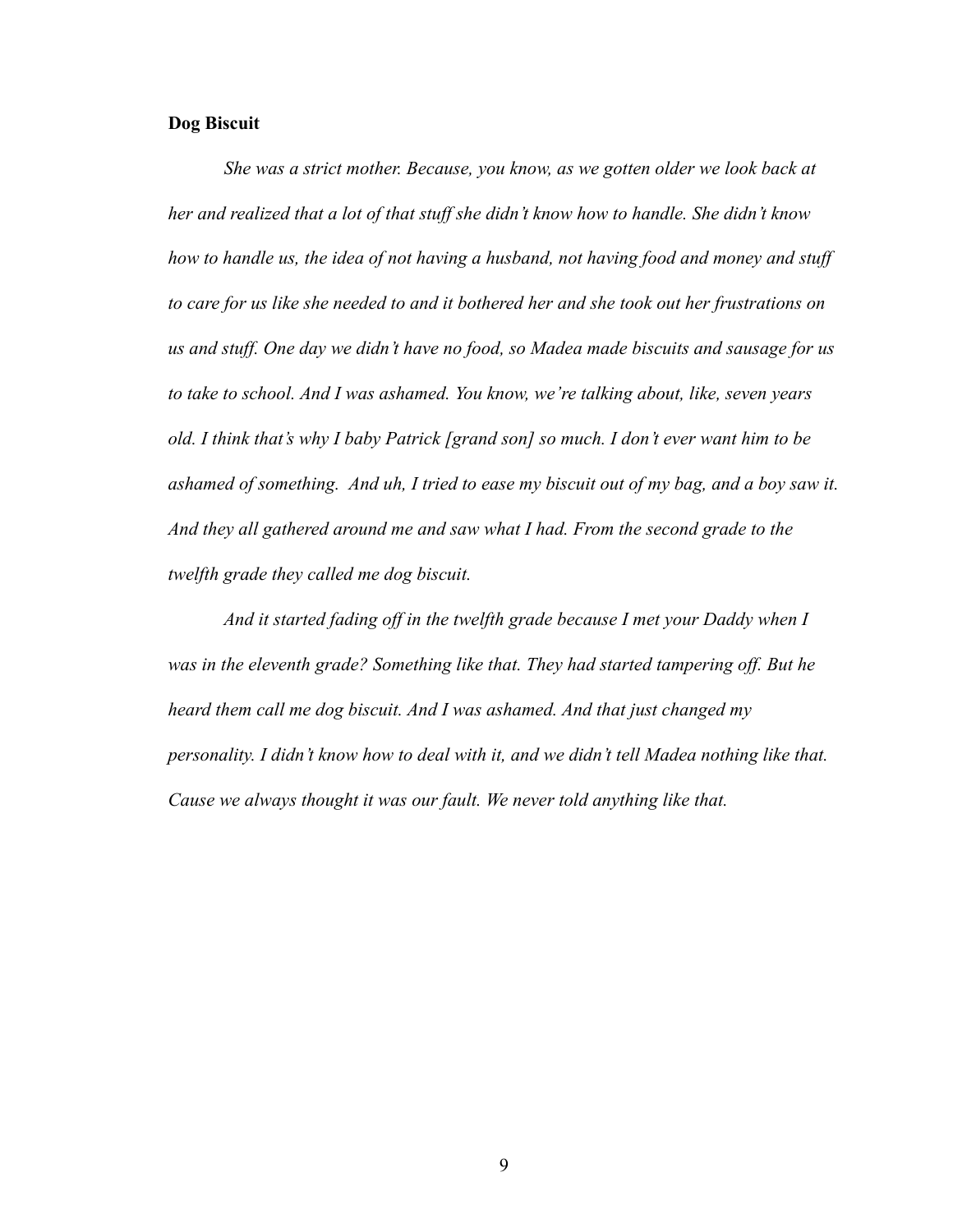**Dog Biscuit**

*She was a strict mother. Because, you know, as we gotten older we look back at her and realized that a lot of that stuff she didn't know how to handle. She didn't know how to handle us, the idea of not having a husband, not having food and money and stuff to care for us like she needed to and it bothered her and she took out her frustrations on us and stuff. One day we didn't have no food, so Madea made biscuits and sausage for us to take to school. And I was ashamed. You know, we're talking about, like, seven years old. I think that's why I baby Patrick [grand son] so much. I don't ever want him to be ashamed of something. And uh, I tried to ease my biscuit out of my bag, and a boy saw it. And they all gathered around me and saw what I had. From the second grade to the twelfth grade they called me dog biscuit.*

*And it started fading off in the twelfth grade because I met your Daddy when I was in the eleventh grade? Something like that. They had started tampering off. But he heard them call me dog biscuit. And I was ashamed. And that just changed my personality. I didn't know how to deal with it, and we didn't tell Madea nothing like that. Cause we always thought it was our fault. We never told anything like that.*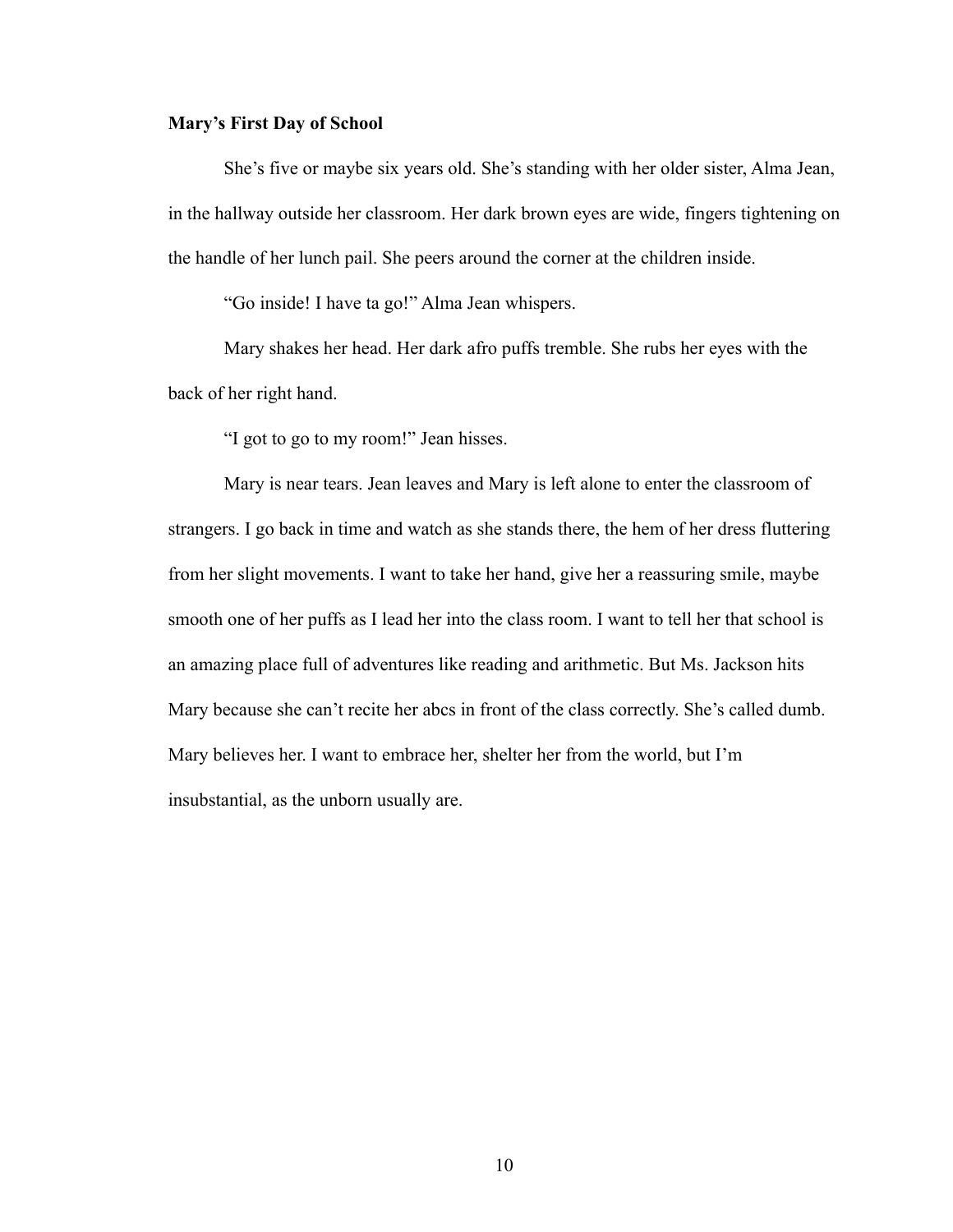**Mary's First Day of School**

She's five or maybe six years old. She's standing with her older sister, Alma Jean, in the hallway outside her classroom. Her dark brown eyes are wide, fingers tightening on the handle of her lunch pail. She peers around the corner at the children inside.

"Go inside! I have ta go!" Alma Jean whispers.

Mary shakes her head. Her dark afro puffs tremble. She rubs her eyes with the back of her right hand.

"I got to go to my room!" Jean hisses.

Mary is near tears. Jean leaves and Mary is left alone to enter the classroom of strangers. I go back in time and watch as she stands there, the hem of her dress fluttering from her slight movements. I want to take her hand, give her a reassuring smile, maybe smooth one of her puffs as I lead her into the class room. I want to tell her that school is an amazing place full of adventures like reading and arithmetic. But Ms. Jackson hits Mary because she can't recite her abcs in front of the class correctly. She's called dumb. Mary believes her. I want to embrace her, shelter her from the world, but I'm insubstantial, as the unborn usually are.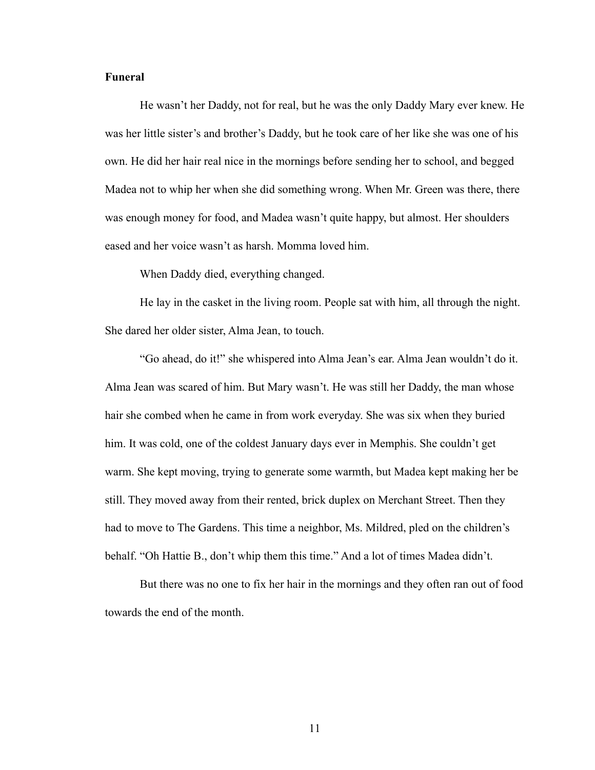**Funeral**

He wasn't her Daddy, not for real, but he was the only Daddy Mary ever knew. He was her little sister's and brother's Daddy, but he took care of her like she was one of his own. He did her hair real nice in the mornings before sending her to school, and begged Madea not to whip her when she did something wrong. When Mr. Green was there, there was enough money for food, and Madea wasn't quite happy, but almost. Her shoulders eased and her voice wasn't as harsh. Momma loved him.

When Daddy died, everything changed.

He lay in the casket in the living room. People sat with him, all through the night. She dared her older sister, Alma Jean, to touch.

"Go ahead, do it!" she whispered into Alma Jean's ear. Alma Jean wouldn't do it. Alma Jean was scared of him. But Mary wasn't. He was still her Daddy, the man whose hair she combed when he came in from work everyday. She was six when they buried him. It was cold, one of the coldest January days ever in Memphis. She couldn't get warm. She kept moving, trying to generate some warmth, but Madea kept making her be still. They moved away from their rented, brick duplex on Merchant Street. Then they had to move to The Gardens. This time a neighbor, Ms. Mildred, pled on the children's behalf. "Oh Hattie B., don't whip them this time." And a lot of times Madea didn't.

But there was no one to fix her hair in the mornings and they often ran out of food towards the end of the month.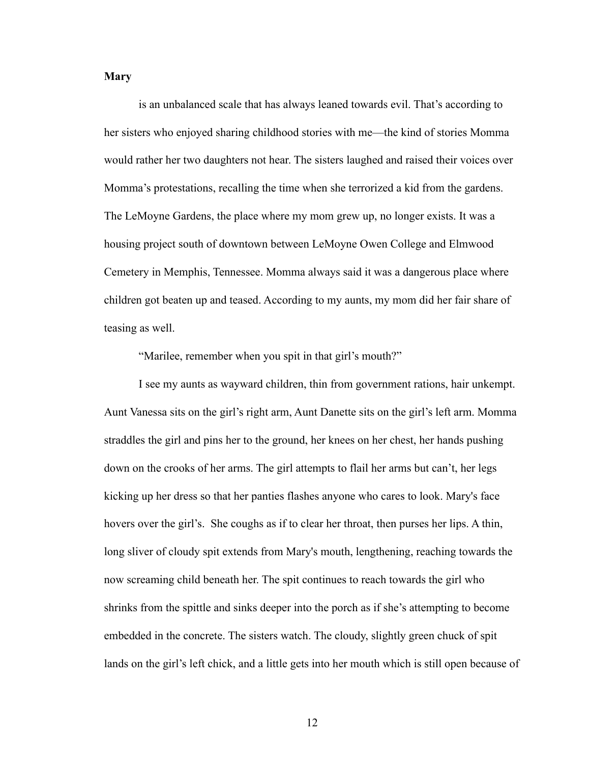**Mary**

is an unbalanced scale that has always leaned towards evil. That's according to her sisters who enjoyed sharing childhood stories with me—the kind of stories Momma would rather her two daughters not hear. The sisters laughed and raised their voices over Momma's protestations, recalling the time when she terrorized a kid from the gardens. The LeMoyne Gardens, the place where my mom grew up, no longer exists. It was a housing project south of downtown between LeMoyne Owen College and Elmwood Cemetery in Memphis, Tennessee. Momma always said it was a dangerous place where children got beaten up and teased. According to my aunts, my mom did her fair share of teasing as well.

"Marilee, remember when you spit in that girl's mouth?"

I see my aunts as wayward children, thin from government rations, hair unkempt. Aunt Vanessa sits on the girl's right arm, Aunt Danette sits on the girl's left arm. Momma straddles the girl and pins her to the ground, her knees on her chest, her hands pushing down on the crooks of her arms. The girl attempts to flail her arms but can't, her legs kicking up her dress so that her panties flashes anyone who cares to look. Mary's face hovers over the girl's. She coughs as if to clear her throat, then purses her lips. A thin, long sliver of cloudy spit extends from Mary's mouth, lengthening, reaching towards the now screaming child beneath her. The spit continues to reach towards the girl who shrinks from the spittle and sinks deeper into the porch as if she's attempting to become embedded in the concrete. The sisters watch. The cloudy, slightly green chuck of spit lands on the girl's left chick, and a little gets into her mouth which is still open because of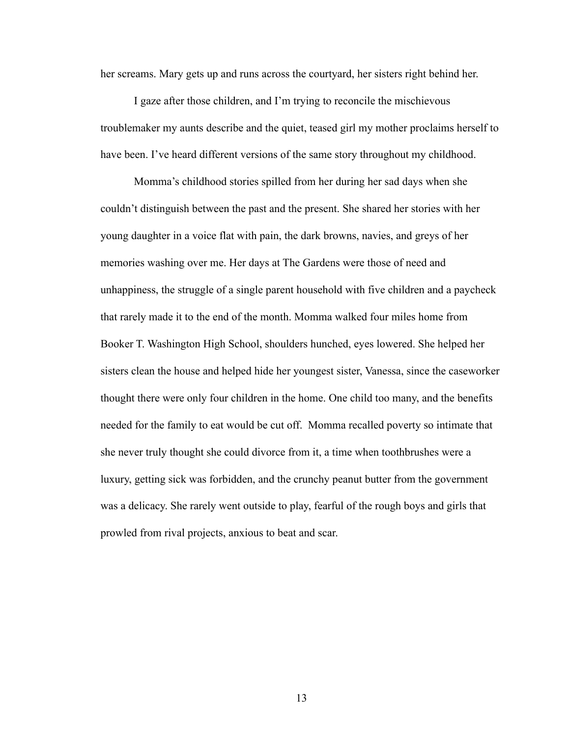her screams. Mary gets up and runs across the courtyard, her sisters right behind her.

I gaze after those children, and I'm trying to reconcile the mischievous troublemaker my aunts describe and the quiet, teased girl my mother proclaims herself to have been. I've heard different versions of the same story throughout my childhood.

Momma's childhood stories spilled from her during her sad days when she couldn't distinguish between the past and the present. She shared her stories with her young daughter in a voice flat with pain, the dark browns, navies, and greys of her memories washing over me. Her days at The Gardens were those of need and unhappiness, the struggle of a single parent household with five children and a paycheck that rarely made it to the end of the month. Momma walked four miles home from Booker T. Washington High School, shoulders hunched, eyes lowered. She helped her sisters clean the house and helped hide her youngest sister, Vanessa, since the caseworker thought there were only four children in the home. One child too many, and the benefits needed for the family to eat would be cut off. Momma recalled poverty so intimate that she never truly thought she could divorce from it, a time when toothbrushes were a luxury, getting sick was forbidden, and the crunchy peanut butter from the government was a delicacy. She rarely went outside to play, fearful of the rough boys and girls that prowled from rival projects, anxious to beat and scar.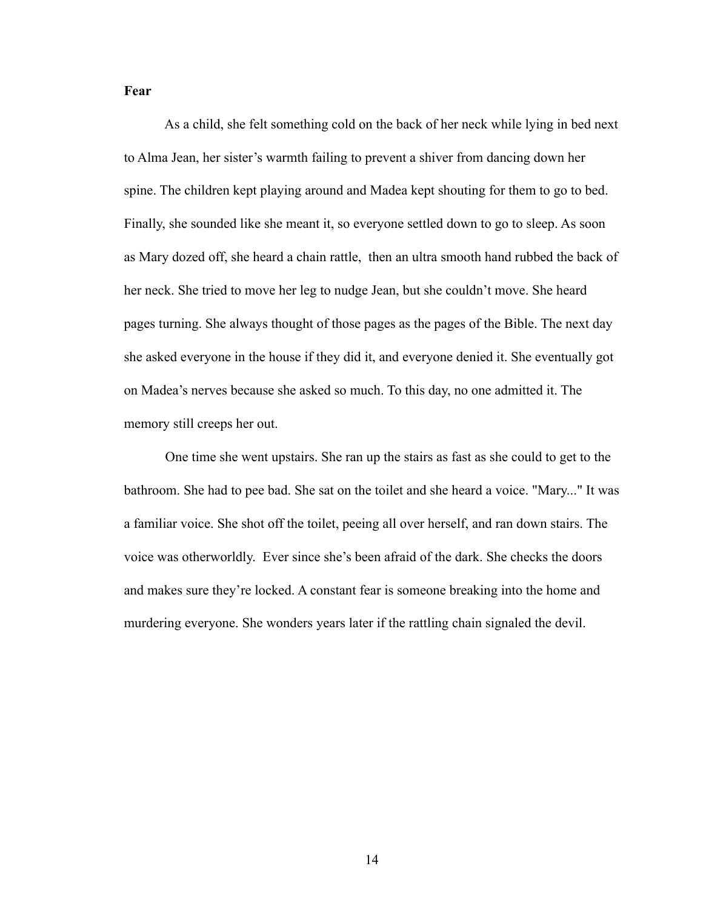**Fear**

As a child, she felt something cold on the back of her neck while lying in bed next to Alma Jean, her sister's warmth failing to prevent a shiver from dancing down her spine. The children kept playing around and Madea kept shouting for them to go to bed. Finally, she sounded like she meant it, so everyone settled down to go to sleep. As soon as Mary dozed off, she heard a chain rattle,  then an ultra smooth hand rubbed the back of her neck. She tried to move her leg to nudge Jean, but she couldn't move. She heard pages turning. She always thought of those pages as the pages of the Bible. The next day she asked everyone in the house if they did it, and everyone denied it. She eventually got on Madea's nerves because she asked so much. To this day, no one admitted it. The memory still creeps her out.

One time she went upstairs. She ran up the stairs as fast as she could to get to the bathroom. She had to pee bad. She sat on the toilet and she heard a voice. "Mary..." It was a familiar voice. She shot off the toilet, peeing all over herself, and ran down stairs. The voice was otherworldly.  Ever since she's been afraid of the dark. She checks the doors and makes sure they're locked. A constant fear is someone breaking into the home and murdering everyone. She wonders years later if the rattling chain signaled the devil.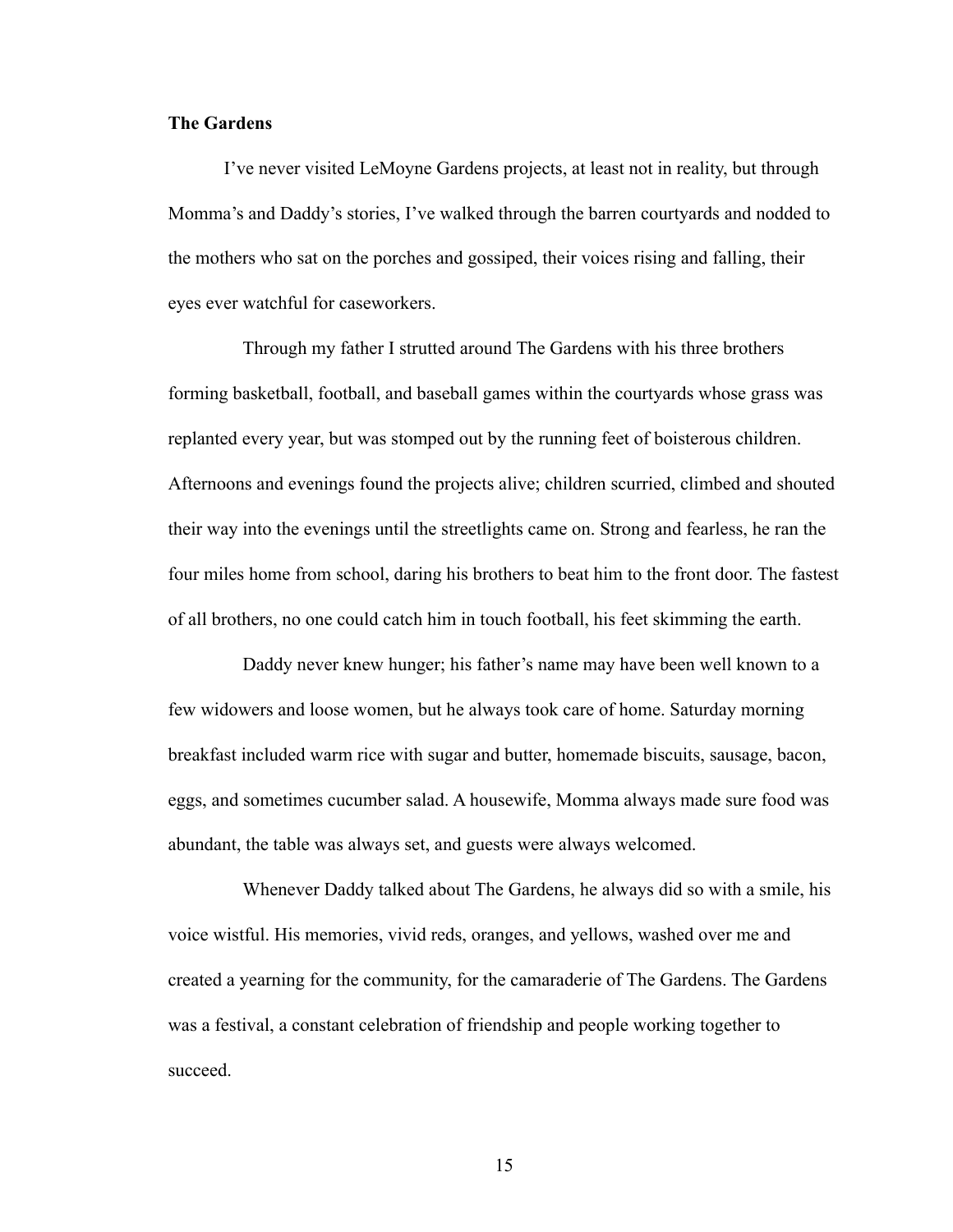**The Gardens**

I've never visited LeMoyne Gardens projects, at least not in reality, but through Momma's and Daddy's stories, I've walked through the barren courtyards and nodded to the mothers who sat on the porches and gossiped, their voices rising and falling, their eyes ever watchful for caseworkers.

Through my father I strutted around The Gardens with his three brothers forming basketball, football, and baseball games within the courtyards whose grass was replanted every year, but was stomped out by the running feet of boisterous children. Afternoons and evenings found the projects alive; children scurried, climbed and shouted their way into the evenings until the streetlights came on. Strong and fearless, he ran the four miles home from school, daring his brothers to beat him to the front door. The fastest of all brothers, no one could catch him in touch football, his feet skimming the earth.

Daddy never knew hunger; his father's name may have been well known to a few widowers and loose women, but he always took care of home. Saturday morning breakfast included warm rice with sugar and butter, homemade biscuits, sausage, bacon, eggs, and sometimes cucumber salad. A housewife, Momma always made sure food was abundant, the table was always set, and guests were always welcomed.

Whenever Daddy talked about The Gardens, he always did so with a smile, his voice wistful. His memories, vivid reds, oranges, and yellows, washed over me and created a yearning for the community, for the camaraderie of The Gardens. The Gardens was a festival, a constant celebration of friendship and people working together to succeed.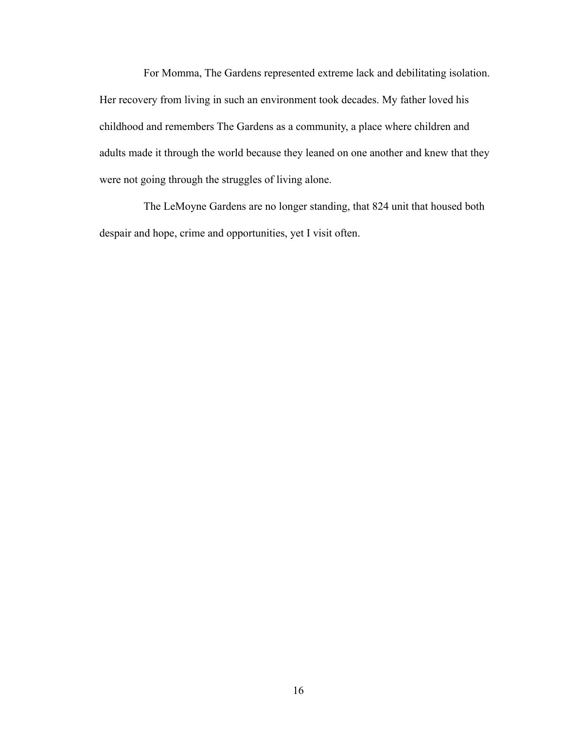For Momma, The Gardens represented extreme lack and debilitating isolation. Her recovery from living in such an environment took decades. My father loved his childhood and remembers The Gardens as a community, a place where children and adults made it through the world because they leaned on one another and knew that they were not going through the struggles of living alone.

The LeMoyne Gardens are no longer standing, that 824 unit that housed both despair and hope, crime and opportunities, yet I visit often.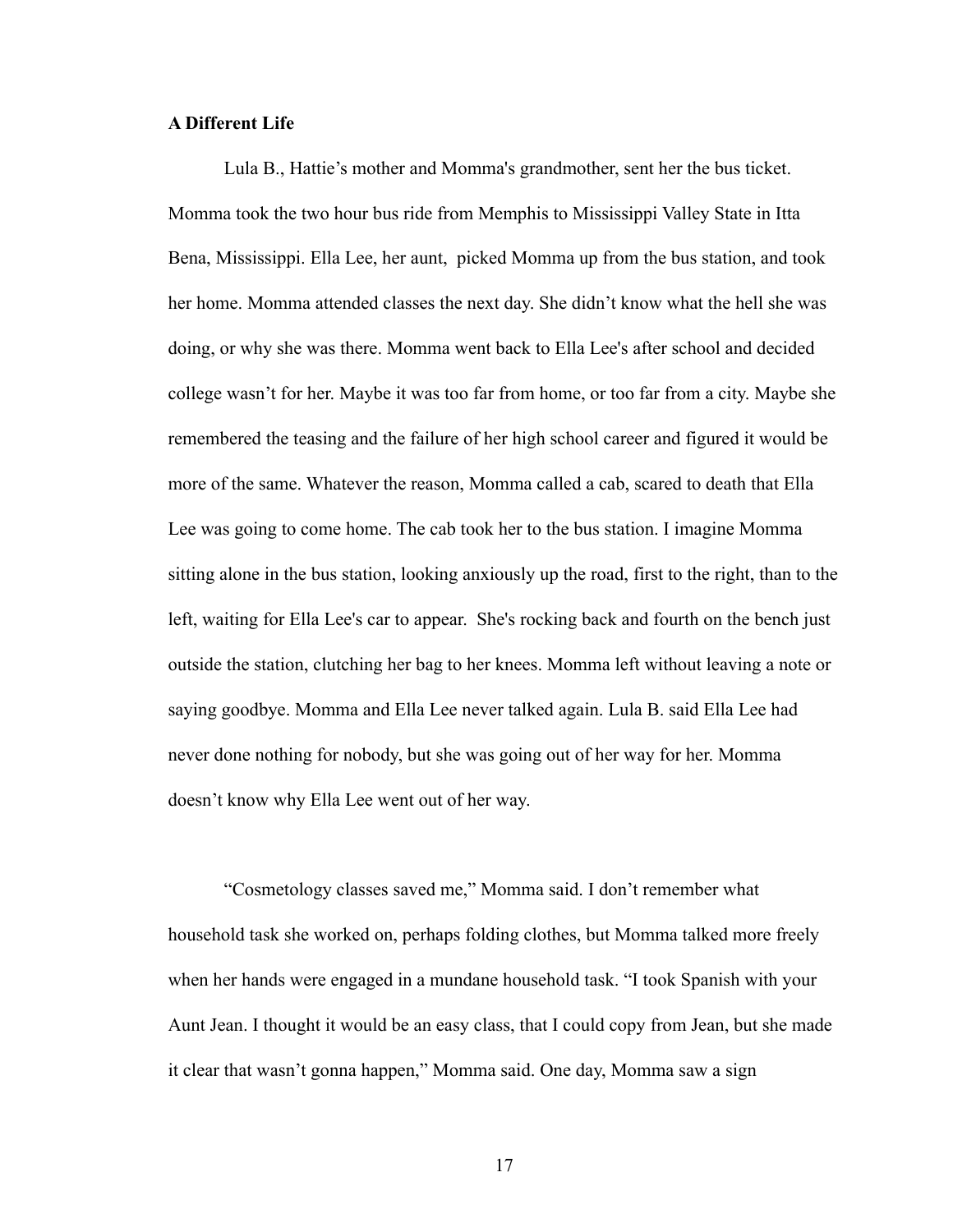**A Different Life**

Lula B., Hattie's mother and Momma's grandmother, sent her the bus ticket. Momma took the two hour bus ride from Memphis to Mississippi Valley State in Itta Bena, Mississippi. Ella Lee, her aunt, picked Momma up from the bus station, and took her home. Momma attended classes the next day. She didn't know what the hell she was doing, or why she was there. Momma went back to Ella Lee's after school and decided college wasn't for her. Maybe it was too far from home, or too far from a city. Maybe she remembered the teasing and the failure of her high school career and figured it would be more of the same. Whatever the reason, Momma called a cab, scared to death that Ella Lee was going to come home. The cab took her to the bus station. I imagine Momma sitting alone in the bus station, looking anxiously up the road, first to the right, than to the left, waiting for Ella Lee's car to appear. She's rocking back and fourth on the bench just outside the station, clutching her bag to her knees. Momma left without leaving a note or saying goodbye. Momma and Ella Lee never talked again. Lula B. said Ella Lee had never done nothing for nobody, but she was going out of her way for her. Momma doesn't know why Ella Lee went out of her way.

"Cosmetology classes saved me," Momma said. I don't remember what household task she worked on, perhaps folding clothes, but Momma talked more freely when her hands were engaged in a mundane household task. "I took Spanish with your Aunt Jean. I thought it would be an easy class, that I could copy from Jean, but she made it clear that wasn't gonna happen," Momma said. One day, Momma saw a sign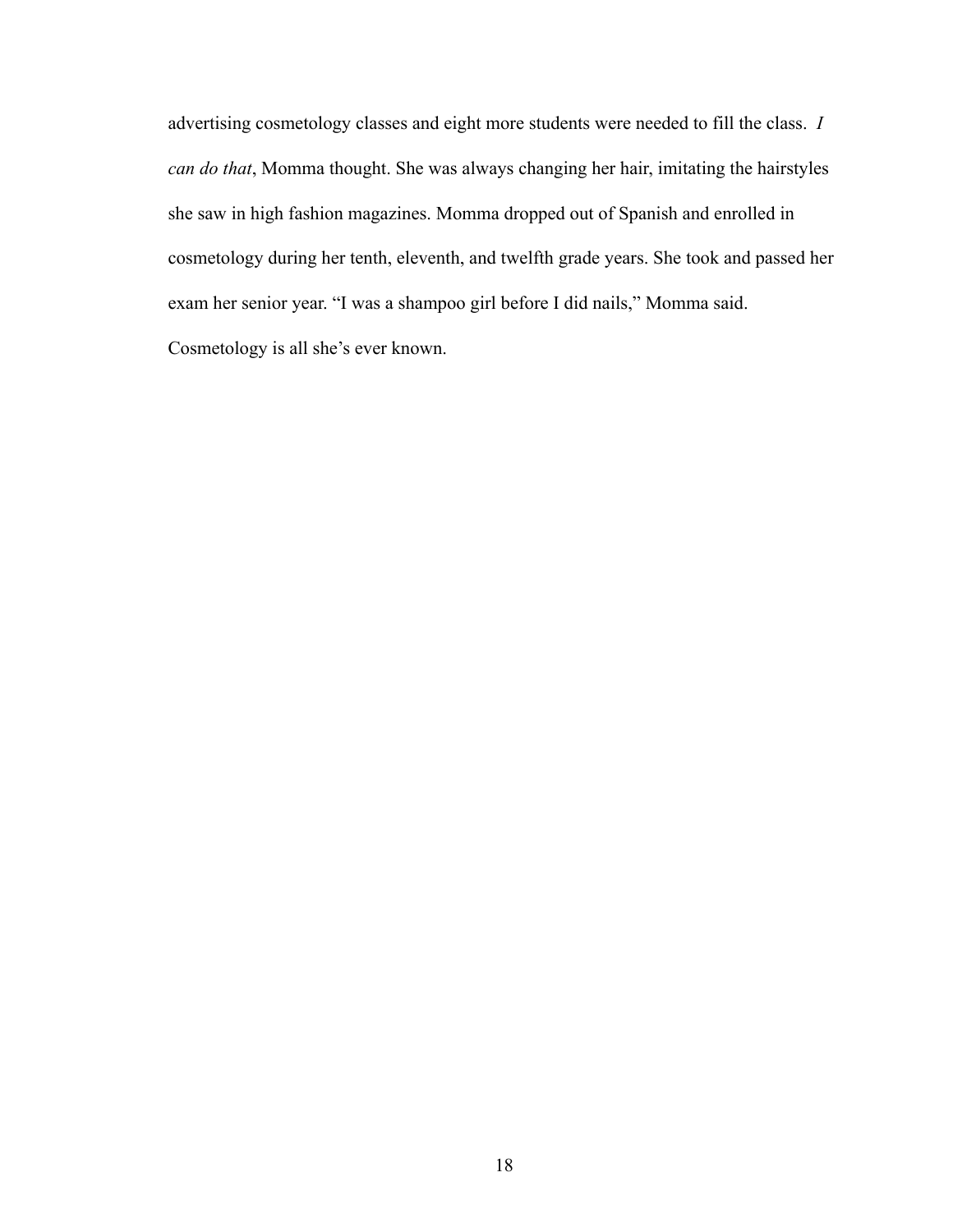advertising cosmetology classes and eight more students were needed to fill the class. *I can do that*, Momma thought. She was always changing her hair, imitating the hairstyles she saw in high fashion magazines. Momma dropped out of Spanish and enrolled in cosmetology during her tenth, eleventh, and twelfth grade years. She took and passed her exam her senior year. "I was a shampoo girl before I did nails," Momma said. Cosmetology is all she's ever known.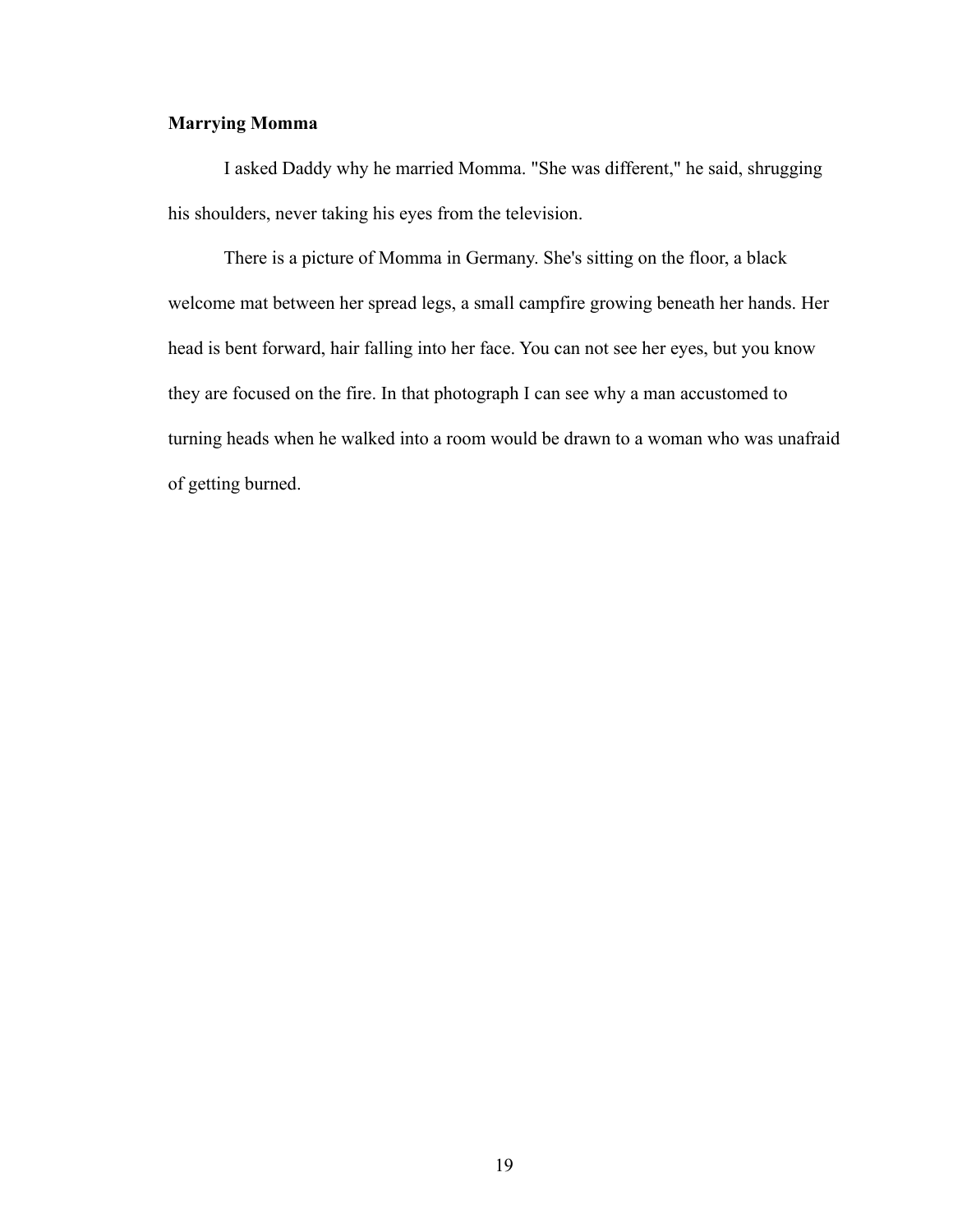**Marrying Momma**

I asked Daddy why he married Momma. "She was different," he said, shrugging his shoulders, never taking his eyes from the television.

There is a picture of Momma in Germany. She's sitting on the floor, a black welcome mat between her spread legs, a small campfire growing beneath her hands. Her head is bent forward, hair falling into her face. You can not see her eyes, but you know they are focused on the fire. In that photograph I can see why a man accustomed to turning heads when he walked into a room would be drawn to a woman who was unafraid of getting burned.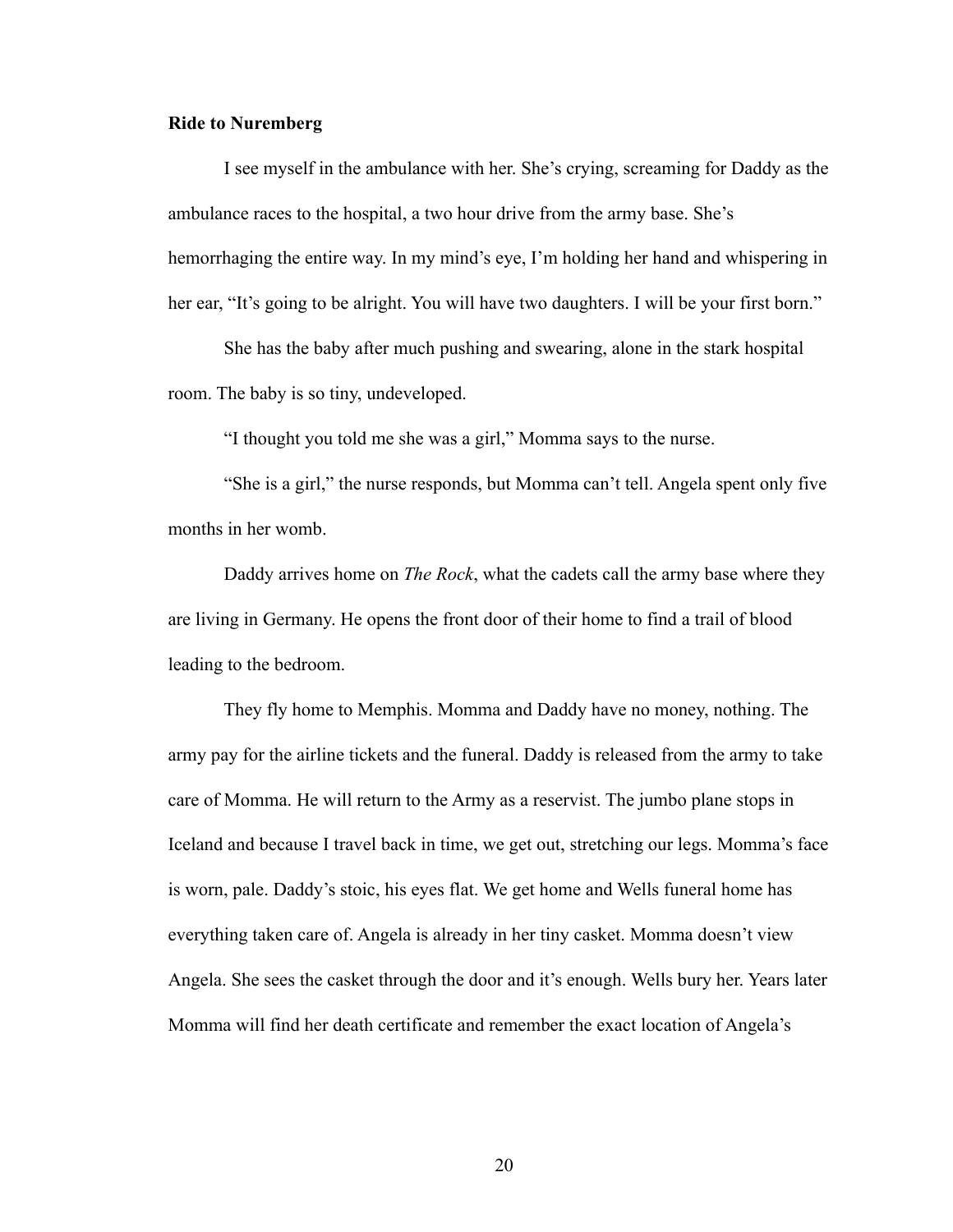**Ride to Nuremberg**

I see myself in the ambulance with her. She's crying, screaming for Daddy as the ambulance races to the hospital, a two hour drive from the army base. She's hemorrhaging the entire way. In my mind's eye, I'm holding her hand and whispering in her ear, "It's going to be alright. You will have two daughters. I will be your first born."

She has the baby after much pushing and swearing, alone in the stark hospital room. The baby is so tiny, undeveloped.

"I thought you told me she was a girl," Momma says to the nurse.

"She is a girl," the nurse responds, but Momma can't tell. Angela spent only five months in her womb.

Daddy arrives home on *The Rock*, what the cadets call the army base where they are living in Germany. He opens the front door of their home to find a trail of blood leading to the bedroom.

They fly home to Memphis. Momma and Daddy have no money, nothing. The army pay for the airline tickets and the funeral. Daddy is released from the army to take care of Momma. He will return to the Army as a reservist. The jumbo plane stops in Iceland and because I travel back in time, we get out, stretching our legs. Momma's face is worn, pale. Daddy's stoic, his eyes flat. We get home and Wells funeral home has everything taken care of. Angela is already in her tiny casket. Momma doesn't view Angela. She sees the casket through the door and it's enough. Wells bury her. Years later Momma will find her death certificate and remember the exact location of Angela's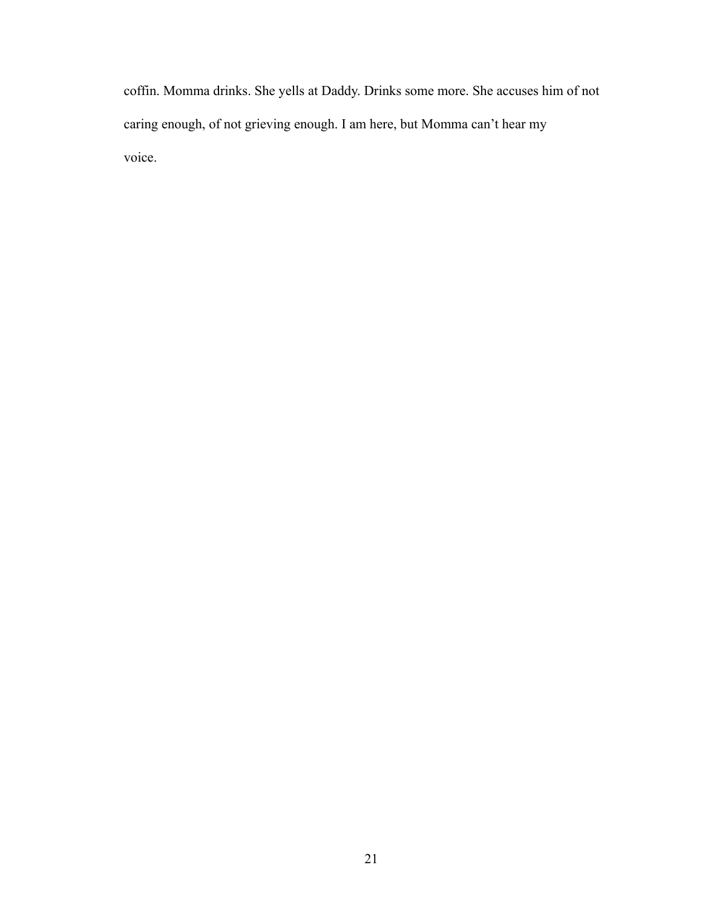coffin. Momma drinks. She yells at Daddy. Drinks some more. She accuses him of not caring enough, of not grieving enough. I am here, but Momma can't hear my voice.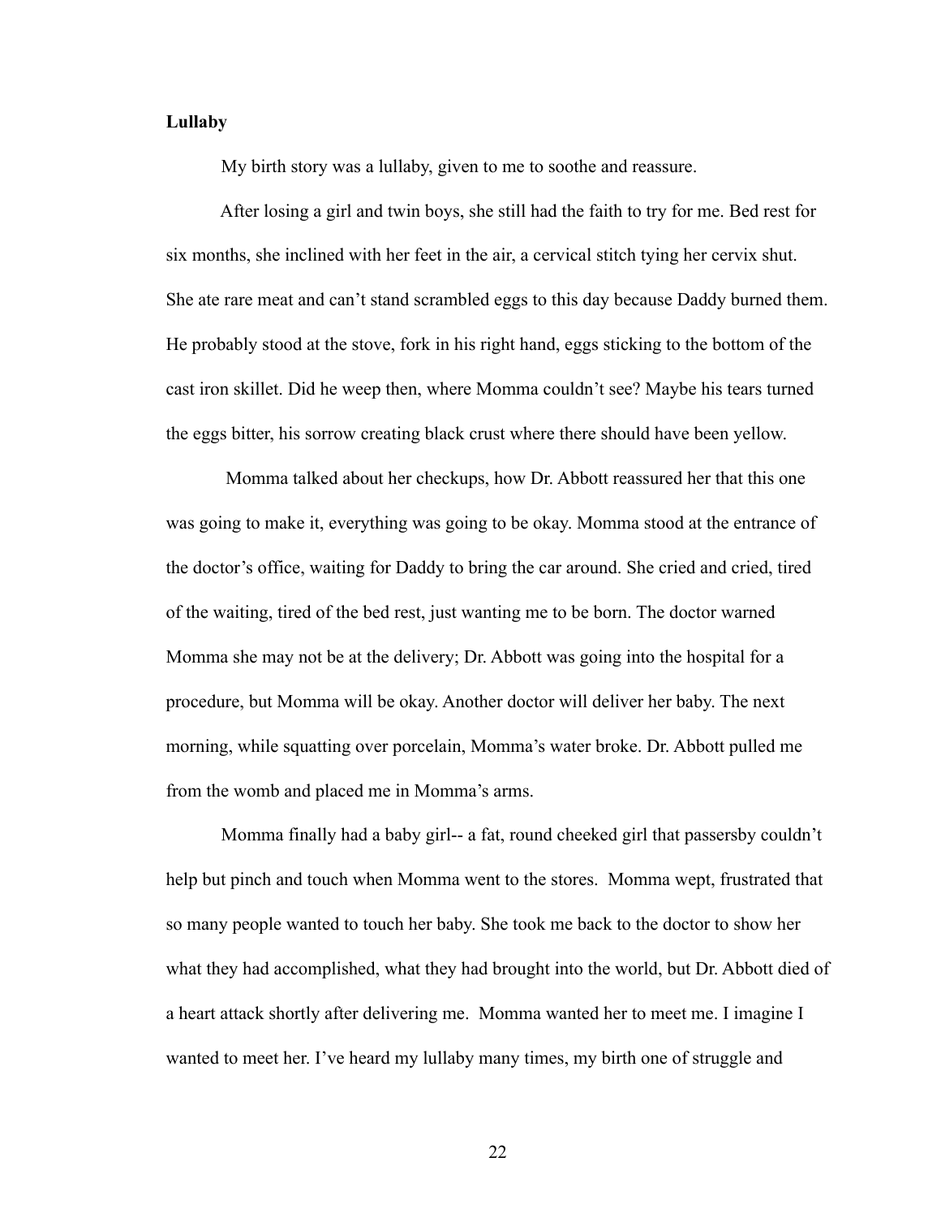**Lullaby**

My birth story was a lullaby, given to me to soothe and reassure.

After losing a girl and twin boys, she still had the faith to try for me. Bed rest for six months, she inclined with her feet in the air, a cervical stitch tying her cervix shut. She ate rare meat and can't stand scrambled eggs to this day because Daddy burned them. He probably stood at the stove, fork in his right hand, eggs sticking to the bottom of the cast iron skillet. Did he weep then, where Momma couldn't see? Maybe his tears turned the eggs bitter, his sorrow creating black crust where there should have been yellow.

Momma talked about her checkups, how Dr. Abbott reassured her that this one was going to make it, everything was going to be okay. Momma stood at the entrance of the doctor's office, waiting for Daddy to bring the car around. She cried and cried, tired of the waiting, tired of the bed rest, just wanting me to be born. The doctor warned Momma she may not be at the delivery; Dr. Abbott was going into the hospital for a procedure, but Momma will be okay. Another doctor will deliver her baby. The next morning, while squatting over porcelain, Momma's water broke. Dr. Abbott pulled me from the womb and placed me in Momma's arms.

Momma finally had a baby girl-- a fat, round cheeked girl that passersby couldn't help but pinch and touch when Momma went to the stores. Momma wept, frustrated that so many people wanted to touch her baby. She took me back to the doctor to show her what they had accomplished, what they had brought into the world, but Dr. Abbott died of a heart attack shortly after delivering me. Momma wanted her to meet me. I imagine I wanted to meet her. I've heard my lullaby many times, my birth one of struggle and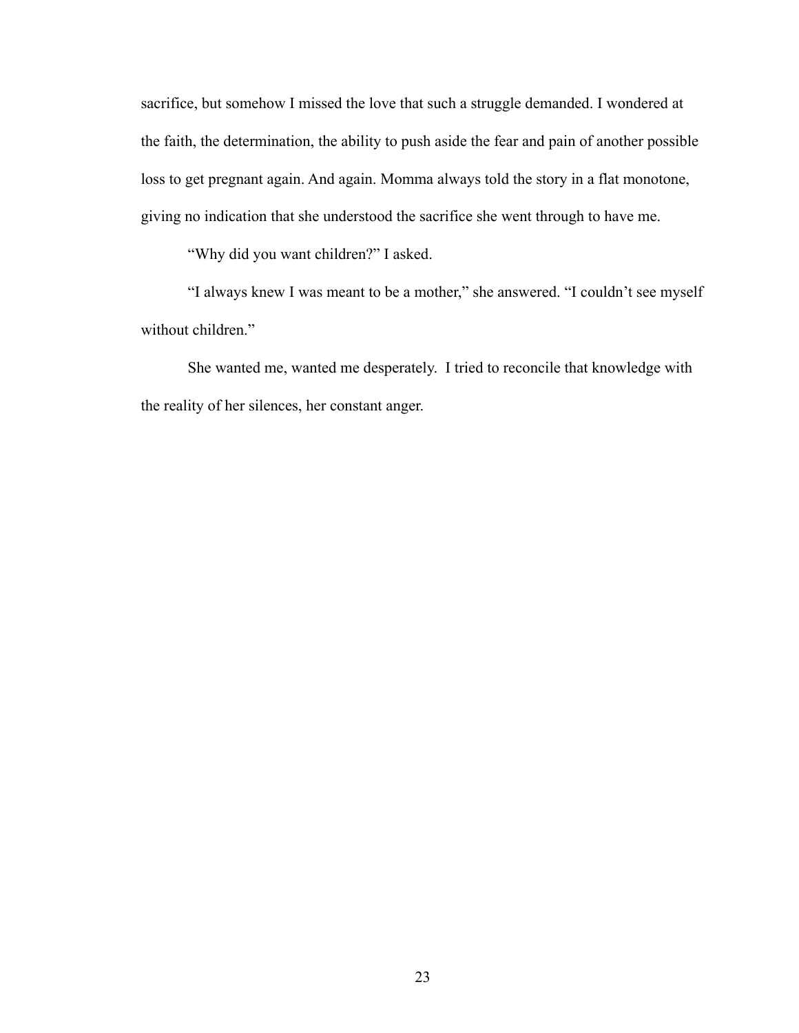sacrifice, but somehow I missed the love that such a struggle demanded. I wondered at the faith, the determination, the ability to push aside the fear and pain of another possible loss to get pregnant again. And again. Momma always told the story in a flat monotone, giving no indication that she understood the sacrifice she went through to have me.

"Why did you want children?" I asked.

"I always knew I was meant to be a mother," she answered. "I couldn't see myself without children."

She wanted me, wanted me desperately. I tried to reconcile that knowledge with the reality of her silences, her constant anger.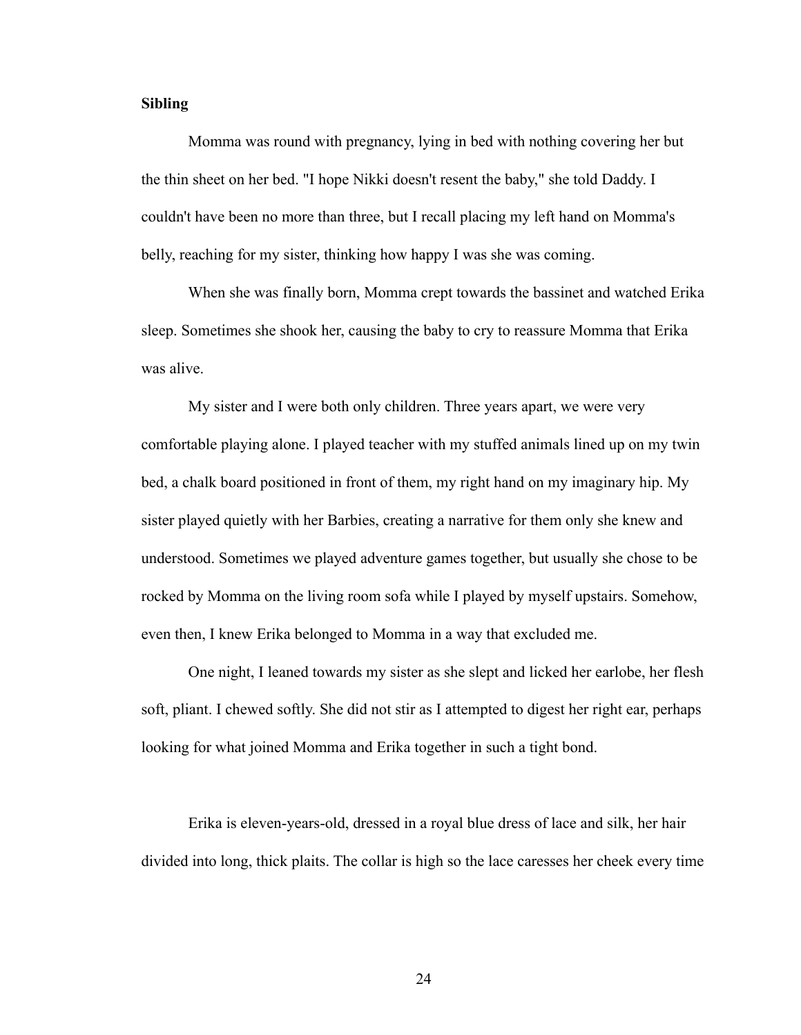**Sibling**

Momma was round with pregnancy, lying in bed with nothing covering her but the thin sheet on her bed. "I hope Nikki doesn't resent the baby," she told Daddy. I couldn't have been no more than three, but I recall placing my left hand on Momma's belly, reaching for my sister, thinking how happy I was she was coming.

When she was finally born, Momma crept towards the bassinet and watched Erika sleep. Sometimes she shook her, causing the baby to cry to reassure Momma that Erika was alive.

My sister and I were both only children. Three years apart, we were very comfortable playing alone. I played teacher with my stuffed animals lined up on my twin bed, a chalk board positioned in front of them, my right hand on my imaginary hip. My sister played quietly with her Barbies, creating a narrative for them only she knew and understood. Sometimes we played adventure games together, but usually she chose to be rocked by Momma on the living room sofa while I played by myself upstairs. Somehow, even then, I knew Erika belonged to Momma in a way that excluded me.

One night, I leaned towards my sister as she slept and licked her earlobe, her flesh soft, pliant. I chewed softly. She did not stir as I attempted to digest her right ear, perhaps looking for what joined Momma and Erika together in such a tight bond.

Erika is eleven-years-old, dressed in a royal blue dress of lace and silk, her hair divided into long, thick plaits. The collar is high so the lace caresses her cheek every time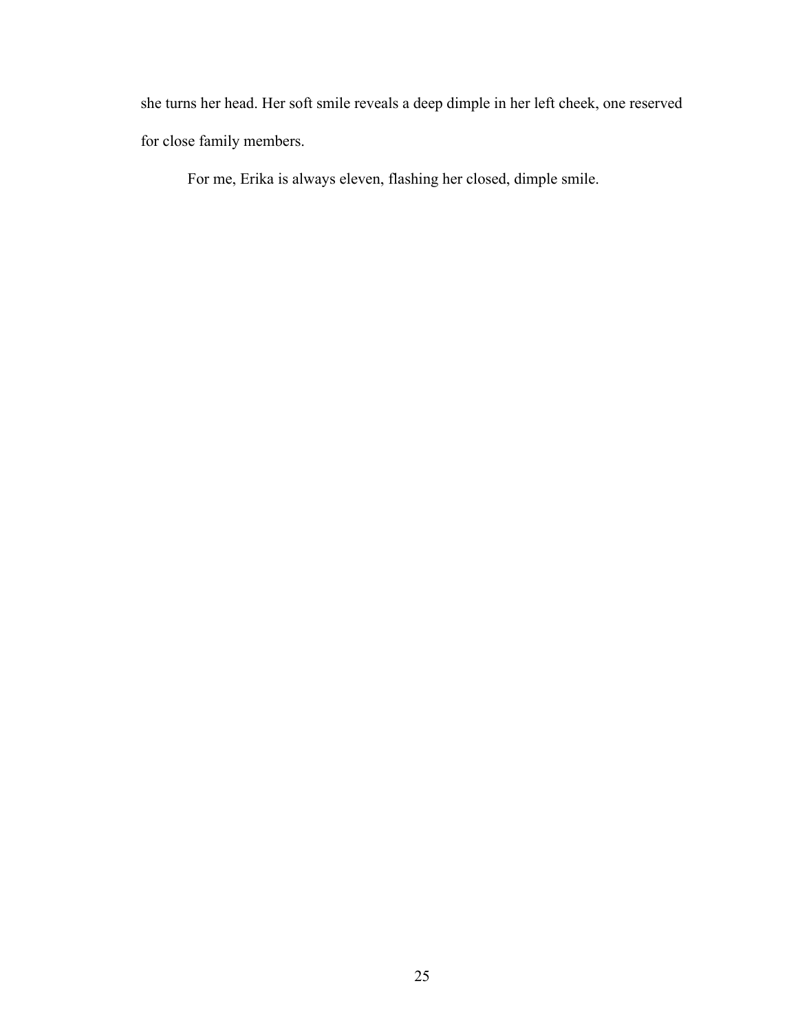she turns her head. Her soft smile reveals a deep dimple in her left cheek, one reserved for close family members.

For me, Erika is always eleven, flashing her closed, dimple smile.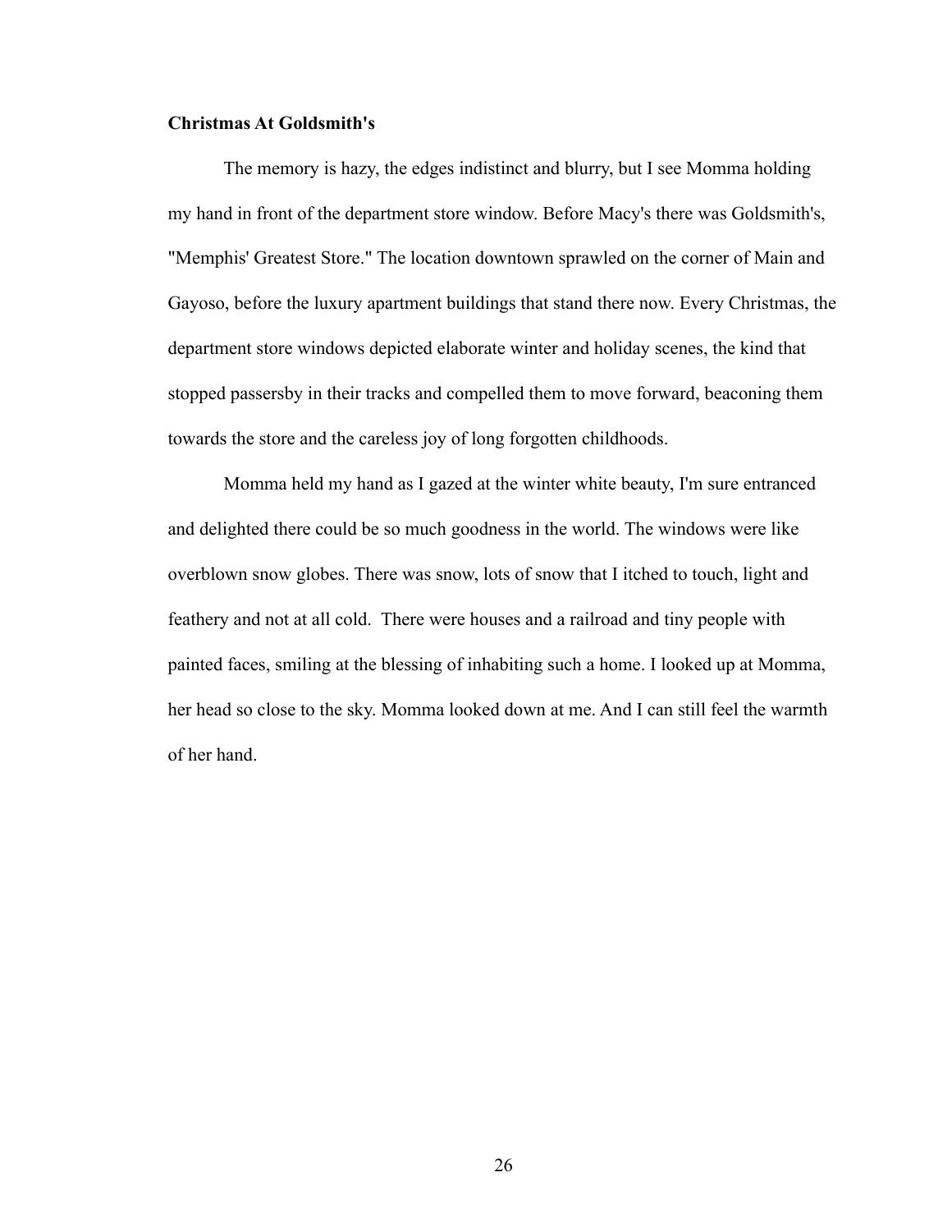**Christmas At Goldsmith's**

The memory is hazy, the edges indistinct and blurry, but I see Momma holding my hand in front of the department store window. Before Macy's there was Goldsmith's, "Memphis' Greatest Store." The location downtown sprawled on the corner of Main and Gayoso, before the luxury apartment buildings that stand there now. Every Christmas, the department store windows depicted elaborate winter and holiday scenes, the kind that stopped passersby in their tracks and compelled them to move forward, beaconing them towards the store and the careless joy of long forgotten childhoods.

Momma held my hand as I gazed at the winter white beauty, I'm sure entranced and delighted there could be so much goodness in the world. The windows were like overblown snow globes. There was snow, lots of snow that I itched to touch, light and feathery and not at all cold. There were houses and a railroad and tiny people with painted faces, smiling at the blessing of inhabiting such a home. I looked up at Momma, her head so close to the sky. Momma looked down at me. And I can still feel the warmth of her hand.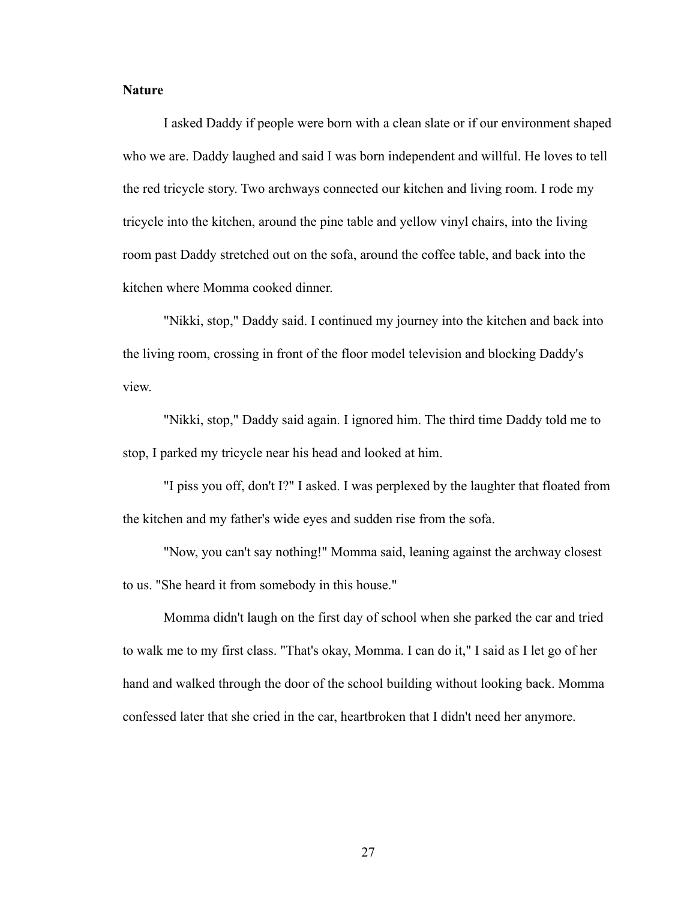**Nature**

I asked Daddy if people were born with a clean slate or if our environment shaped who we are. Daddy laughed and said I was born independent and willful. He loves to tell the red tricycle story. Two archways connected our kitchen and living room. I rode my tricycle into the kitchen, around the pine table and yellow vinyl chairs, into the living room past Daddy stretched out on the sofa, around the coffee table, and back into the kitchen where Momma cooked dinner.

"Nikki, stop," Daddy said. I continued my journey into the kitchen and back into the living room, crossing in front of the floor model television and blocking Daddy's view.

"Nikki, stop," Daddy said again. I ignored him. The third time Daddy told me to stop, I parked my tricycle near his head and looked at him.

"I piss you off, don't I?" I asked. I was perplexed by the laughter that floated from the kitchen and my father's wide eyes and sudden rise from the sofa.

"Now, you can't say nothing!" Momma said, leaning against the archway closest to us. "She heard it from somebody in this house."

Momma didn't laugh on the first day of school when she parked the car and tried to walk me to my first class. "That's okay, Momma. I can do it," I said as I let go of her hand and walked through the door of the school building without looking back. Momma confessed later that she cried in the car, heartbroken that I didn't need her anymore.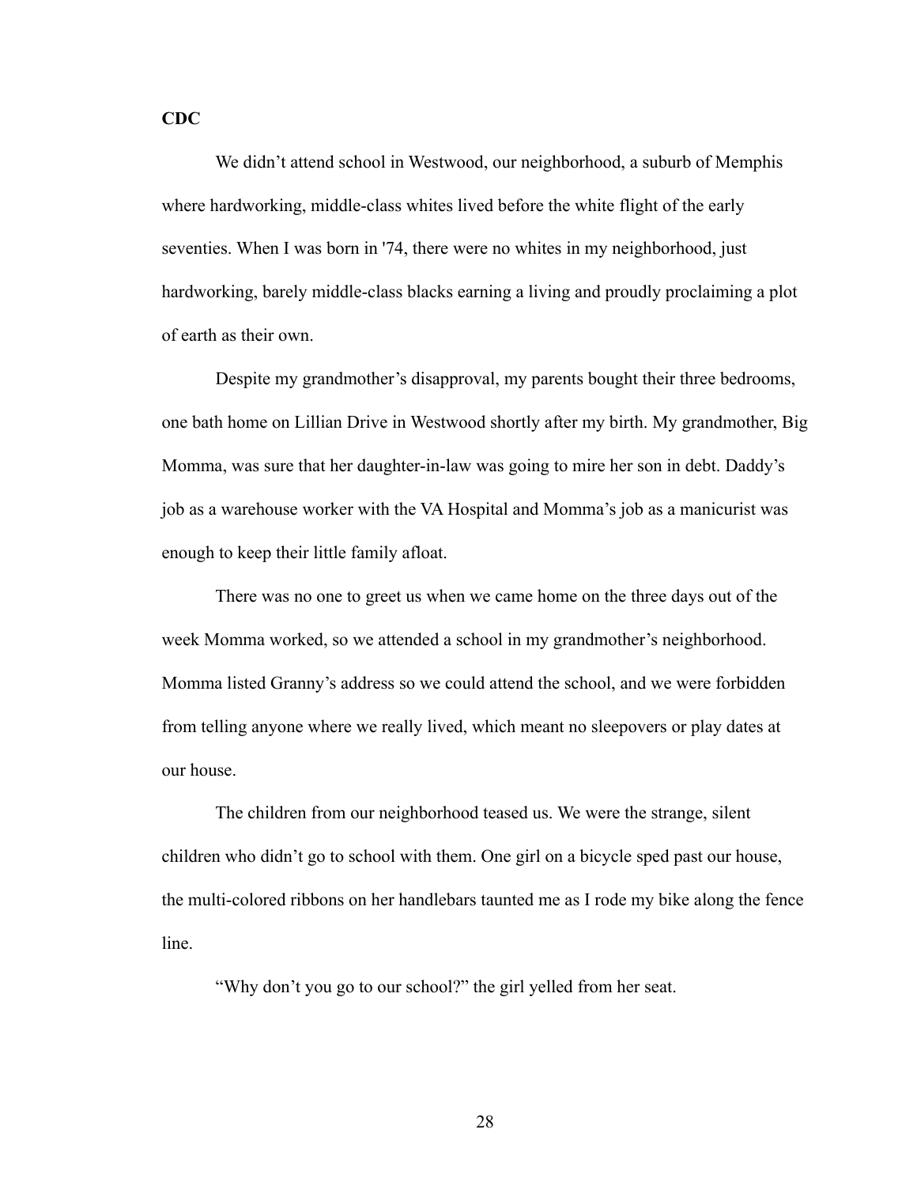**CDC**

We didn't attend school in Westwood, our neighborhood, a suburb of Memphis where hardworking, middle-class whites lived before the white flight of the early seventies. When I was born in '74, there were no whites in my neighborhood, just hardworking, barely middle-class blacks earning a living and proudly proclaiming a plot of earth as their own.

Despite my grandmother's disapproval, my parents bought their three bedrooms, one bath home on Lillian Drive in Westwood shortly after my birth. My grandmother, Big Momma, was sure that her daughter-in-law was going to mire her son in debt. Daddy's job as a warehouse worker with the VA Hospital and Momma's job as a manicurist was enough to keep their little family afloat.

There was no one to greet us when we came home on the three days out of the week Momma worked, so we attended a school in my grandmother's neighborhood. Momma listed Granny's address so we could attend the school, and we were forbidden from telling anyone where we really lived, which meant no sleepovers or play dates at our house.

The children from our neighborhood teased us. We were the strange, silent children who didn't go to school with them. One girl on a bicycle sped past our house, the multi-colored ribbons on her handlebars taunted me as I rode my bike along the fence line.

"Why don't you go to our school?" the girl yelled from her seat.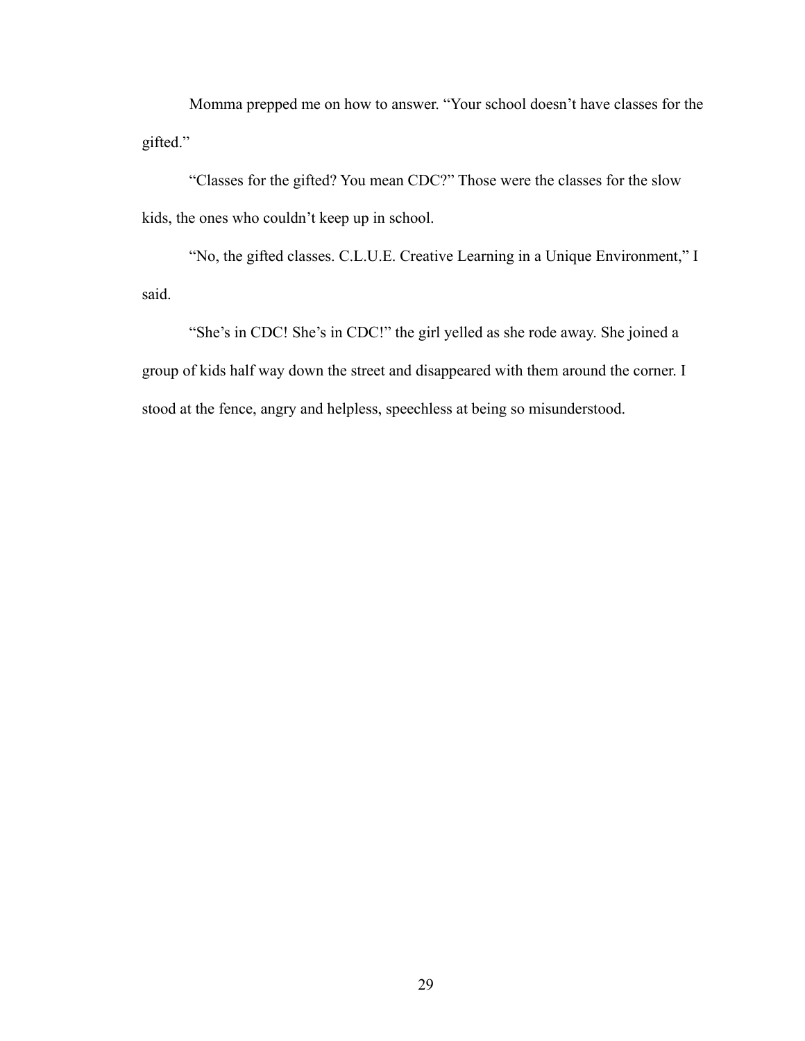Momma prepped me on how to answer. “Your school doesn’t have classes for the gifted.”

“Classes for the gifted? You mean CDC?” Those were the classes for the slow kids, the ones who couldn’t keep up in school.

“No, the gifted classes. C.L.U.E. Creative Learning in a Unique Environment,” I said.

“She’s in CDC! She’s in CDC!” the girl yelled as she rode away. She joined a group of kids half way down the street and disappeared with them around the corner. I stood at the fence, angry and helpless, speechless at being so misunderstood.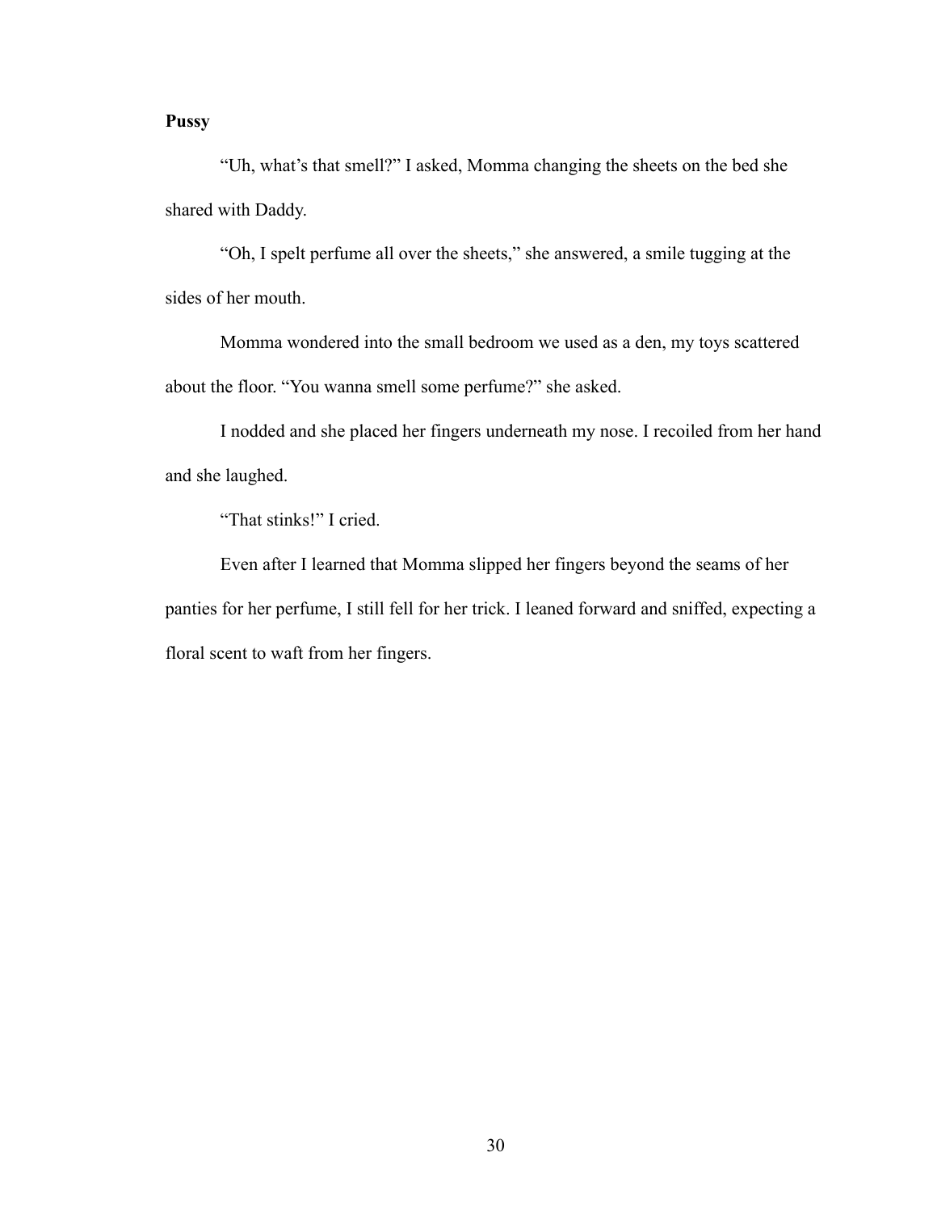**Pussy**

"Uh, what's that smell?" I asked, Momma changing the sheets on the bed she shared with Daddy.

"Oh, I spelt perfume all over the sheets," she answered, a smile tugging at the sides of her mouth.

Momma wondered into the small bedroom we used as a den, my toys scattered about the floor. "You wanna smell some perfume?" she asked.

I nodded and she placed her fingers underneath my nose. I recoiled from her hand and she laughed.

"That stinks!" I cried.

Even after I learned that Momma slipped her fingers beyond the seams of her panties for her perfume, I still fell for her trick. I leaned forward and sniffed, expecting a floral scent to waft from her fingers.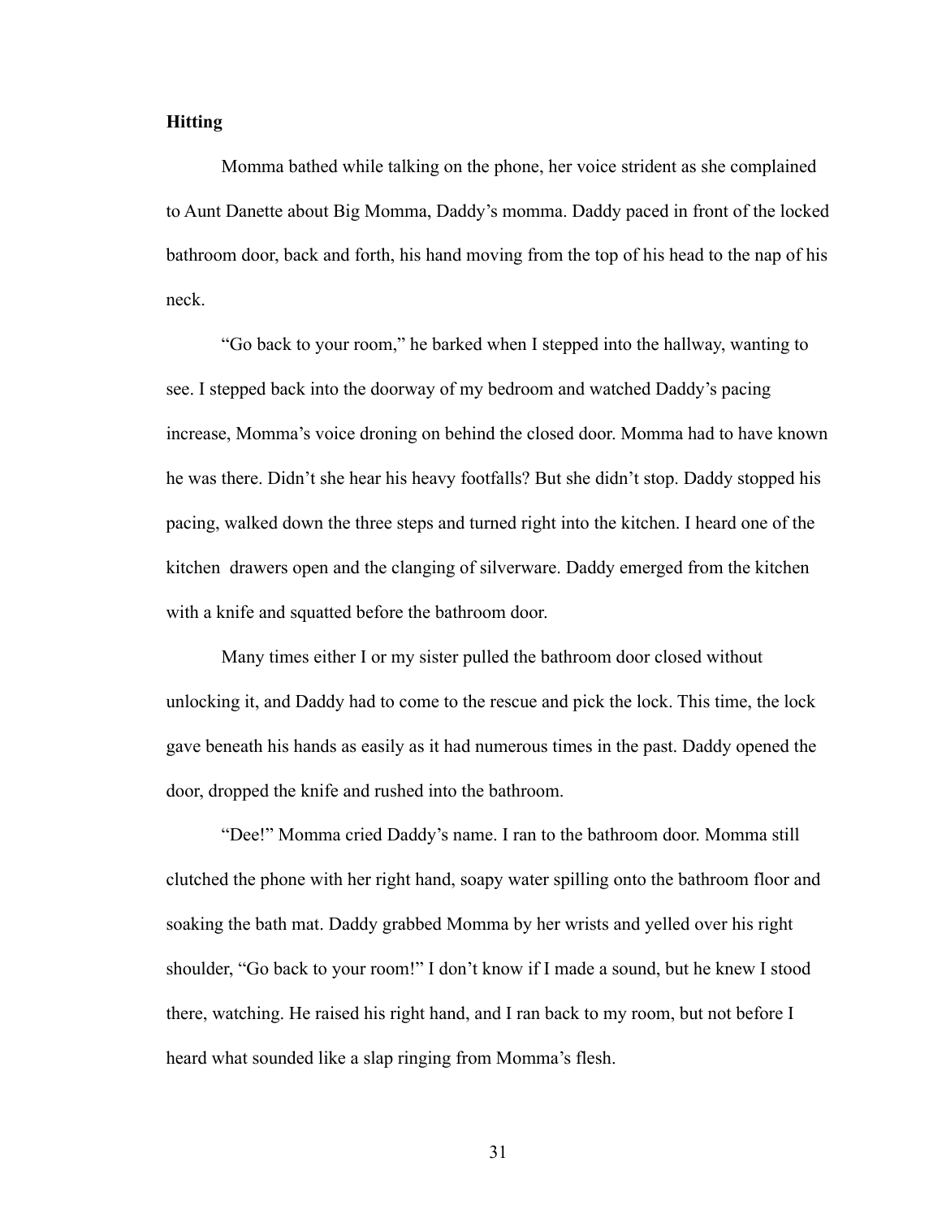**Hitting**

Momma bathed while talking on the phone, her voice strident as she complained to Aunt Danette about Big Momma, Daddy's momma. Daddy paced in front of the locked bathroom door, back and forth, his hand moving from the top of his head to the nap of his neck.

"Go back to your room," he barked when I stepped into the hallway, wanting to see. I stepped back into the doorway of my bedroom and watched Daddy's pacing increase, Momma's voice droning on behind the closed door. Momma had to have known he was there. Didn't she hear his heavy footfalls? But she didn't stop. Daddy stopped his pacing, walked down the three steps and turned right into the kitchen. I heard one of the kitchen drawers open and the clanging of silverware. Daddy emerged from the kitchen with a knife and squatted before the bathroom door.

Many times either I or my sister pulled the bathroom door closed without unlocking it, and Daddy had to come to the rescue and pick the lock. This time, the lock gave beneath his hands as easily as it had numerous times in the past. Daddy opened the door, dropped the knife and rushed into the bathroom.

"Dee!" Momma cried Daddy's name. I ran to the bathroom door. Momma still clutched the phone with her right hand, soapy water spilling onto the bathroom floor and soaking the bath mat. Daddy grabbed Momma by her wrists and yelled over his right shoulder, "Go back to your room!" I don't know if I made a sound, but he knew I stood there, watching. He raised his right hand, and I ran back to my room, but not before I heard what sounded like a slap ringing from Momma's flesh.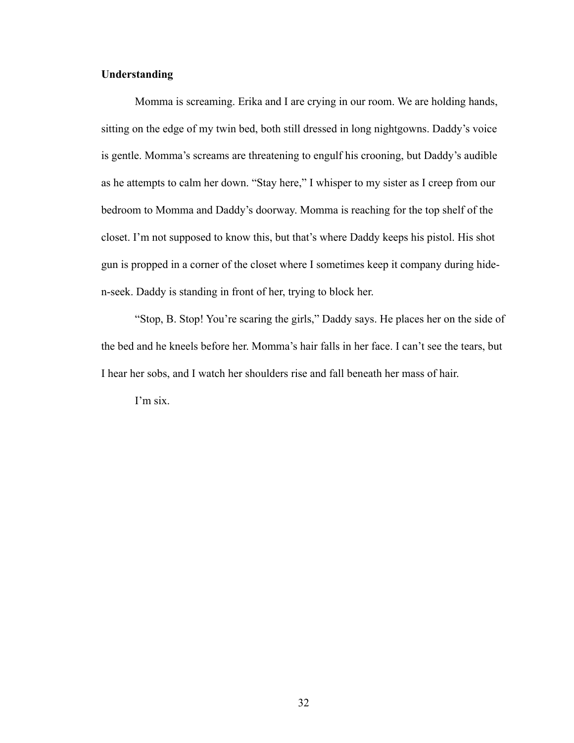**Understanding**

Momma is screaming. Erika and I are crying in our room. We are holding hands, sitting on the edge of my twin bed, both still dressed in long nightgowns. Daddy's voice is gentle. Momma's screams are threatening to engulf his crooning, but Daddy's audible as he attempts to calm her down. "Stay here," I whisper to my sister as I creep from our bedroom to Momma and Daddy's doorway. Momma is reaching for the top shelf of the closet. I'm not supposed to know this, but that's where Daddy keeps his pistol. His shot gun is propped in a corner of the closet where I sometimes keep it company during hide-n-seek. Daddy is standing in front of her, trying to block her.

"Stop, B. Stop! You're scaring the girls," Daddy says. He places her on the side of the bed and he kneels before her. Momma's hair falls in her face. I can't see the tears, but I hear her sobs, and I watch her shoulders rise and fall beneath her mass of hair.

I'm six.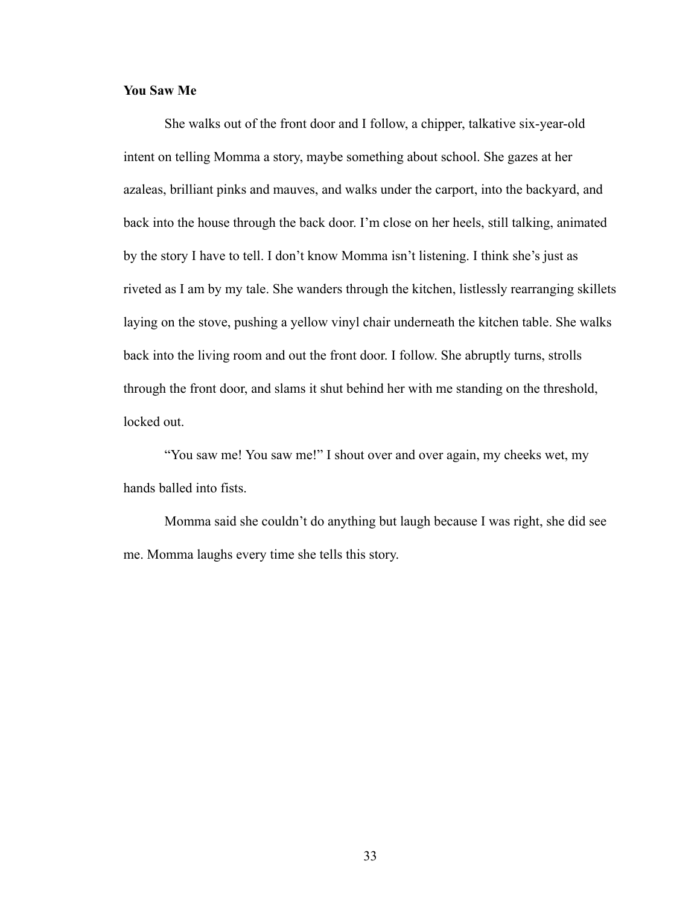**You Saw Me**

She walks out of the front door and I follow, a chipper, talkative six-year-old intent on telling Momma a story, maybe something about school. She gazes at her azaleas, brilliant pinks and mauves, and walks under the carport, into the backyard, and back into the house through the back door. I'm close on her heels, still talking, animated by the story I have to tell. I don't know Momma isn't listening. I think she's just as riveted as I am by my tale. She wanders through the kitchen, listlessly rearranging skillets laying on the stove, pushing a yellow vinyl chair underneath the kitchen table. She walks back into the living room and out the front door. I follow. She abruptly turns, strolls through the front door, and slams it shut behind her with me standing on the threshold, locked out.

"You saw me! You saw me!" I shout over and over again, my cheeks wet, my hands balled into fists.

Momma said she couldn't do anything but laugh because I was right, she did see me. Momma laughs every time she tells this story.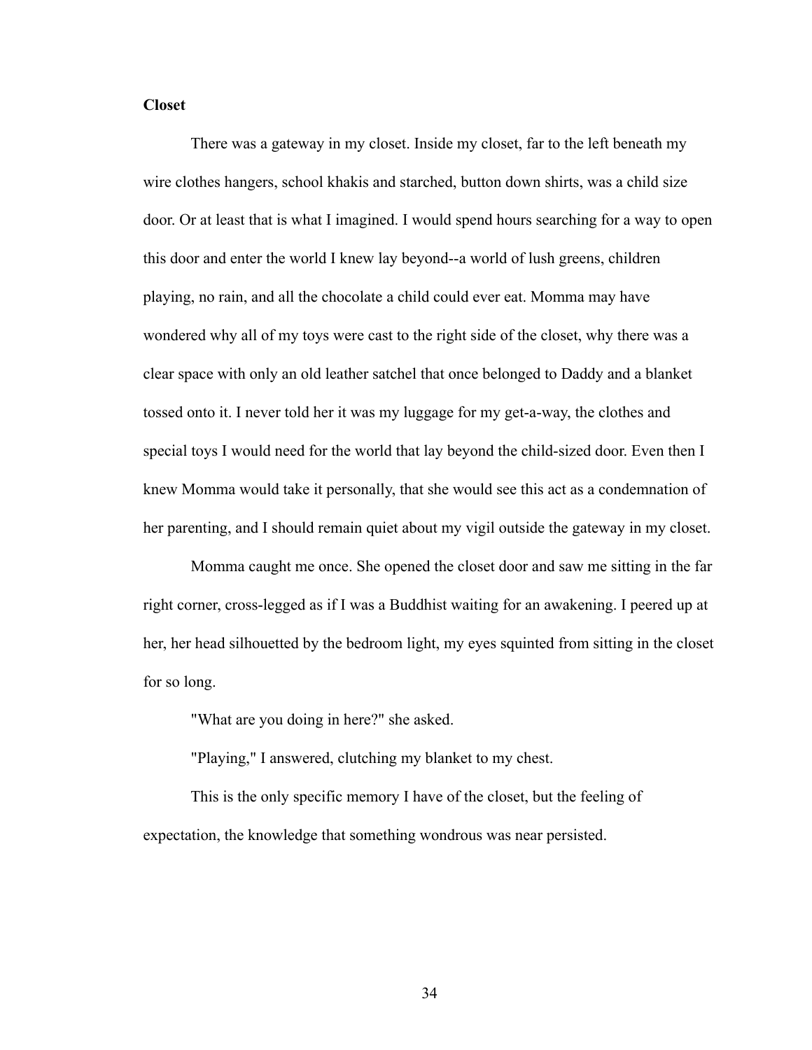**Closet**

There was a gateway in my closet. Inside my closet, far to the left beneath my wire clothes hangers, school khakis and starched, button down shirts, was a child size door. Or at least that is what I imagined. I would spend hours searching for a way to open this door and enter the world I knew lay beyond--a world of lush greens, children playing, no rain, and all the chocolate a child could ever eat. Momma may have wondered why all of my toys were cast to the right side of the closet, why there was a clear space with only an old leather satchel that once belonged to Daddy and a blanket tossed onto it. I never told her it was my luggage for my get-a-way, the clothes and special toys I would need for the world that lay beyond the child-sized door. Even then I knew Momma would take it personally, that she would see this act as a condemnation of her parenting, and I should remain quiet about my vigil outside the gateway in my closet.

Momma caught me once. She opened the closet door and saw me sitting in the far right corner, cross-legged as if I was a Buddhist waiting for an awakening. I peered up at her, her head silhouetted by the bedroom light, my eyes squinted from sitting in the closet for so long.

"What are you doing in here?" she asked.

"Playing," I answered, clutching my blanket to my chest.

This is the only specific memory I have of the closet, but the feeling of expectation, the knowledge that something wondrous was near persisted.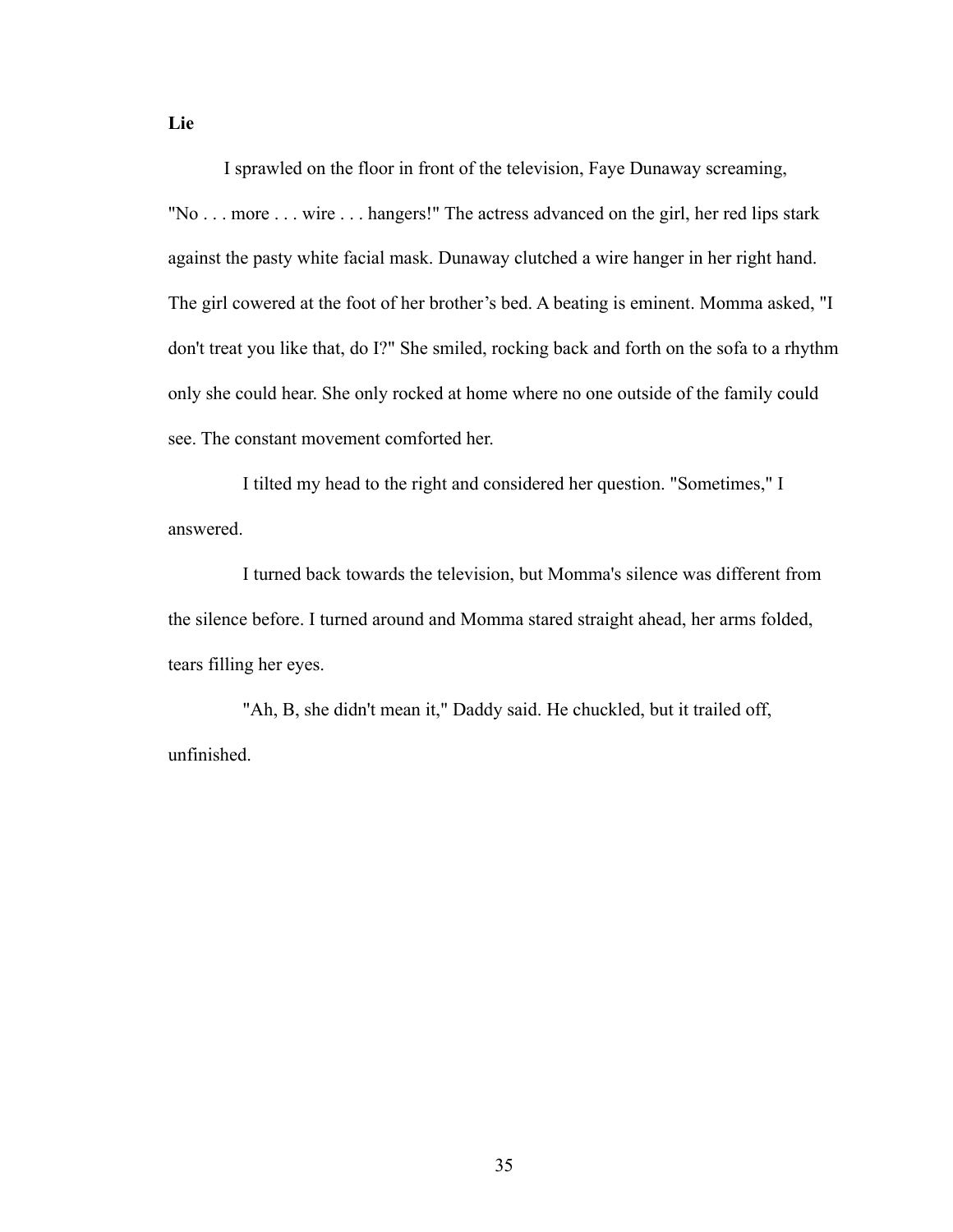**Lie**

I sprawled on the floor in front of the television, Faye Dunaway screaming, "No . . . more . . . wire . . . hangers!" The actress advanced on the girl, her red lips stark against the pasty white facial mask. Dunaway clutched a wire hanger in her right hand. The girl cowered at the foot of her brother's bed. A beating is eminent. Momma asked, "I don't treat you like that, do I?" She smiled, rocking back and forth on the sofa to a rhythm only she could hear. She only rocked at home where no one outside of the family could see. The constant movement comforted her.

I tilted my head to the right and considered her question. "Sometimes," I answered.

I turned back towards the television, but Momma's silence was different from the silence before. I turned around and Momma stared straight ahead, her arms folded, tears filling her eyes.

"Ah, B, she didn't mean it," Daddy said. He chuckled, but it trailed off, unfinished.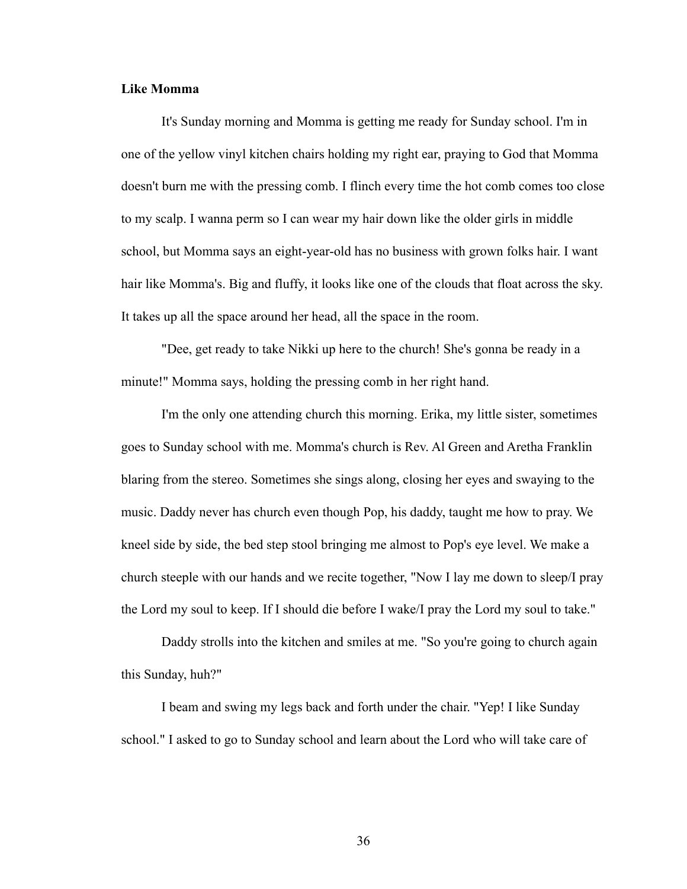**Like Momma**

It's Sunday morning and Momma is getting me ready for Sunday school. I'm in one of the yellow vinyl kitchen chairs holding my right ear, praying to God that Momma doesn't burn me with the pressing comb. I flinch every time the hot comb comes too close to my scalp. I wanna perm so I can wear my hair down like the older girls in middle school, but Momma says an eight-year-old has no business with grown folks hair. I want hair like Momma's. Big and fluffy, it looks like one of the clouds that float across the sky. It takes up all the space around her head, all the space in the room.

"Dee, get ready to take Nikki up here to the church! She's gonna be ready in a minute!" Momma says, holding the pressing comb in her right hand.

I'm the only one attending church this morning. Erika, my little sister, sometimes goes to Sunday school with me. Momma's church is Rev. Al Green and Aretha Franklin blaring from the stereo. Sometimes she sings along, closing her eyes and swaying to the music. Daddy never has church even though Pop, his daddy, taught me how to pray. We kneel side by side, the bed step stool bringing me almost to Pop's eye level. We make a church steeple with our hands and we recite together, "Now I lay me down to sleep/I pray the Lord my soul to keep. If I should die before I wake/I pray the Lord my soul to take."

Daddy strolls into the kitchen and smiles at me. "So you're going to church again this Sunday, huh?"

I beam and swing my legs back and forth under the chair. "Yep! I like Sunday school." I asked to go to Sunday school and learn about the Lord who will take care of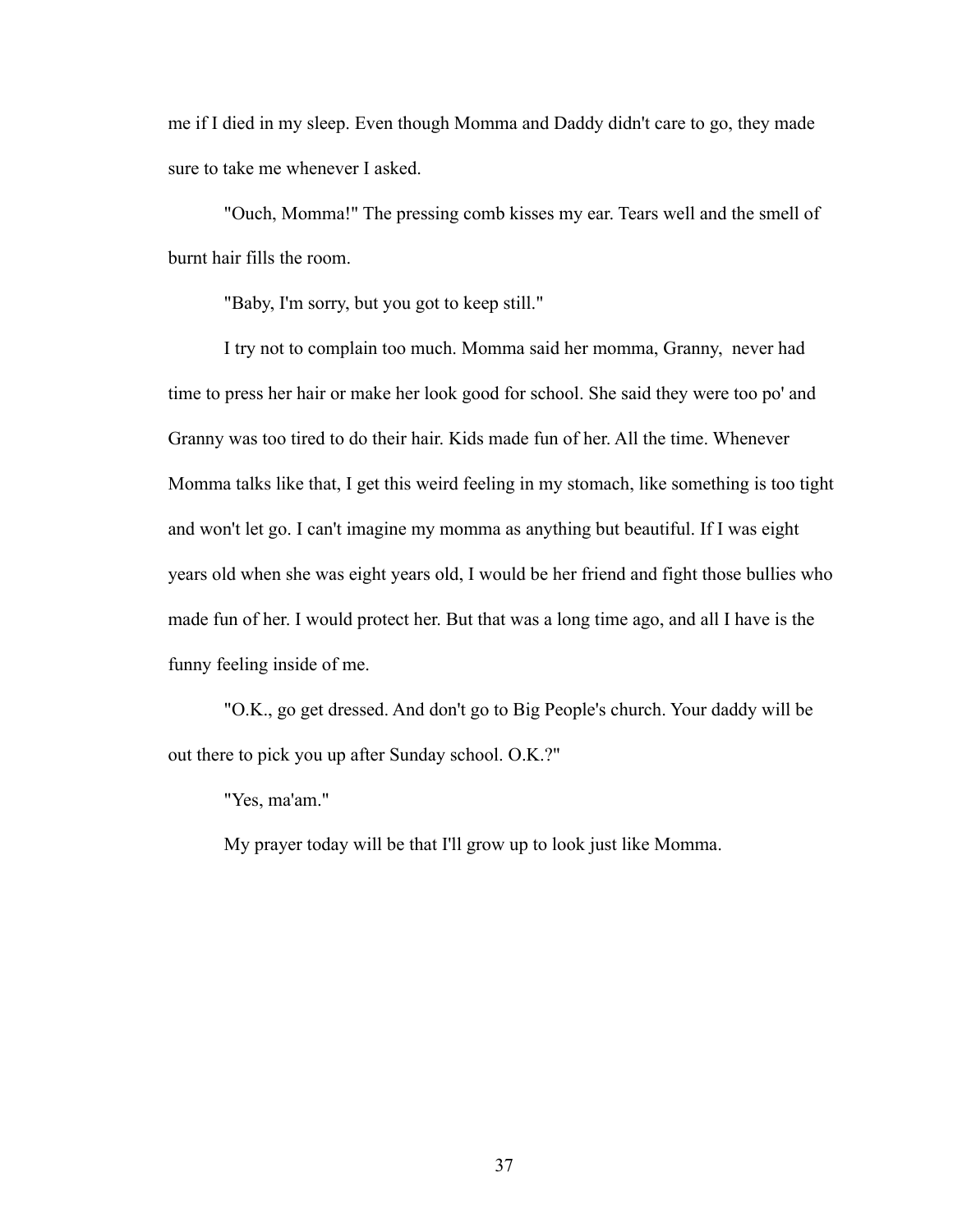me if I died in my sleep. Even though Momma and Daddy didn't care to go, they made sure to take me whenever I asked.

"Ouch, Momma!" The pressing comb kisses my ear. Tears well and the smell of burnt hair fills the room.

"Baby, I'm sorry, but you got to keep still."

I try not to complain too much. Momma said her momma, Granny, never had time to press her hair or make her look good for school. She said they were too po' and Granny was too tired to do their hair. Kids made fun of her. All the time. Whenever Momma talks like that, I get this weird feeling in my stomach, like something is too tight and won't let go. I can't imagine my momma as anything but beautiful. If I was eight years old when she was eight years old, I would be her friend and fight those bullies who made fun of her. I would protect her. But that was a long time ago, and all I have is the funny feeling inside of me.

"O.K., go get dressed. And don't go to Big People's church. Your daddy will be out there to pick you up after Sunday school. O.K.?"

"Yes, ma'am."

My prayer today will be that I'll grow up to look just like Momma.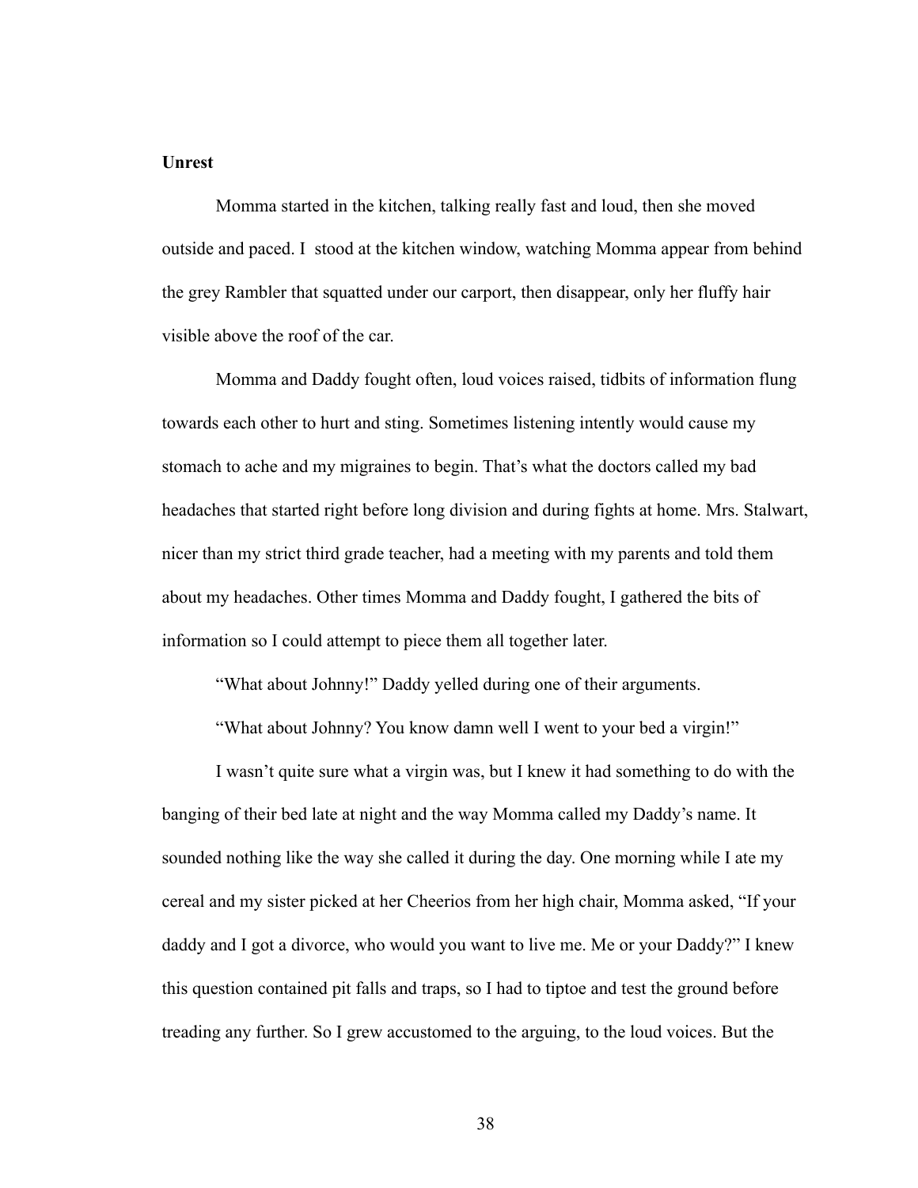**Unrest**

Momma started in the kitchen, talking really fast and loud, then she moved outside and paced. I  stood at the kitchen window, watching Momma appear from behind the grey Rambler that squatted under our carport, then disappear, only her fluffy hair visible above the roof of the car.

Momma and Daddy fought often, loud voices raised, tidbits of information flung towards each other to hurt and sting. Sometimes listening intently would cause my stomach to ache and my migraines to begin. That's what the doctors called my bad headaches that started right before long division and during fights at home. Mrs. Stalwart, nicer than my strict third grade teacher, had a meeting with my parents and told them about my headaches. Other times Momma and Daddy fought, I gathered the bits of information so I could attempt to piece them all together later.

"What about Johnny!" Daddy yelled during one of their arguments.

"What about Johnny? You know damn well I went to your bed a virgin!"

I wasn't quite sure what a virgin was, but I knew it had something to do with the banging of their bed late at night and the way Momma called my Daddy's name. It sounded nothing like the way she called it during the day. One morning while I ate my cereal and my sister picked at her Cheerios from her high chair, Momma asked, "If your daddy and I got a divorce, who would you want to live me. Me or your Daddy?" I knew this question contained pit falls and traps, so I had to tiptoe and test the ground before treading any further. So I grew accustomed to the arguing, to the loud voices. But the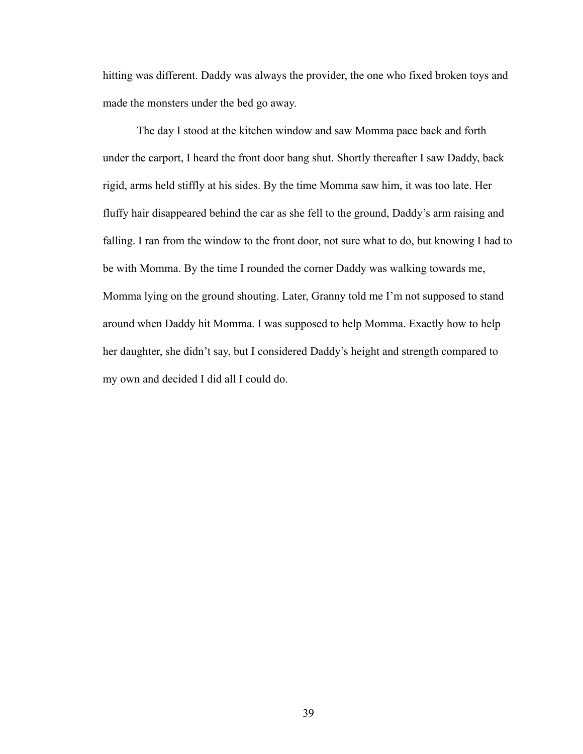hitting was different. Daddy was always the provider, the one who fixed broken toys and made the monsters under the bed go away.

The day I stood at the kitchen window and saw Momma pace back and forth under the carport, I heard the front door bang shut. Shortly thereafter I saw Daddy, back rigid, arms held stiffly at his sides. By the time Momma saw him, it was too late. Her fluffy hair disappeared behind the car as she fell to the ground, Daddy's arm raising and falling. I ran from the window to the front door, not sure what to do, but knowing I had to be with Momma. By the time I rounded the corner Daddy was walking towards me, Momma lying on the ground shouting. Later, Granny told me I'm not supposed to stand around when Daddy hit Momma. I was supposed to help Momma. Exactly how to help her daughter, she didn't say, but I considered Daddy's height and strength compared to my own and decided I did all I could do.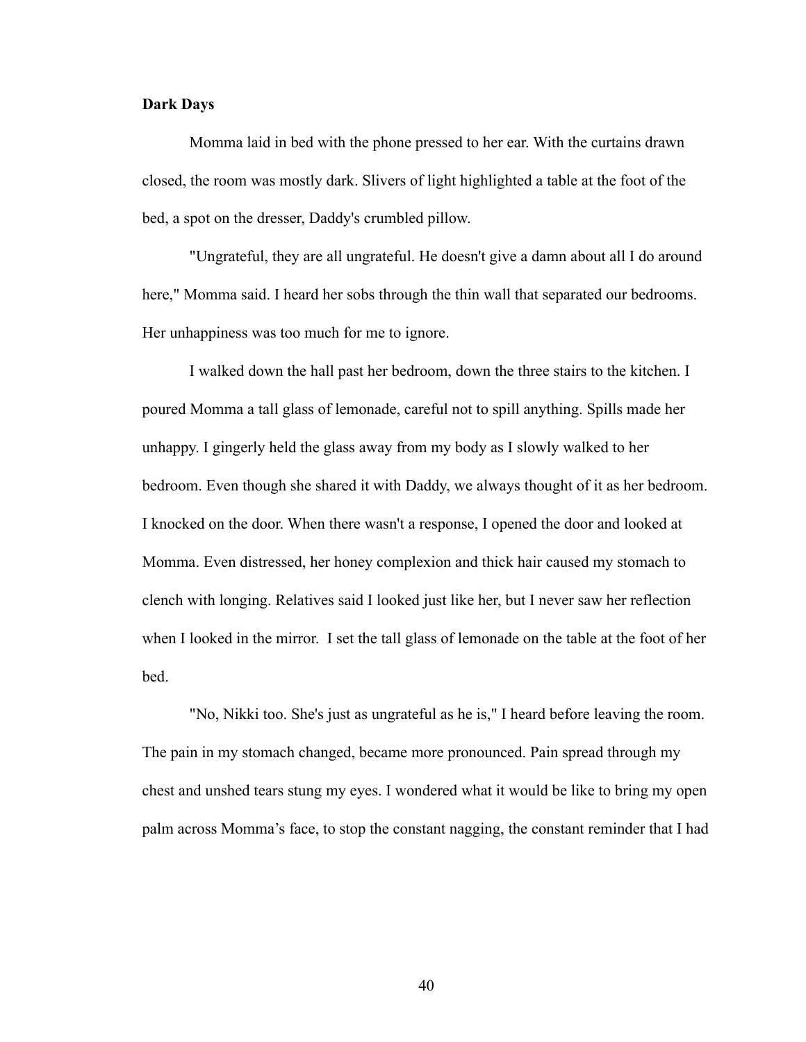**Dark Days**

Momma laid in bed with the phone pressed to her ear. With the curtains drawn closed, the room was mostly dark. Slivers of light highlighted a table at the foot of the bed, a spot on the dresser, Daddy's crumbled pillow.

"Ungrateful, they are all ungrateful. He doesn't give a damn about all I do around here," Momma said. I heard her sobs through the thin wall that separated our bedrooms. Her unhappiness was too much for me to ignore.

I walked down the hall past her bedroom, down the three stairs to the kitchen. I poured Momma a tall glass of lemonade, careful not to spill anything. Spills made her unhappy. I gingerly held the glass away from my body as I slowly walked to her bedroom. Even though she shared it with Daddy, we always thought of it as her bedroom. I knocked on the door. When there wasn't a response, I opened the door and looked at Momma. Even distressed, her honey complexion and thick hair caused my stomach to clench with longing. Relatives said I looked just like her, but I never saw her reflection when I looked in the mirror. I set the tall glass of lemonade on the table at the foot of her bed.

"No, Nikki too. She's just as ungrateful as he is," I heard before leaving the room. The pain in my stomach changed, became more pronounced. Pain spread through my chest and unshed tears stung my eyes. I wondered what it would be like to bring my open palm across Momma's face, to stop the constant nagging, the constant reminder that I had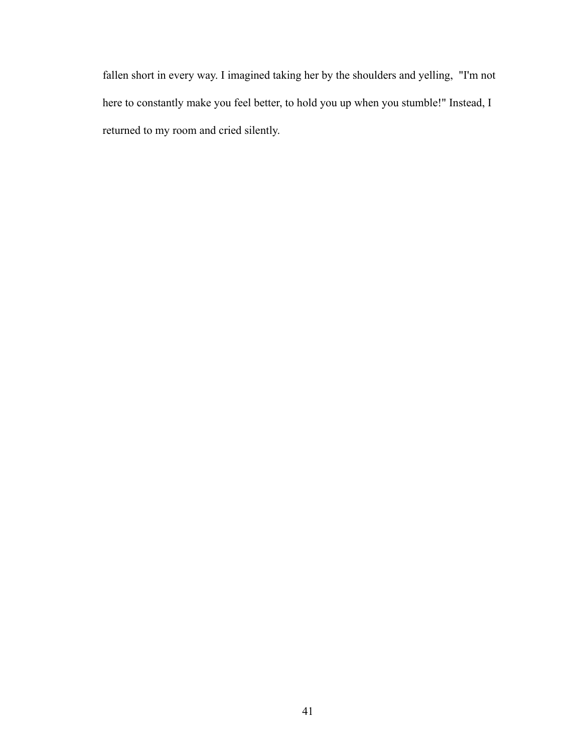fallen short in every way. I imagined taking her by the shoulders and yelling, "I'm not here to constantly make you feel better, to hold you up when you stumble!" Instead, I returned to my room and cried silently.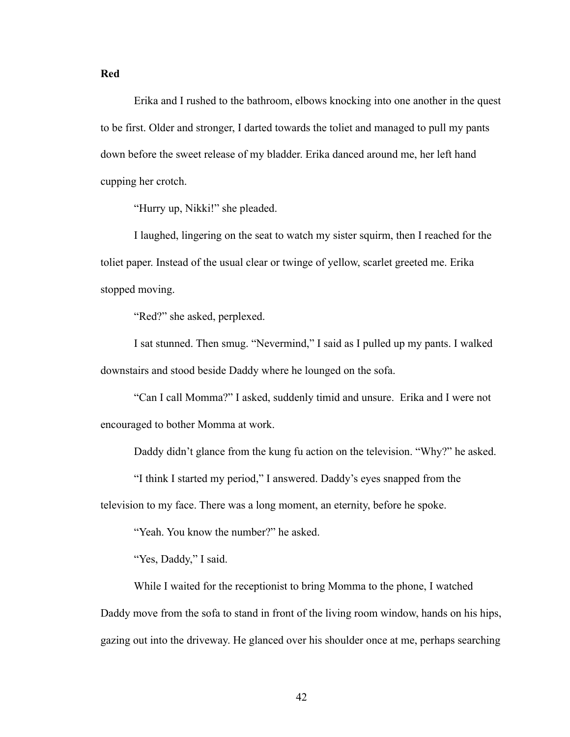**Red**

Erika and I rushed to the bathroom, elbows knocking into one another in the quest to be first. Older and stronger, I darted towards the toliet and managed to pull my pants down before the sweet release of my bladder. Erika danced around me, her left hand cupping her crotch.

"Hurry up, Nikki!" she pleaded.

I laughed, lingering on the seat to watch my sister squirm, then I reached for the toliet paper. Instead of the usual clear or twinge of yellow, scarlet greeted me. Erika stopped moving.

"Red?" she asked, perplexed.

I sat stunned. Then smug. "Nevermind," I said as I pulled up my pants. I walked downstairs and stood beside Daddy where he lounged on the sofa.

"Can I call Momma?" I asked, suddenly timid and unsure. Erika and I were not encouraged to bother Momma at work.

Daddy didn't glance from the kung fu action on the television. "Why?" he asked.

"I think I started my period," I answered. Daddy's eyes snapped from the television to my face. There was a long moment, an eternity, before he spoke.

"Yeah. You know the number?" he asked.

"Yes, Daddy," I said.

While I waited for the receptionist to bring Momma to the phone, I watched Daddy move from the sofa to stand in front of the living room window, hands on his hips, gazing out into the driveway. He glanced over his shoulder once at me, perhaps searching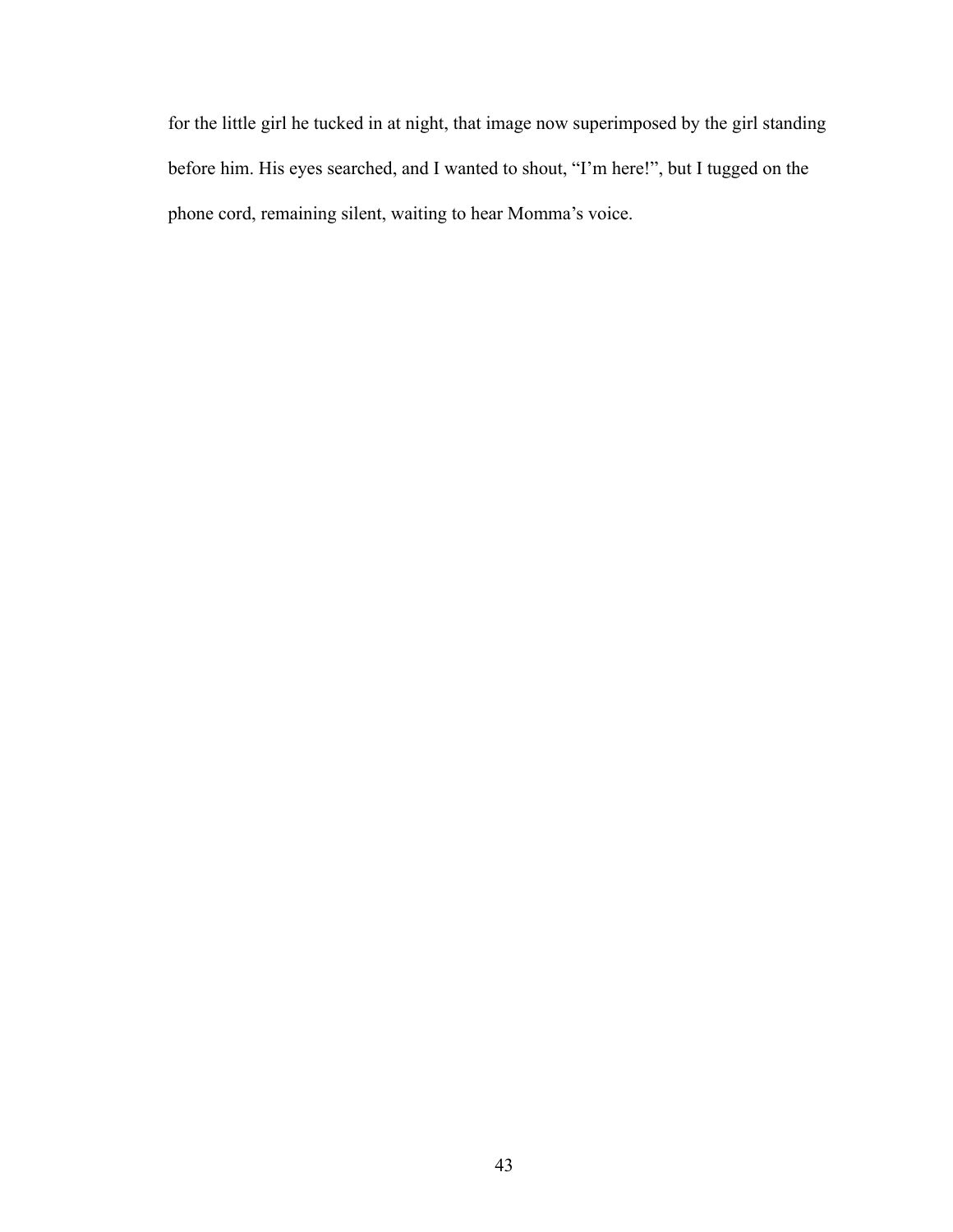for the little girl he tucked in at night, that image now superimposed by the girl standing before him. His eyes searched, and I wanted to shout, "I'm here!", but I tugged on the phone cord, remaining silent, waiting to hear Momma's voice.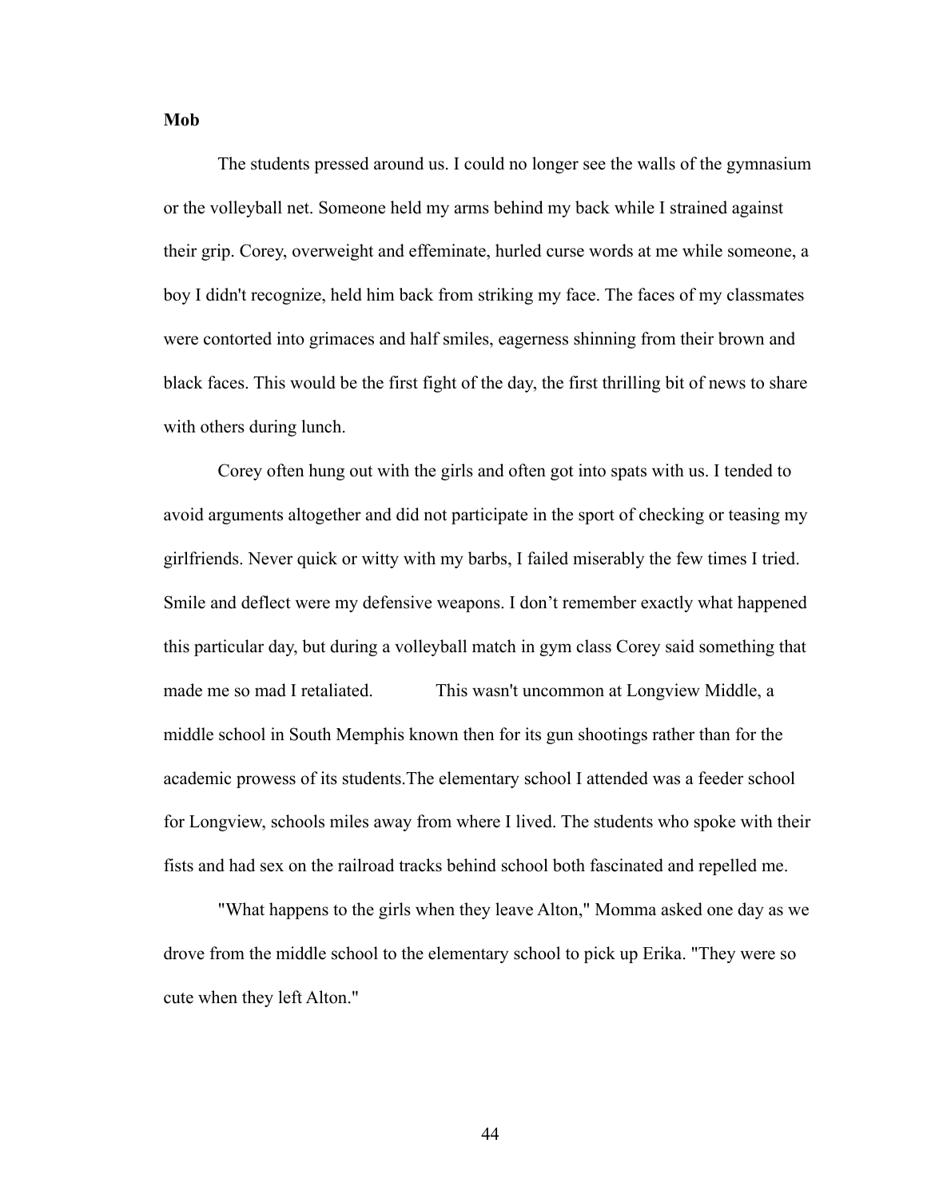**Mob**

The students pressed around us. I could no longer see the walls of the gymnasium or the volleyball net. Someone held my arms behind my back while I strained against their grip. Corey, overweight and effeminate, hurled curse words at me while someone, a boy I didn't recognize, held him back from striking my face. The faces of my classmates were contorted into grimaces and half smiles, eagerness shinning from their brown and black faces. This would be the first fight of the day, the first thrilling bit of news to share with others during lunch.

Corey often hung out with the girls and often got into spats with us. I tended to avoid arguments altogether and did not participate in the sport of checking or teasing my girlfriends. Never quick or witty with my barbs, I failed miserably the few times I tried. Smile and deflect were my defensive weapons. I don't remember exactly what happened this particular day, but during a volleyball match in gym class Corey said something that made me so mad I retaliated. This wasn't uncommon at Longview Middle, a middle school in South Memphis known then for its gun shootings rather than for the academic prowess of its students.The elementary school I attended was a feeder school for Longview, schools miles away from where I lived. The students who spoke with their fists and had sex on the railroad tracks behind school both fascinated and repelled me.

"What happens to the girls when they leave Alton," Momma asked one day as we drove from the middle school to the elementary school to pick up Erika. "They were so cute when they left Alton."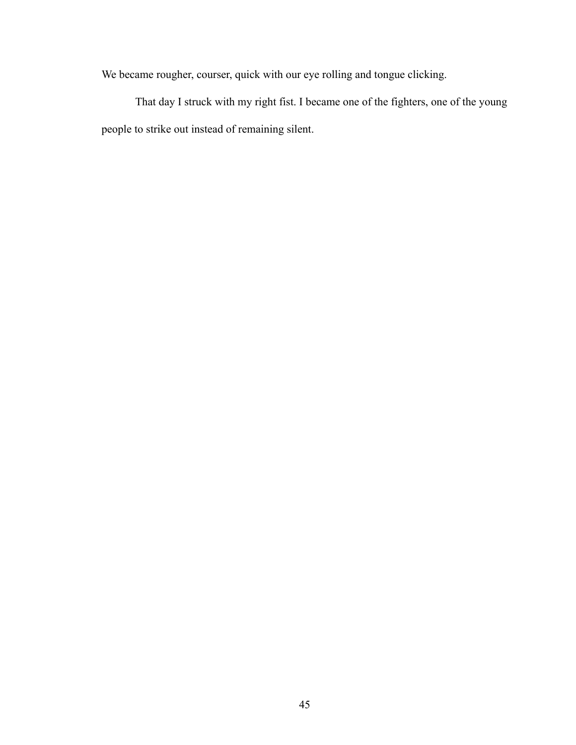We became rougher, courser, quick with our eye rolling and tongue clicking.

That day I struck with my right fist. I became one of the fighters, one of the young people to strike out instead of remaining silent.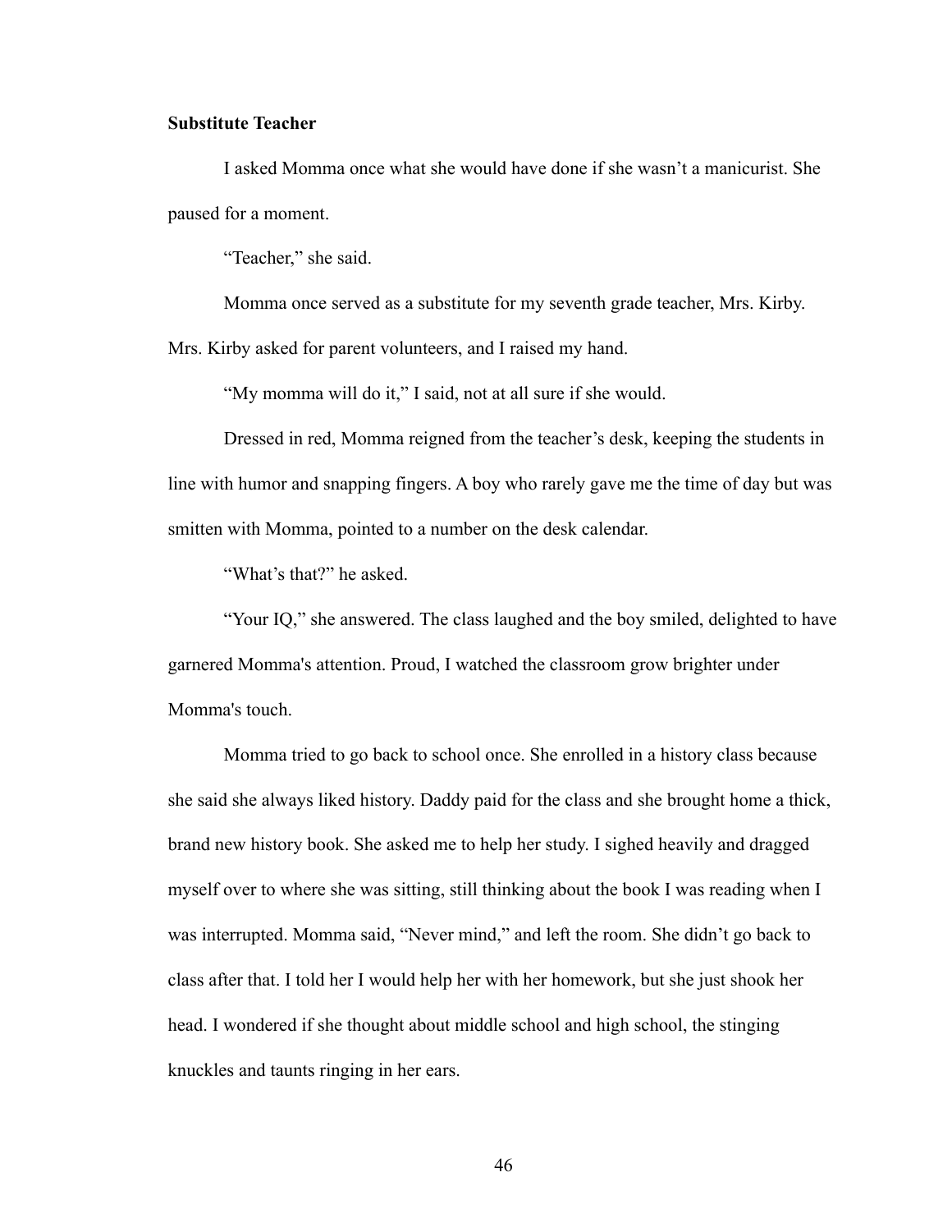**Substitute Teacher**

I asked Momma once what she would have done if she wasn't a manicurist. She paused for a moment.

"Teacher," she said.

Momma once served as a substitute for my seventh grade teacher, Mrs. Kirby. Mrs. Kirby asked for parent volunteers, and I raised my hand.

"My momma will do it," I said, not at all sure if she would.

Dressed in red, Momma reigned from the teacher's desk, keeping the students in line with humor and snapping fingers. A boy who rarely gave me the time of day but was smitten with Momma, pointed to a number on the desk calendar.

"What's that?" he asked.

"Your IQ," she answered. The class laughed and the boy smiled, delighted to have garnered Momma's attention. Proud, I watched the classroom grow brighter under Momma's touch.

Momma tried to go back to school once. She enrolled in a history class because she said she always liked history. Daddy paid for the class and she brought home a thick, brand new history book. She asked me to help her study. I sighed heavily and dragged myself over to where she was sitting, still thinking about the book I was reading when I was interrupted. Momma said, "Never mind," and left the room. She didn't go back to class after that. I told her I would help her with her homework, but she just shook her head. I wondered if she thought about middle school and high school, the stinging knuckles and taunts ringing in her ears.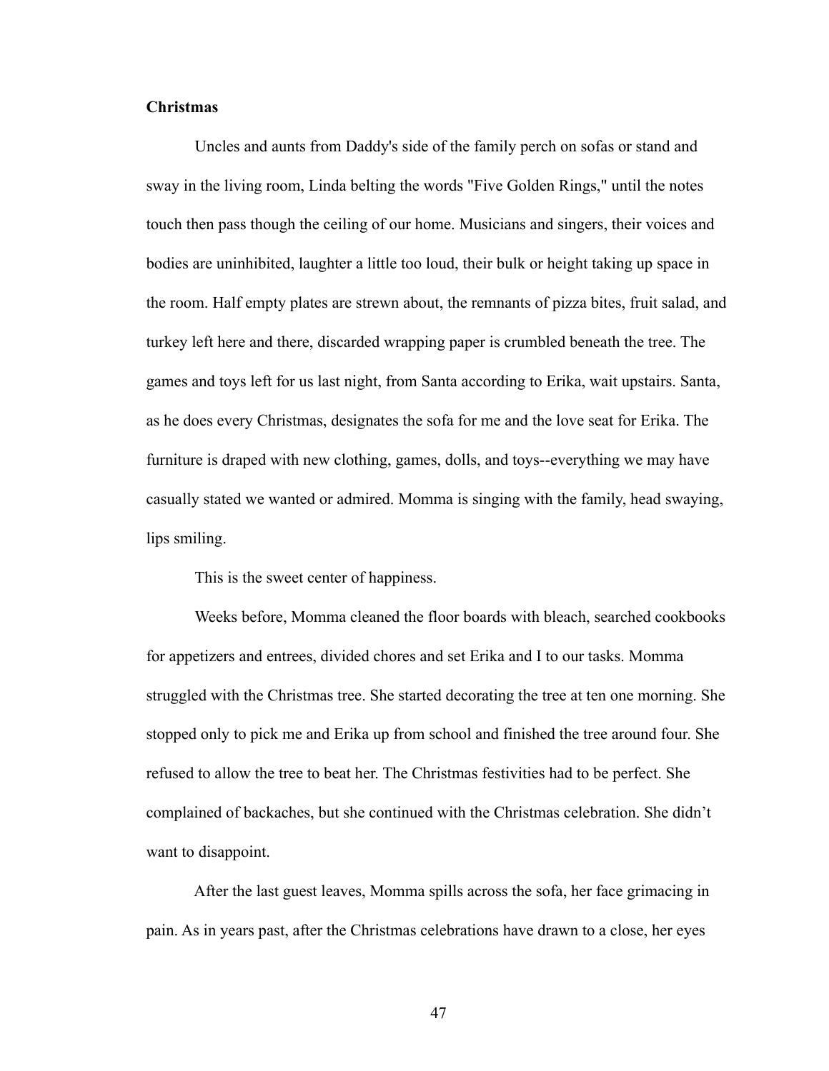**Christmas**

Uncles and aunts from Daddy's side of the family perch on sofas or stand and sway in the living room, Linda belting the words "Five Golden Rings," until the notes touch then pass though the ceiling of our home. Musicians and singers, their voices and bodies are uninhibited, laughter a little too loud, their bulk or height taking up space in the room. Half empty plates are strewn about, the remnants of pizza bites, fruit salad, and turkey left here and there, discarded wrapping paper is crumbled beneath the tree. The games and toys left for us last night, from Santa according to Erika, wait upstairs. Santa, as he does every Christmas, designates the sofa for me and the love seat for Erika. The furniture is draped with new clothing, games, dolls, and toys--everything we may have casually stated we wanted or admired. Momma is singing with the family, head swaying, lips smiling.

This is the sweet center of happiness.

Weeks before, Momma cleaned the floor boards with bleach, searched cookbooks for appetizers and entrees, divided chores and set Erika and I to our tasks. Momma struggled with the Christmas tree. She started decorating the tree at ten one morning. She stopped only to pick me and Erika up from school and finished the tree around four. She refused to allow the tree to beat her. The Christmas festivities had to be perfect. She complained of backaches, but she continued with the Christmas celebration. She didn't want to disappoint.

After the last guest leaves, Momma spills across the sofa, her face grimacing in pain. As in years past, after the Christmas celebrations have drawn to a close, her eyes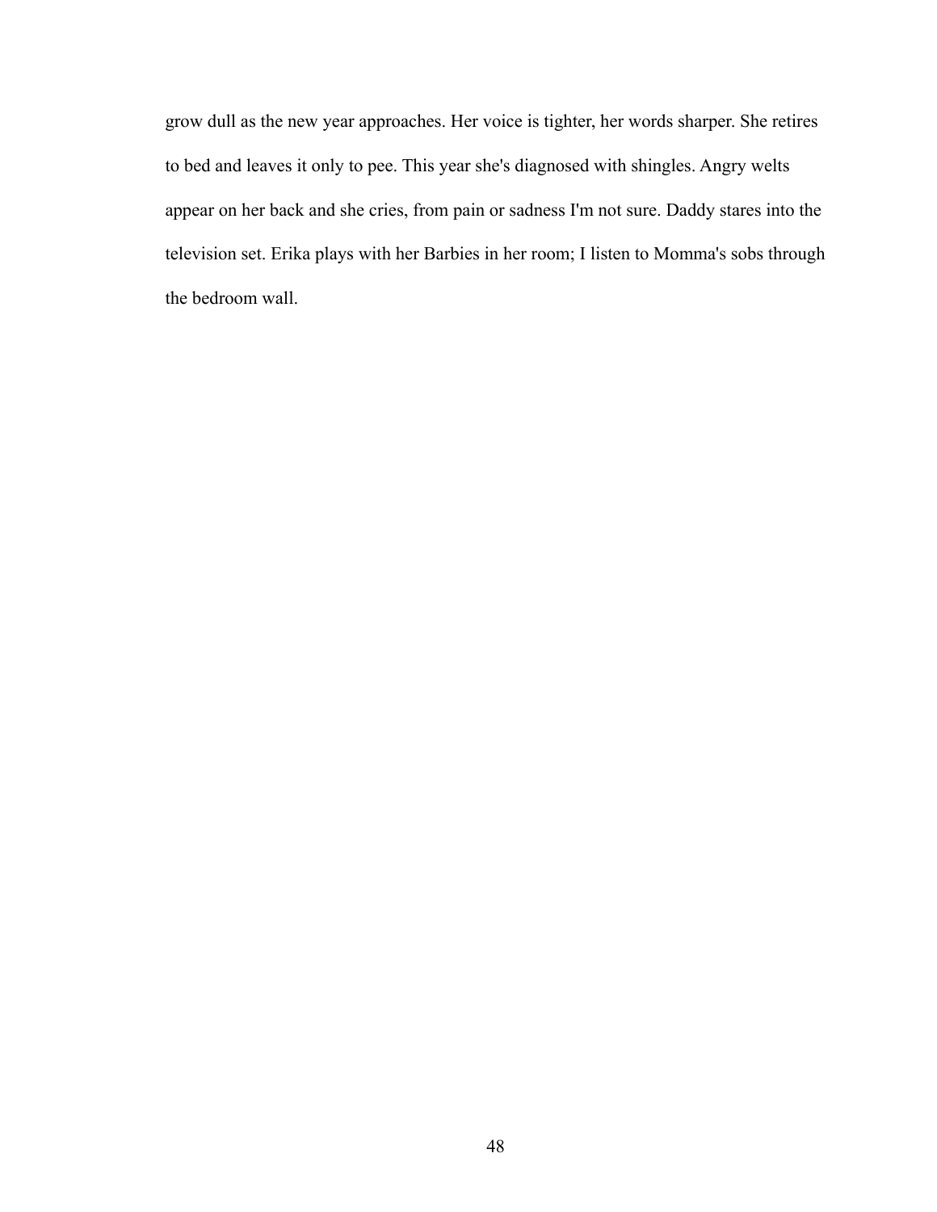grow dull as the new year approaches. Her voice is tighter, her words sharper. She retires to bed and leaves it only to pee. This year she's diagnosed with shingles. Angry welts appear on her back and she cries, from pain or sadness I'm not sure. Daddy stares into the television set. Erika plays with her Barbies in her room; I listen to Momma's sobs through the bedroom wall.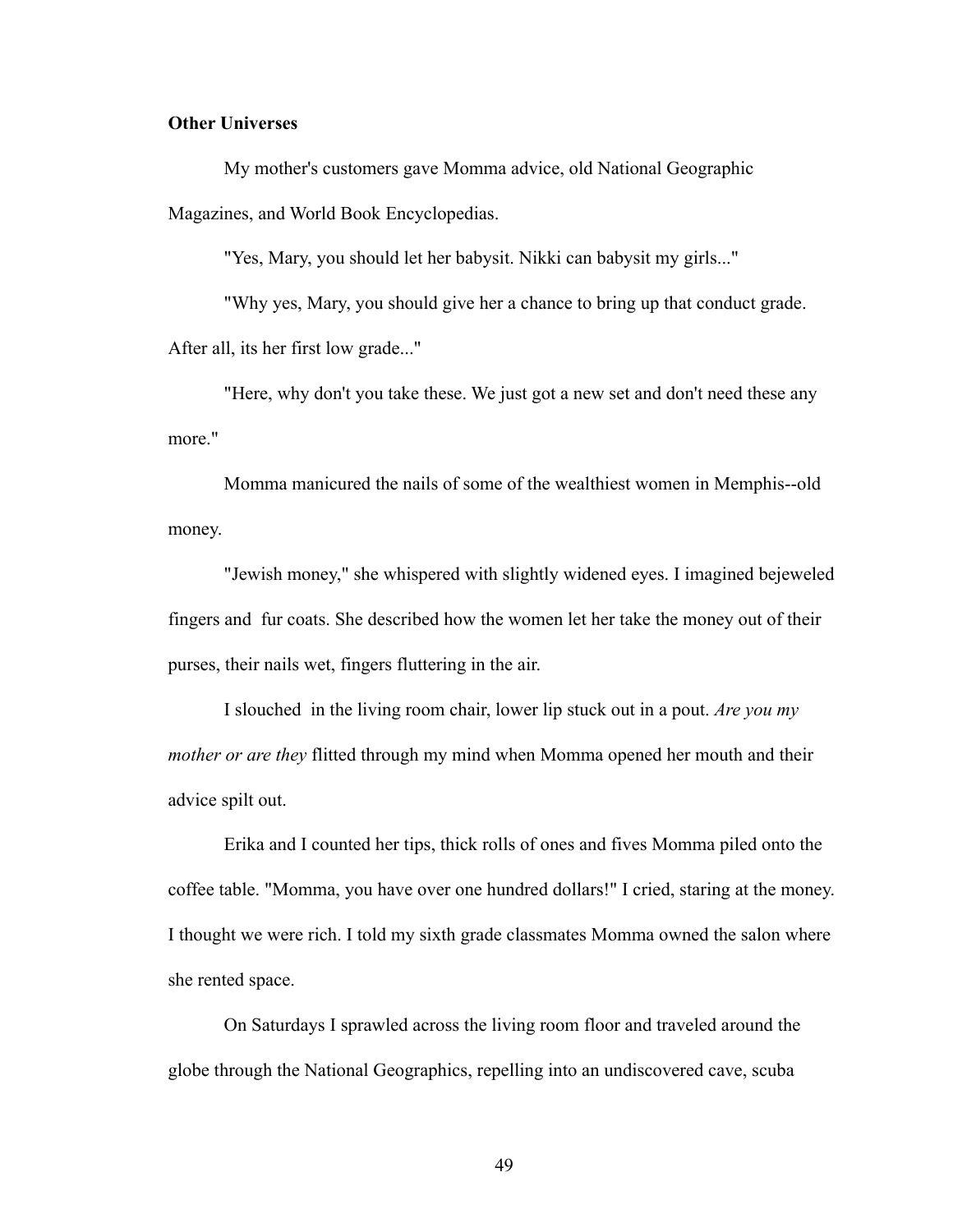**Other Universes**

My mother's customers gave Momma advice, old National Geographic Magazines, and World Book Encyclopedias.

"Yes, Mary, you should let her babysit. Nikki can babysit my girls..."

"Why yes, Mary, you should give her a chance to bring up that conduct grade. After all, its her first low grade..."

"Here, why don't you take these. We just got a new set and don't need these any more."

Momma manicured the nails of some of the wealthiest women in Memphis--old money.

"Jewish money," she whispered with slightly widened eyes. I imagined bejeweled fingers and fur coats. She described how the women let her take the money out of their purses, their nails wet, fingers fluttering in the air.

I slouched in the living room chair, lower lip stuck out in a pout. *Are you my mother or are they* flitted through my mind when Momma opened her mouth and their advice spilt out.

Erika and I counted her tips, thick rolls of ones and fives Momma piled onto the coffee table. "Momma, you have over one hundred dollars!" I cried, staring at the money. I thought we were rich. I told my sixth grade classmates Momma owned the salon where she rented space.

On Saturdays I sprawled across the living room floor and traveled around the globe through the National Geographics, repelling into an undiscovered cave, scuba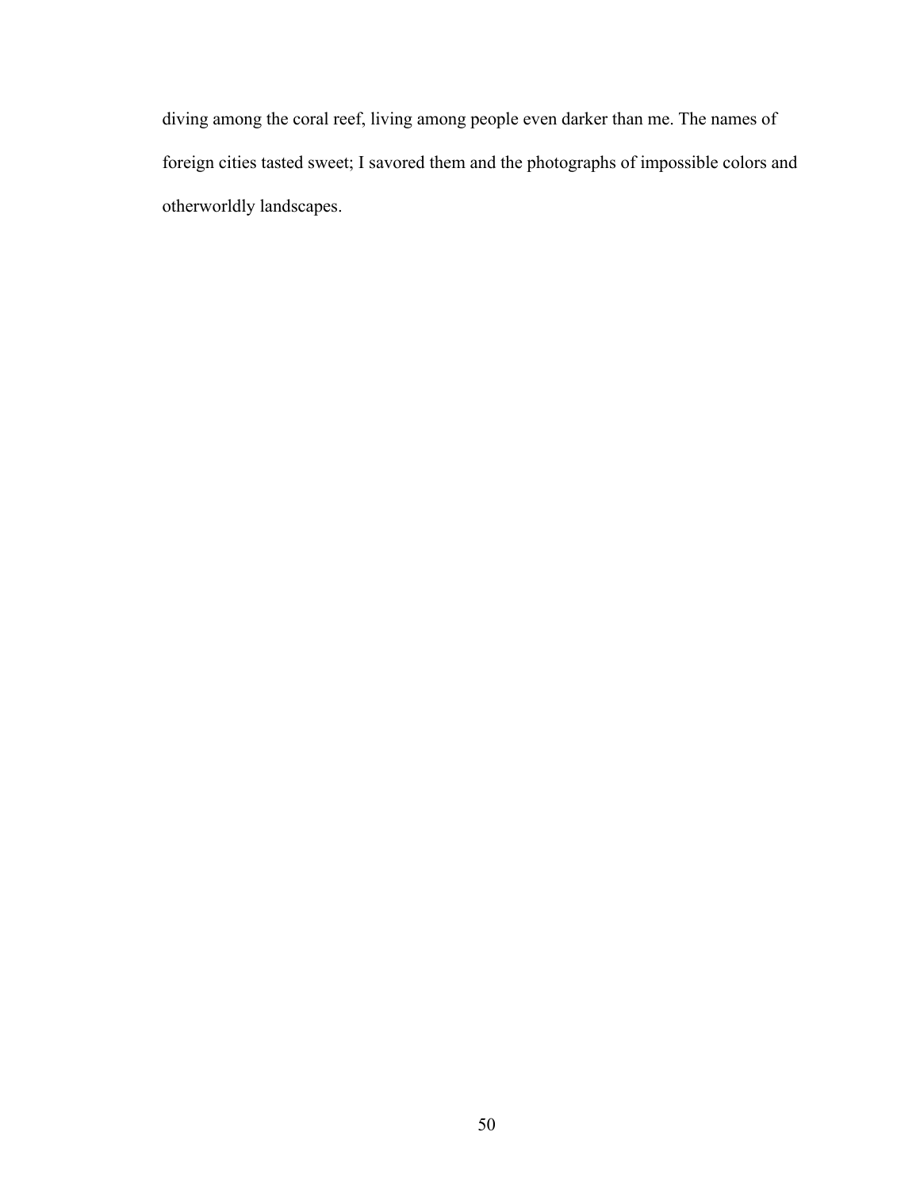diving among the coral reef, living among people even darker than me. The names of foreign cities tasted sweet; I savored them and the photographs of impossible colors and otherworldly landscapes.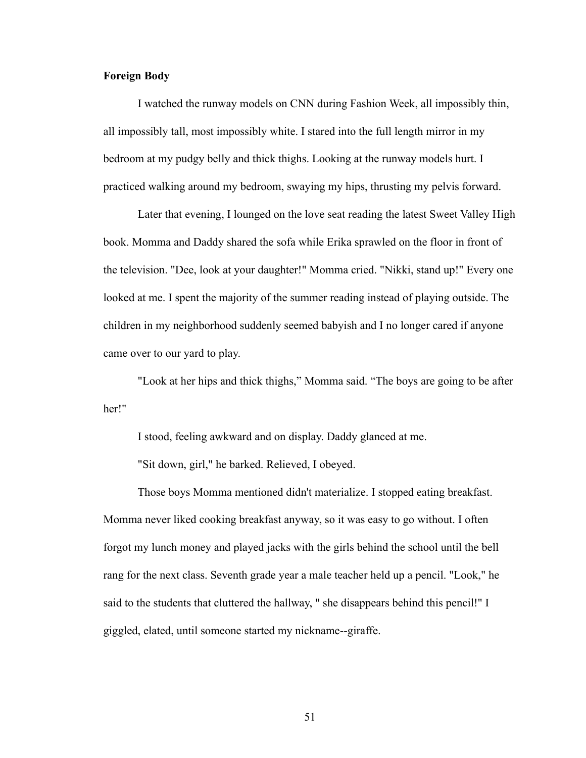**Foreign Body**

I watched the runway models on CNN during Fashion Week, all impossibly thin, all impossibly tall, most impossibly white. I stared into the full length mirror in my bedroom at my pudgy belly and thick thighs. Looking at the runway models hurt. I practiced walking around my bedroom, swaying my hips, thrusting my pelvis forward.

Later that evening, I lounged on the love seat reading the latest Sweet Valley High book. Momma and Daddy shared the sofa while Erika sprawled on the floor in front of the television. "Dee, look at your daughter!" Momma cried. "Nikki, stand up!" Every one looked at me. I spent the majority of the summer reading instead of playing outside. The children in my neighborhood suddenly seemed babyish and I no longer cared if anyone came over to our yard to play.

"Look at her hips and thick thighs," Momma said. "The boys are going to be after her!"

I stood, feeling awkward and on display. Daddy glanced at me.

"Sit down, girl," he barked. Relieved, I obeyed.

Those boys Momma mentioned didn't materialize. I stopped eating breakfast. Momma never liked cooking breakfast anyway, so it was easy to go without. I often forgot my lunch money and played jacks with the girls behind the school until the bell rang for the next class. Seventh grade year a male teacher held up a pencil. "Look," he said to the students that cluttered the hallway, " she disappears behind this pencil!" I giggled, elated, until someone started my nickname--giraffe.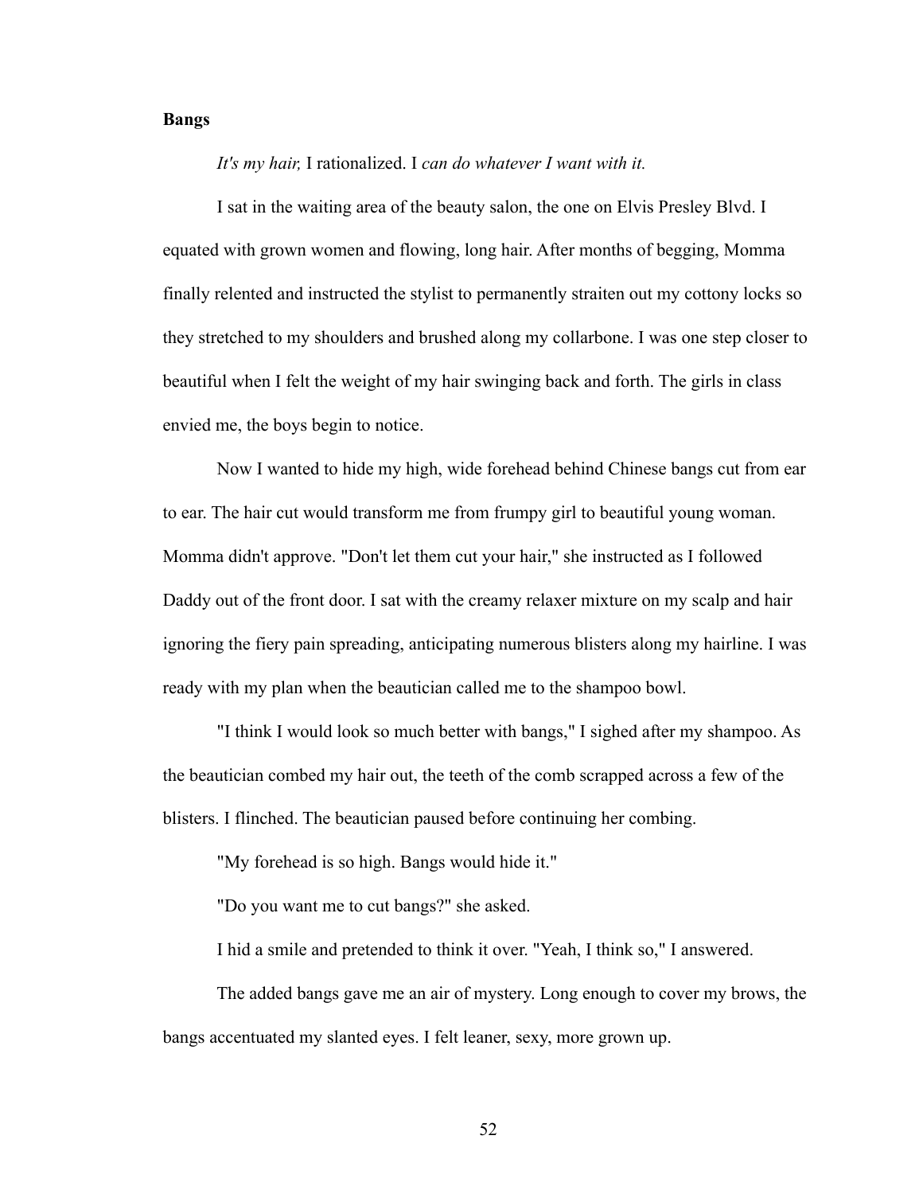**Bangs**

*It's my hair,* I rationalized. I *can do whatever I want with it.*

I sat in the waiting area of the beauty salon, the one on Elvis Presley Blvd. I equated with grown women and flowing, long hair. After months of begging, Momma finally relented and instructed the stylist to permanently straiten out my cottony locks so they stretched to my shoulders and brushed along my collarbone. I was one step closer to beautiful when I felt the weight of my hair swinging back and forth. The girls in class envied me, the boys begin to notice.

Now I wanted to hide my high, wide forehead behind Chinese bangs cut from ear to ear. The hair cut would transform me from frumpy girl to beautiful young woman. Momma didn't approve. "Don't let them cut your hair," she instructed as I followed Daddy out of the front door. I sat with the creamy relaxer mixture on my scalp and hair ignoring the fiery pain spreading, anticipating numerous blisters along my hairline. I was ready with my plan when the beautician called me to the shampoo bowl.

"I think I would look so much better with bangs," I sighed after my shampoo. As the beautician combed my hair out, the teeth of the comb scrapped across a few of the blisters. I flinched. The beautician paused before continuing her combing.

"My forehead is so high. Bangs would hide it."

"Do you want me to cut bangs?" she asked.

I hid a smile and pretended to think it over. "Yeah, I think so," I answered.

The added bangs gave me an air of mystery. Long enough to cover my brows, the bangs accentuated my slanted eyes. I felt leaner, sexy, more grown up.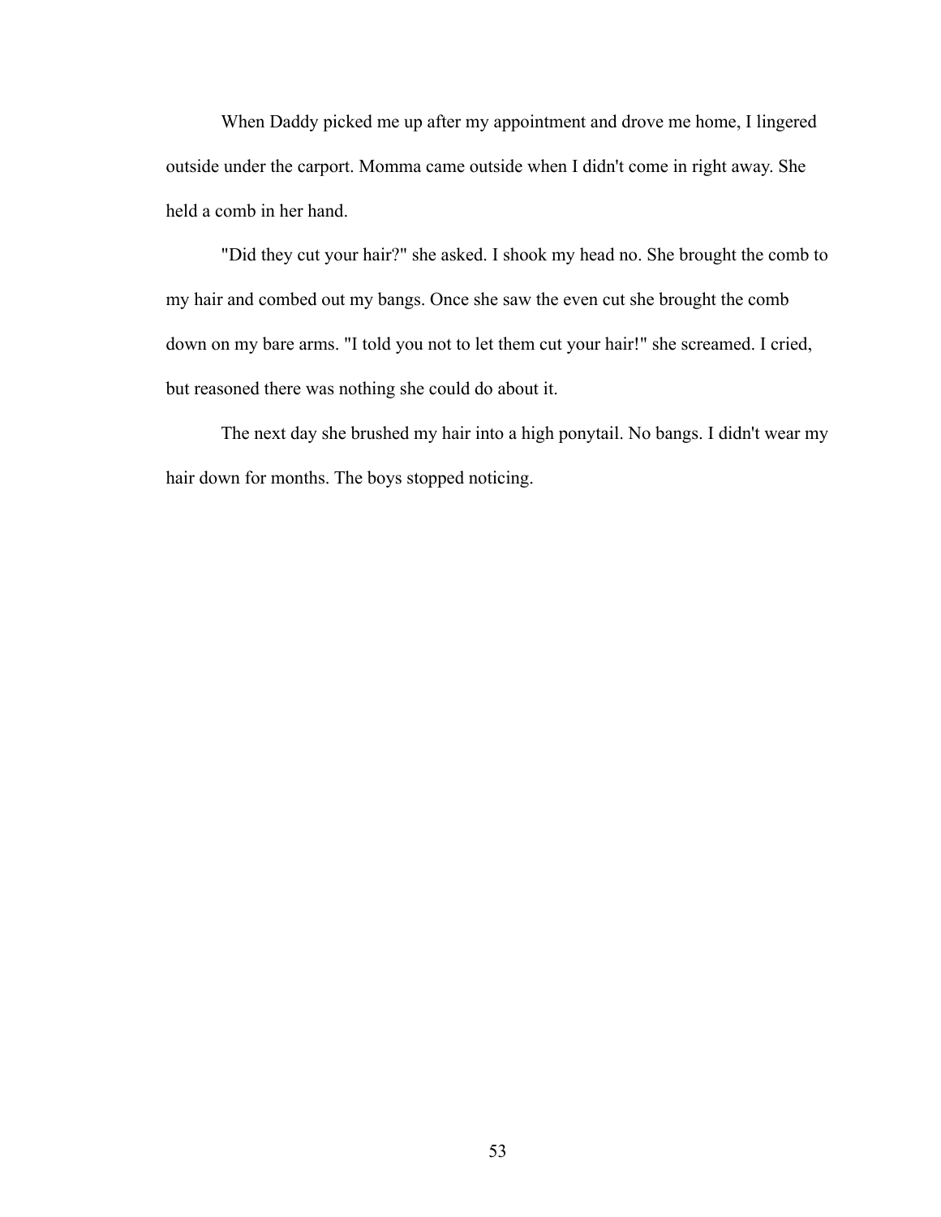When Daddy picked me up after my appointment and drove me home, I lingered outside under the carport. Momma came outside when I didn't come in right away. She held a comb in her hand.

"Did they cut your hair?" she asked. I shook my head no. She brought the comb to my hair and combed out my bangs. Once she saw the even cut she brought the comb down on my bare arms. "I told you not to let them cut your hair!" she screamed. I cried, but reasoned there was nothing she could do about it.

The next day she brushed my hair into a high ponytail. No bangs. I didn't wear my hair down for months. The boys stopped noticing.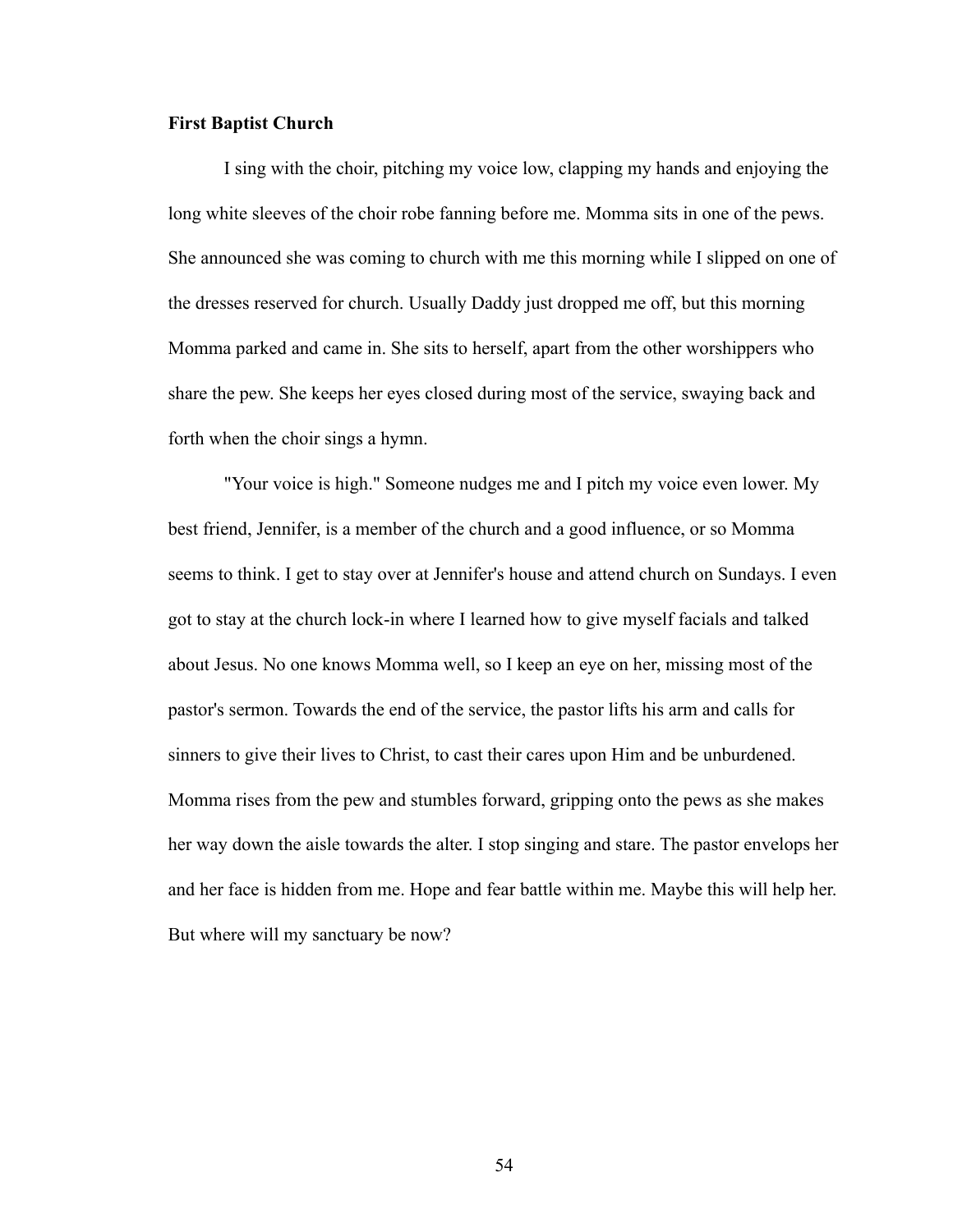**First Baptist Church**

I sing with the choir, pitching my voice low, clapping my hands and enjoying the long white sleeves of the choir robe fanning before me. Momma sits in one of the pews. She announced she was coming to church with me this morning while I slipped on one of the dresses reserved for church. Usually Daddy just dropped me off, but this morning Momma parked and came in. She sits to herself, apart from the other worshippers who share the pew. She keeps her eyes closed during most of the service, swaying back and forth when the choir sings a hymn.

"Your voice is high." Someone nudges me and I pitch my voice even lower. My best friend, Jennifer, is a member of the church and a good influence, or so Momma seems to think. I get to stay over at Jennifer's house and attend church on Sundays. I even got to stay at the church lock-in where I learned how to give myself facials and talked about Jesus. No one knows Momma well, so I keep an eye on her, missing most of the pastor's sermon. Towards the end of the service, the pastor lifts his arm and calls for sinners to give their lives to Christ, to cast their cares upon Him and be unburdened. Momma rises from the pew and stumbles forward, gripping onto the pews as she makes her way down the aisle towards the alter. I stop singing and stare. The pastor envelops her and her face is hidden from me. Hope and fear battle within me. Maybe this will help her. But where will my sanctuary be now?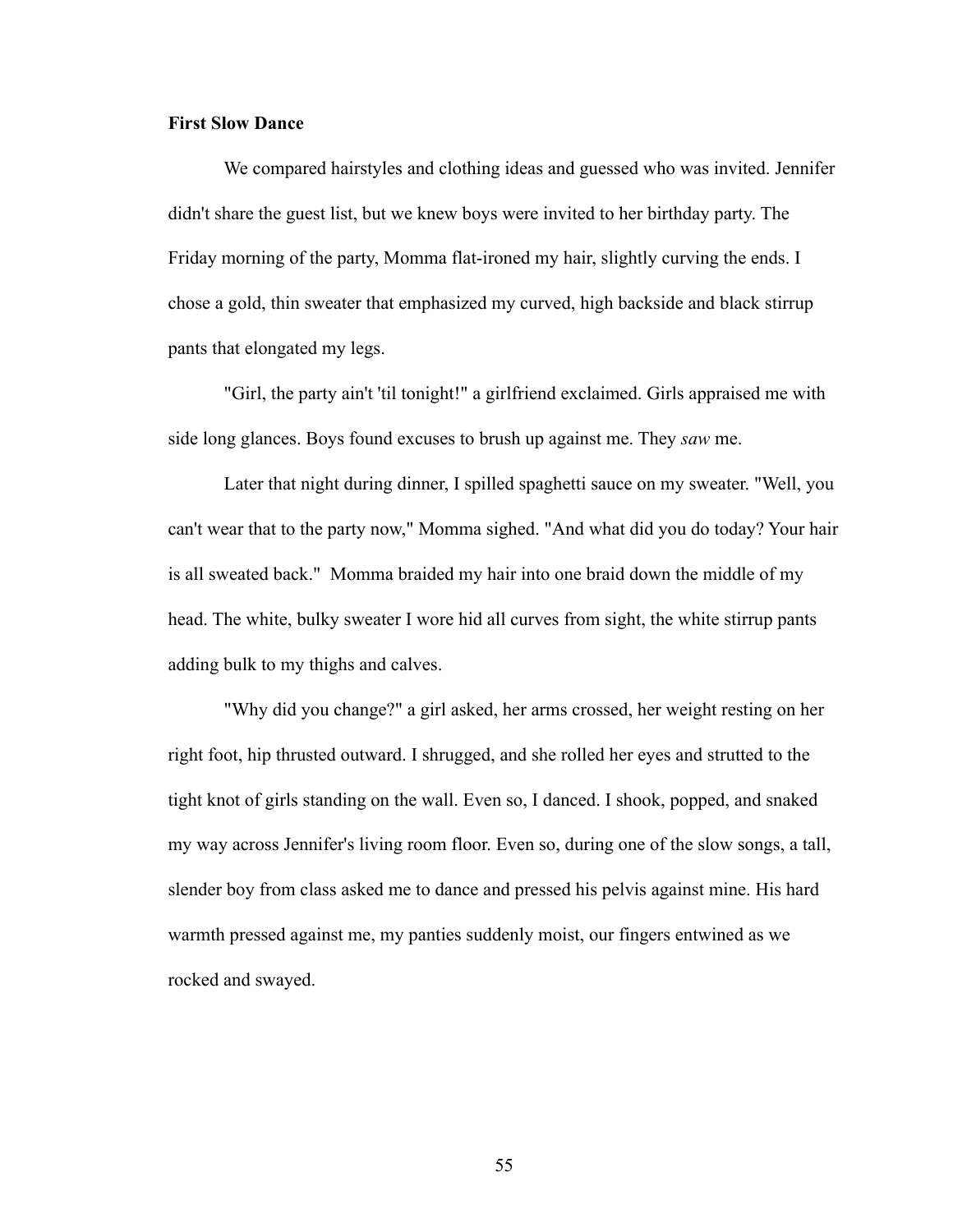**First Slow Dance**

We compared hairstyles and clothing ideas and guessed who was invited. Jennifer didn't share the guest list, but we knew boys were invited to her birthday party. The Friday morning of the party, Momma flat-ironed my hair, slightly curving the ends. I chose a gold, thin sweater that emphasized my curved, high backside and black stirrup pants that elongated my legs.

"Girl, the party ain't 'til tonight!" a girlfriend exclaimed. Girls appraised me with side long glances. Boys found excuses to brush up against me. They *saw* me.

Later that night during dinner, I spilled spaghetti sauce on my sweater. "Well, you can't wear that to the party now," Momma sighed. "And what did you do today? Your hair is all sweated back." Momma braided my hair into one braid down the middle of my head. The white, bulky sweater I wore hid all curves from sight, the white stirrup pants adding bulk to my thighs and calves.

"Why did you change?" a girl asked, her arms crossed, her weight resting on her right foot, hip thrusted outward. I shrugged, and she rolled her eyes and strutted to the tight knot of girls standing on the wall. Even so, I danced. I shook, popped, and snaked my way across Jennifer's living room floor. Even so, during one of the slow songs, a tall, slender boy from class asked me to dance and pressed his pelvis against mine. His hard warmth pressed against me, my panties suddenly moist, our fingers entwined as we rocked and swayed.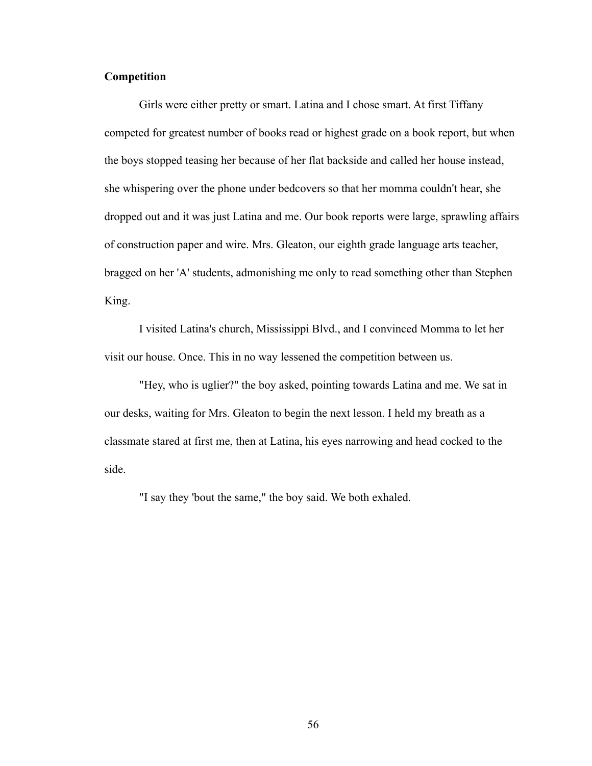**Competition**

Girls were either pretty or smart. Latina and I chose smart. At first Tiffany competed for greatest number of books read or highest grade on a book report, but when the boys stopped teasing her because of her flat backside and called her house instead, she whispering over the phone under bedcovers so that her momma couldn't hear, she dropped out and it was just Latina and me. Our book reports were large, sprawling affairs of construction paper and wire. Mrs. Gleaton, our eighth grade language arts teacher, bragged on her 'A' students, admonishing me only to read something other than Stephen King.

I visited Latina's church, Mississippi Blvd., and I convinced Momma to let her visit our house. Once. This in no way lessened the competition between us.

"Hey, who is uglier?" the boy asked, pointing towards Latina and me. We sat in our desks, waiting for Mrs. Gleaton to begin the next lesson. I held my breath as a classmate stared at first me, then at Latina, his eyes narrowing and head cocked to the side.

"I say they 'bout the same," the boy said. We both exhaled.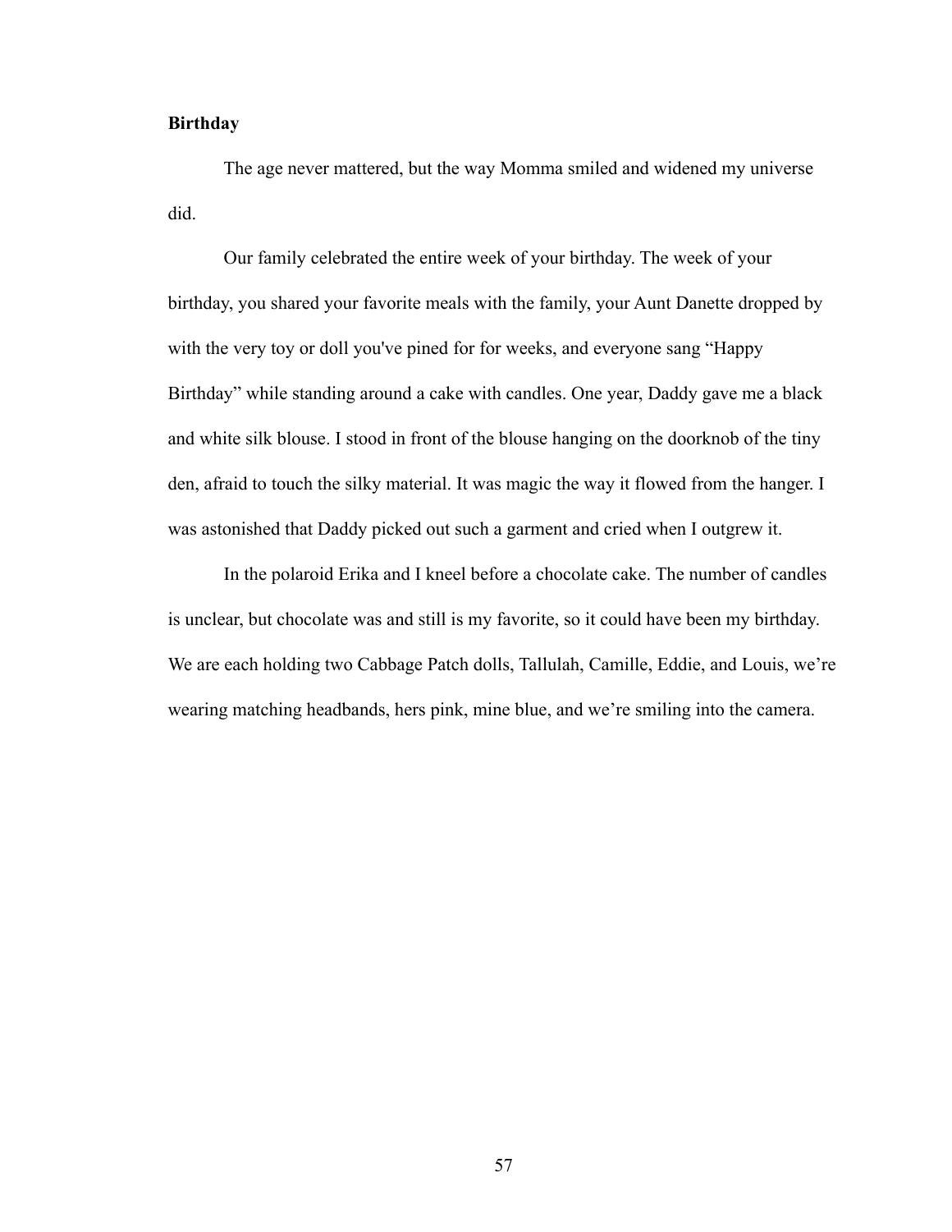**Birthday**

The age never mattered, but the way Momma smiled and widened my universe did.

Our family celebrated the entire week of your birthday. The week of your birthday, you shared your favorite meals with the family, your Aunt Danette dropped by with the very toy or doll you've pined for for weeks, and everyone sang "Happy Birthday" while standing around a cake with candles. One year, Daddy gave me a black and white silk blouse. I stood in front of the blouse hanging on the doorknob of the tiny den, afraid to touch the silky material. It was magic the way it flowed from the hanger. I was astonished that Daddy picked out such a garment and cried when I outgrew it.

In the polaroid Erika and I kneel before a chocolate cake. The number of candles is unclear, but chocolate was and still is my favorite, so it could have been my birthday. We are each holding two Cabbage Patch dolls, Tallulah, Camille, Eddie, and Louis, we're wearing matching headbands, hers pink, mine blue, and we're smiling into the camera.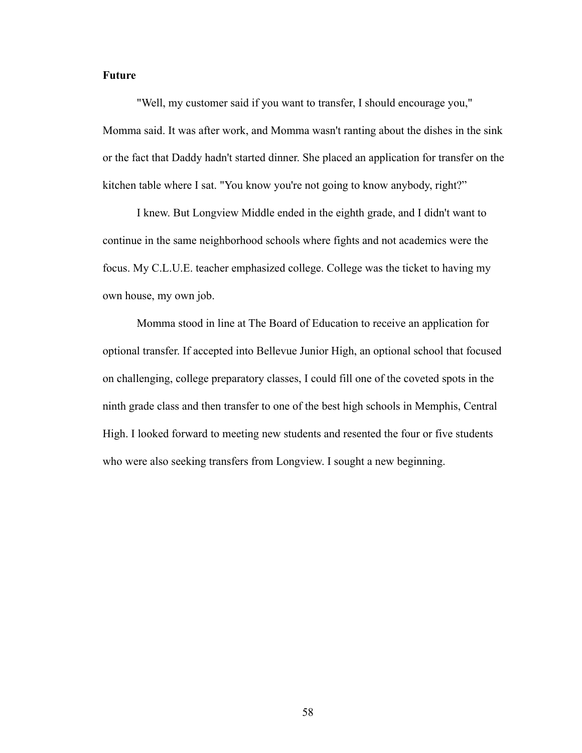**Future**

"Well, my customer said if you want to transfer, I should encourage you," Momma said. It was after work, and Momma wasn't ranting about the dishes in the sink or the fact that Daddy hadn't started dinner. She placed an application for transfer on the kitchen table where I sat. "You know you're not going to know anybody, right?"

I knew. But Longview Middle ended in the eighth grade, and I didn't want to continue in the same neighborhood schools where fights and not academics were the focus. My C.L.U.E. teacher emphasized college. College was the ticket to having my own house, my own job.

Momma stood in line at The Board of Education to receive an application for optional transfer. If accepted into Bellevue Junior High, an optional school that focused on challenging, college preparatory classes, I could fill one of the coveted spots in the ninth grade class and then transfer to one of the best high schools in Memphis, Central High. I looked forward to meeting new students and resented the four or five students who were also seeking transfers from Longview. I sought a new beginning.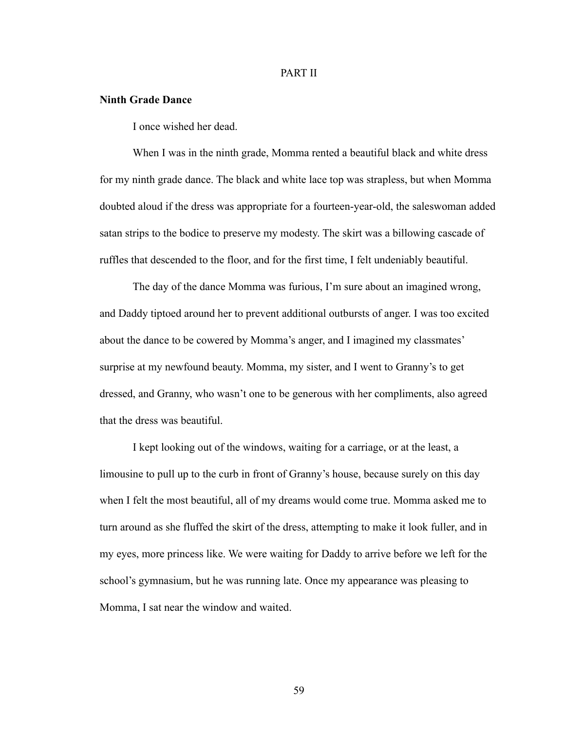PART II

## Ninth Grade Dance

I once wished her dead.

When I was in the ninth grade, Momma rented a beautiful black and white dress for my ninth grade dance. The black and white lace top was strapless, but when Momma doubted aloud if the dress was appropriate for a fourteen-year-old, the saleswoman added satan strips to the bodice to preserve my modesty. The skirt was a billowing cascade of ruffles that descended to the floor, and for the first time, I felt undeniably beautiful.

The day of the dance Momma was furious, I'm sure about an imagined wrong, and Daddy tiptoed around her to prevent additional outbursts of anger. I was too excited about the dance to be cowered by Momma's anger, and I imagined my classmates' surprise at my newfound beauty. Momma, my sister, and I went to Granny's to get dressed, and Granny, who wasn't one to be generous with her compliments, also agreed that the dress was beautiful.

I kept looking out of the windows, waiting for a carriage, or at the least, a limousine to pull up to the curb in front of Granny's house, because surely on this day when I felt the most beautiful, all of my dreams would come true. Momma asked me to turn around as she fluffed the skirt of the dress, attempting to make it look fuller, and in my eyes, more princess like. We were waiting for Daddy to arrive before we left for the school's gymnasium, but he was running late. Once my appearance was pleasing to Momma, I sat near the window and waited.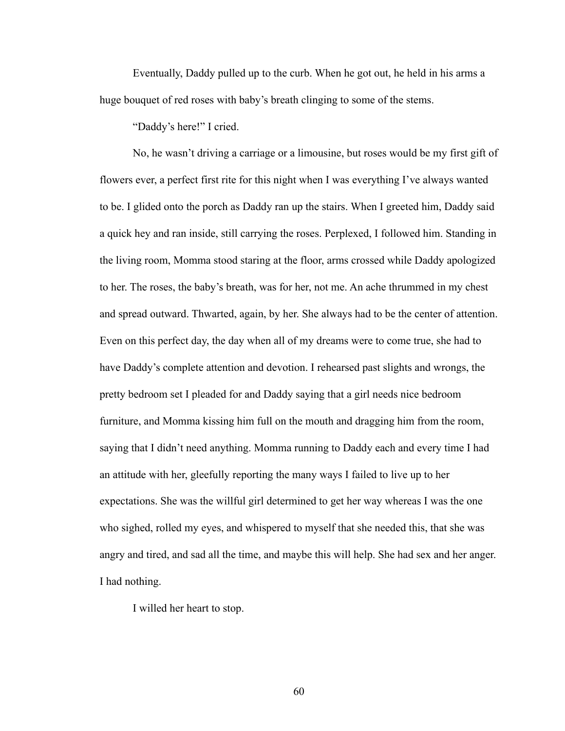Eventually, Daddy pulled up to the curb. When he got out, he held in his arms a huge bouquet of red roses with baby's breath clinging to some of the stems.

"Daddy's here!" I cried.

No, he wasn't driving a carriage or a limousine, but roses would be my first gift of flowers ever, a perfect first rite for this night when I was everything I've always wanted to be. I glided onto the porch as Daddy ran up the stairs. When I greeted him, Daddy said a quick hey and ran inside, still carrying the roses. Perplexed, I followed him. Standing in the living room, Momma stood staring at the floor, arms crossed while Daddy apologized to her. The roses, the baby's breath, was for her, not me. An ache thrummed in my chest and spread outward. Thwarted, again, by her. She always had to be the center of attention. Even on this perfect day, the day when all of my dreams were to come true, she had to have Daddy's complete attention and devotion. I rehearsed past slights and wrongs, the pretty bedroom set I pleaded for and Daddy saying that a girl needs nice bedroom furniture, and Momma kissing him full on the mouth and dragging him from the room, saying that I didn't need anything. Momma running to Daddy each and every time I had an attitude with her, gleefully reporting the many ways I failed to live up to her expectations. She was the willful girl determined to get her way whereas I was the one who sighed, rolled my eyes, and whispered to myself that she needed this, that she was angry and tired, and sad all the time, and maybe this will help. She had sex and her anger. I had nothing.

I willed her heart to stop.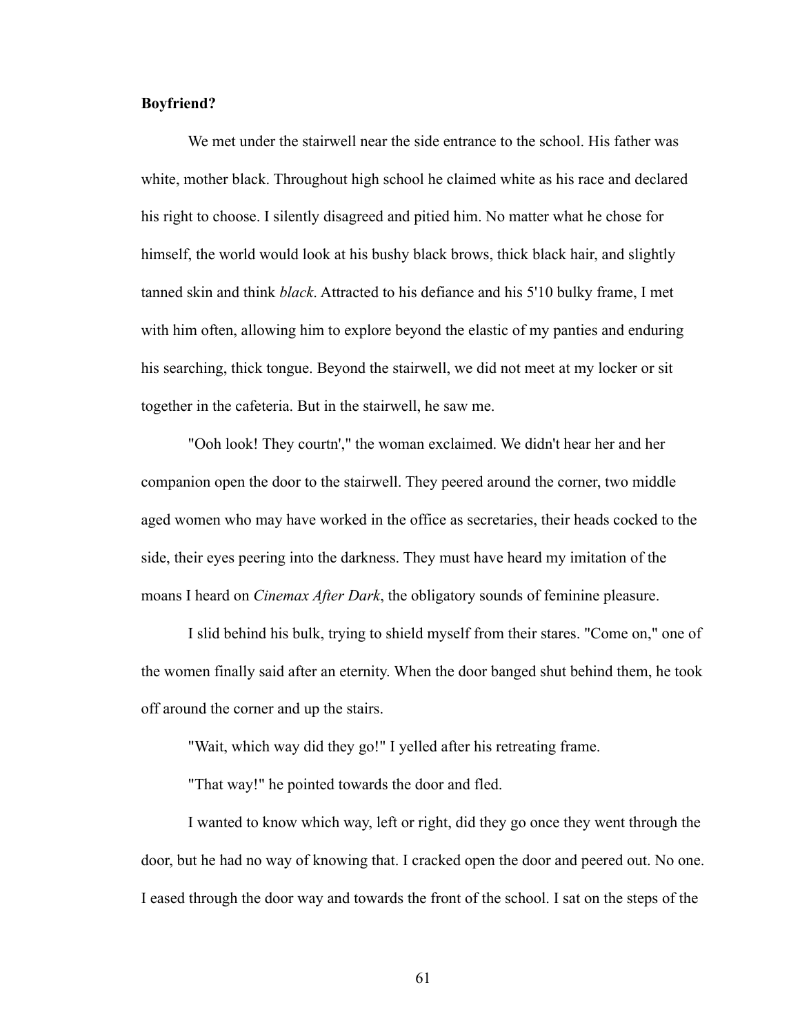**Boyfriend?**

We met under the stairwell near the side entrance to the school. His father was white, mother black. Throughout high school he claimed white as his race and declared his right to choose. I silently disagreed and pitied him. No matter what he chose for himself, the world would look at his bushy black brows, thick black hair, and slightly tanned skin and think *black*. Attracted to his defiance and his 5'10 bulky frame, I met with him often, allowing him to explore beyond the elastic of my panties and enduring his searching, thick tongue. Beyond the stairwell, we did not meet at my locker or sit together in the cafeteria. But in the stairwell, he saw me.

"Ooh look! They courtn'," the woman exclaimed. We didn't hear her and her companion open the door to the stairwell. They peered around the corner, two middle aged women who may have worked in the office as secretaries, their heads cocked to the side, their eyes peering into the darkness. They must have heard my imitation of the moans I heard on *Cinemax After Dark*, the obligatory sounds of feminine pleasure.

I slid behind his bulk, trying to shield myself from their stares. "Come on," one of the women finally said after an eternity. When the door banged shut behind them, he took off around the corner and up the stairs.

"Wait, which way did they go!" I yelled after his retreating frame.

"That way!" he pointed towards the door and fled.

I wanted to know which way, left or right, did they go once they went through the door, but he had no way of knowing that. I cracked open the door and peered out. No one. I eased through the door way and towards the front of the school. I sat on the steps of the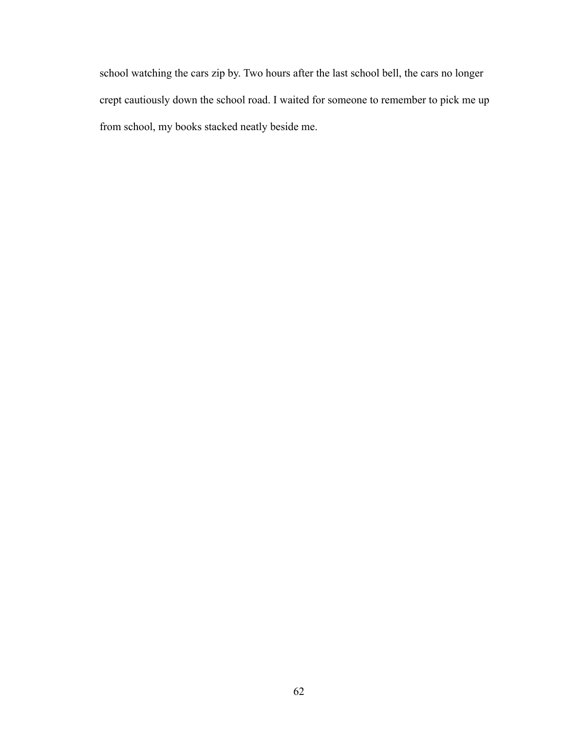school watching the cars zip by. Two hours after the last school bell, the cars no longer crept cautiously down the school road. I waited for someone to remember to pick me up from school, my books stacked neatly beside me.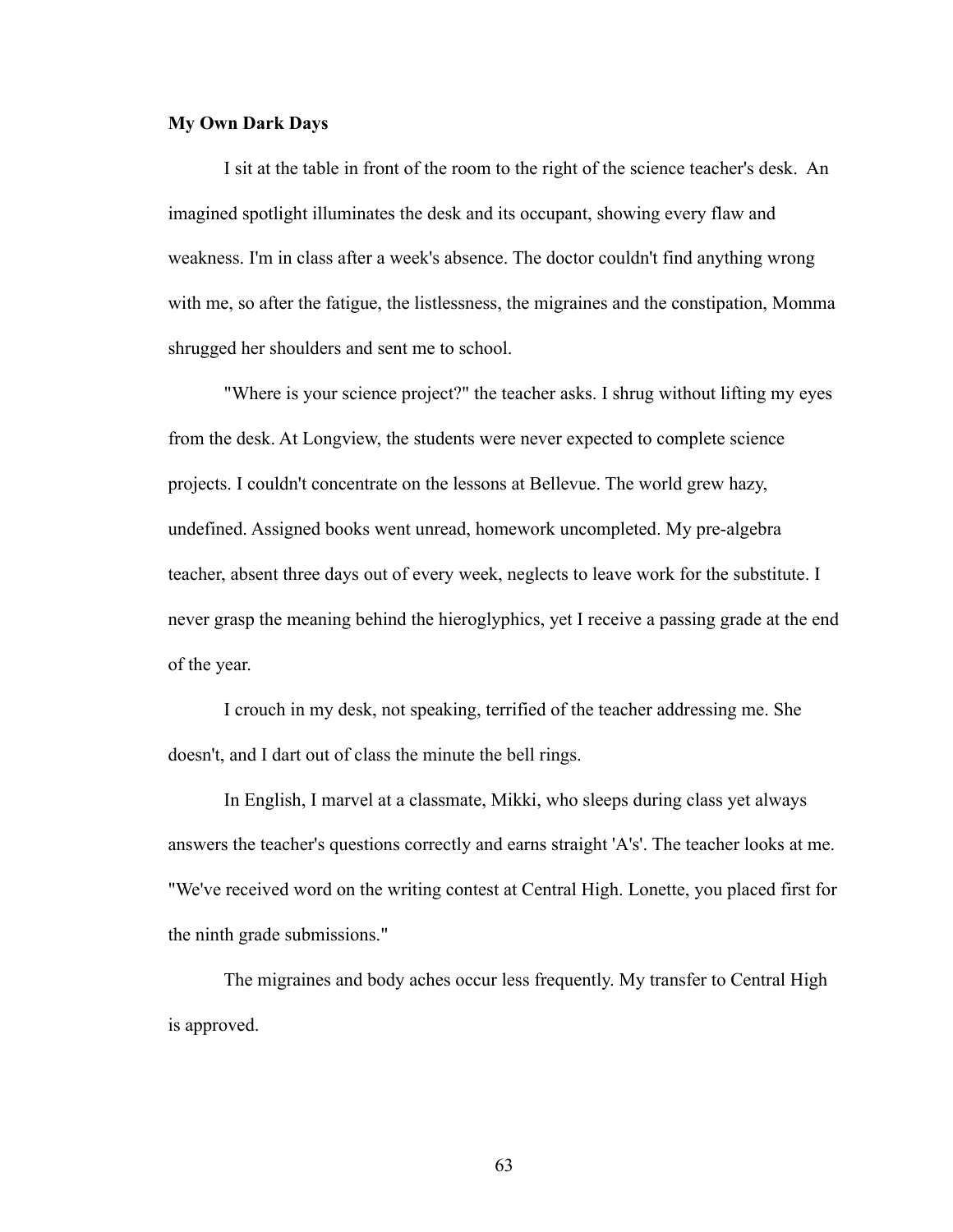**My Own Dark Days**

I sit at the table in front of the room to the right of the science teacher's desk. An imagined spotlight illuminates the desk and its occupant, showing every flaw and weakness. I'm in class after a week's absence. The doctor couldn't find anything wrong with me, so after the fatigue, the listlessness, the migraines and the constipation, Momma shrugged her shoulders and sent me to school.

"Where is your science project?" the teacher asks. I shrug without lifting my eyes from the desk. At Longview, the students were never expected to complete science projects. I couldn't concentrate on the lessons at Bellevue. The world grew hazy, undefined. Assigned books went unread, homework uncompleted. My pre-algebra teacher, absent three days out of every week, neglects to leave work for the substitute. I never grasp the meaning behind the hieroglyphics, yet I receive a passing grade at the end of the year.

I crouch in my desk, not speaking, terrified of the teacher addressing me. She doesn't, and I dart out of class the minute the bell rings.

In English, I marvel at a classmate, Mikki, who sleeps during class yet always answers the teacher's questions correctly and earns straight 'A's'. The teacher looks at me. "We've received word on the writing contest at Central High. Lonette, you placed first for the ninth grade submissions."

The migraines and body aches occur less frequently. My transfer to Central High is approved.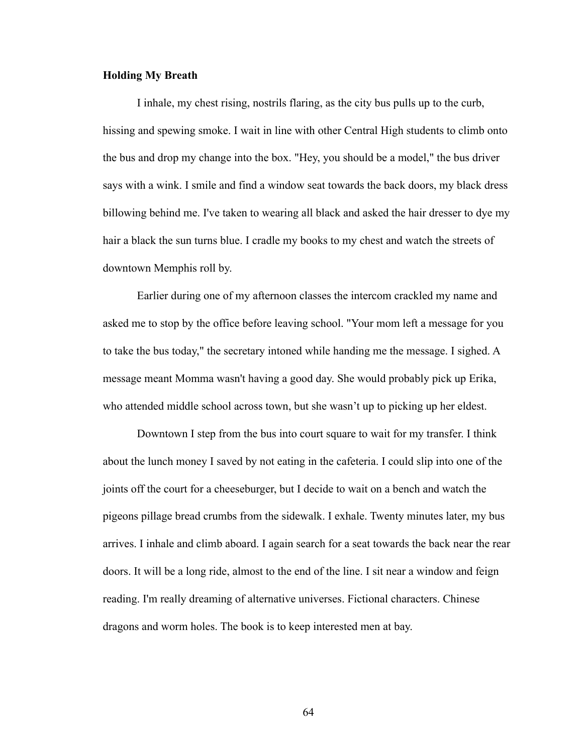**Holding My Breath**

I inhale, my chest rising, nostrils flaring, as the city bus pulls up to the curb, hissing and spewing smoke. I wait in line with other Central High students to climb onto the bus and drop my change into the box. "Hey, you should be a model," the bus driver says with a wink. I smile and find a window seat towards the back doors, my black dress billowing behind me. I've taken to wearing all black and asked the hair dresser to dye my hair a black the sun turns blue. I cradle my books to my chest and watch the streets of downtown Memphis roll by.

Earlier during one of my afternoon classes the intercom crackled my name and asked me to stop by the office before leaving school. "Your mom left a message for you to take the bus today," the secretary intoned while handing me the message. I sighed. A message meant Momma wasn't having a good day. She would probably pick up Erika, who attended middle school across town, but she wasn't up to picking up her eldest.

Downtown I step from the bus into court square to wait for my transfer. I think about the lunch money I saved by not eating in the cafeteria. I could slip into one of the joints off the court for a cheeseburger, but I decide to wait on a bench and watch the pigeons pillage bread crumbs from the sidewalk. I exhale. Twenty minutes later, my bus arrives. I inhale and climb aboard. I again search for a seat towards the back near the rear doors. It will be a long ride, almost to the end of the line. I sit near a window and feign reading. I'm really dreaming of alternative universes. Fictional characters. Chinese dragons and worm holes. The book is to keep interested men at bay.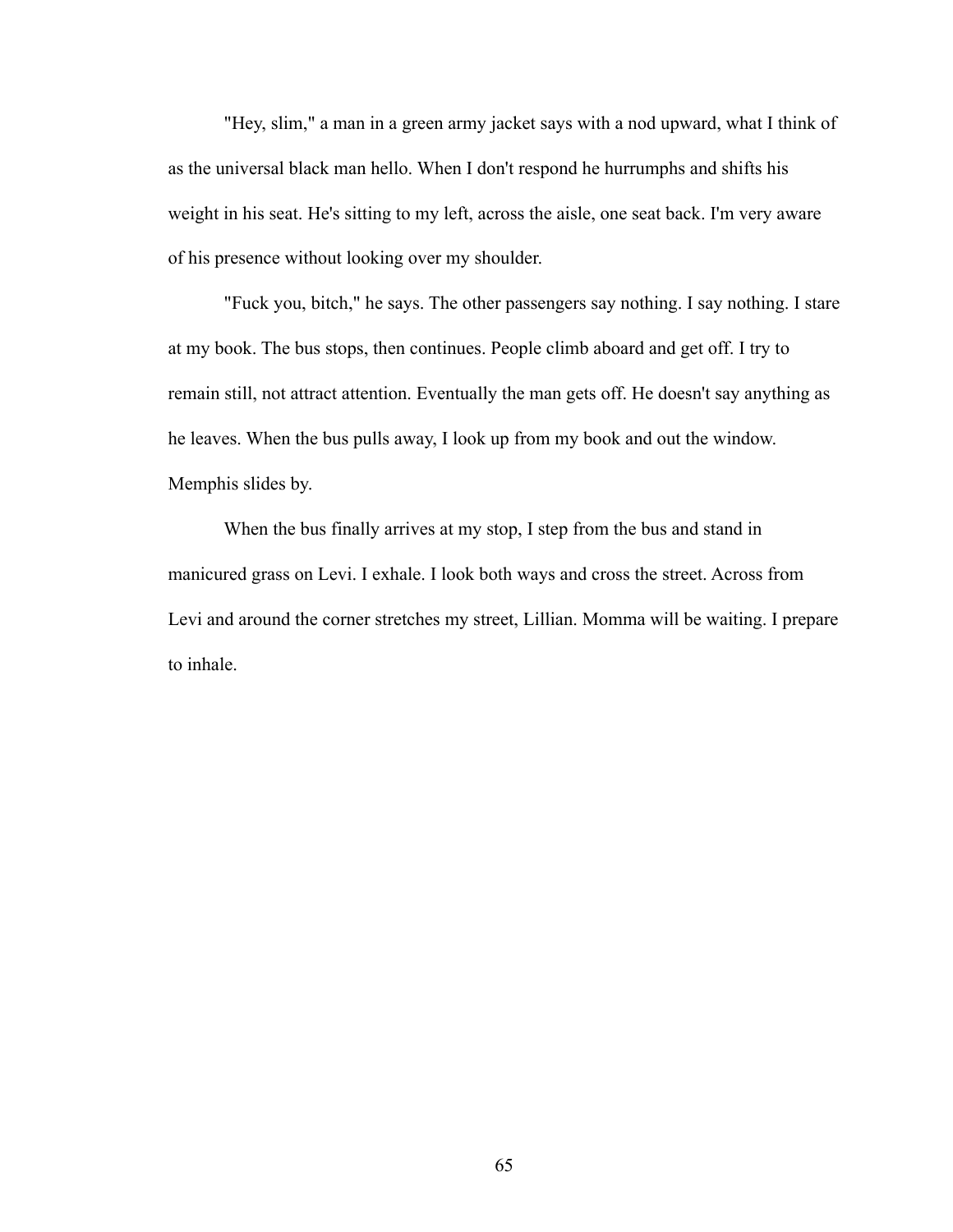"Hey, slim," a man in a green army jacket says with a nod upward, what I think of as the universal black man hello. When I don't respond he hurrumphs and shifts his weight in his seat. He's sitting to my left, across the aisle, one seat back. I'm very aware of his presence without looking over my shoulder.

"Fuck you, bitch," he says. The other passengers say nothing. I say nothing. I stare at my book. The bus stops, then continues. People climb aboard and get off. I try to remain still, not attract attention. Eventually the man gets off. He doesn't say anything as he leaves. When the bus pulls away, I look up from my book and out the window. Memphis slides by.

When the bus finally arrives at my stop, I step from the bus and stand in manicured grass on Levi. I exhale. I look both ways and cross the street. Across from Levi and around the corner stretches my street, Lillian. Momma will be waiting. I prepare to inhale.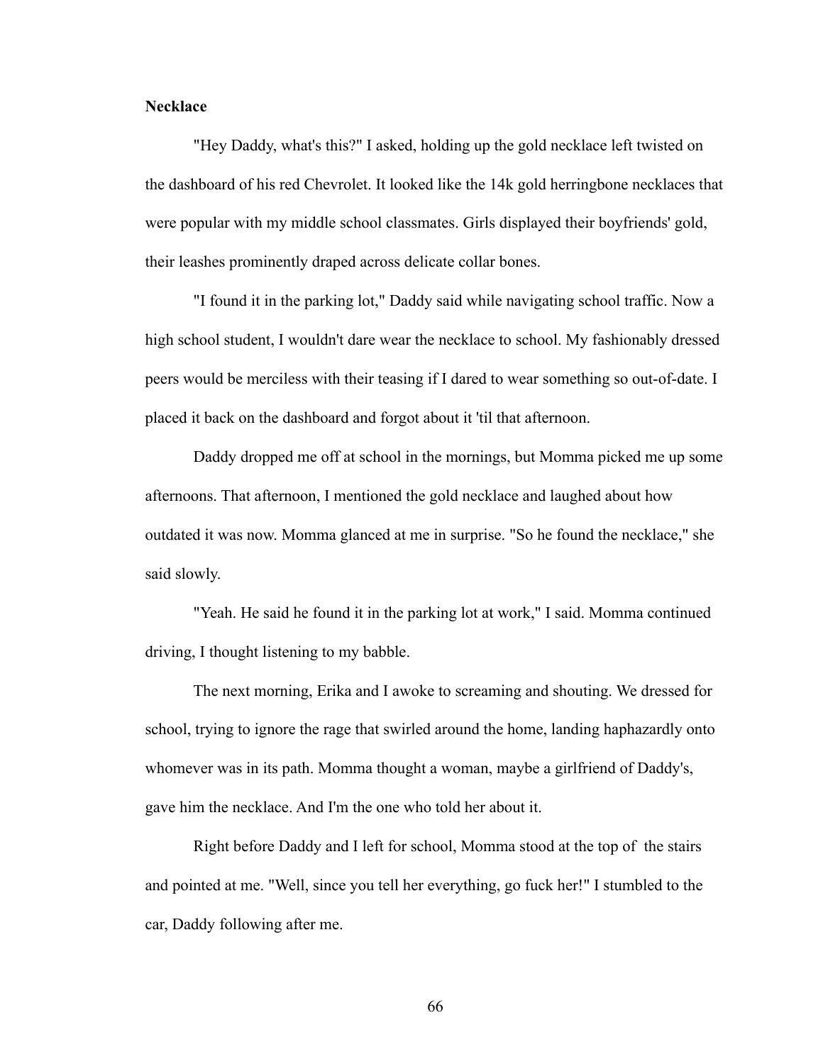**Necklace**

"Hey Daddy, what's this?" I asked, holding up the gold necklace left twisted on the dashboard of his red Chevrolet. It looked like the 14k gold herringbone necklaces that were popular with my middle school classmates. Girls displayed their boyfriends' gold, their leashes prominently draped across delicate collar bones.

"I found it in the parking lot," Daddy said while navigating school traffic. Now a high school student, I wouldn't dare wear the necklace to school. My fashionably dressed peers would be merciless with their teasing if I dared to wear something so out-of-date. I placed it back on the dashboard and forgot about it 'til that afternoon.

Daddy dropped me off at school in the mornings, but Momma picked me up some afternoons. That afternoon, I mentioned the gold necklace and laughed about how outdated it was now. Momma glanced at me in surprise. "So he found the necklace," she said slowly.

"Yeah. He said he found it in the parking lot at work," I said. Momma continued driving, I thought listening to my babble.

The next morning, Erika and I awoke to screaming and shouting. We dressed for school, trying to ignore the rage that swirled around the home, landing haphazardly onto whomever was in its path. Momma thought a woman, maybe a girlfriend of Daddy's, gave him the necklace. And I'm the one who told her about it.

Right before Daddy and I left for school, Momma stood at the top of the stairs and pointed at me. "Well, since you tell her everything, go fuck her!" I stumbled to the car, Daddy following after me.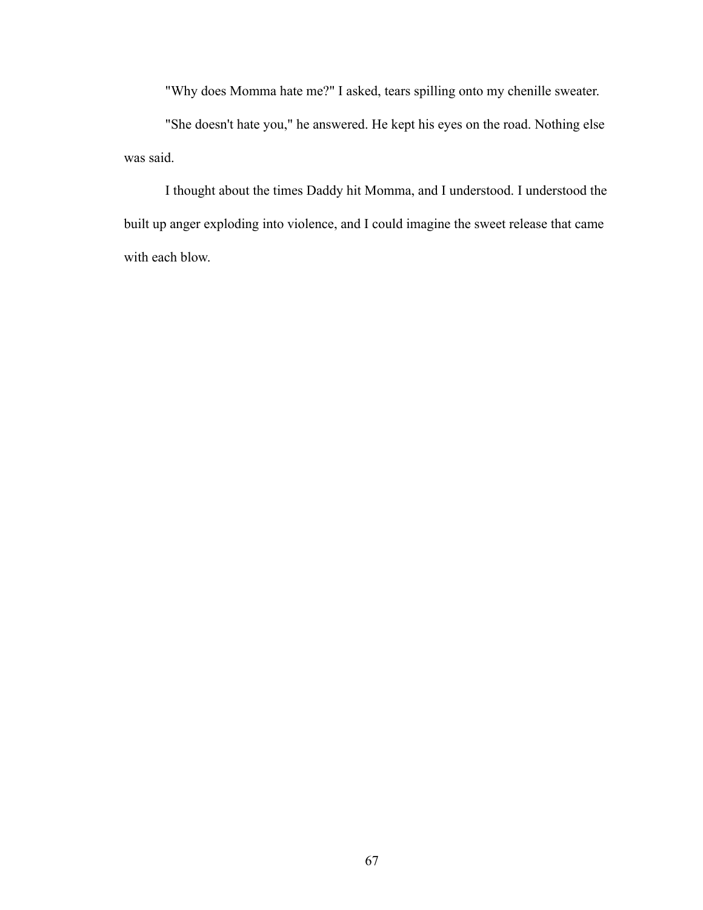"Why does Momma hate me?" I asked, tears spilling onto my chenille sweater.

"She doesn't hate you," he answered. He kept his eyes on the road. Nothing else was said.

I thought about the times Daddy hit Momma, and I understood. I understood the built up anger exploding into violence, and I could imagine the sweet release that came with each blow.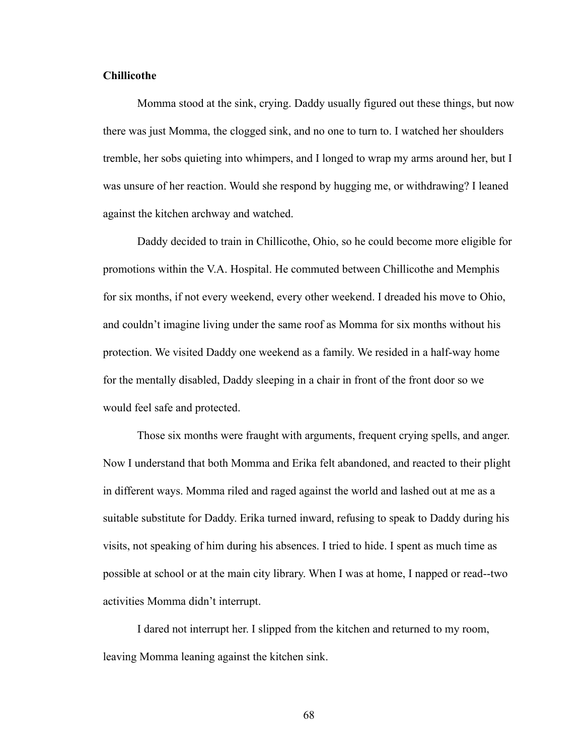**Chillicothe**

Momma stood at the sink, crying. Daddy usually figured out these things, but now there was just Momma, the clogged sink, and no one to turn to. I watched her shoulders tremble, her sobs quieting into whimpers, and I longed to wrap my arms around her, but I was unsure of her reaction. Would she respond by hugging me, or withdrawing? I leaned against the kitchen archway and watched.

Daddy decided to train in Chillicothe, Ohio, so he could become more eligible for promotions within the V.A. Hospital. He commuted between Chillicothe and Memphis for six months, if not every weekend, every other weekend. I dreaded his move to Ohio, and couldn't imagine living under the same roof as Momma for six months without his protection. We visited Daddy one weekend as a family. We resided in a half-way home for the mentally disabled, Daddy sleeping in a chair in front of the front door so we would feel safe and protected.

Those six months were fraught with arguments, frequent crying spells, and anger. Now I understand that both Momma and Erika felt abandoned, and reacted to their plight in different ways. Momma riled and raged against the world and lashed out at me as a suitable substitute for Daddy. Erika turned inward, refusing to speak to Daddy during his visits, not speaking of him during his absences. I tried to hide. I spent as much time as possible at school or at the main city library. When I was at home, I napped or read--two activities Momma didn't interrupt.

I dared not interrupt her. I slipped from the kitchen and returned to my room, leaving Momma leaning against the kitchen sink.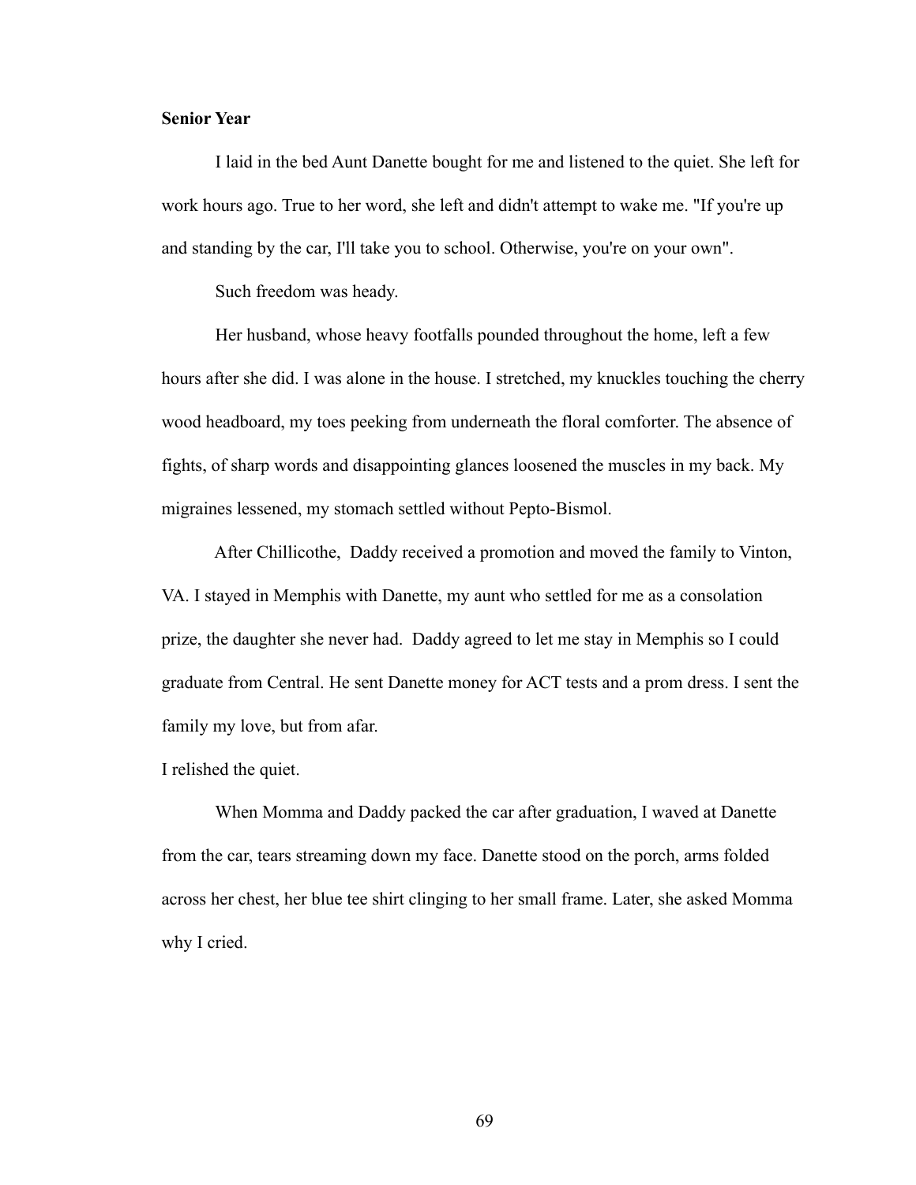**Senior Year**

I laid in the bed Aunt Danette bought for me and listened to the quiet. She left for work hours ago. True to her word, she left and didn't attempt to wake me. "If you're up and standing by the car, I'll take you to school. Otherwise, you're on your own".

Such freedom was heady.

Her husband, whose heavy footfalls pounded throughout the home, left a few hours after she did. I was alone in the house. I stretched, my knuckles touching the cherry wood headboard, my toes peeking from underneath the floral comforter. The absence of fights, of sharp words and disappointing glances loosened the muscles in my back. My migraines lessened, my stomach settled without Pepto-Bismol.

After Chillicothe, Daddy received a promotion and moved the family to Vinton, VA. I stayed in Memphis with Danette, my aunt who settled for me as a consolation prize, the daughter she never had. Daddy agreed to let me stay in Memphis so I could graduate from Central. He sent Danette money for ACT tests and a prom dress. I sent the family my love, but from afar.

I relished the quiet.

When Momma and Daddy packed the car after graduation, I waved at Danette from the car, tears streaming down my face. Danette stood on the porch, arms folded across her chest, her blue tee shirt clinging to her small frame. Later, she asked Momma why I cried.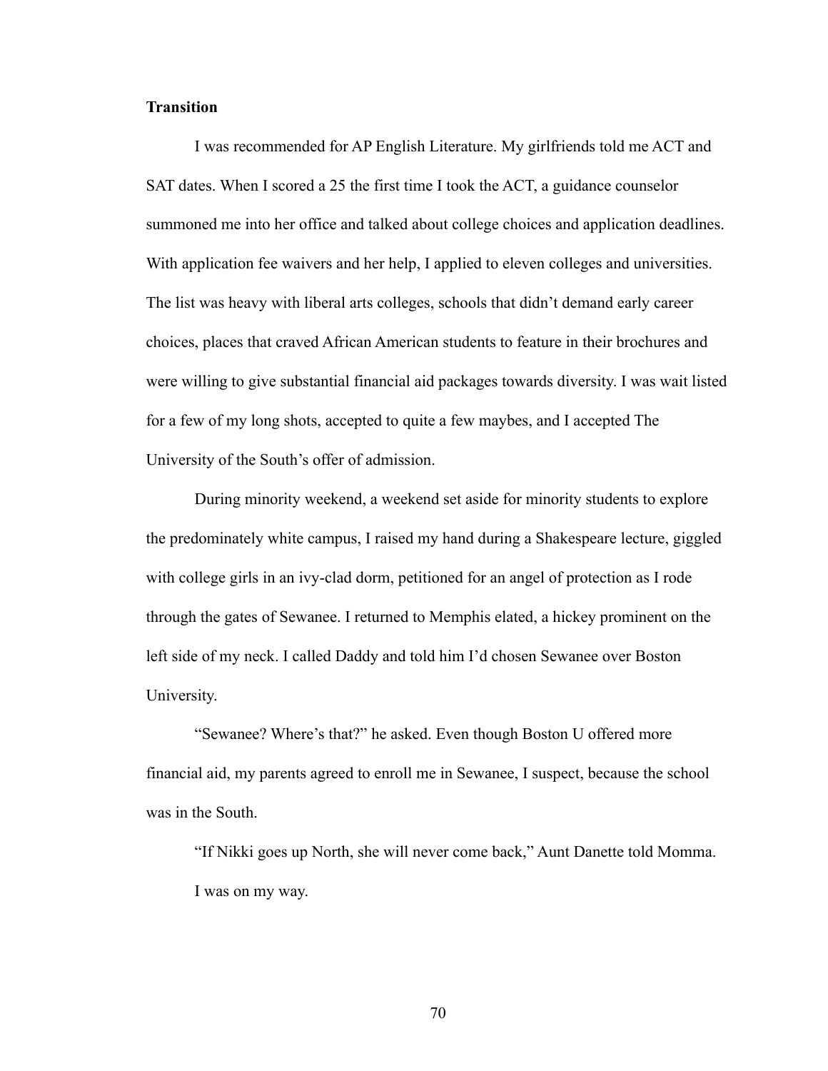**Transition**

I was recommended for AP English Literature. My girlfriends told me ACT and SAT dates. When I scored a 25 the first time I took the ACT, a guidance counselor summoned me into her office and talked about college choices and application deadlines. With application fee waivers and her help, I applied to eleven colleges and universities. The list was heavy with liberal arts colleges, schools that didn't demand early career choices, places that craved African American students to feature in their brochures and were willing to give substantial financial aid packages towards diversity. I was wait listed for a few of my long shots, accepted to quite a few maybes, and I accepted The University of the South's offer of admission.

During minority weekend, a weekend set aside for minority students to explore the predominately white campus, I raised my hand during a Shakespeare lecture, giggled with college girls in an ivy-clad dorm, petitioned for an angel of protection as I rode through the gates of Sewanee. I returned to Memphis elated, a hickey prominent on the left side of my neck. I called Daddy and told him I'd chosen Sewanee over Boston University.

"Sewanee? Where's that?" he asked. Even though Boston U offered more financial aid, my parents agreed to enroll me in Sewanee, I suspect, because the school was in the South.

"If Nikki goes up North, she will never come back," Aunt Danette told Momma.

I was on my way.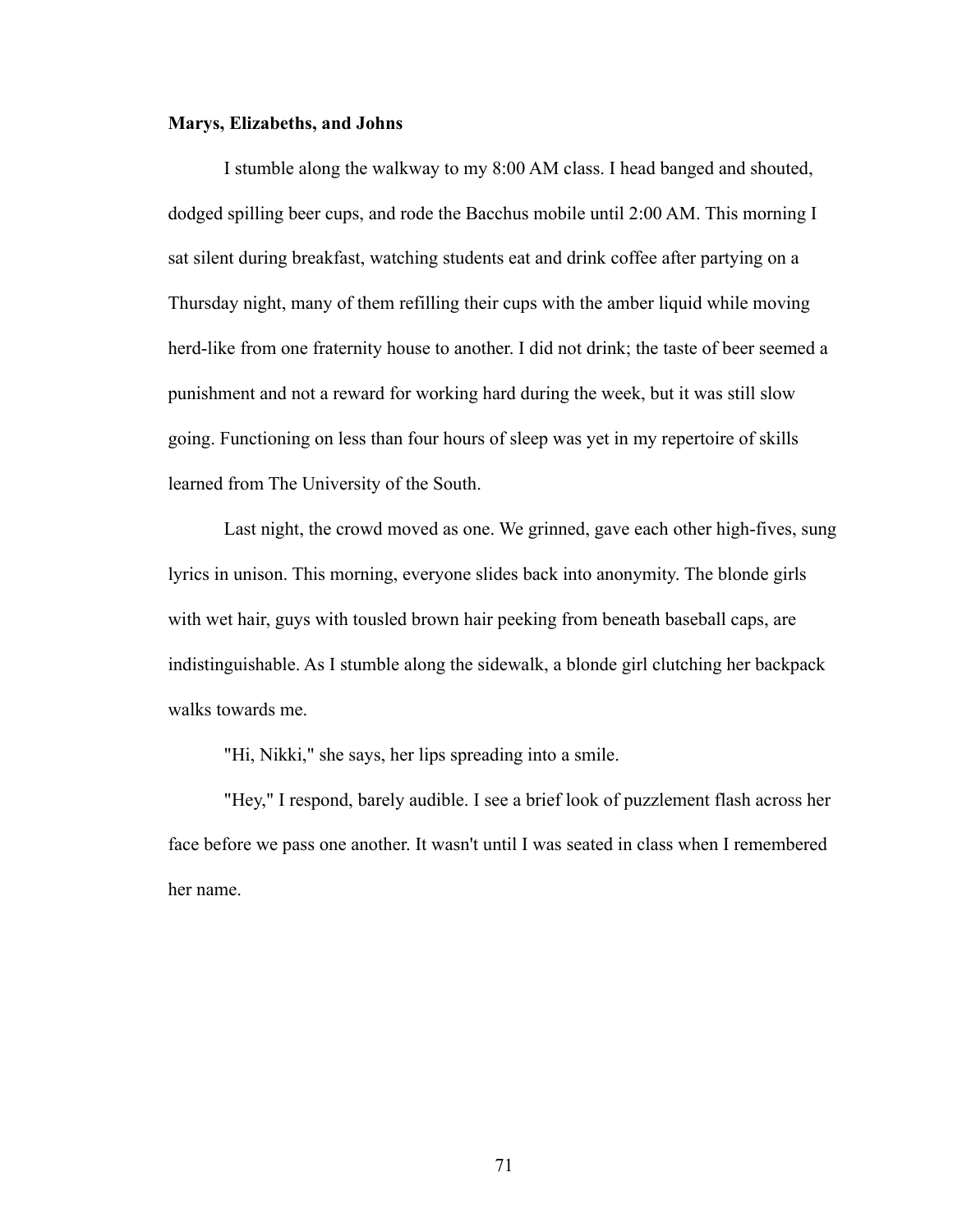**Marys, Elizabeths, and Johns**

I stumble along the walkway to my 8:00 AM class. I head banged and shouted, dodged spilling beer cups, and rode the Bacchus mobile until 2:00 AM. This morning I sat silent during breakfast, watching students eat and drink coffee after partying on a Thursday night, many of them refilling their cups with the amber liquid while moving herd-like from one fraternity house to another. I did not drink; the taste of beer seemed a punishment and not a reward for working hard during the week, but it was still slow going. Functioning on less than four hours of sleep was yet in my repertoire of skills learned from The University of the South.

Last night, the crowd moved as one. We grinned, gave each other high-fives, sung lyrics in unison. This morning, everyone slides back into anonymity. The blonde girls with wet hair, guys with tousled brown hair peeking from beneath baseball caps, are indistinguishable. As I stumble along the sidewalk, a blonde girl clutching her backpack walks towards me.

"Hi, Nikki," she says, her lips spreading into a smile.

"Hey," I respond, barely audible. I see a brief look of puzzlement flash across her face before we pass one another. It wasn't until I was seated in class when I remembered her name.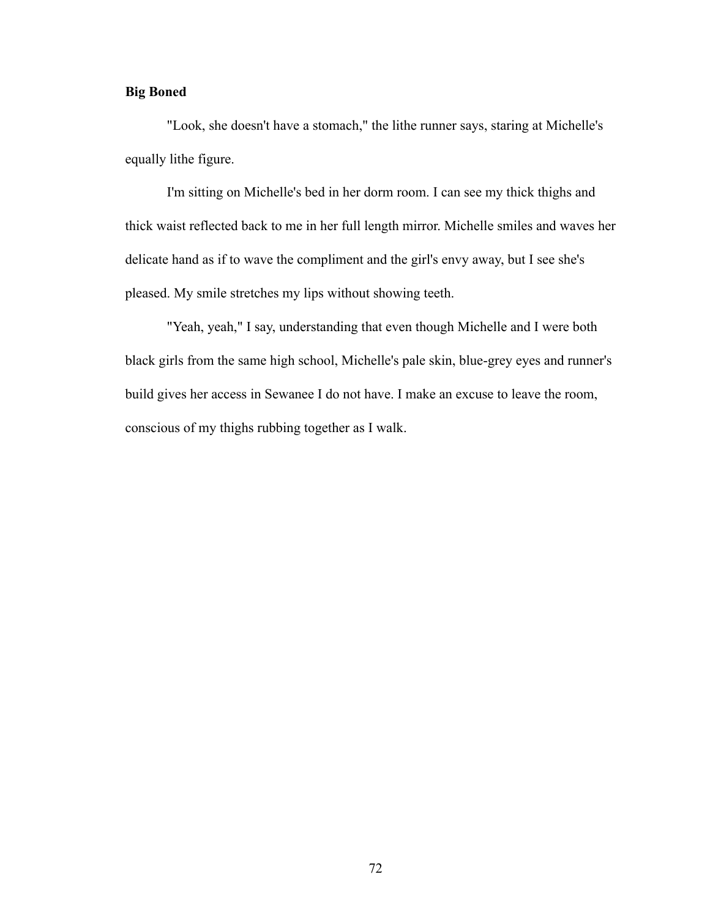**Big Boned**

"Look, she doesn't have a stomach," the lithe runner says, staring at Michelle's equally lithe figure.

I'm sitting on Michelle's bed in her dorm room. I can see my thick thighs and thick waist reflected back to me in her full length mirror. Michelle smiles and waves her delicate hand as if to wave the compliment and the girl's envy away, but I see she's pleased. My smile stretches my lips without showing teeth.

"Yeah, yeah," I say, understanding that even though Michelle and I were both black girls from the same high school, Michelle's pale skin, blue-grey eyes and runner's build gives her access in Sewanee I do not have. I make an excuse to leave the room, conscious of my thighs rubbing together as I walk.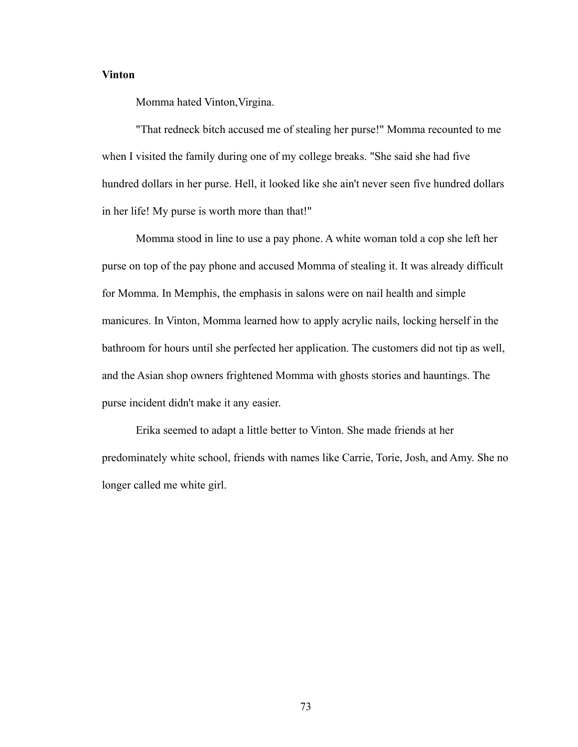**Vinton**

Momma hated Vinton,Virgina.

"That redneck bitch accused me of stealing her purse!" Momma recounted to me when I visited the family during one of my college breaks. "She said she had five hundred dollars in her purse. Hell, it looked like she ain't never seen five hundred dollars in her life! My purse is worth more than that!"

Momma stood in line to use a pay phone. A white woman told a cop she left her purse on top of the pay phone and accused Momma of stealing it. It was already difficult for Momma. In Memphis, the emphasis in salons were on nail health and simple manicures. In Vinton, Momma learned how to apply acrylic nails, locking herself in the bathroom for hours until she perfected her application. The customers did not tip as well, and the Asian shop owners frightened Momma with ghosts stories and hauntings. The purse incident didn't make it any easier.

Erika seemed to adapt a little better to Vinton. She made friends at her predominately white school, friends with names like Carrie, Torie, Josh, and Amy. She no longer called me white girl.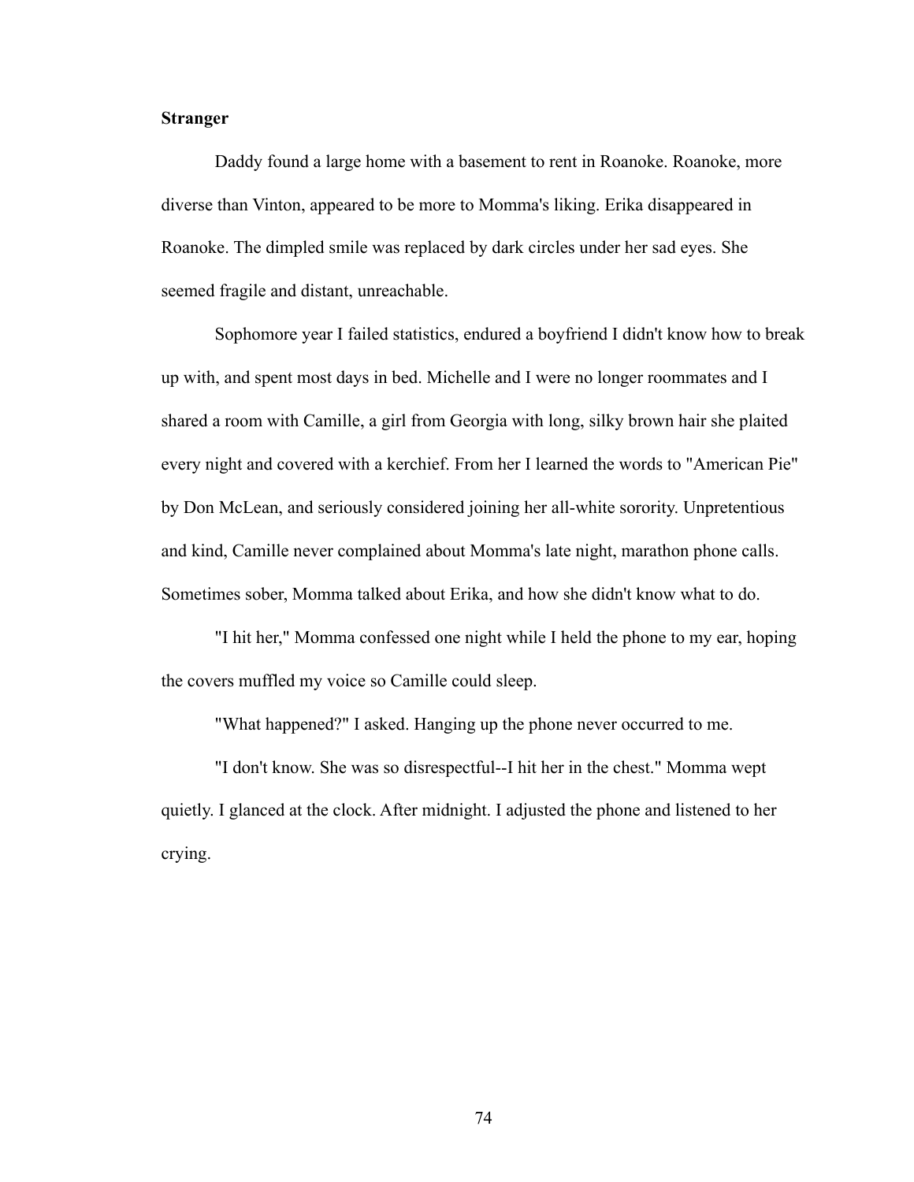**Stranger**

Daddy found a large home with a basement to rent in Roanoke. Roanoke, more diverse than Vinton, appeared to be more to Momma's liking. Erika disappeared in Roanoke. The dimpled smile was replaced by dark circles under her sad eyes. She seemed fragile and distant, unreachable.

Sophomore year I failed statistics, endured a boyfriend I didn't know how to break up with, and spent most days in bed. Michelle and I were no longer roommates and I shared a room with Camille, a girl from Georgia with long, silky brown hair she plaited every night and covered with a kerchief. From her I learned the words to "American Pie" by Don McLean, and seriously considered joining her all-white sorority. Unpretentious and kind, Camille never complained about Momma's late night, marathon phone calls. Sometimes sober, Momma talked about Erika, and how she didn't know what to do.

"I hit her," Momma confessed one night while I held the phone to my ear, hoping the covers muffled my voice so Camille could sleep.

"What happened?" I asked. Hanging up the phone never occurred to me.

"I don't know. She was so disrespectful--I hit her in the chest." Momma wept quietly. I glanced at the clock. After midnight. I adjusted the phone and listened to her crying.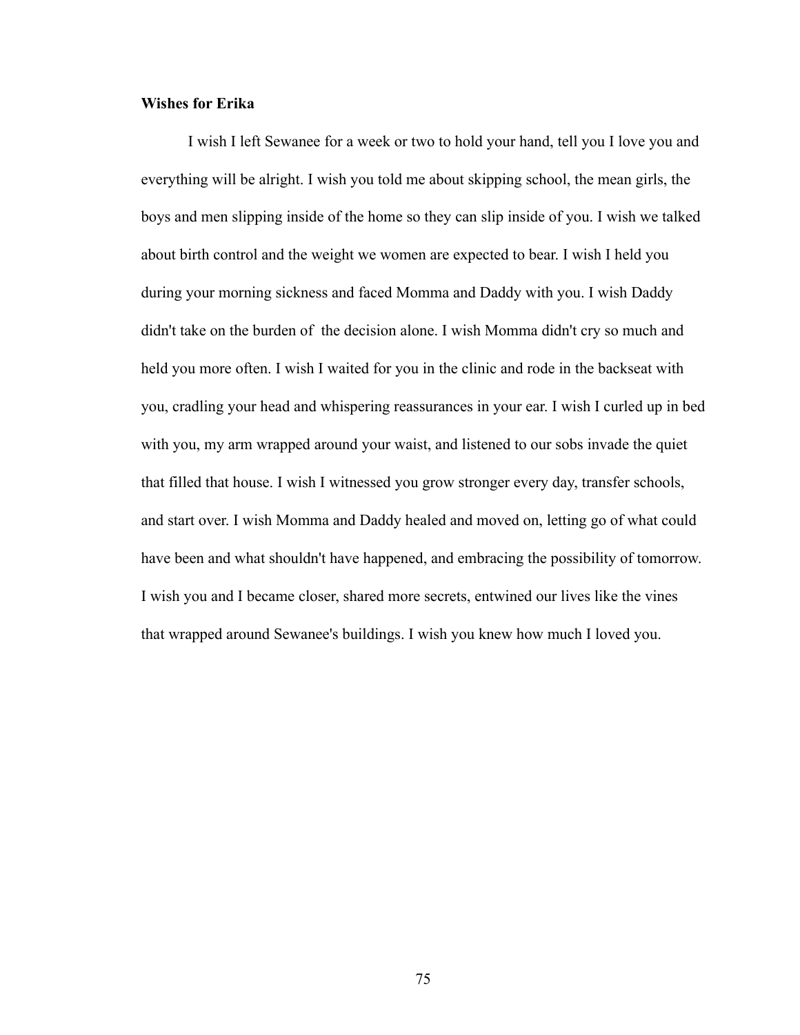**Wishes for Erika**

I wish I left Sewanee for a week or two to hold your hand, tell you I love you and everything will be alright. I wish you told me about skipping school, the mean girls, the boys and men slipping inside of the home so they can slip inside of you. I wish we talked about birth control and the weight we women are expected to bear. I wish I held you during your morning sickness and faced Momma and Daddy with you. I wish Daddy didn't take on the burden of  the decision alone. I wish Momma didn't cry so much and held you more often. I wish I waited for you in the clinic and rode in the backseat with you, cradling your head and whispering reassurances in your ear. I wish I curled up in bed with you, my arm wrapped around your waist, and listened to our sobs invade the quiet that filled that house. I wish I witnessed you grow stronger every day, transfer schools, and start over. I wish Momma and Daddy healed and moved on, letting go of what could have been and what shouldn't have happened, and embracing the possibility of tomorrow. I wish you and I became closer, shared more secrets, entwined our lives like the vines that wrapped around Sewanee's buildings. I wish you knew how much I loved you.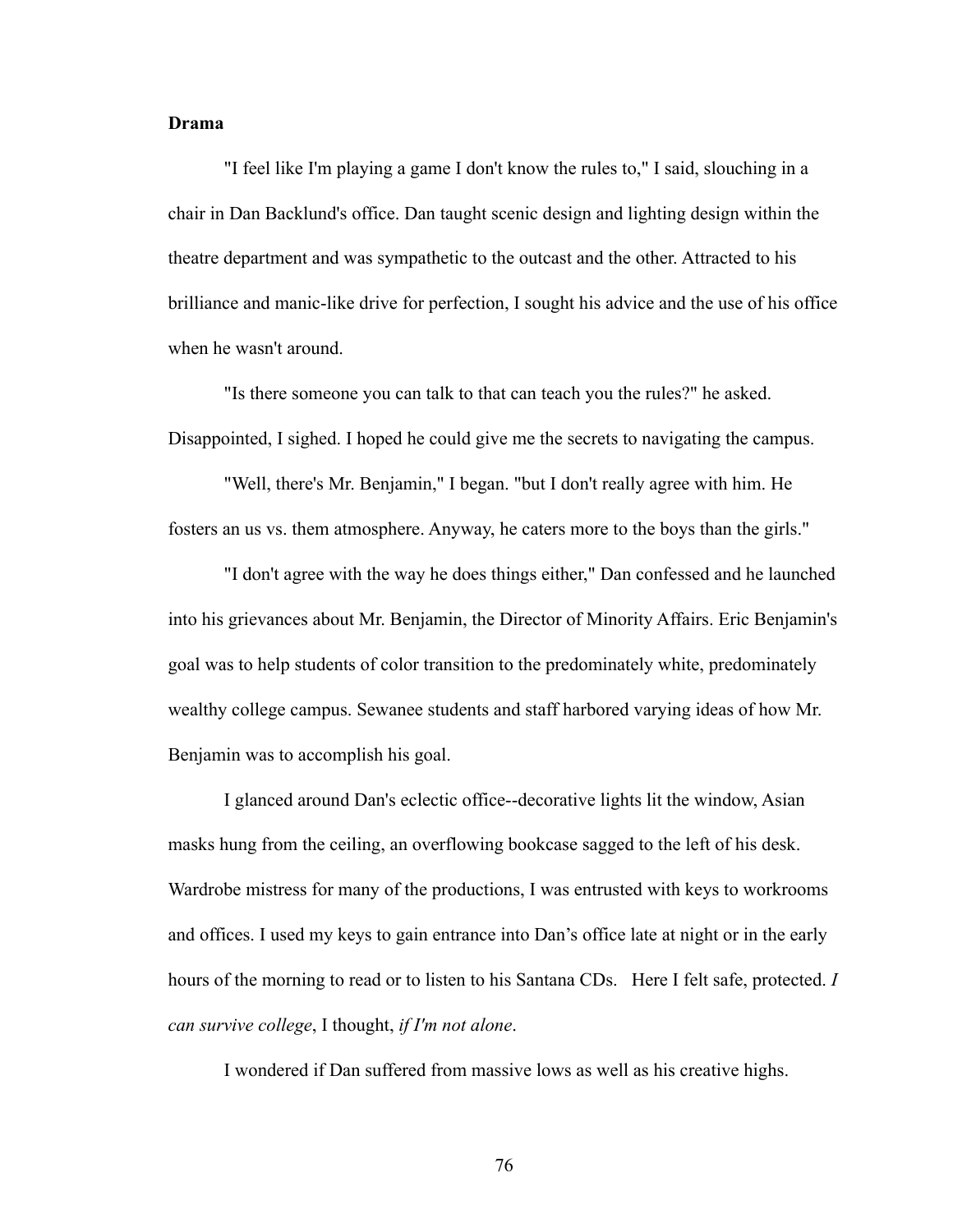**Drama**

"I feel like I'm playing a game I don't know the rules to," I said, slouching in a chair in Dan Backlund's office. Dan taught scenic design and lighting design within the theatre department and was sympathetic to the outcast and the other. Attracted to his brilliance and manic-like drive for perfection, I sought his advice and the use of his office when he wasn't around.

"Is there someone you can talk to that can teach you the rules?" he asked. Disappointed, I sighed. I hoped he could give me the secrets to navigating the campus.

"Well, there's Mr. Benjamin," I began. "but I don't really agree with him. He fosters an us vs. them atmosphere. Anyway, he caters more to the boys than the girls."

"I don't agree with the way he does things either," Dan confessed and he launched into his grievances about Mr. Benjamin, the Director of Minority Affairs. Eric Benjamin's goal was to help students of color transition to the predominately white, predominately wealthy college campus. Sewanee students and staff harbored varying ideas of how Mr. Benjamin was to accomplish his goal.

I glanced around Dan's eclectic office--decorative lights lit the window, Asian masks hung from the ceiling, an overflowing bookcase sagged to the left of his desk. Wardrobe mistress for many of the productions, I was entrusted with keys to workrooms and offices. I used my keys to gain entrance into Dan's office late at night or in the early hours of the morning to read or to listen to his Santana CDs. Here I felt safe, protected. *I can survive college*, I thought, *if I'm not alone*.

I wondered if Dan suffered from massive lows as well as his creative highs.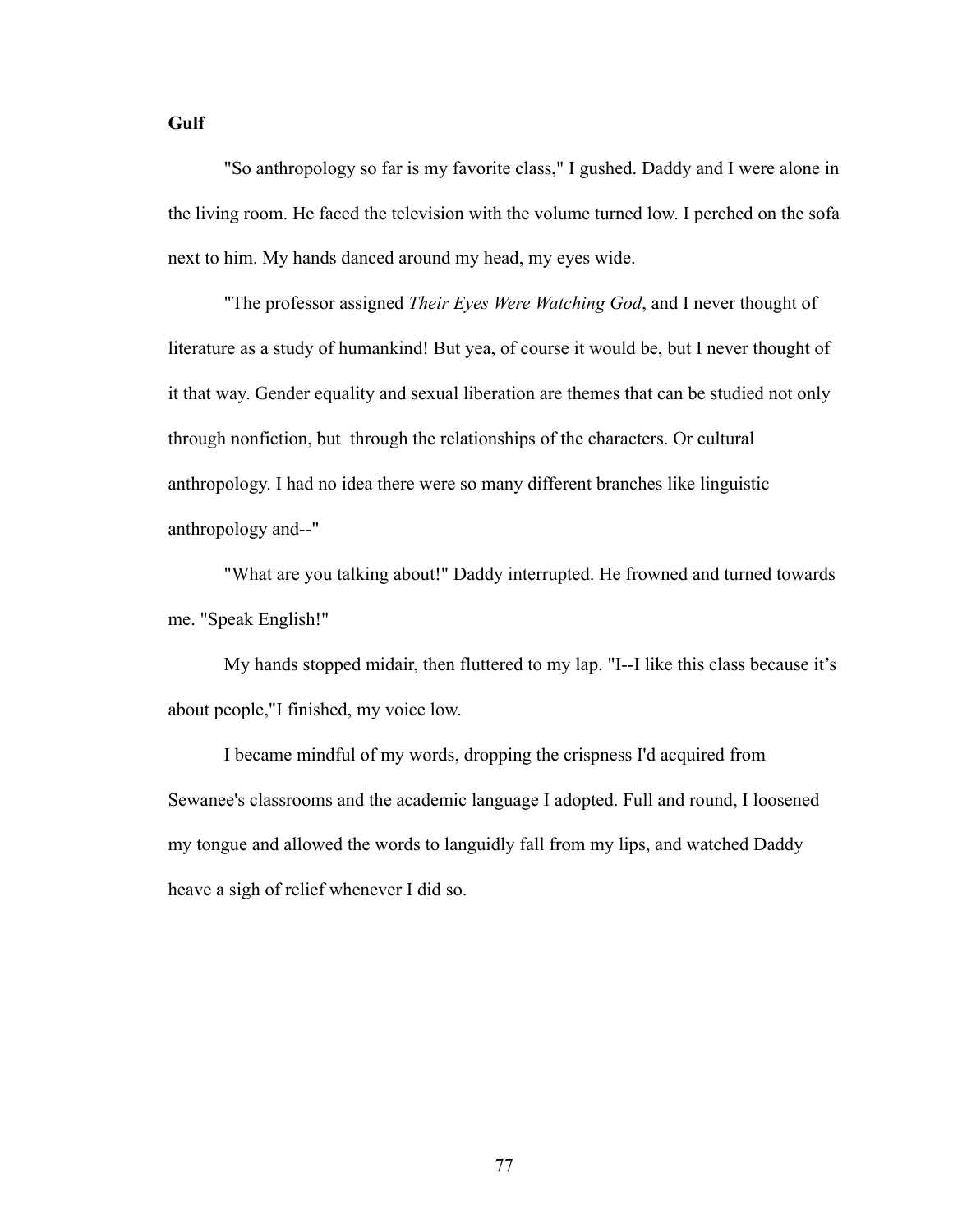**Gulf**

"So anthropology so far is my favorite class," I gushed. Daddy and I were alone in the living room. He faced the television with the volume turned low. I perched on the sofa next to him. My hands danced around my head, my eyes wide.

"The professor assigned *Their Eyes Were Watching God*, and I never thought of literature as a study of humankind! But yea, of course it would be, but I never thought of it that way. Gender equality and sexual liberation are themes that can be studied not only through nonfiction, but  through the relationships of the characters. Or cultural anthropology. I had no idea there were so many different branches like linguistic anthropology and--"

"What are you talking about!" Daddy interrupted. He frowned and turned towards me. "Speak English!"

My hands stopped midair, then fluttered to my lap. "I--I like this class because it's about people,"I finished, my voice low.

I became mindful of my words, dropping the crispness I'd acquired from Sewanee's classrooms and the academic language I adopted. Full and round, I loosened my tongue and allowed the words to languidly fall from my lips, and watched Daddy heave a sigh of relief whenever I did so.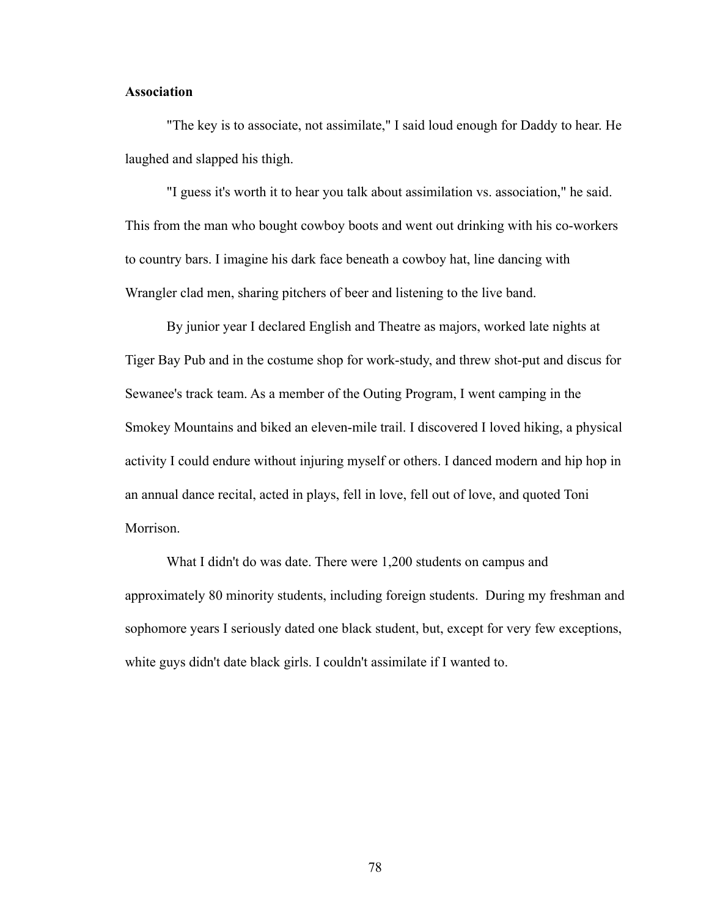**Association**

"The key is to associate, not assimilate," I said loud enough for Daddy to hear. He laughed and slapped his thigh.

"I guess it's worth it to hear you talk about assimilation vs. association," he said. This from the man who bought cowboy boots and went out drinking with his co-workers to country bars. I imagine his dark face beneath a cowboy hat, line dancing with Wrangler clad men, sharing pitchers of beer and listening to the live band.

By junior year I declared English and Theatre as majors, worked late nights at Tiger Bay Pub and in the costume shop for work-study, and threw shot-put and discus for Sewanee's track team. As a member of the Outing Program, I went camping in the Smokey Mountains and biked an eleven-mile trail. I discovered I loved hiking, a physical activity I could endure without injuring myself or others. I danced modern and hip hop in an annual dance recital, acted in plays, fell in love, fell out of love, and quoted Toni Morrison.

What I didn't do was date. There were 1,200 students on campus and approximately 80 minority students, including foreign students. During my freshman and sophomore years I seriously dated one black student, but, except for very few exceptions, white guys didn't date black girls. I couldn't assimilate if I wanted to.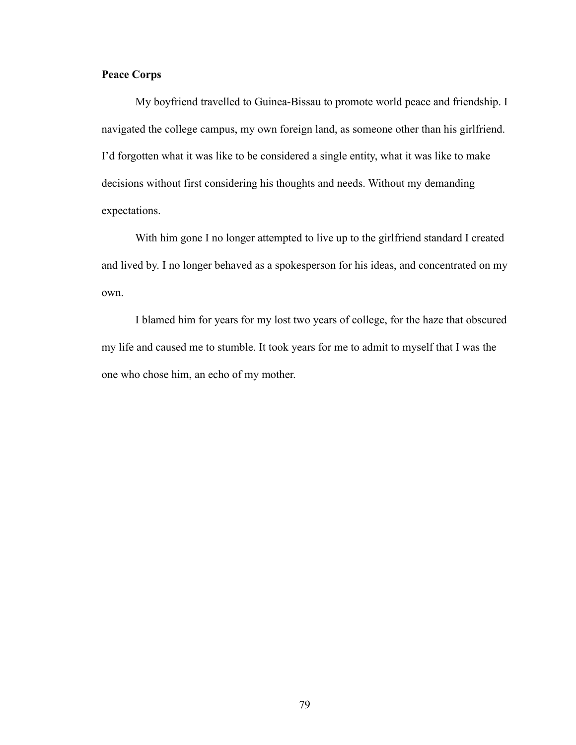**Peace Corps**

My boyfriend travelled to Guinea-Bissau to promote world peace and friendship. I navigated the college campus, my own foreign land, as someone other than his girlfriend. I'd forgotten what it was like to be considered a single entity, what it was like to make decisions without first considering his thoughts and needs. Without my demanding expectations.

With him gone I no longer attempted to live up to the girlfriend standard I created and lived by. I no longer behaved as a spokesperson for his ideas, and concentrated on my own.

I blamed him for years for my lost two years of college, for the haze that obscured my life and caused me to stumble. It took years for me to admit to myself that I was the one who chose him, an echo of my mother.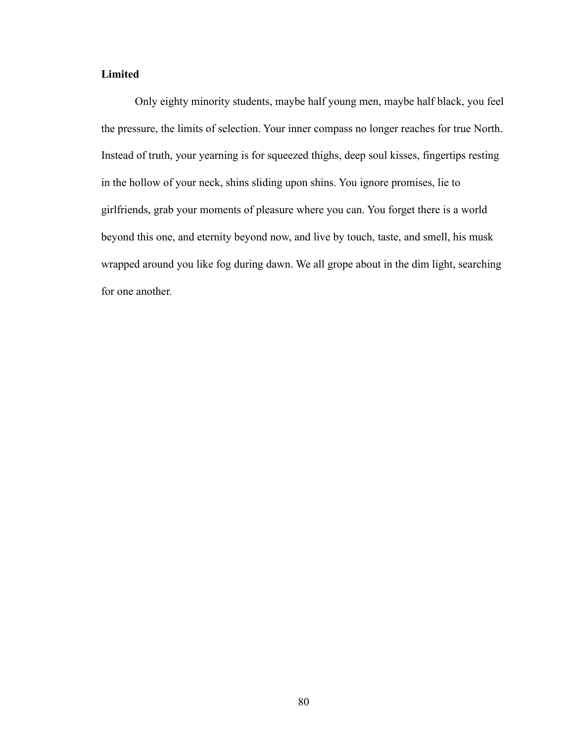**Limited**

Only eighty minority students, maybe half young men, maybe half black, you feel the pressure, the limits of selection. Your inner compass no longer reaches for true North. Instead of truth, your yearning is for squeezed thighs, deep soul kisses, fingertips resting in the hollow of your neck, shins sliding upon shins. You ignore promises, lie to girlfriends, grab your moments of pleasure where you can. You forget there is a world beyond this one, and eternity beyond now, and live by touch, taste, and smell, his musk wrapped around you like fog during dawn. We all grope about in the dim light, searching for one another.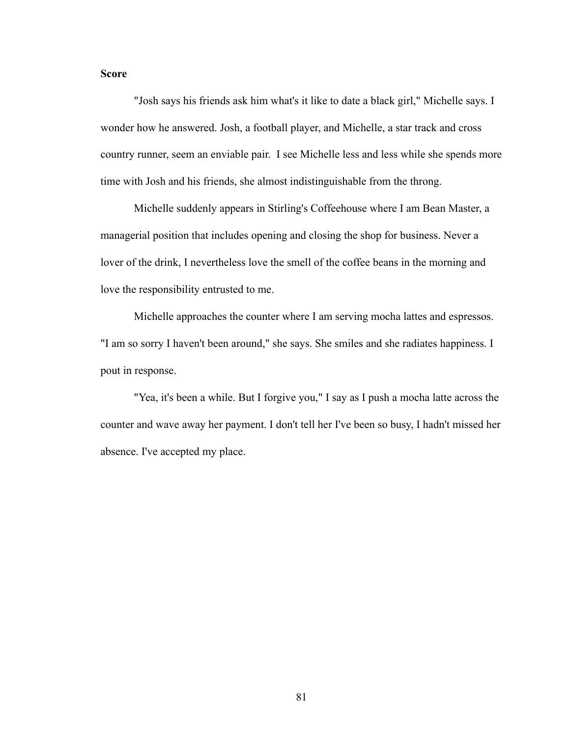**Score**

"Josh says his friends ask him what's it like to date a black girl," Michelle says. I wonder how he answered. Josh, a football player, and Michelle, a star track and cross country runner, seem an enviable pair. I see Michelle less and less while she spends more time with Josh and his friends, she almost indistinguishable from the throng.

Michelle suddenly appears in Stirling's Coffeehouse where I am Bean Master, a managerial position that includes opening and closing the shop for business. Never a lover of the drink, I nevertheless love the smell of the coffee beans in the morning and love the responsibility entrusted to me.

Michelle approaches the counter where I am serving mocha lattes and espressos. "I am so sorry I haven't been around," she says. She smiles and she radiates happiness. I pout in response.

"Yea, it's been a while. But I forgive you," I say as I push a mocha latte across the counter and wave away her payment. I don't tell her I've been so busy, I hadn't missed her absence. I've accepted my place.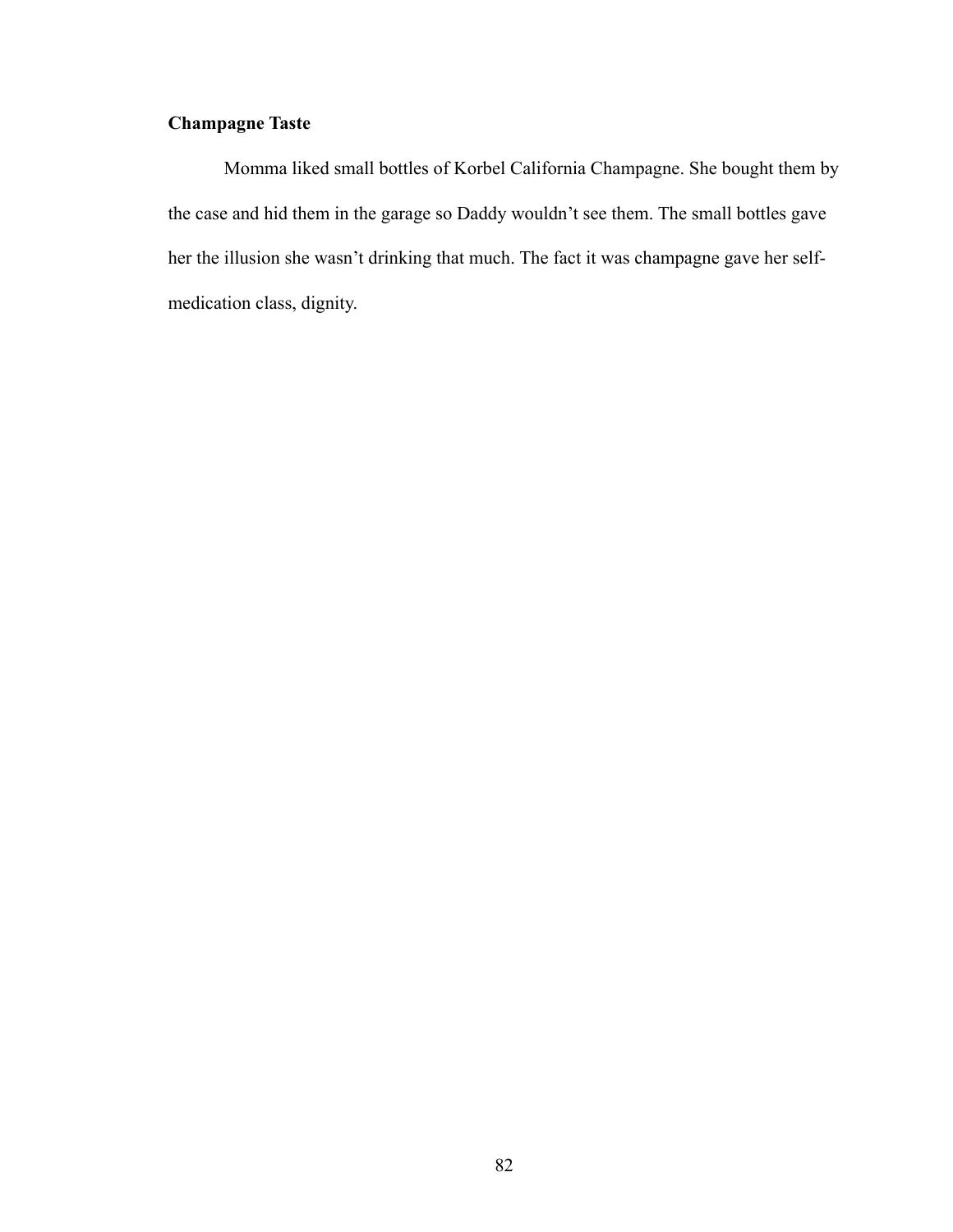**Champagne Taste**

Momma liked small bottles of Korbel California Champagne. She bought them by the case and hid them in the garage so Daddy wouldn't see them. The small bottles gave her the illusion she wasn't drinking that much. The fact it was champagne gave her self-medication class, dignity.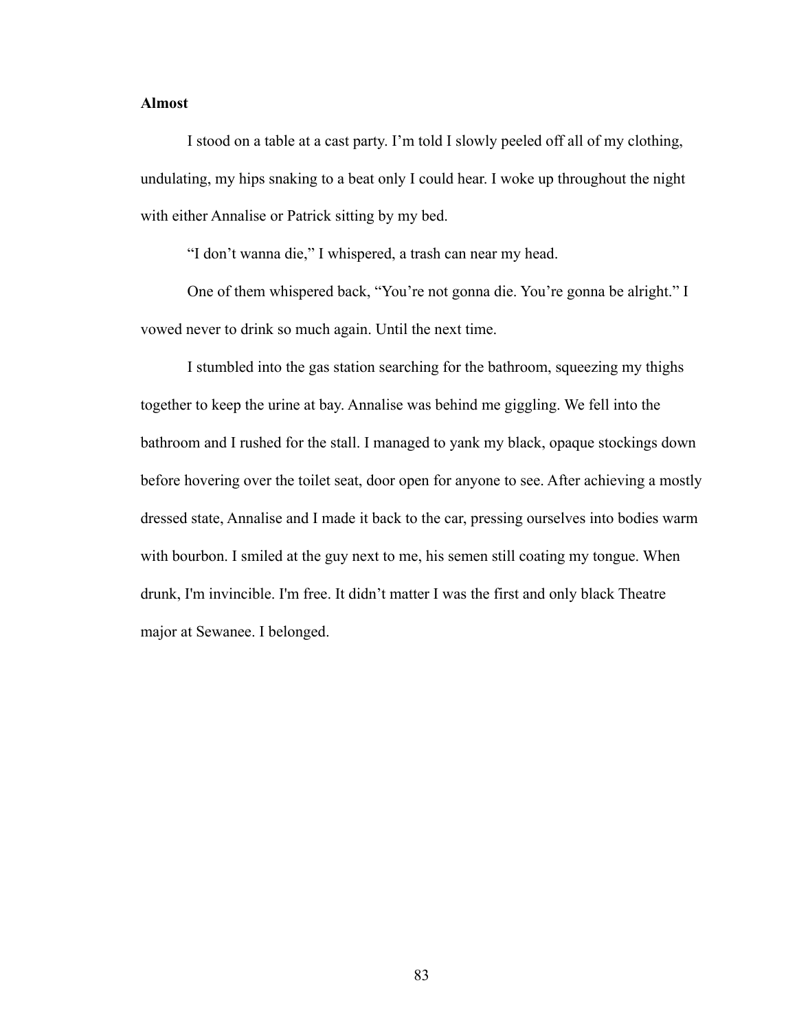**Almost**

I stood on a table at a cast party. I'm told I slowly peeled off all of my clothing, undulating, my hips snaking to a beat only I could hear. I woke up throughout the night with either Annalise or Patrick sitting by my bed.

"I don't wanna die," I whispered, a trash can near my head.

One of them whispered back, "You're not gonna die. You're gonna be alright." I vowed never to drink so much again. Until the next time.

I stumbled into the gas station searching for the bathroom, squeezing my thighs together to keep the urine at bay. Annalise was behind me giggling. We fell into the bathroom and I rushed for the stall. I managed to yank my black, opaque stockings down before hovering over the toilet seat, door open for anyone to see. After achieving a mostly dressed state, Annalise and I made it back to the car, pressing ourselves into bodies warm with bourbon. I smiled at the guy next to me, his semen still coating my tongue. When drunk, I'm invincible. I'm free. It didn't matter I was the first and only black Theatre major at Sewanee. I belonged.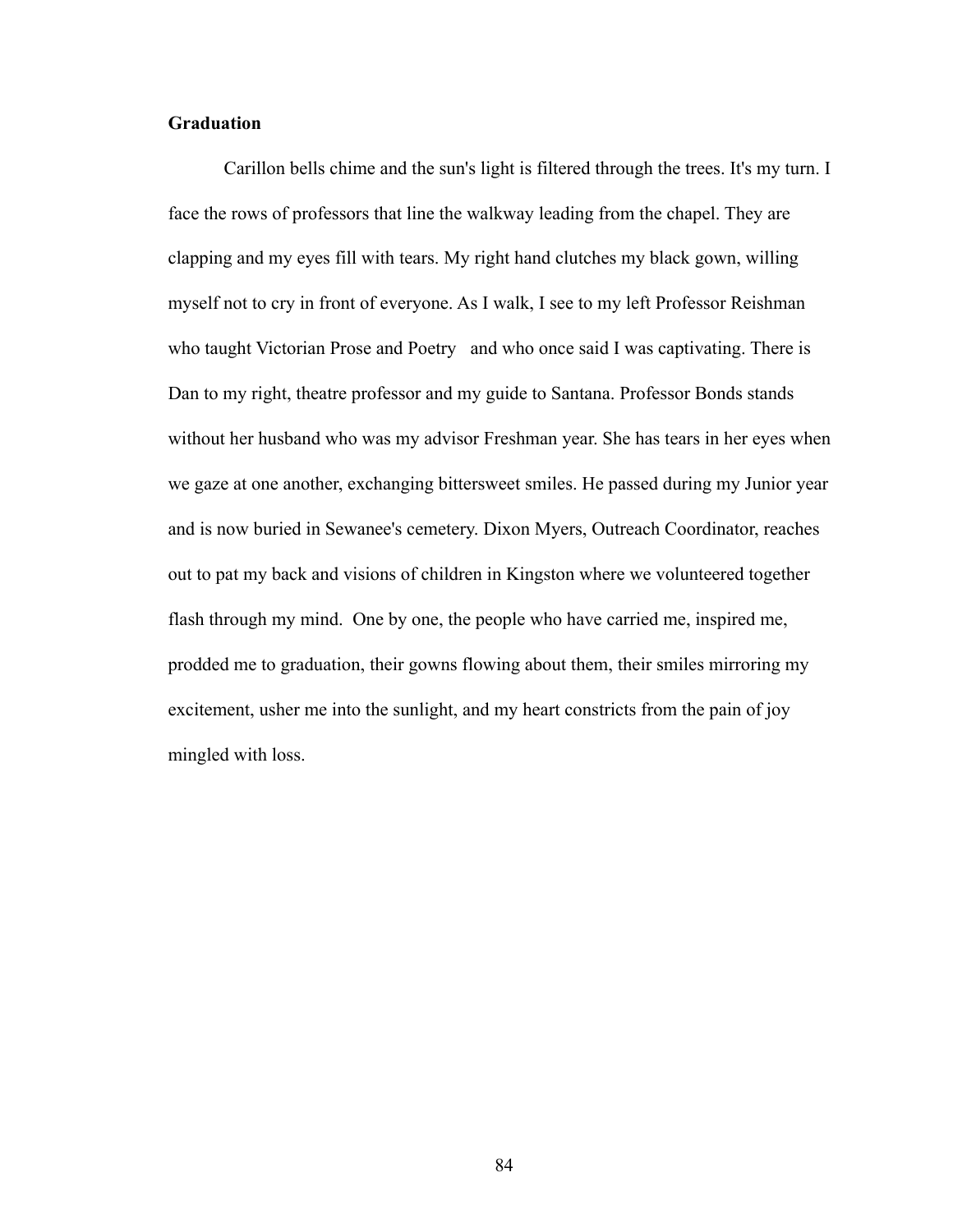**Graduation**

Carillon bells chime and the sun's light is filtered through the trees. It's my turn. I face the rows of professors that line the walkway leading from the chapel. They are clapping and my eyes fill with tears. My right hand clutches my black gown, willing myself not to cry in front of everyone. As I walk, I see to my left Professor Reishman who taught Victorian Prose and Poetry and who once said I was captivating. There is Dan to my right, theatre professor and my guide to Santana. Professor Bonds stands without her husband who was my advisor Freshman year. She has tears in her eyes when we gaze at one another, exchanging bittersweet smiles. He passed during my Junior year and is now buried in Sewanee's cemetery. Dixon Myers, Outreach Coordinator, reaches out to pat my back and visions of children in Kingston where we volunteered together flash through my mind. One by one, the people who have carried me, inspired me, prodded me to graduation, their gowns flowing about them, their smiles mirroring my excitement, usher me into the sunlight, and my heart constricts from the pain of joy mingled with loss.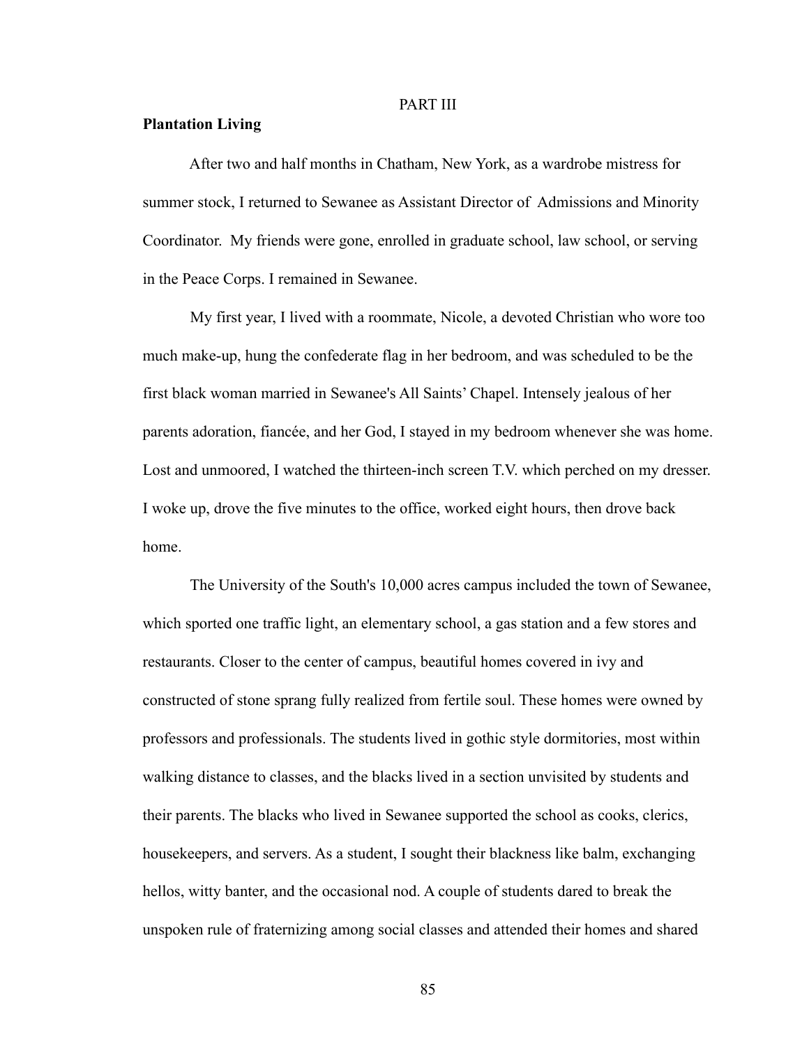PART III

**Plantation Living**

After two and half months in Chatham, New York, as a wardrobe mistress for summer stock, I returned to Sewanee as Assistant Director of Admissions and Minority Coordinator. My friends were gone, enrolled in graduate school, law school, or serving in the Peace Corps. I remained in Sewanee.

My first year, I lived with a roommate, Nicole, a devoted Christian who wore too much make-up, hung the confederate flag in her bedroom, and was scheduled to be the first black woman married in Sewanee's All Saints' Chapel. Intensely jealous of her parents adoration, fiancée, and her God, I stayed in my bedroom whenever she was home. Lost and unmoored, I watched the thirteen-inch screen T.V. which perched on my dresser. I woke up, drove the five minutes to the office, worked eight hours, then drove back home.

The University of the South's 10,000 acres campus included the town of Sewanee, which sported one traffic light, an elementary school, a gas station and a few stores and restaurants. Closer to the center of campus, beautiful homes covered in ivy and constructed of stone sprang fully realized from fertile soul. These homes were owned by professors and professionals. The students lived in gothic style dormitories, most within walking distance to classes, and the blacks lived in a section unvisited by students and their parents. The blacks who lived in Sewanee supported the school as cooks, clerics, housekeepers, and servers. As a student, I sought their blackness like balm, exchanging hellos, witty banter, and the occasional nod. A couple of students dared to break the unspoken rule of fraternizing among social classes and attended their homes and shared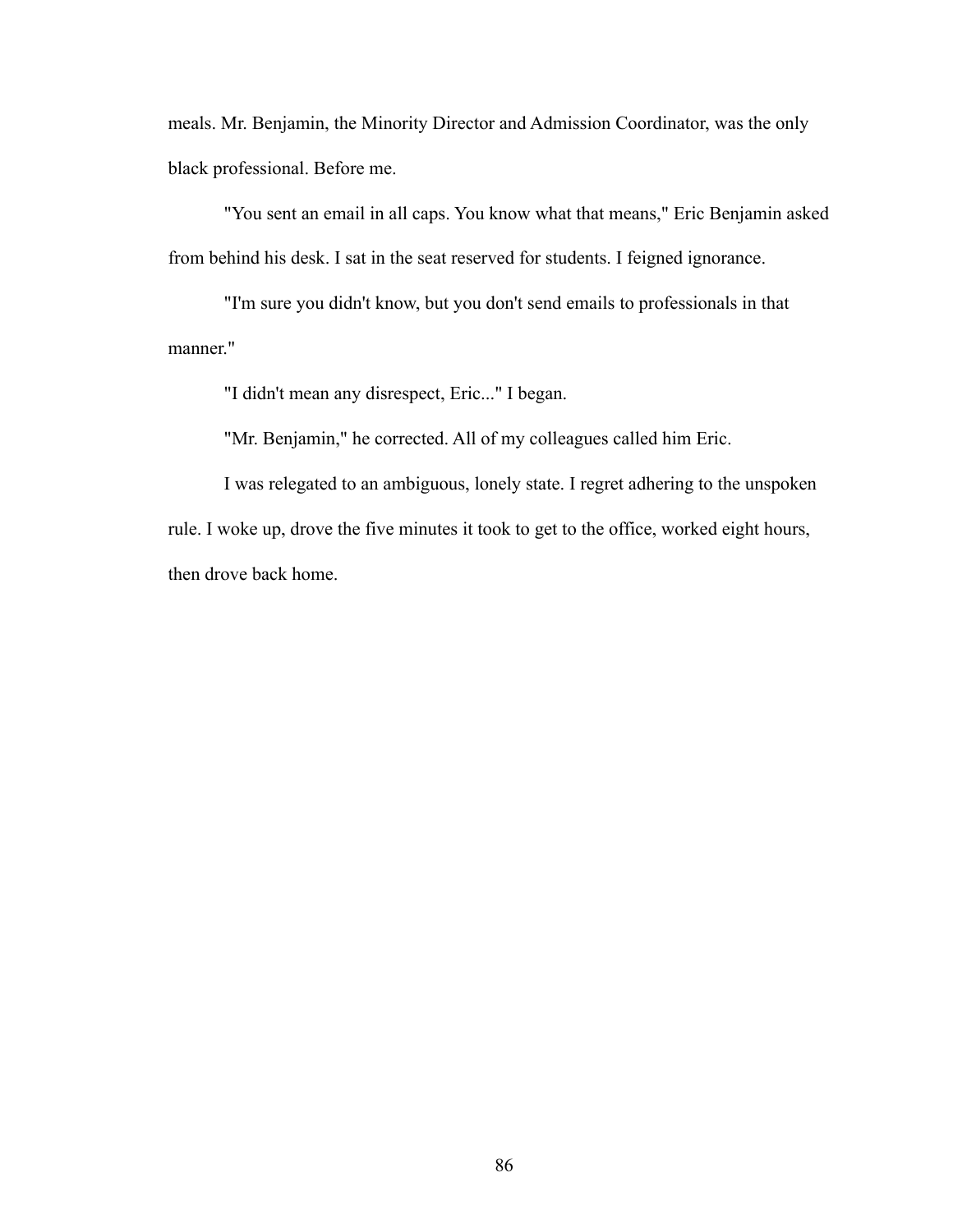meals. Mr. Benjamin, the Minority Director and Admission Coordinator, was the only black professional. Before me.

"You sent an email in all caps. You know what that means," Eric Benjamin asked from behind his desk. I sat in the seat reserved for students. I feigned ignorance.

"I'm sure you didn't know, but you don't send emails to professionals in that manner."

"I didn't mean any disrespect, Eric..." I began.

"Mr. Benjamin," he corrected. All of my colleagues called him Eric.

I was relegated to an ambiguous, lonely state. I regret adhering to the unspoken rule. I woke up, drove the five minutes it took to get to the office, worked eight hours, then drove back home.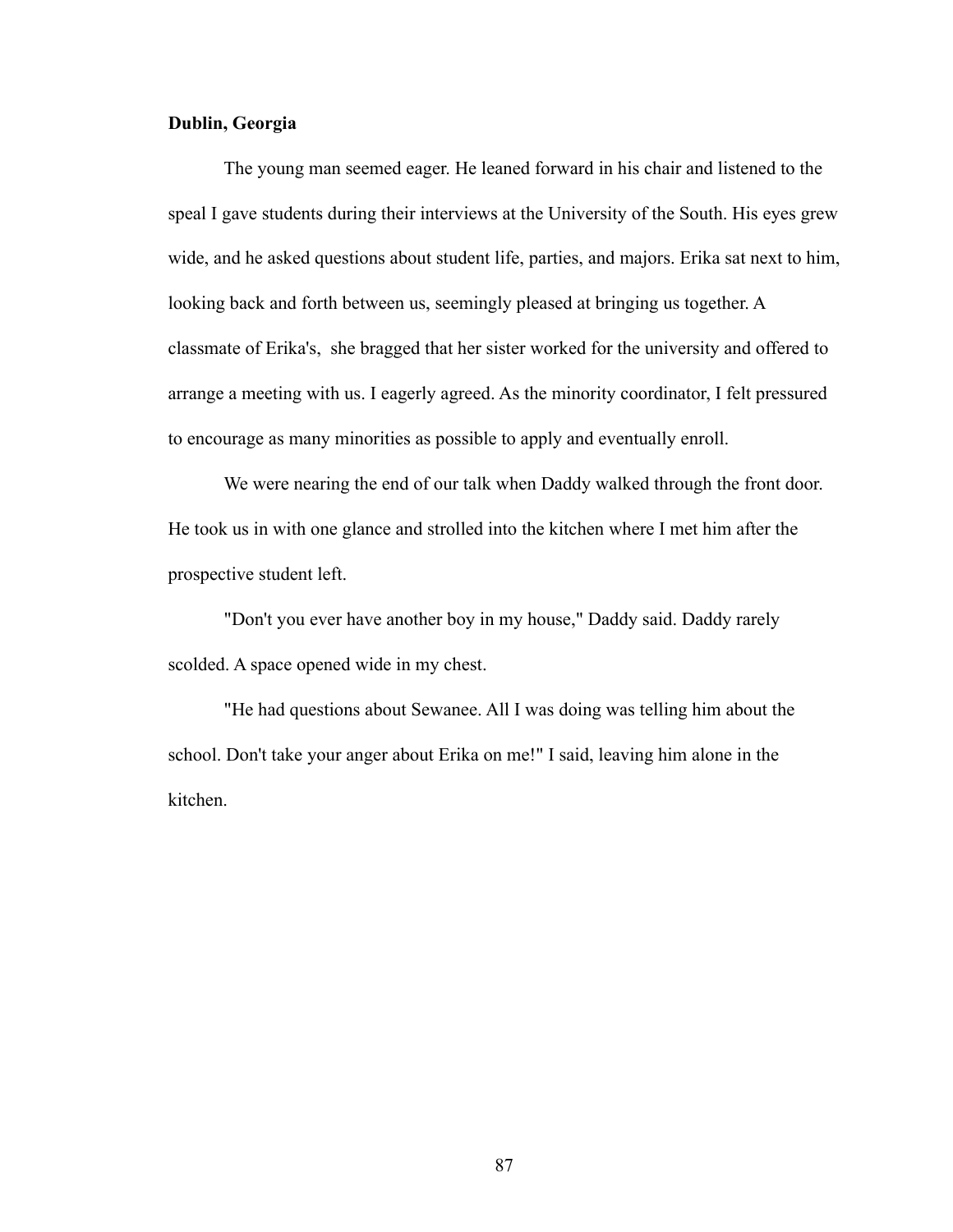**Dublin, Georgia**

The young man seemed eager. He leaned forward in his chair and listened to the speal I gave students during their interviews at the University of the South. His eyes grew wide, and he asked questions about student life, parties, and majors. Erika sat next to him, looking back and forth between us, seemingly pleased at bringing us together. A classmate of Erika's, she bragged that her sister worked for the university and offered to arrange a meeting with us. I eagerly agreed. As the minority coordinator, I felt pressured to encourage as many minorities as possible to apply and eventually enroll.

We were nearing the end of our talk when Daddy walked through the front door. He took us in with one glance and strolled into the kitchen where I met him after the prospective student left.

"Don't you ever have another boy in my house," Daddy said. Daddy rarely scolded. A space opened wide in my chest.

"He had questions about Sewanee. All I was doing was telling him about the school. Don't take your anger about Erika on me!" I said, leaving him alone in the kitchen.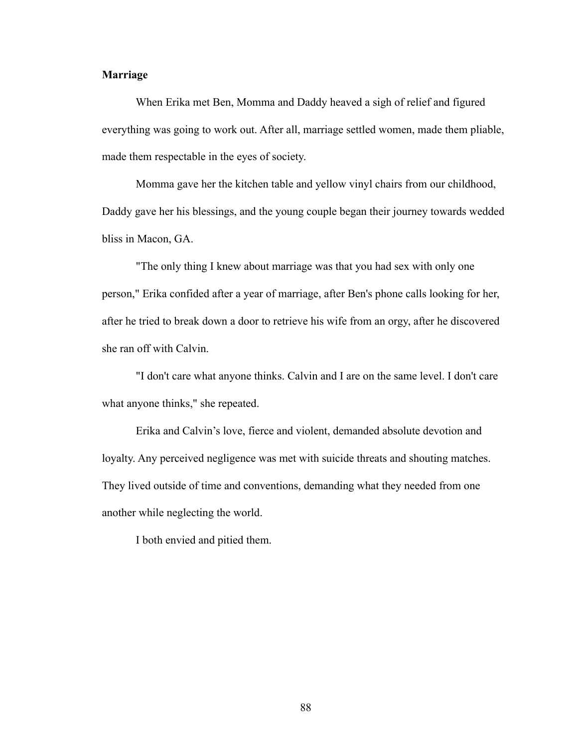**Marriage**

When Erika met Ben, Momma and Daddy heaved a sigh of relief and figured everything was going to work out. After all, marriage settled women, made them pliable, made them respectable in the eyes of society.

Momma gave her the kitchen table and yellow vinyl chairs from our childhood, Daddy gave her his blessings, and the young couple began their journey towards wedded bliss in Macon, GA.

"The only thing I knew about marriage was that you had sex with only one person," Erika confided after a year of marriage, after Ben's phone calls looking for her, after he tried to break down a door to retrieve his wife from an orgy, after he discovered she ran off with Calvin.

"I don't care what anyone thinks. Calvin and I are on the same level. I don't care what anyone thinks," she repeated.

Erika and Calvin’s love, fierce and violent, demanded absolute devotion and loyalty. Any perceived negligence was met with suicide threats and shouting matches. They lived outside of time and conventions, demanding what they needed from one another while neglecting the world.

I both envied and pitied them.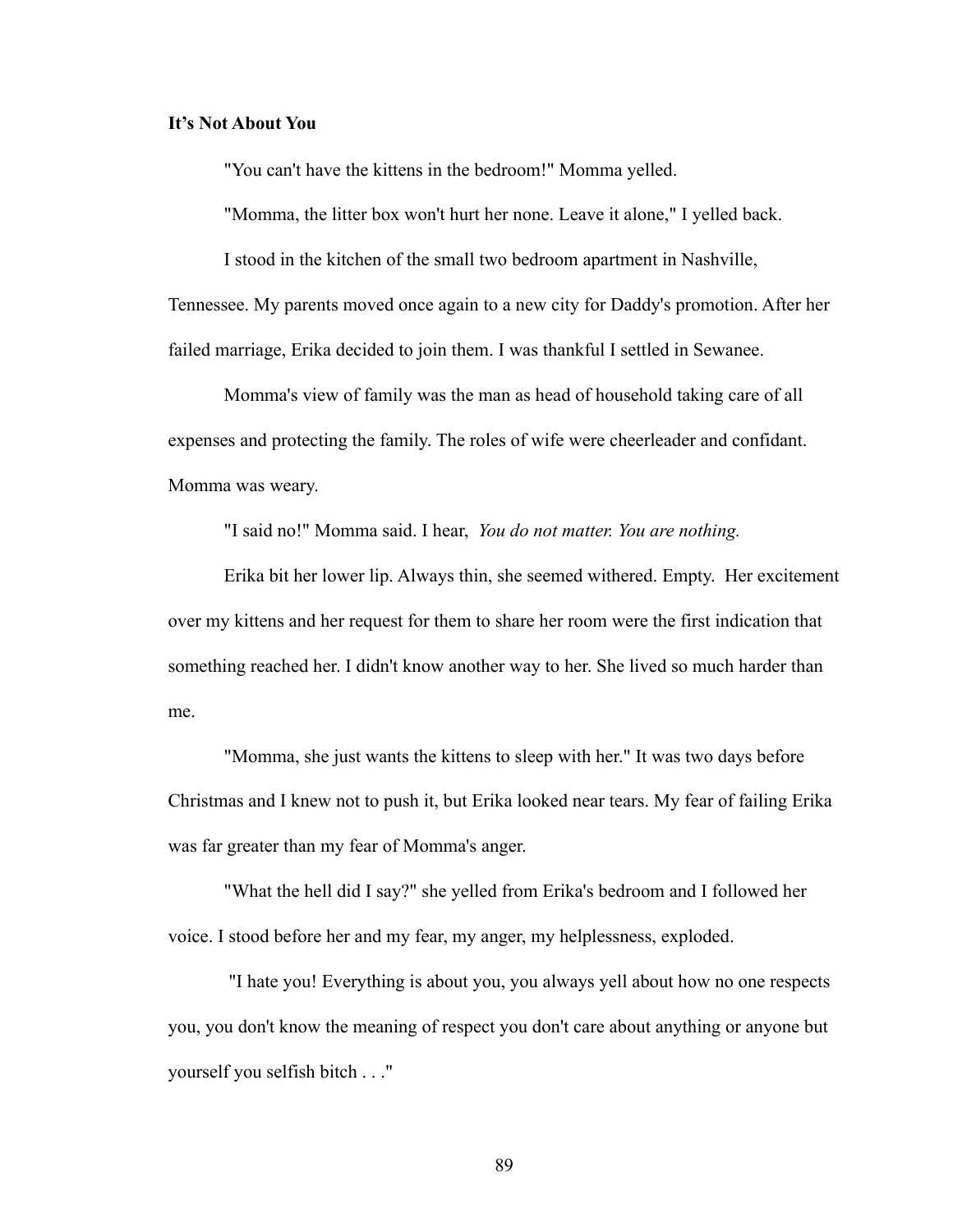**It's Not About You**

"You can't have the kittens in the bedroom!" Momma yelled.

"Momma, the litter box won't hurt her none. Leave it alone," I yelled back.

I stood in the kitchen of the small two bedroom apartment in Nashville, Tennessee. My parents moved once again to a new city for Daddy's promotion. After her failed marriage, Erika decided to join them. I was thankful I settled in Sewanee.

Momma's view of family was the man as head of household taking care of all expenses and protecting the family. The roles of wife were cheerleader and confidant. Momma was weary.

"I said no!" Momma said. I hear, *You do not matter. You are nothing.*

Erika bit her lower lip. Always thin, she seemed withered. Empty. Her excitement over my kittens and her request for them to share her room were the first indication that something reached her. I didn't know another way to her. She lived so much harder than me.

"Momma, she just wants the kittens to sleep with her." It was two days before Christmas and I knew not to push it, but Erika looked near tears. My fear of failing Erika was far greater than my fear of Momma's anger.

"What the hell did I say?" she yelled from Erika's bedroom and I followed her voice. I stood before her and my fear, my anger, my helplessness, exploded.

"I hate you! Everything is about you, you always yell about how no one respects you, you don't know the meaning of respect you don't care about anything or anyone but yourself you selfish bitch . . ."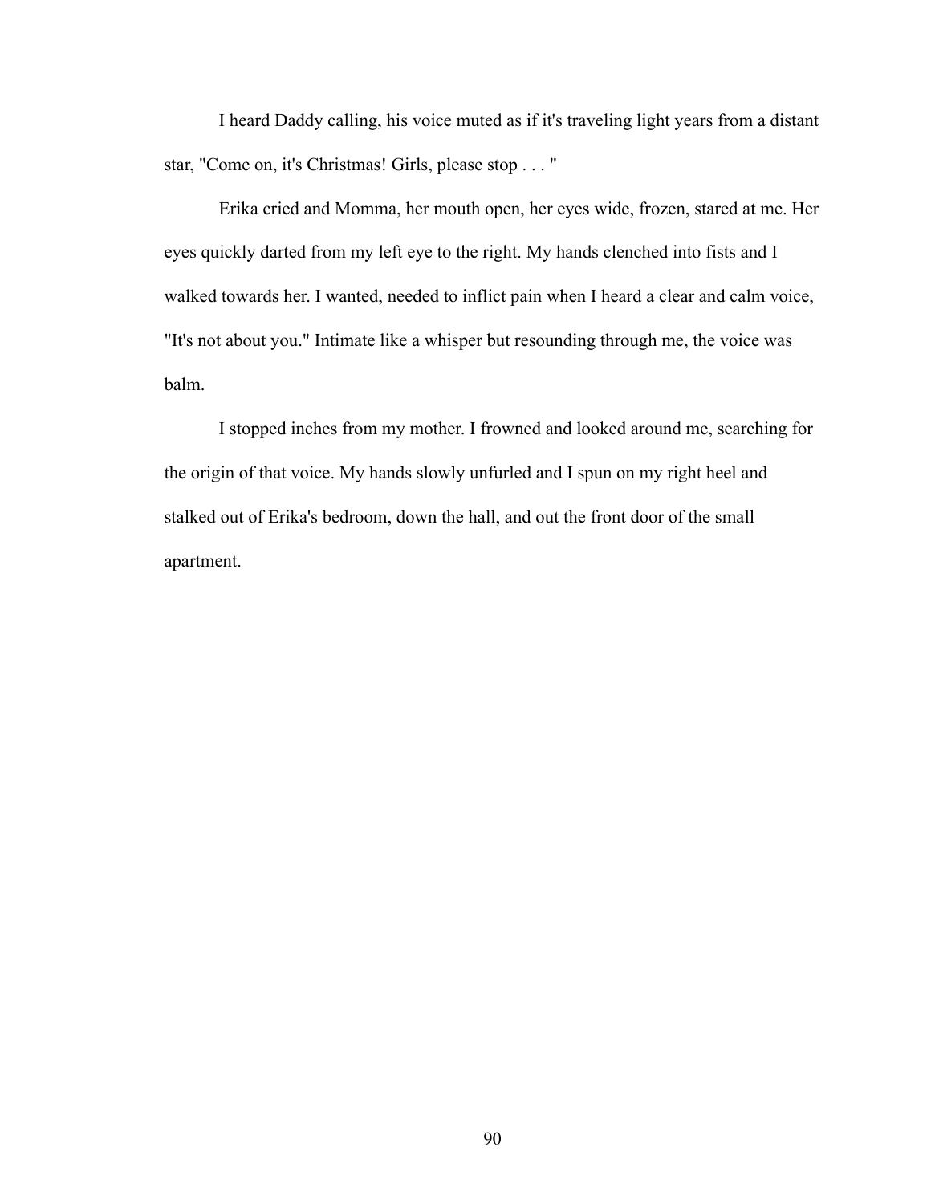I heard Daddy calling, his voice muted as if it's traveling light years from a distant star, "Come on, it's Christmas! Girls, please stop . . . "

Erika cried and Momma, her mouth open, her eyes wide, frozen, stared at me. Her eyes quickly darted from my left eye to the right. My hands clenched into fists and I walked towards her. I wanted, needed to inflict pain when I heard a clear and calm voice, "It's not about you." Intimate like a whisper but resounding through me, the voice was balm.

I stopped inches from my mother. I frowned and looked around me, searching for the origin of that voice. My hands slowly unfurled and I spun on my right heel and stalked out of Erika's bedroom, down the hall, and out the front door of the small apartment.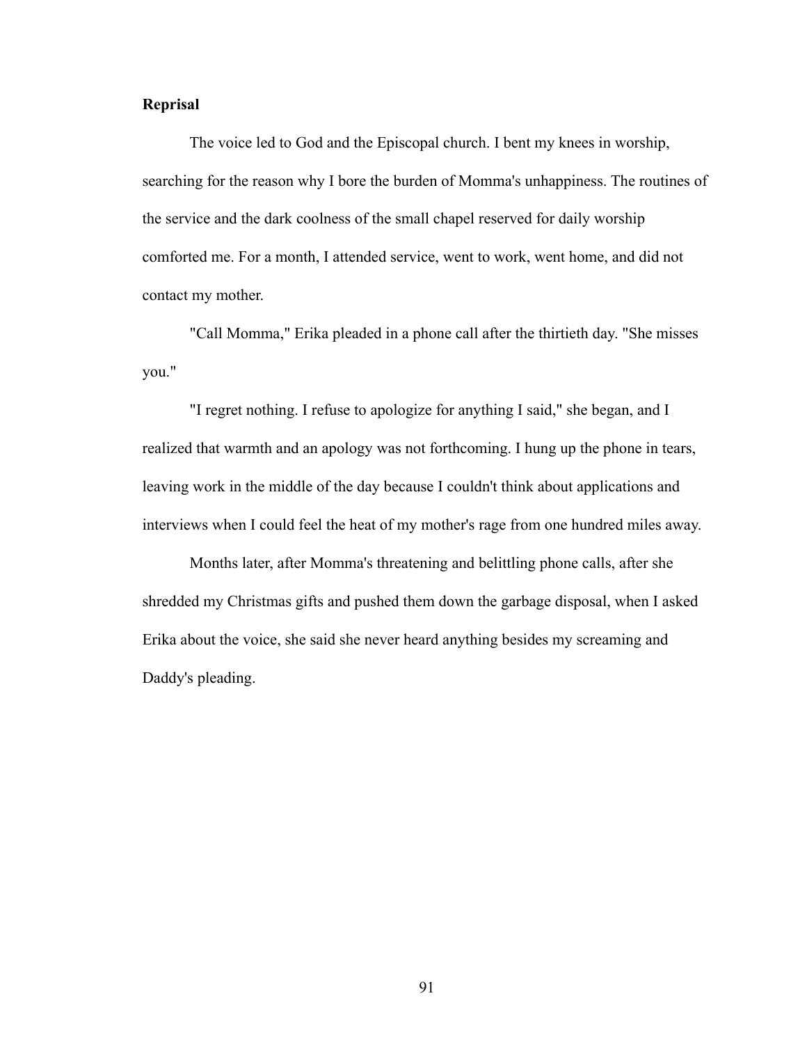**Reprisal**

The voice led to God and the Episcopal church. I bent my knees in worship, searching for the reason why I bore the burden of Momma's unhappiness. The routines of the service and the dark coolness of the small chapel reserved for daily worship comforted me. For a month, I attended service, went to work, went home, and did not contact my mother.

"Call Momma," Erika pleaded in a phone call after the thirtieth day. "She misses you."

"I regret nothing. I refuse to apologize for anything I said," she began, and I realized that warmth and an apology was not forthcoming. I hung up the phone in tears, leaving work in the middle of the day because I couldn't think about applications and interviews when I could feel the heat of my mother's rage from one hundred miles away.

Months later, after Momma's threatening and belittling phone calls, after she shredded my Christmas gifts and pushed them down the garbage disposal, when I asked Erika about the voice, she said she never heard anything besides my screaming and Daddy's pleading.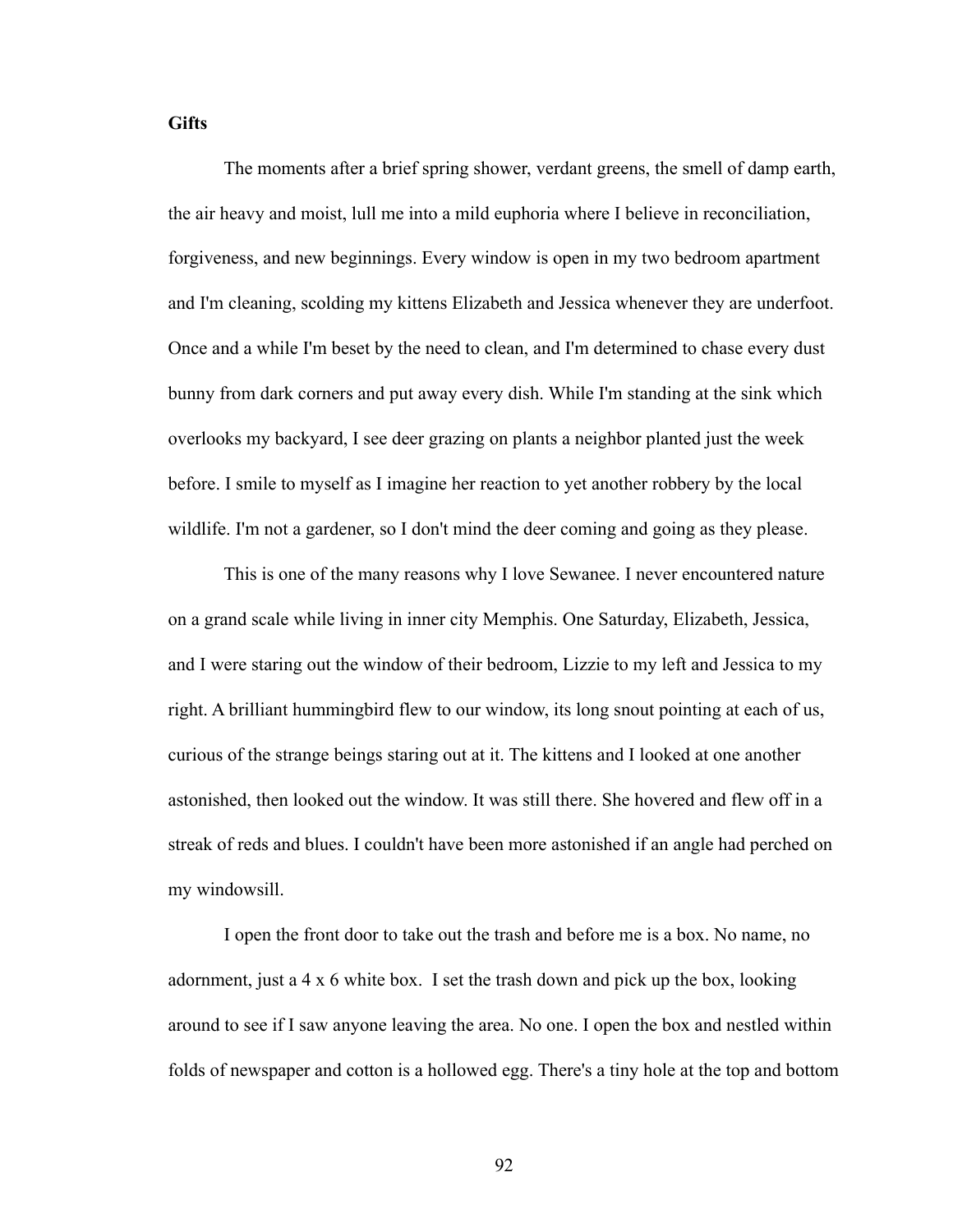**Gifts**

The moments after a brief spring shower, verdant greens, the smell of damp earth, the air heavy and moist, lull me into a mild euphoria where I believe in reconciliation, forgiveness, and new beginnings. Every window is open in my two bedroom apartment and I'm cleaning, scolding my kittens Elizabeth and Jessica whenever they are underfoot. Once and a while I'm beset by the need to clean, and I'm determined to chase every dust bunny from dark corners and put away every dish. While I'm standing at the sink which overlooks my backyard, I see deer grazing on plants a neighbor planted just the week before. I smile to myself as I imagine her reaction to yet another robbery by the local wildlife. I'm not a gardener, so I don't mind the deer coming and going as they please.

This is one of the many reasons why I love Sewanee. I never encountered nature on a grand scale while living in inner city Memphis. One Saturday, Elizabeth, Jessica, and I were staring out the window of their bedroom, Lizzie to my left and Jessica to my right. A brilliant hummingbird flew to our window, its long snout pointing at each of us, curious of the strange beings staring out at it. The kittens and I looked at one another astonished, then looked out the window. It was still there. She hovered and flew off in a streak of reds and blues. I couldn't have been more astonished if an angle had perched on my windowsill.

I open the front door to take out the trash and before me is a box. No name, no adornment, just a 4 x 6 white box. I set the trash down and pick up the box, looking around to see if I saw anyone leaving the area. No one. I open the box and nestled within folds of newspaper and cotton is a hollowed egg. There's a tiny hole at the top and bottom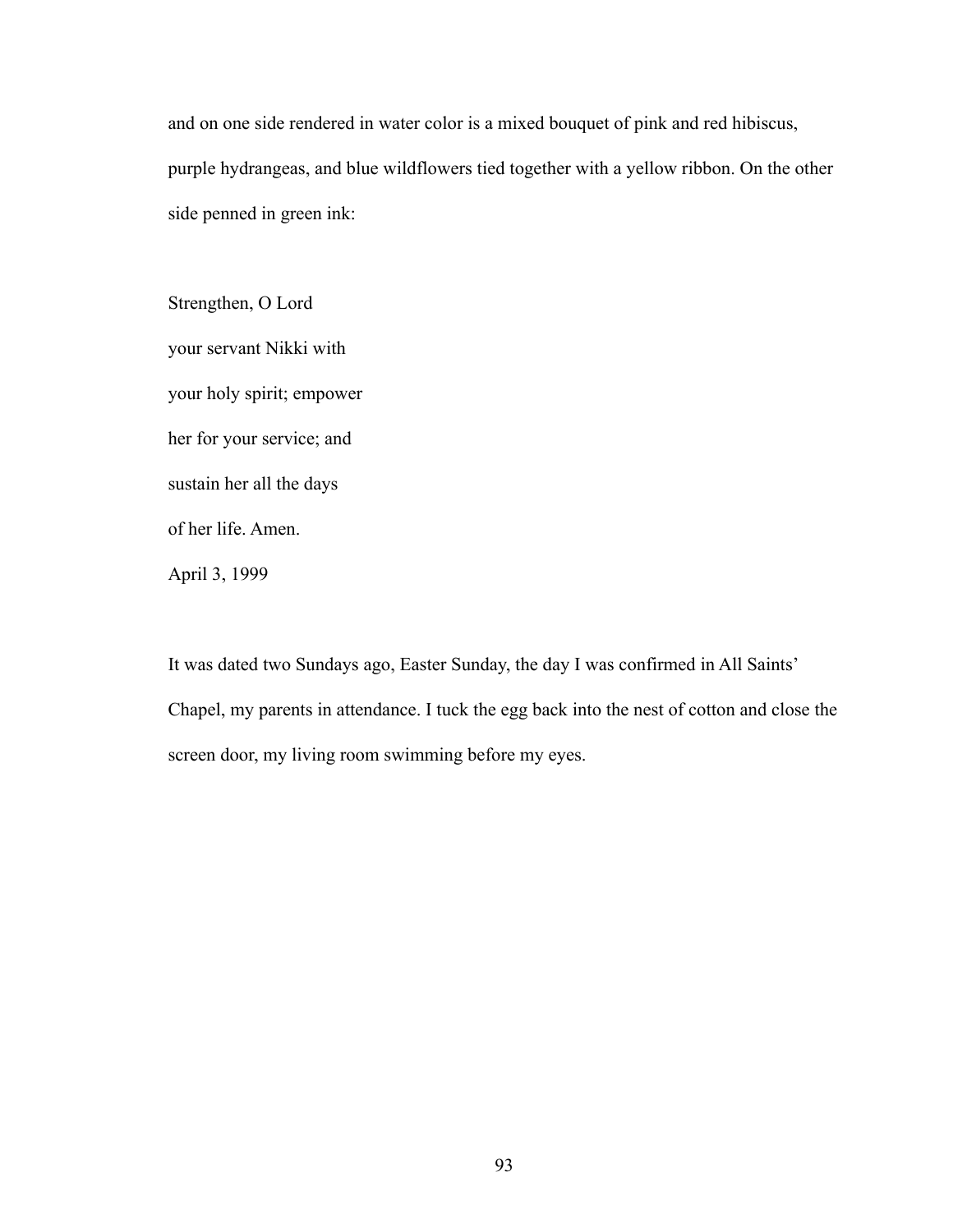and on one side rendered in water color is a mixed bouquet of pink and red hibiscus, purple hydrangeas, and blue wildflowers tied together with a yellow ribbon. On the other side penned in green ink:

Strengthen, O Lord  
your servant Nikki with  
your holy spirit; empower  
her for your service; and  
sustain her all the days  
of her life. Amen.  
April 3, 1999

It was dated two Sundays ago, Easter Sunday, the day I was confirmed in All Saints' Chapel, my parents in attendance. I tuck the egg back into the nest of cotton and close the screen door, my living room swimming before my eyes.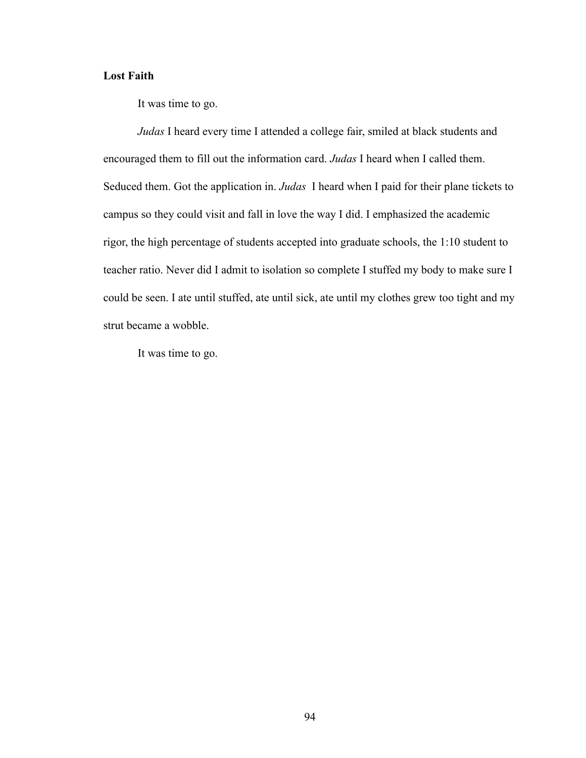**Lost Faith**

It was time to go.

*Judas* I heard every time I attended a college fair, smiled at black students and encouraged them to fill out the information card. *Judas* I heard when I called them. Seduced them. Got the application in. *Judas* I heard when I paid for their plane tickets to campus so they could visit and fall in love the way I did. I emphasized the academic rigor, the high percentage of students accepted into graduate schools, the 1:10 student to teacher ratio. Never did I admit to isolation so complete I stuffed my body to make sure I could be seen. I ate until stuffed, ate until sick, ate until my clothes grew too tight and my strut became a wobble.

It was time to go.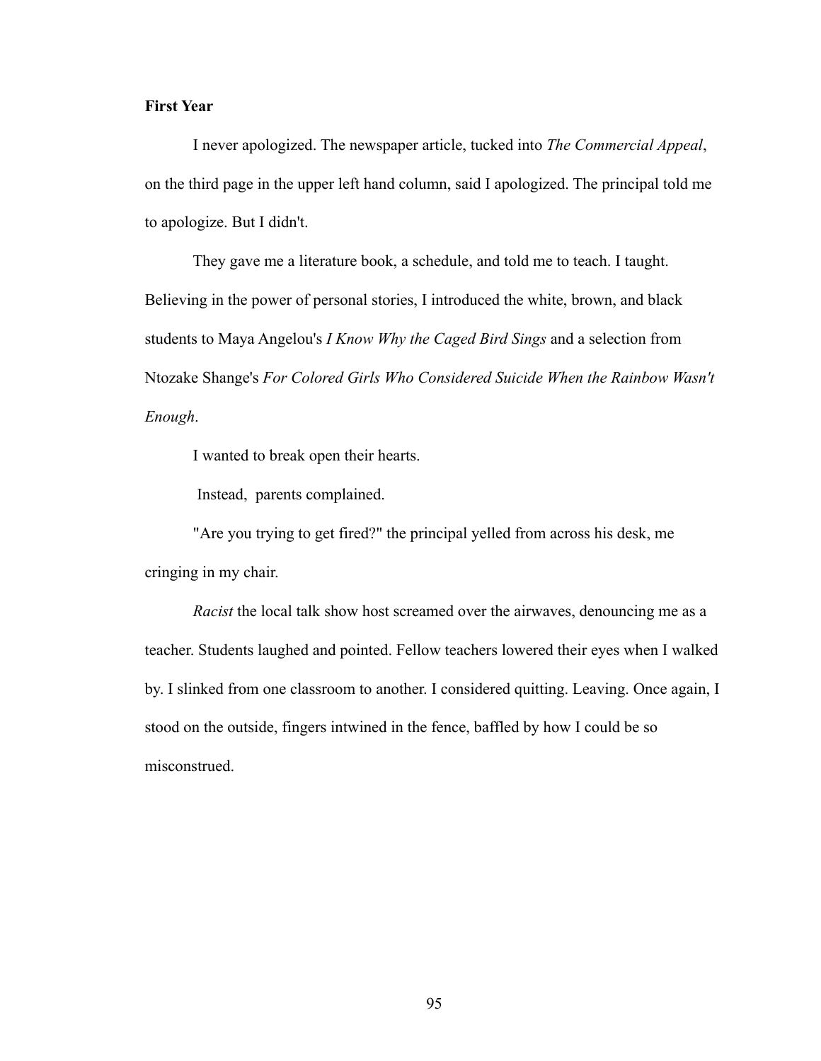**First Year**

I never apologized. The newspaper article, tucked into *The Commercial Appeal*, on the third page in the upper left hand column, said I apologized. The principal told me to apologize. But I didn't.

They gave me a literature book, a schedule, and told me to teach. I taught. Believing in the power of personal stories, I introduced the white, brown, and black students to Maya Angelou's *I Know Why the Caged Bird Sings* and a selection from Ntozake Shange's *For Colored Girls Who Considered Suicide When the Rainbow Wasn't Enough*.

I wanted to break open their hearts.

Instead, parents complained.

"Are you trying to get fired?" the principal yelled from across his desk, me cringing in my chair.

*Racist* the local talk show host screamed over the airwaves, denouncing me as a teacher. Students laughed and pointed. Fellow teachers lowered their eyes when I walked by. I slinked from one classroom to another. I considered quitting. Leaving. Once again, I stood on the outside, fingers intwined in the fence, baffled by how I could be so misconstrued.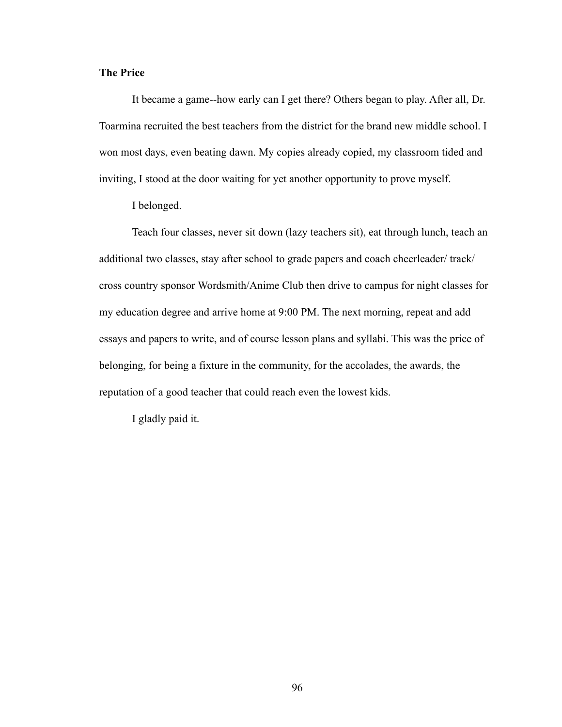**The Price**

It became a game--how early can I get there? Others began to play. After all, Dr. Toarmina recruited the best teachers from the district for the brand new middle school. I won most days, even beating dawn. My copies already copied, my classroom tided and inviting, I stood at the door waiting for yet another opportunity to prove myself.

I belonged.

Teach four classes, never sit down (lazy teachers sit), eat through lunch, teach an additional two classes, stay after school to grade papers and coach cheerleader/ track/ cross country sponsor Wordsmith/Anime Club then drive to campus for night classes for my education degree and arrive home at 9:00 PM. The next morning, repeat and add essays and papers to write, and of course lesson plans and syllabi. This was the price of belonging, for being a fixture in the community, for the accolades, the awards, the reputation of a good teacher that could reach even the lowest kids.

I gladly paid it.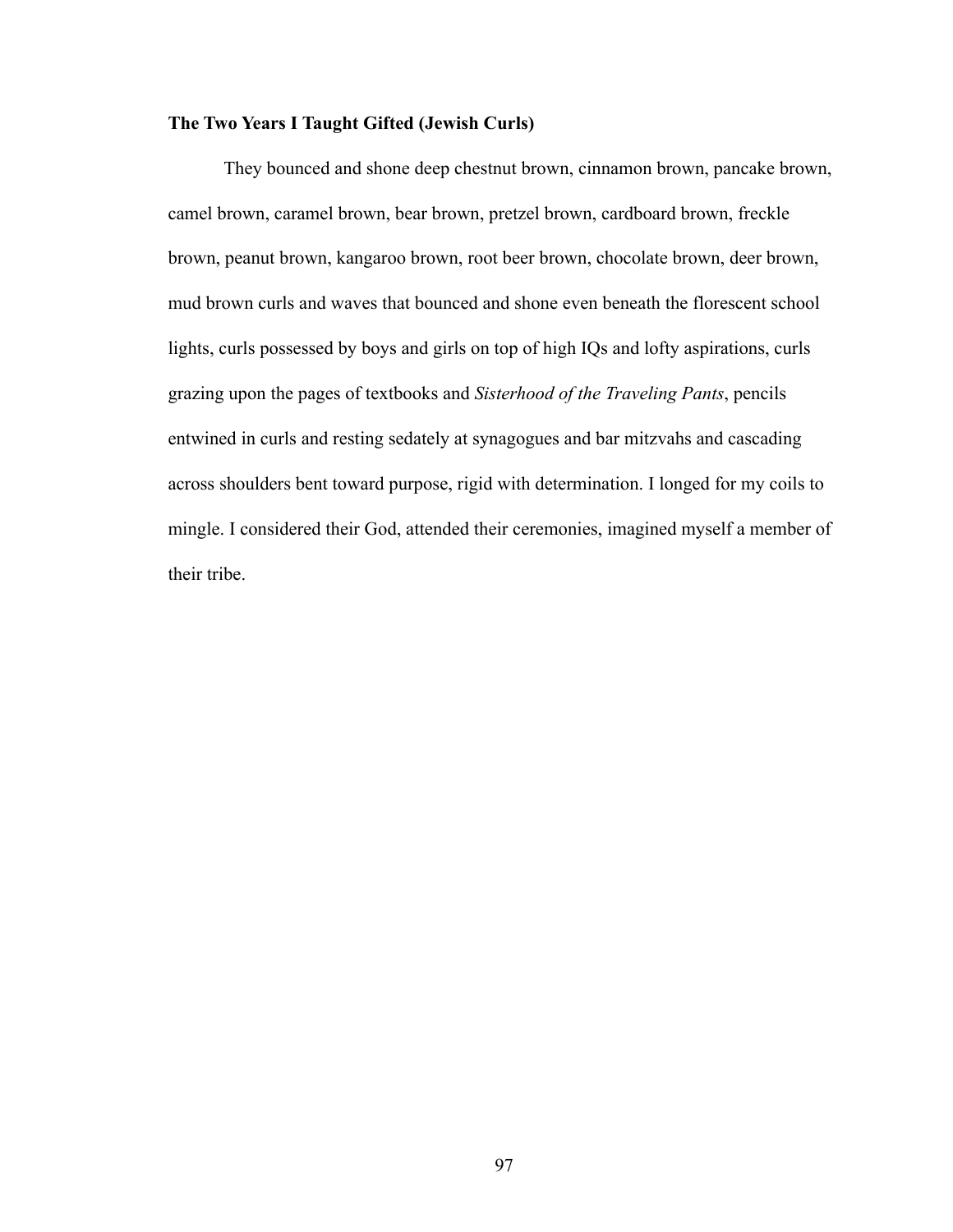**The Two Years I Taught Gifted (Jewish Curls)**

They bounced and shone deep chestnut brown, cinnamon brown, pancake brown, camel brown, caramel brown, bear brown, pretzel brown, cardboard brown, freckle brown, peanut brown, kangaroo brown, root beer brown, chocolate brown, deer brown, mud brown curls and waves that bounced and shone even beneath the florescent school lights, curls possessed by boys and girls on top of high IQs and lofty aspirations, curls grazing upon the pages of textbooks and *Sisterhood of the Traveling Pants*, pencils entwined in curls and resting sedately at synagogues and bar mitzvahs and cascading across shoulders bent toward purpose, rigid with determination. I longed for my coils to mingle. I considered their God, attended their ceremonies, imagined myself a member of their tribe.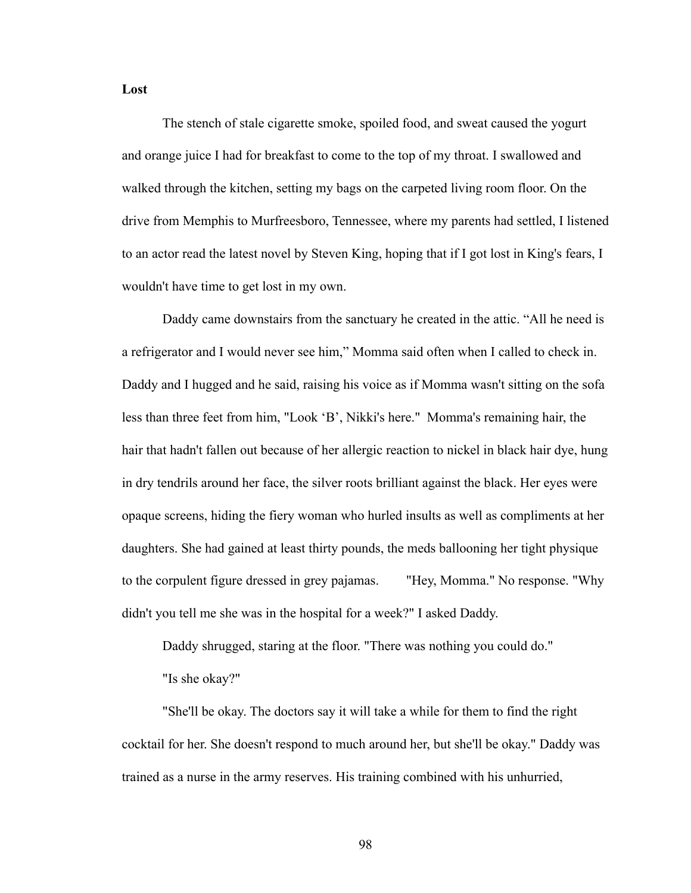**Lost**

The stench of stale cigarette smoke, spoiled food, and sweat caused the yogurt and orange juice I had for breakfast to come to the top of my throat. I swallowed and walked through the kitchen, setting my bags on the carpeted living room floor. On the drive from Memphis to Murfreesboro, Tennessee, where my parents had settled, I listened to an actor read the latest novel by Steven King, hoping that if I got lost in King's fears, I wouldn't have time to get lost in my own.

Daddy came downstairs from the sanctuary he created in the attic. "All he need is a refrigerator and I would never see him," Momma said often when I called to check in. Daddy and I hugged and he said, raising his voice as if Momma wasn't sitting on the sofa less than three feet from him, "Look 'B', Nikki's here." Momma's remaining hair, the hair that hadn't fallen out because of her allergic reaction to nickel in black hair dye, hung in dry tendrils around her face, the silver roots brilliant against the black. Her eyes were opaque screens, hiding the fiery woman who hurled insults as well as compliments at her daughters. She had gained at least thirty pounds, the meds ballooning her tight physique to the corpulent figure dressed in grey pajamas. "Hey, Momma." No response. "Why didn't you tell me she was in the hospital for a week?" I asked Daddy.

Daddy shrugged, staring at the floor. "There was nothing you could do."

"Is she okay?"

"She'll be okay. The doctors say it will take a while for them to find the right cocktail for her. She doesn't respond to much around her, but she'll be okay." Daddy was trained as a nurse in the army reserves. His training combined with his unhurried,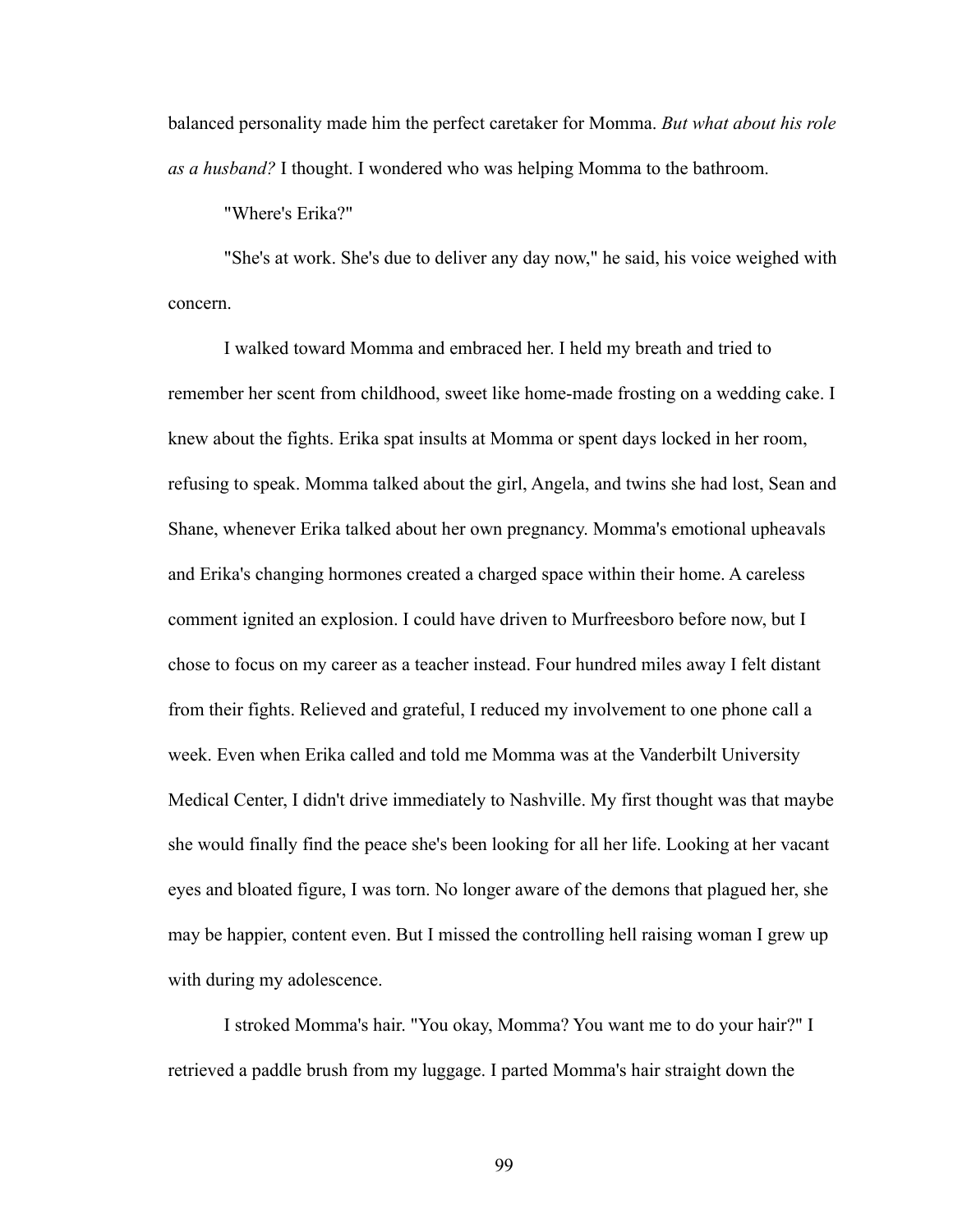balanced personality made him the perfect caretaker for Momma. *But what about his role as a husband?* I thought. I wondered who was helping Momma to the bathroom.

"Where's Erika?"

"She's at work. She's due to deliver any day now," he said, his voice weighed with concern.

I walked toward Momma and embraced her. I held my breath and tried to remember her scent from childhood, sweet like home-made frosting on a wedding cake. I knew about the fights. Erika spat insults at Momma or spent days locked in her room, refusing to speak. Momma talked about the girl, Angela, and twins she had lost, Sean and Shane, whenever Erika talked about her own pregnancy. Momma's emotional upheavals and Erika's changing hormones created a charged space within their home. A careless comment ignited an explosion. I could have driven to Murfreesboro before now, but I chose to focus on my career as a teacher instead. Four hundred miles away I felt distant from their fights. Relieved and grateful, I reduced my involvement to one phone call a week. Even when Erika called and told me Momma was at the Vanderbilt University Medical Center, I didn't drive immediately to Nashville. My first thought was that maybe she would finally find the peace she's been looking for all her life. Looking at her vacant eyes and bloated figure, I was torn. No longer aware of the demons that plagued her, she may be happier, content even. But I missed the controlling hell raising woman I grew up with during my adolescence.

I stroked Momma's hair. "You okay, Momma? You want me to do your hair?" I retrieved a paddle brush from my luggage. I parted Momma's hair straight down the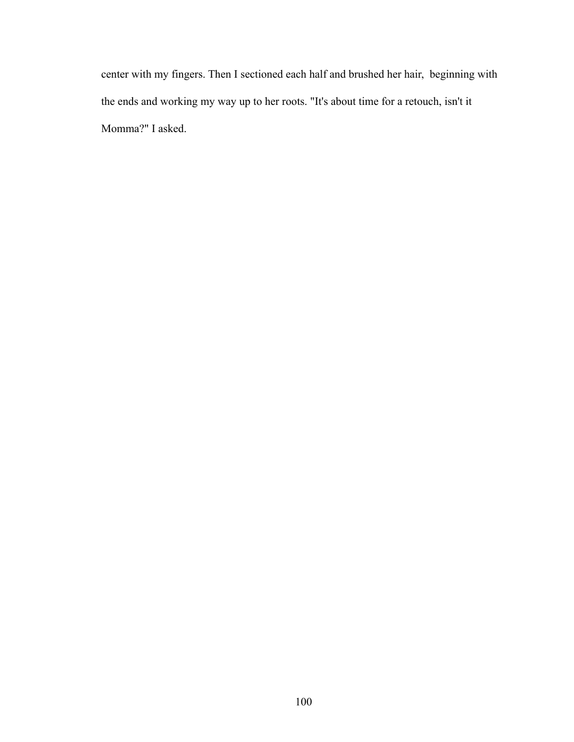center with my fingers. Then I sectioned each half and brushed her hair, beginning with the ends and working my way up to her roots. "It's about time for a retouch, isn't it Momma?" I asked.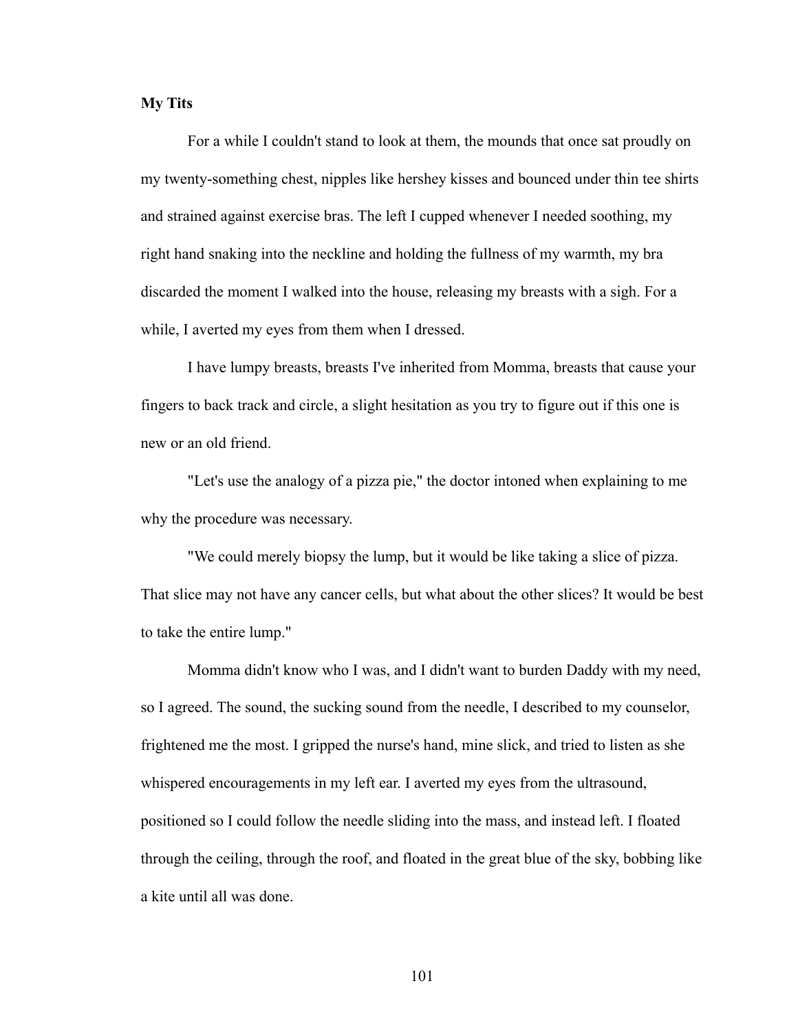**My Tits**

For a while I couldn't stand to look at them, the mounds that once sat proudly on my twenty-something chest, nipples like hershey kisses and bounced under thin tee shirts and strained against exercise bras. The left I cupped whenever I needed soothing, my right hand snaking into the neckline and holding the fullness of my warmth, my bra discarded the moment I walked into the house, releasing my breasts with a sigh. For a while, I averted my eyes from them when I dressed.

I have lumpy breasts, breasts I've inherited from Momma, breasts that cause your fingers to back track and circle, a slight hesitation as you try to figure out if this one is new or an old friend.

"Let's use the analogy of a pizza pie," the doctor intoned when explaining to me why the procedure was necessary.

"We could merely biopsy the lump, but it would be like taking a slice of pizza. That slice may not have any cancer cells, but what about the other slices? It would be best to take the entire lump."

Momma didn't know who I was, and I didn't want to burden Daddy with my need, so I agreed. The sound, the sucking sound from the needle, I described to my counselor, frightened me the most. I gripped the nurse's hand, mine slick, and tried to listen as she whispered encouragements in my left ear. I averted my eyes from the ultrasound, positioned so I could follow the needle sliding into the mass, and instead left. I floated through the ceiling, through the roof, and floated in the great blue of the sky, bobbing like a kite until all was done.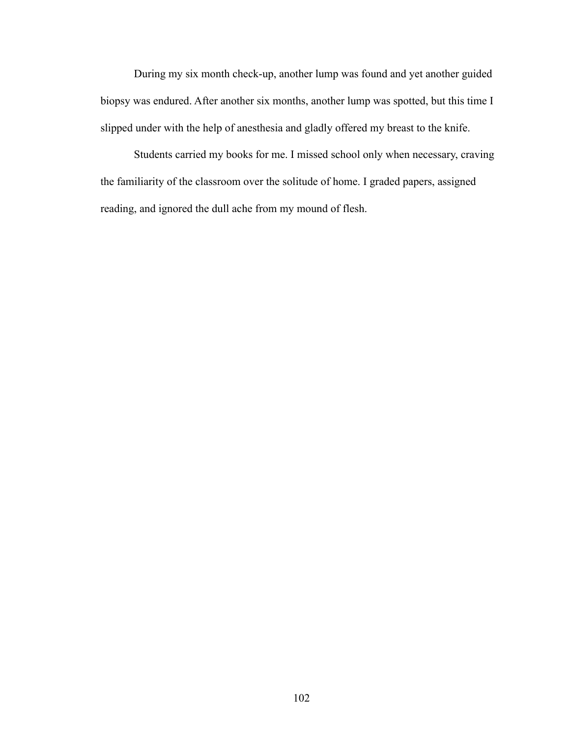During my six month check-up, another lump was found and yet another guided biopsy was endured. After another six months, another lump was spotted, but this time I slipped under with the help of anesthesia and gladly offered my breast to the knife.

Students carried my books for me. I missed school only when necessary, craving the familiarity of the classroom over the solitude of home. I graded papers, assigned reading, and ignored the dull ache from my mound of flesh.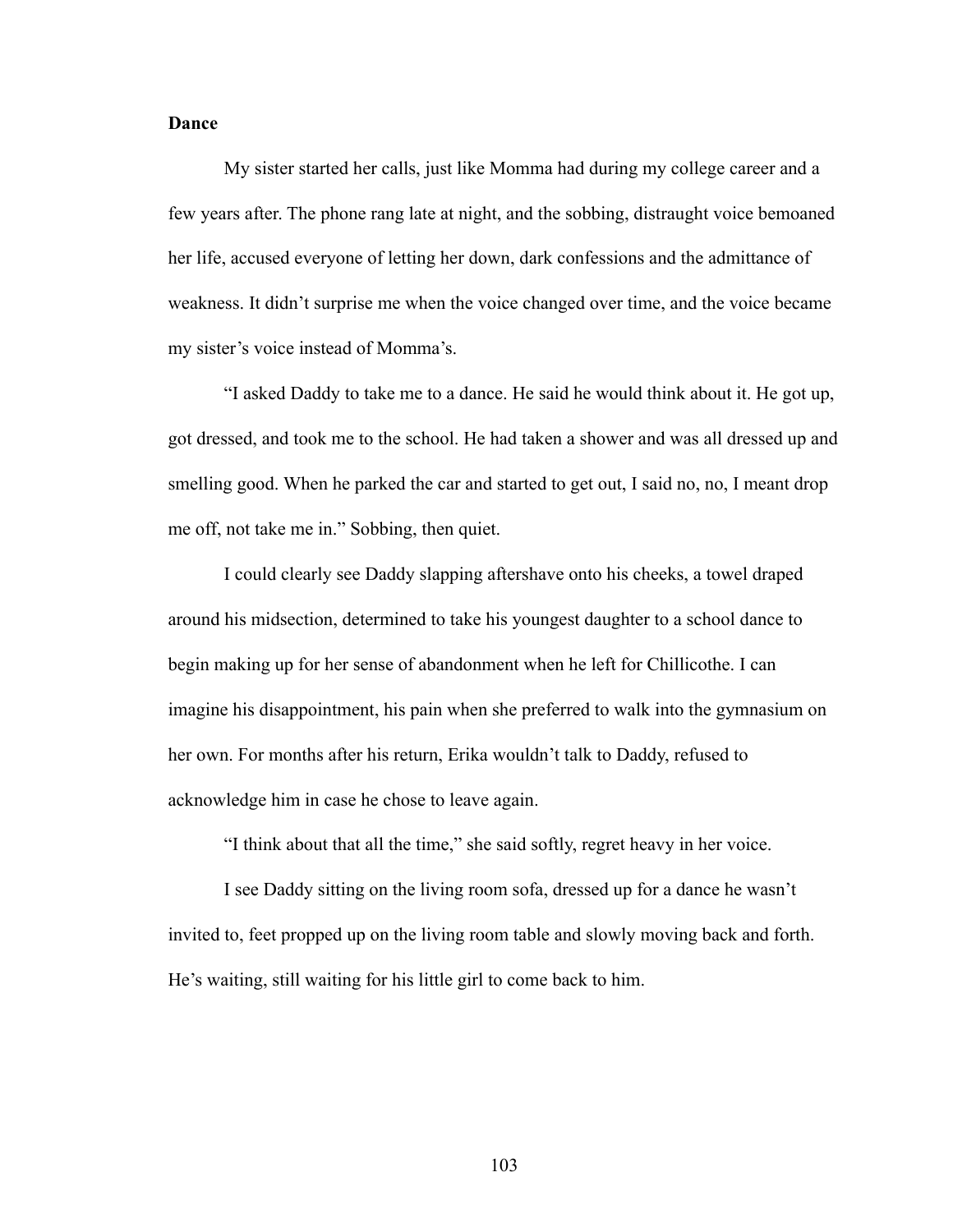**Dance**

My sister started her calls, just like Momma had during my college career and a few years after. The phone rang late at night, and the sobbing, distraught voice bemoaned her life, accused everyone of letting her down, dark confessions and the admittance of weakness. It didn't surprise me when the voice changed over time, and the voice became my sister's voice instead of Momma's.

"I asked Daddy to take me to a dance. He said he would think about it. He got up, got dressed, and took me to the school. He had taken a shower and was all dressed up and smelling good. When he parked the car and started to get out, I said no, no, I meant drop me off, not take me in." Sobbing, then quiet.

I could clearly see Daddy slapping aftershave onto his cheeks, a towel draped around his midsection, determined to take his youngest daughter to a school dance to begin making up for her sense of abandonment when he left for Chillicothe. I can imagine his disappointment, his pain when she preferred to walk into the gymnasium on her own. For months after his return, Erika wouldn't talk to Daddy, refused to acknowledge him in case he chose to leave again.

"I think about that all the time," she said softly, regret heavy in her voice.

I see Daddy sitting on the living room sofa, dressed up for a dance he wasn't invited to, feet propped up on the living room table and slowly moving back and forth. He's waiting, still waiting for his little girl to come back to him.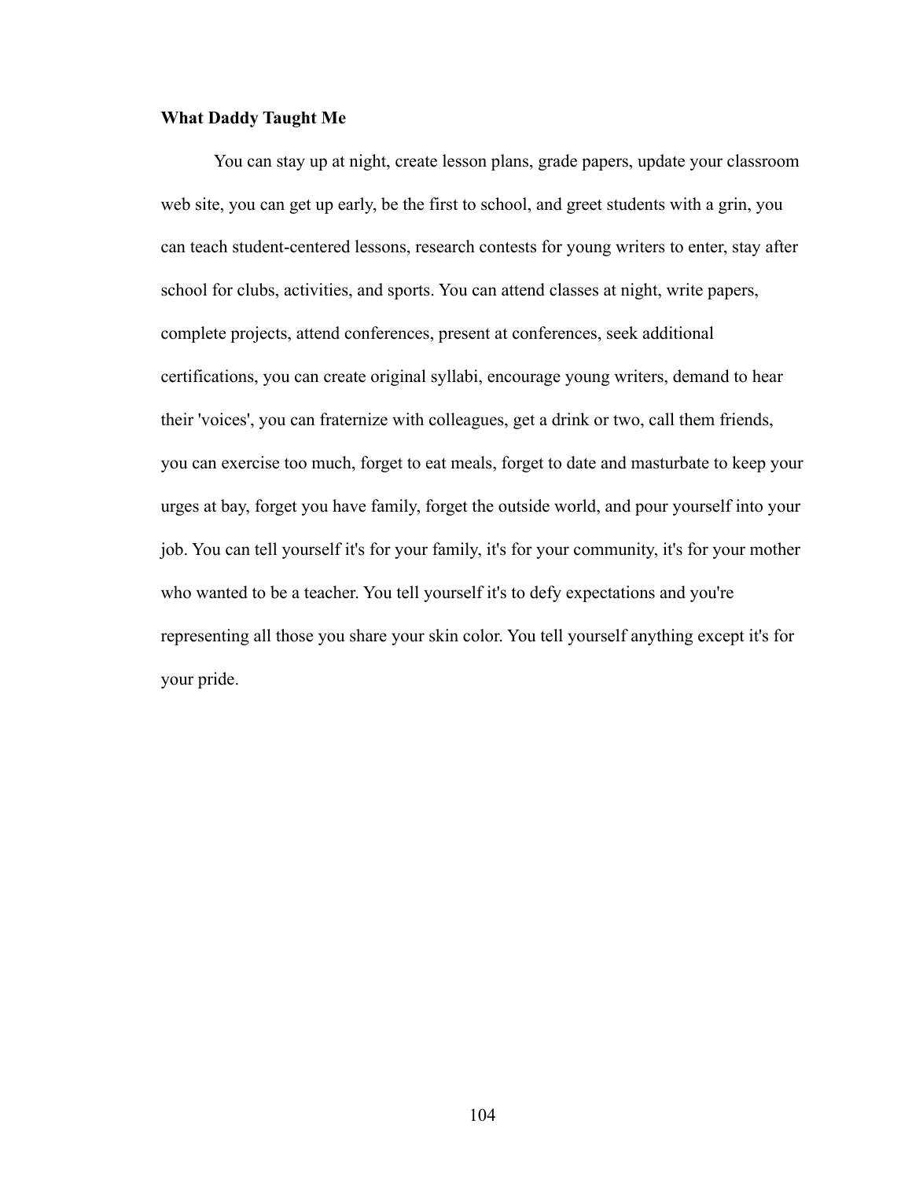**What Daddy Taught Me**

You can stay up at night, create lesson plans, grade papers, update your classroom web site, you can get up early, be the first to school, and greet students with a grin, you can teach student-centered lessons, research contests for young writers to enter, stay after school for clubs, activities, and sports. You can attend classes at night, write papers, complete projects, attend conferences, present at conferences, seek additional certifications, you can create original syllabi, encourage young writers, demand to hear their 'voices', you can fraternize with colleagues, get a drink or two, call them friends, you can exercise too much, forget to eat meals, forget to date and masturbate to keep your urges at bay, forget you have family, forget the outside world, and pour yourself into your job. You can tell yourself it's for your family, it's for your community, it's for your mother who wanted to be a teacher. You tell yourself it's to defy expectations and you're representing all those you share your skin color. You tell yourself anything except it's for your pride.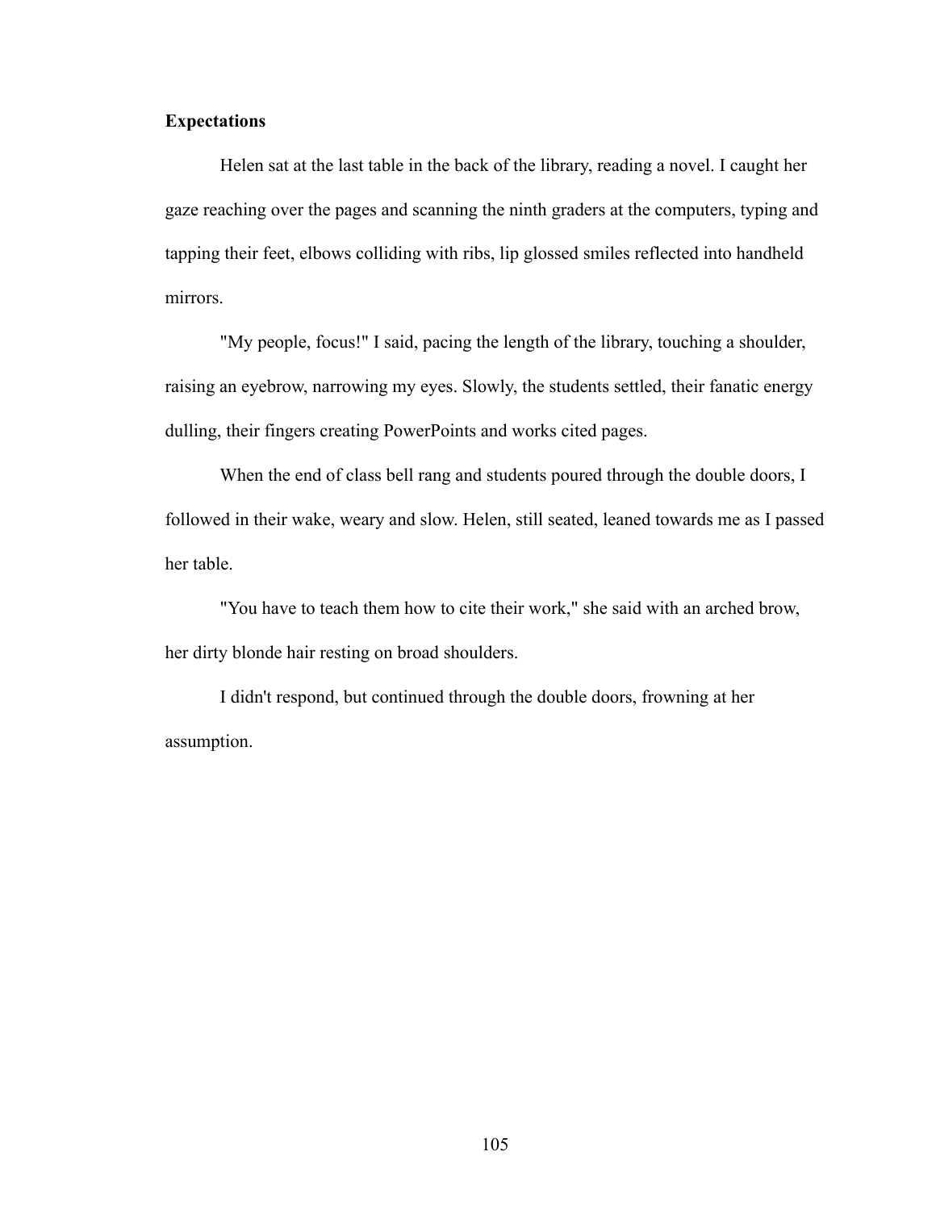**Expectations**

Helen sat at the last table in the back of the library, reading a novel. I caught her gaze reaching over the pages and scanning the ninth graders at the computers, typing and tapping their feet, elbows colliding with ribs, lip glossed smiles reflected into handheld mirrors.

"My people, focus!" I said, pacing the length of the library, touching a shoulder, raising an eyebrow, narrowing my eyes. Slowly, the students settled, their fanatic energy dulling, their fingers creating PowerPoints and works cited pages.

When the end of class bell rang and students poured through the double doors, I followed in their wake, weary and slow. Helen, still seated, leaned towards me as I passed her table.

"You have to teach them how to cite their work," she said with an arched brow, her dirty blonde hair resting on broad shoulders.

I didn't respond, but continued through the double doors, frowning at her assumption.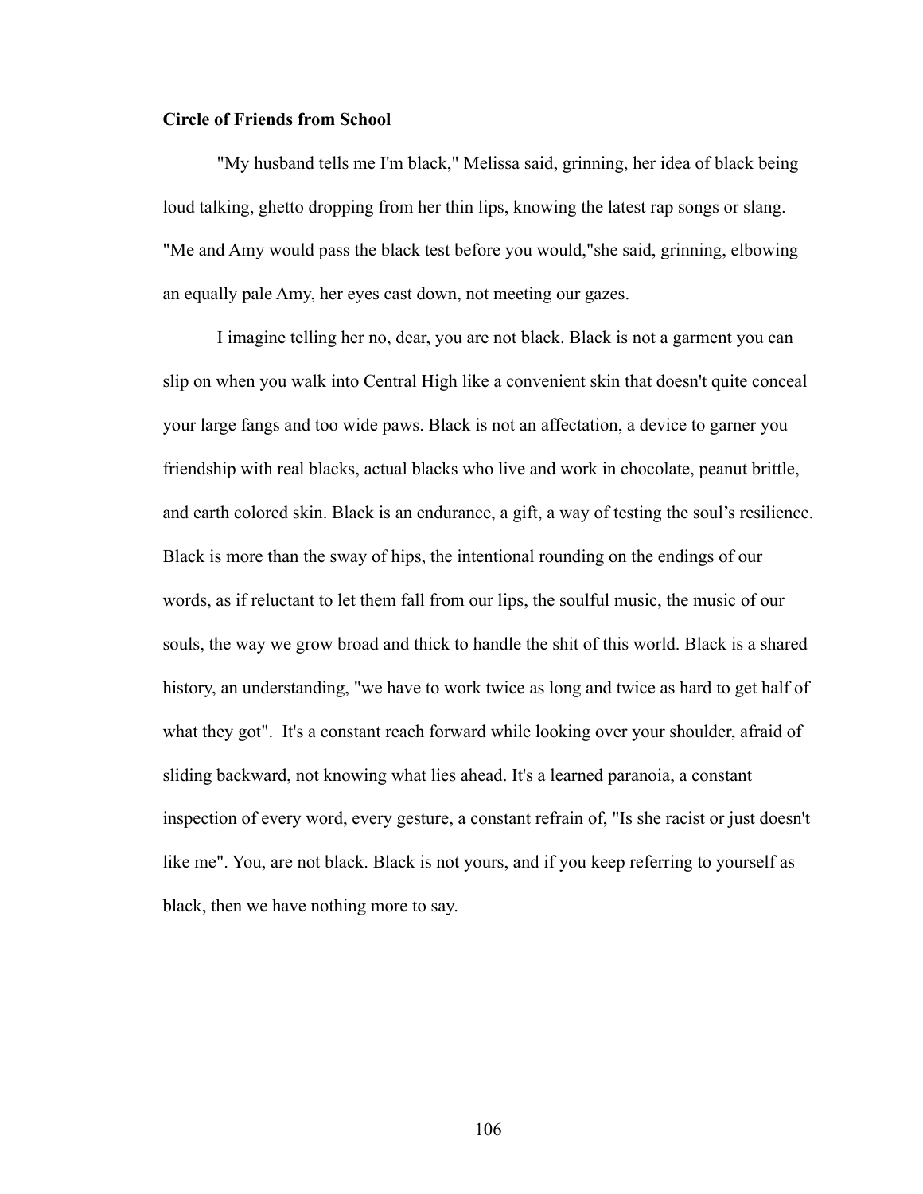**Circle of Friends from School**

"My husband tells me I'm black," Melissa said, grinning, her idea of black being loud talking, ghetto dropping from her thin lips, knowing the latest rap songs or slang. "Me and Amy would pass the black test before you would,"she said, grinning, elbowing an equally pale Amy, her eyes cast down, not meeting our gazes.

I imagine telling her no, dear, you are not black. Black is not a garment you can slip on when you walk into Central High like a convenient skin that doesn't quite conceal your large fangs and too wide paws. Black is not an affectation, a device to garner you friendship with real blacks, actual blacks who live and work in chocolate, peanut brittle, and earth colored skin. Black is an endurance, a gift, a way of testing the soul's resilience. Black is more than the sway of hips, the intentional rounding on the endings of our words, as if reluctant to let them fall from our lips, the soulful music, the music of our souls, the way we grow broad and thick to handle the shit of this world. Black is a shared history, an understanding, "we have to work twice as long and twice as hard to get half of what they got". It's a constant reach forward while looking over your shoulder, afraid of sliding backward, not knowing what lies ahead. It's a learned paranoia, a constant inspection of every word, every gesture, a constant refrain of, "Is she racist or just doesn't like me". You, are not black. Black is not yours, and if you keep referring to yourself as black, then we have nothing more to say.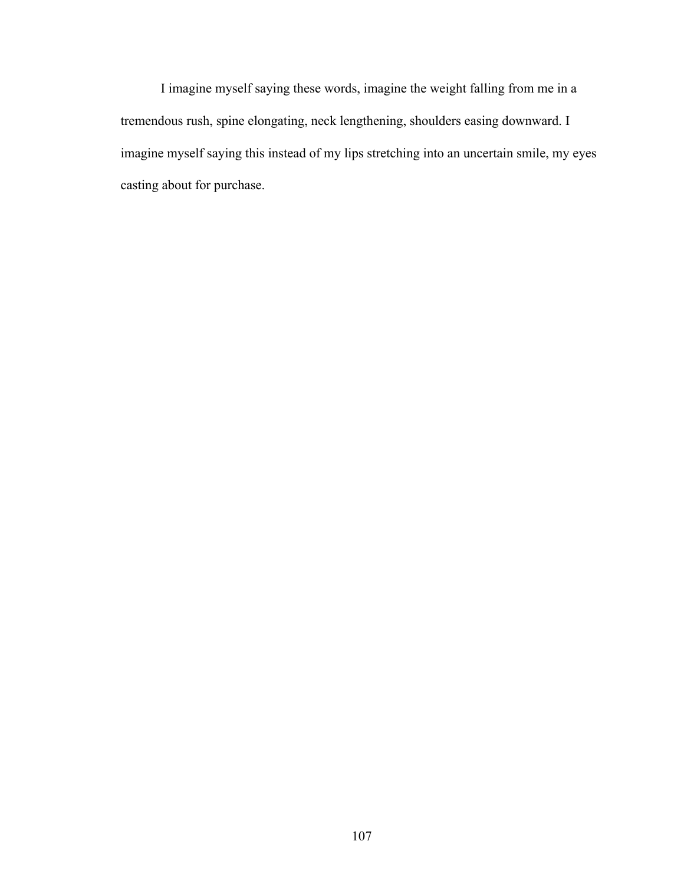I imagine myself saying these words, imagine the weight falling from me in a tremendous rush, spine elongating, neck lengthening, shoulders easing downward. I imagine myself saying this instead of my lips stretching into an uncertain smile, my eyes casting about for purchase.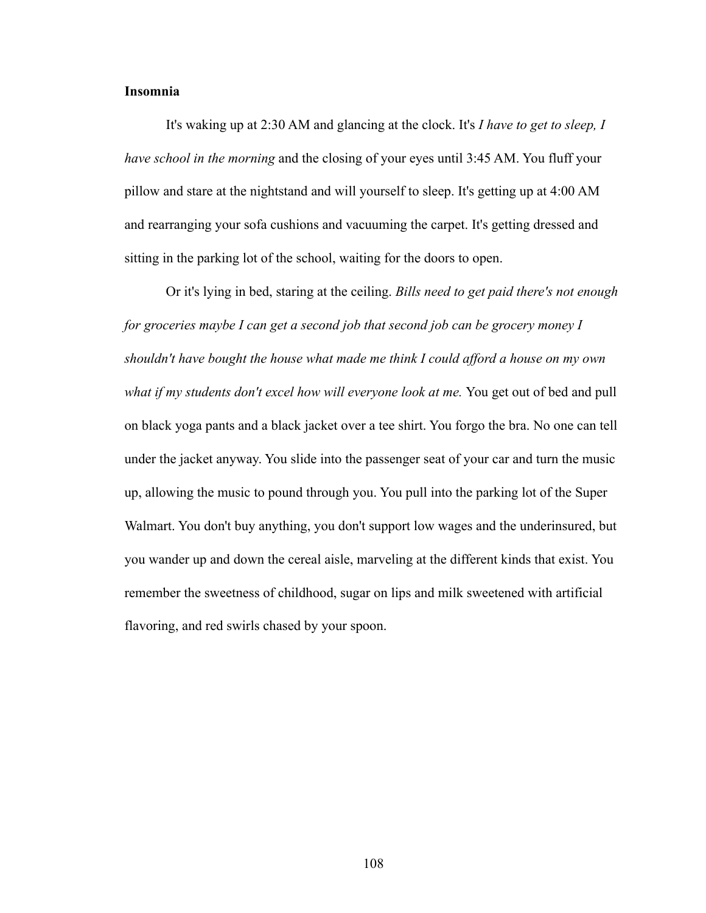**Insomnia**

It's waking up at 2:30 AM and glancing at the clock. It's *I have to get to sleep, I have school in the morning* and the closing of your eyes until 3:45 AM. You fluff your pillow and stare at the nightstand and will yourself to sleep. It's getting up at 4:00 AM and rearranging your sofa cushions and vacuuming the carpet. It's getting dressed and sitting in the parking lot of the school, waiting for the doors to open.

Or it's lying in bed, staring at the ceiling. *Bills need to get paid there's not enough for groceries maybe I can get a second job that second job can be grocery money I shouldn't have bought the house what made me think I could afford a house on my own what if my students don't excel how will everyone look at me.* You get out of bed and pull on black yoga pants and a black jacket over a tee shirt. You forgo the bra. No one can tell under the jacket anyway. You slide into the passenger seat of your car and turn the music up, allowing the music to pound through you. You pull into the parking lot of the Super Walmart. You don't buy anything, you don't support low wages and the underinsured, but you wander up and down the cereal aisle, marveling at the different kinds that exist. You remember the sweetness of childhood, sugar on lips and milk sweetened with artificial flavoring, and red swirls chased by your spoon.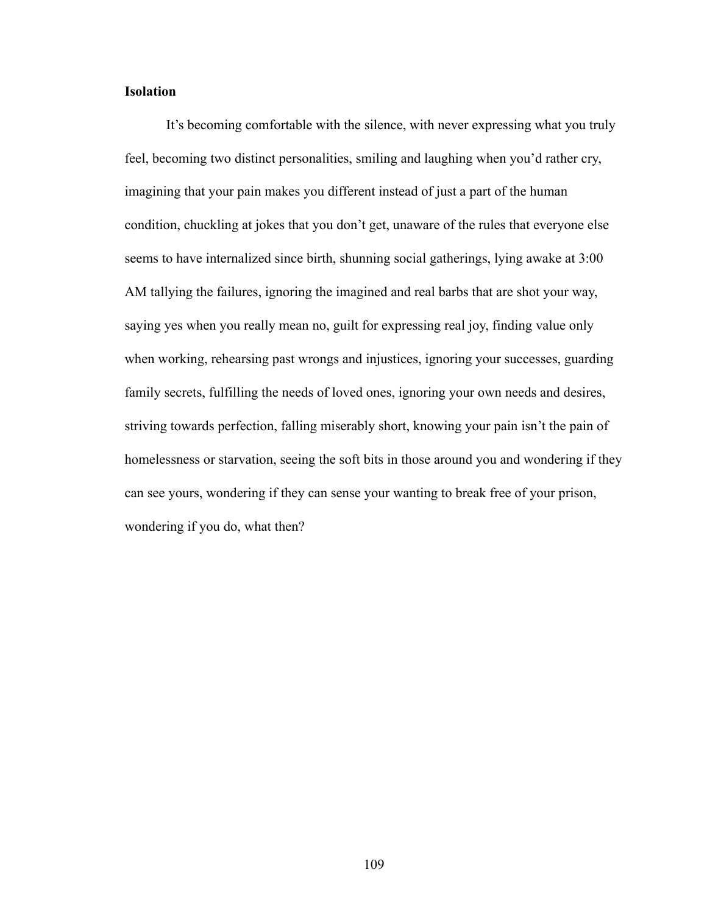**Isolation**

It's becoming comfortable with the silence, with never expressing what you truly feel, becoming two distinct personalities, smiling and laughing when you'd rather cry, imagining that your pain makes you different instead of just a part of the human condition, chuckling at jokes that you don't get, unaware of the rules that everyone else seems to have internalized since birth, shunning social gatherings, lying awake at 3:00 AM tallying the failures, ignoring the imagined and real barbs that are shot your way, saying yes when you really mean no, guilt for expressing real joy, finding value only when working, rehearsing past wrongs and injustices, ignoring your successes, guarding family secrets, fulfilling the needs of loved ones, ignoring your own needs and desires, striving towards perfection, falling miserably short, knowing your pain isn't the pain of homelessness or starvation, seeing the soft bits in those around you and wondering if they can see yours, wondering if they can sense your wanting to break free of your prison, wondering if you do, what then?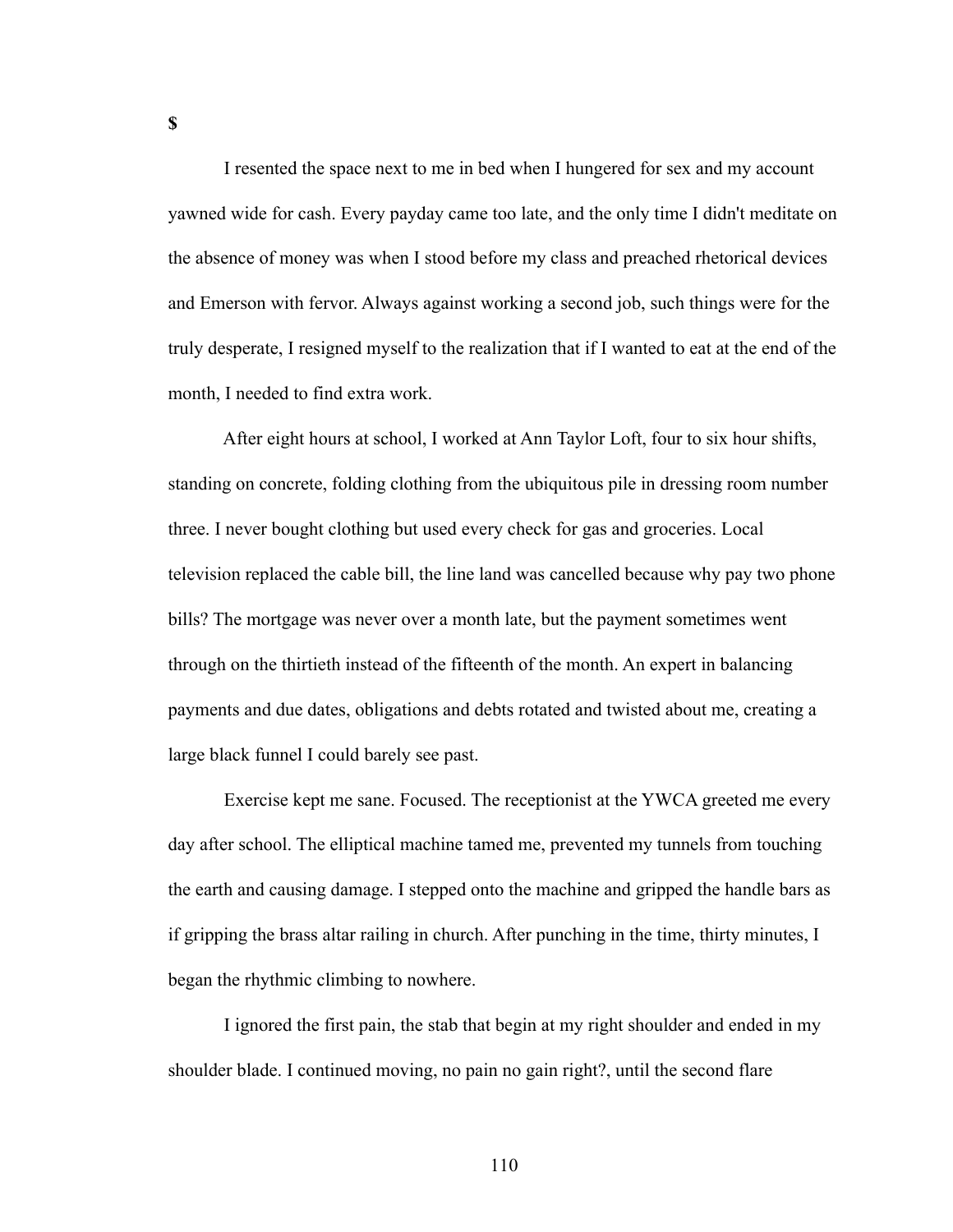**$**

I resented the space next to me in bed when I hungered for sex and my account yawned wide for cash. Every payday came too late, and the only time I didn't meditate on the absence of money was when I stood before my class and preached rhetorical devices and Emerson with fervor. Always against working a second job, such things were for the truly desperate, I resigned myself to the realization that if I wanted to eat at the end of the month, I needed to find extra work.

After eight hours at school, I worked at Ann Taylor Loft, four to six hour shifts, standing on concrete, folding clothing from the ubiquitous pile in dressing room number three. I never bought clothing but used every check for gas and groceries. Local television replaced the cable bill, the line land was cancelled because why pay two phone bills? The mortgage was never over a month late, but the payment sometimes went through on the thirtieth instead of the fifteenth of the month. An expert in balancing payments and due dates, obligations and debts rotated and twisted about me, creating a large black funnel I could barely see past.

Exercise kept me sane. Focused. The receptionist at the YWCA greeted me every day after school. The elliptical machine tamed me, prevented my tunnels from touching the earth and causing damage. I stepped onto the machine and gripped the handle bars as if gripping the brass altar railing in church. After punching in the time, thirty minutes, I began the rhythmic climbing to nowhere.

I ignored the first pain, the stab that begin at my right shoulder and ended in my shoulder blade. I continued moving, no pain no gain right?, until the second flare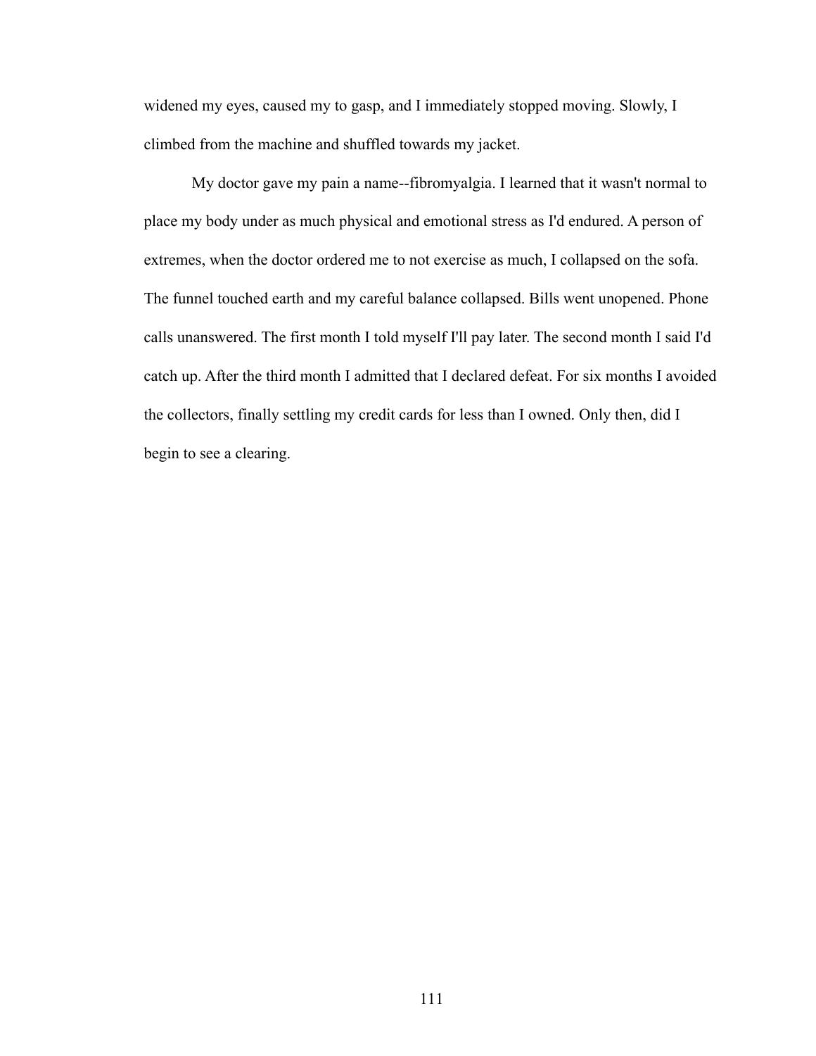widened my eyes, caused my to gasp, and I immediately stopped moving. Slowly, I climbed from the machine and shuffled towards my jacket.

My doctor gave my pain a name--fibromyalgia. I learned that it wasn't normal to place my body under as much physical and emotional stress as I'd endured. A person of extremes, when the doctor ordered me to not exercise as much, I collapsed on the sofa. The funnel touched earth and my careful balance collapsed. Bills went unopened. Phone calls unanswered. The first month I told myself I'll pay later. The second month I said I'd catch up. After the third month I admitted that I declared defeat. For six months I avoided the collectors, finally settling my credit cards for less than I owned. Only then, did I begin to see a clearing.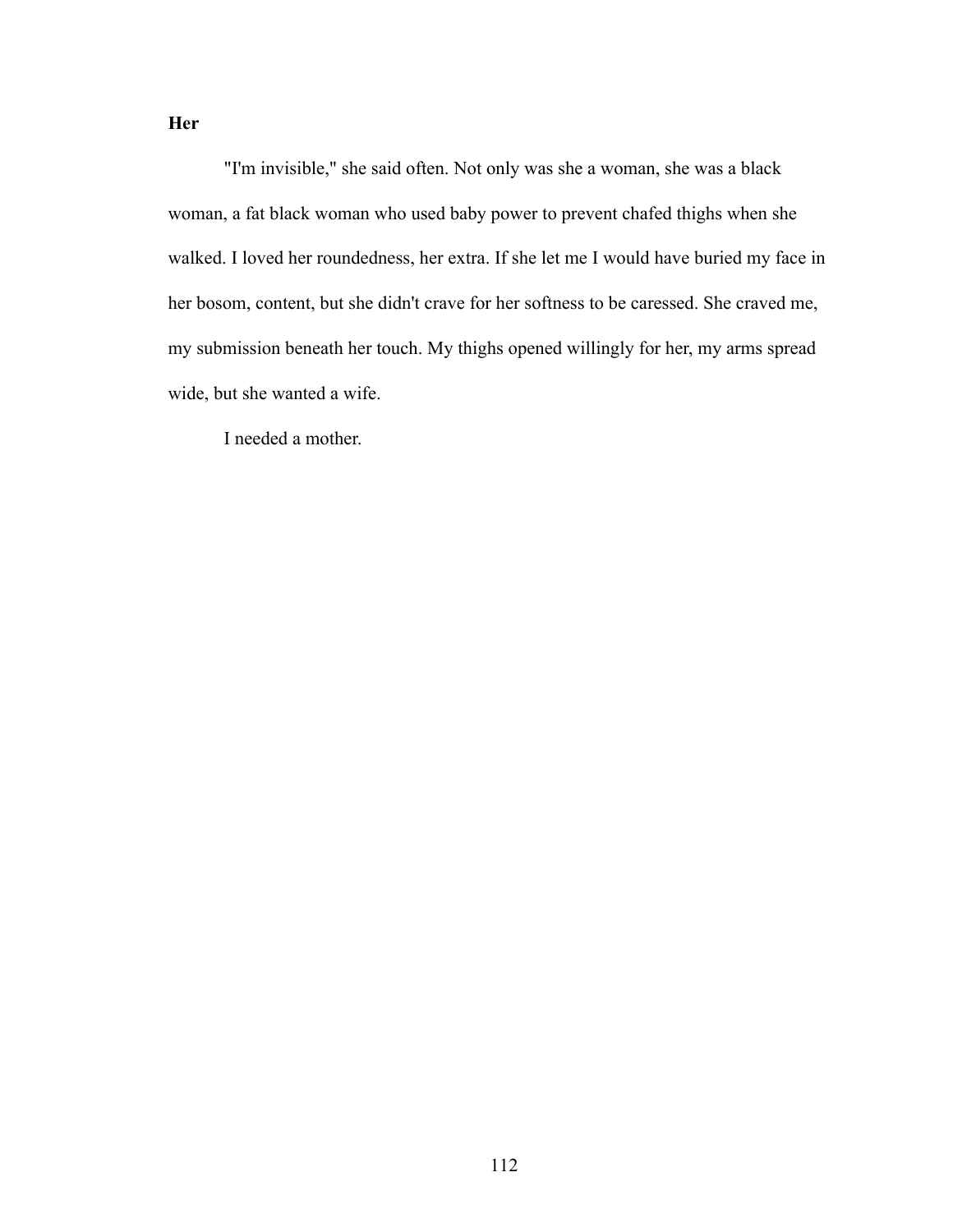**Her**

"I'm invisible," she said often. Not only was she a woman, she was a black woman, a fat black woman who used baby power to prevent chafed thighs when she walked. I loved her roundedness, her extra. If she let me I would have buried my face in her bosom, content, but she didn't crave for her softness to be caressed. She craved me, my submission beneath her touch. My thighs opened willingly for her, my arms spread wide, but she wanted a wife.

I needed a mother.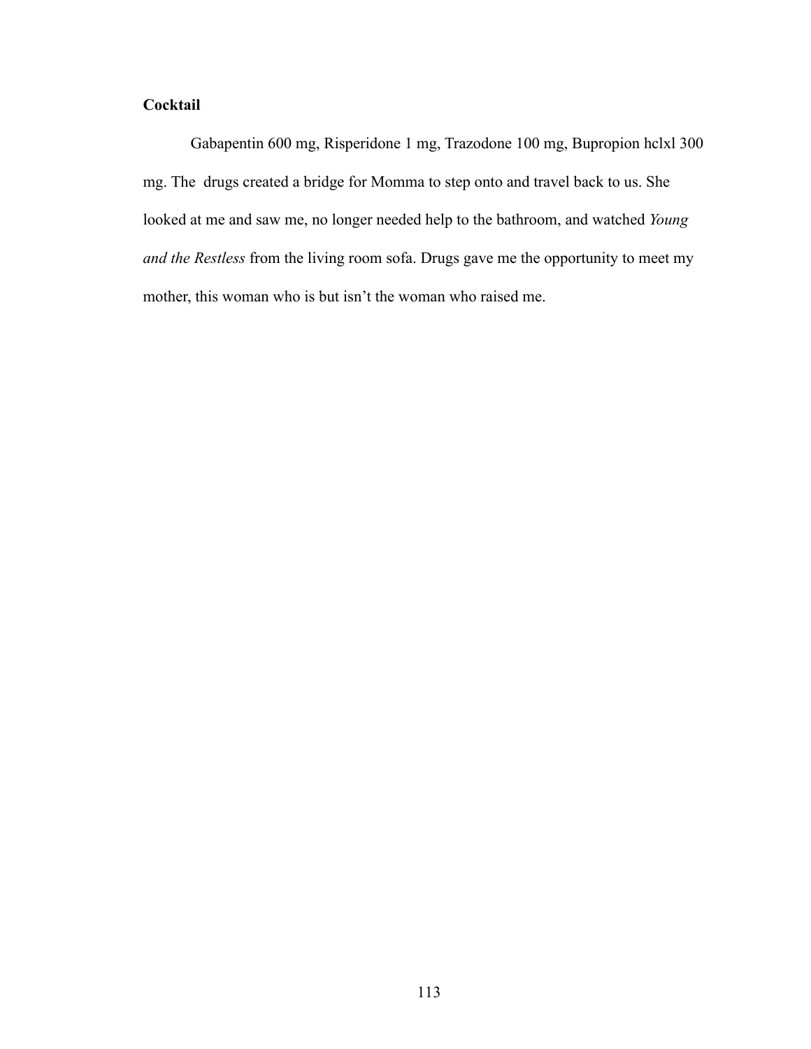## Cocktail

Gabapentin 600 mg, Risperidone 1 mg, Trazodone 100 mg, Bupropion hclxl 300 mg. The drugs created a bridge for Momma to step onto and travel back to us. She looked at me and saw me, no longer needed help to the bathroom, and watched *Young and the Restless* from the living room sofa. Drugs gave me the opportunity to meet my mother, this woman who is but isn't the woman who raised me.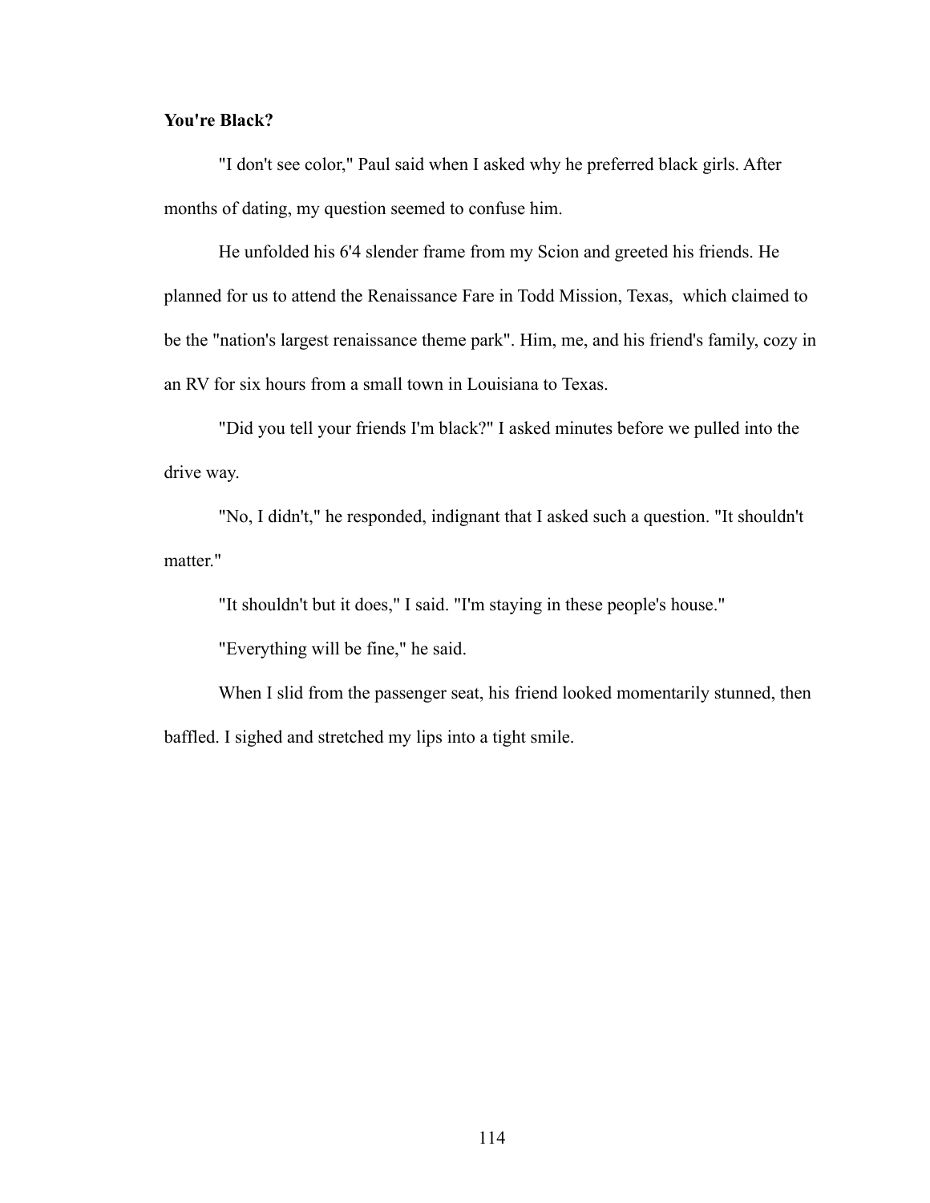**You're Black?**

"I don't see color," Paul said when I asked why he preferred black girls. After months of dating, my question seemed to confuse him.

He unfolded his 6'4 slender frame from my Scion and greeted his friends. He planned for us to attend the Renaissance Fare in Todd Mission, Texas, which claimed to be the "nation's largest renaissance theme park". Him, me, and his friend's family, cozy in an RV for six hours from a small town in Louisiana to Texas.

"Did you tell your friends I'm black?" I asked minutes before we pulled into the drive way.

"No, I didn't," he responded, indignant that I asked such a question. "It shouldn't matter."

"It shouldn't but it does," I said. "I'm staying in these people's house."

"Everything will be fine," he said.

When I slid from the passenger seat, his friend looked momentarily stunned, then baffled. I sighed and stretched my lips into a tight smile.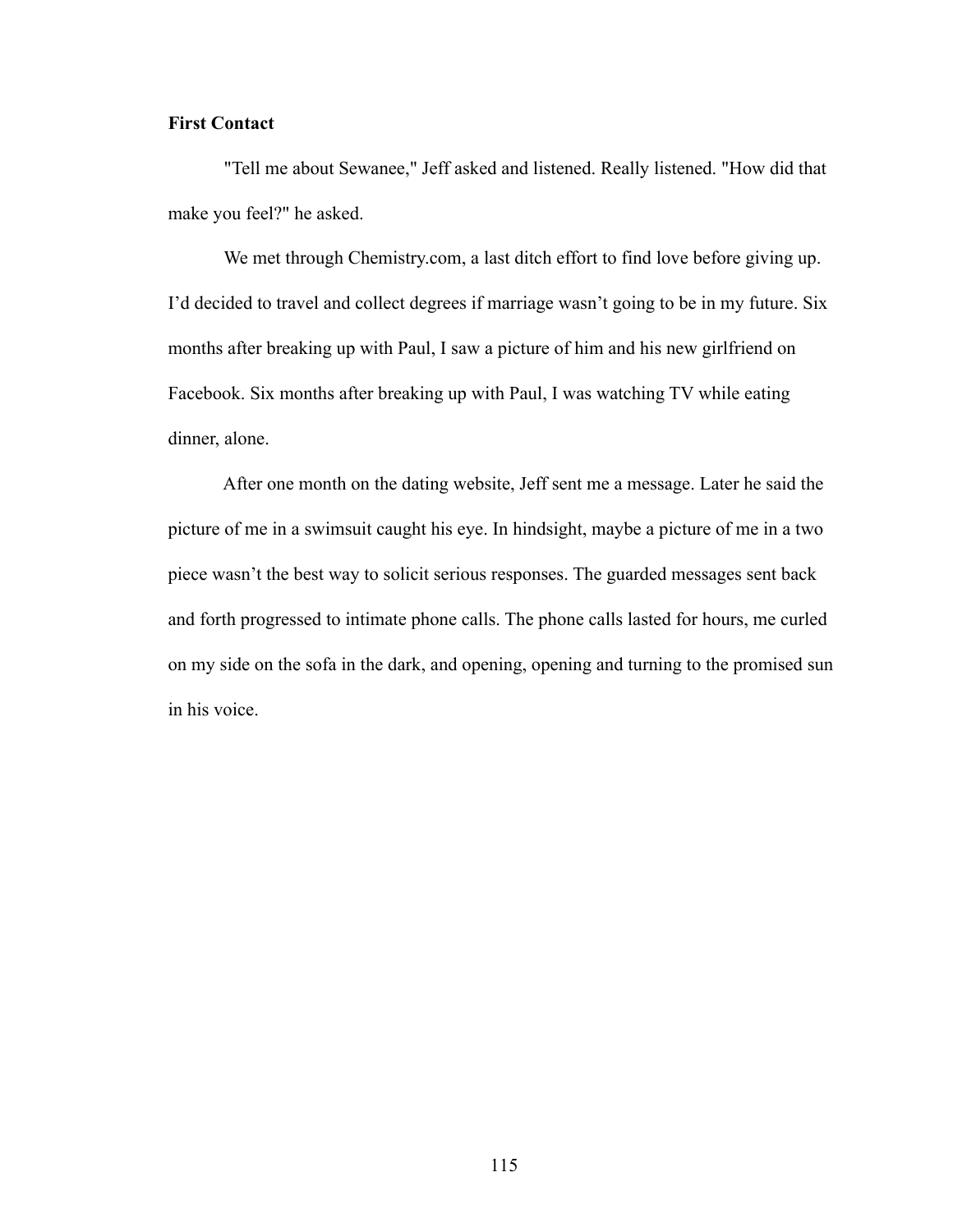**First Contact**

"Tell me about Sewanee," Jeff asked and listened. Really listened. "How did that make you feel?" he asked.

We met through Chemistry.com, a last ditch effort to find love before giving up. I'd decided to travel and collect degrees if marriage wasn't going to be in my future. Six months after breaking up with Paul, I saw a picture of him and his new girlfriend on Facebook. Six months after breaking up with Paul, I was watching TV while eating dinner, alone.

After one month on the dating website, Jeff sent me a message. Later he said the picture of me in a swimsuit caught his eye. In hindsight, maybe a picture of me in a two piece wasn't the best way to solicit serious responses. The guarded messages sent back and forth progressed to intimate phone calls. The phone calls lasted for hours, me curled on my side on the sofa in the dark, and opening, opening and turning to the promised sun in his voice.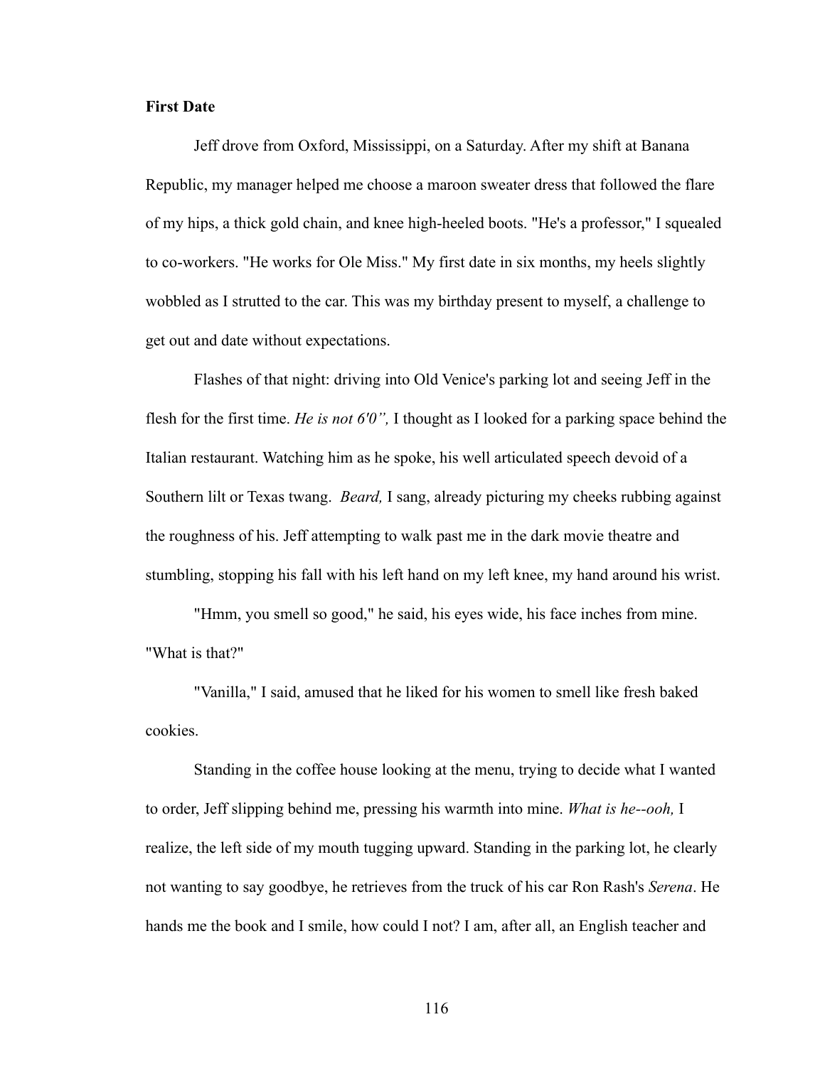**First Date**

Jeff drove from Oxford, Mississippi, on a Saturday. After my shift at Banana Republic, my manager helped me choose a maroon sweater dress that followed the flare of my hips, a thick gold chain, and knee high-heeled boots. "He's a professor," I squealed to co-workers. "He works for Ole Miss." My first date in six months, my heels slightly wobbled as I strutted to the car. This was my birthday present to myself, a challenge to get out and date without expectations.

Flashes of that night: driving into Old Venice's parking lot and seeing Jeff in the flesh for the first time. *He is not 6'0",* I thought as I looked for a parking space behind the Italian restaurant. Watching him as he spoke, his well articulated speech devoid of a Southern lilt or Texas twang. *Beard,* I sang, already picturing my cheeks rubbing against the roughness of his. Jeff attempting to walk past me in the dark movie theatre and stumbling, stopping his fall with his left hand on my left knee, my hand around his wrist.

"Hmm, you smell so good," he said, his eyes wide, his face inches from mine. "What is that?"

"Vanilla," I said, amused that he liked for his women to smell like fresh baked cookies.

Standing in the coffee house looking at the menu, trying to decide what I wanted to order, Jeff slipping behind me, pressing his warmth into mine. *What is he--ooh,* I realize, the left side of my mouth tugging upward. Standing in the parking lot, he clearly not wanting to say goodbye, he retrieves from the truck of his car Ron Rash's *Serena*. He hands me the book and I smile, how could I not? I am, after all, an English teacher and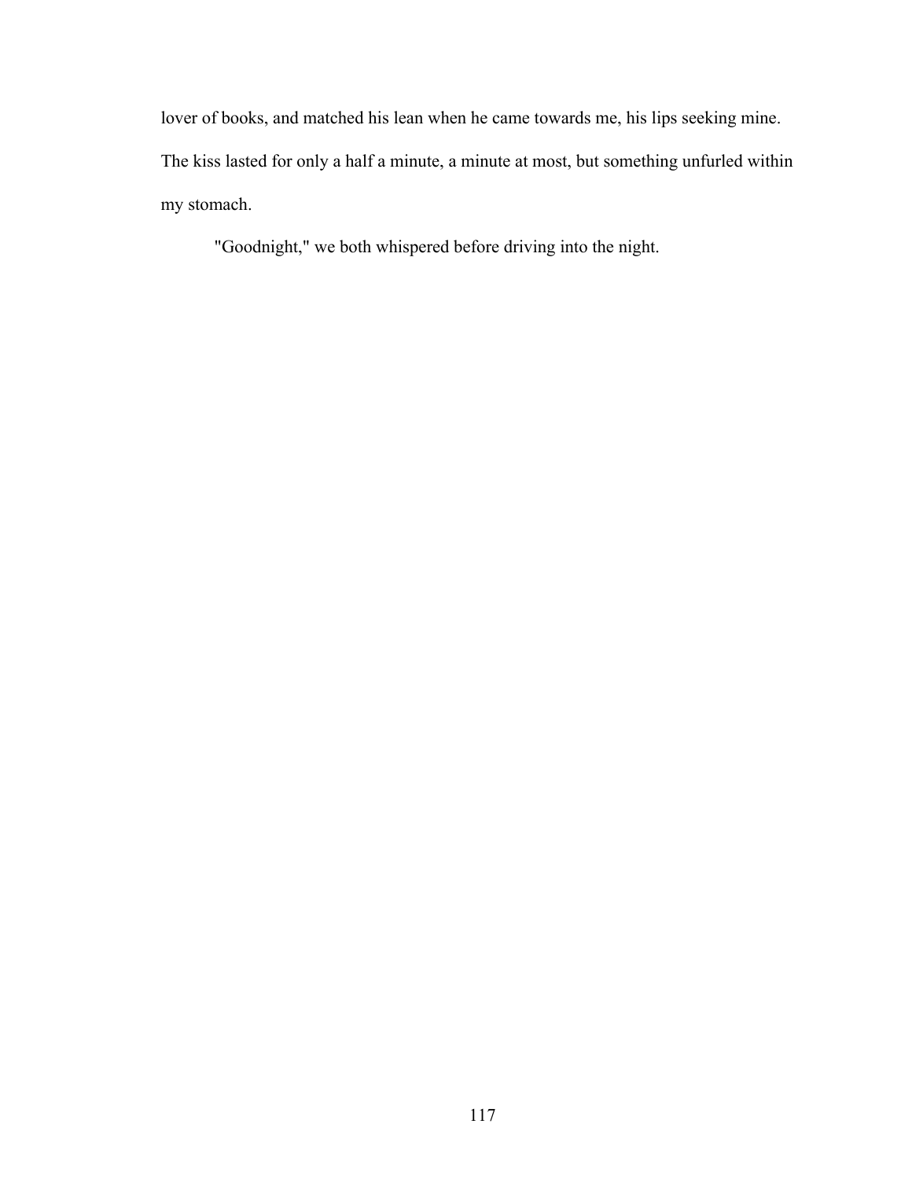lover of books, and matched his lean when he came towards me, his lips seeking mine. The kiss lasted for only a half a minute, a minute at most, but something unfurled within my stomach.

"Goodnight," we both whispered before driving into the night.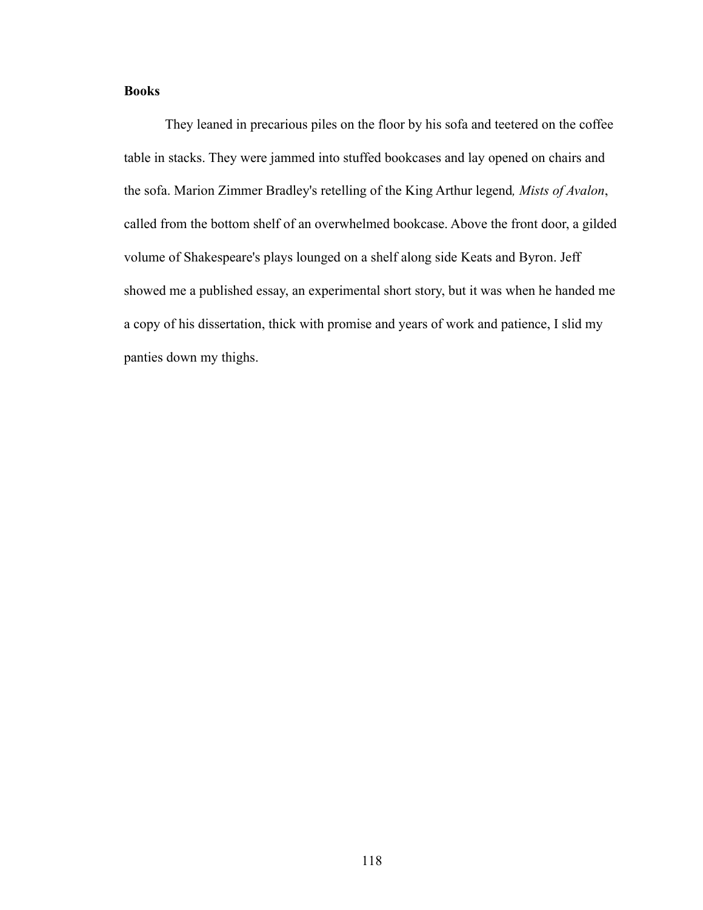**Books**

They leaned in precarious piles on the floor by his sofa and teetered on the coffee table in stacks. They were jammed into stuffed bookcases and lay opened on chairs and the sofa. Marion Zimmer Bradley's retelling of the King Arthur legend*, Mists of Avalon*, called from the bottom shelf of an overwhelmed bookcase. Above the front door, a gilded volume of Shakespeare's plays lounged on a shelf along side Keats and Byron. Jeff showed me a published essay, an experimental short story, but it was when he handed me a copy of his dissertation, thick with promise and years of work and patience, I slid my panties down my thighs.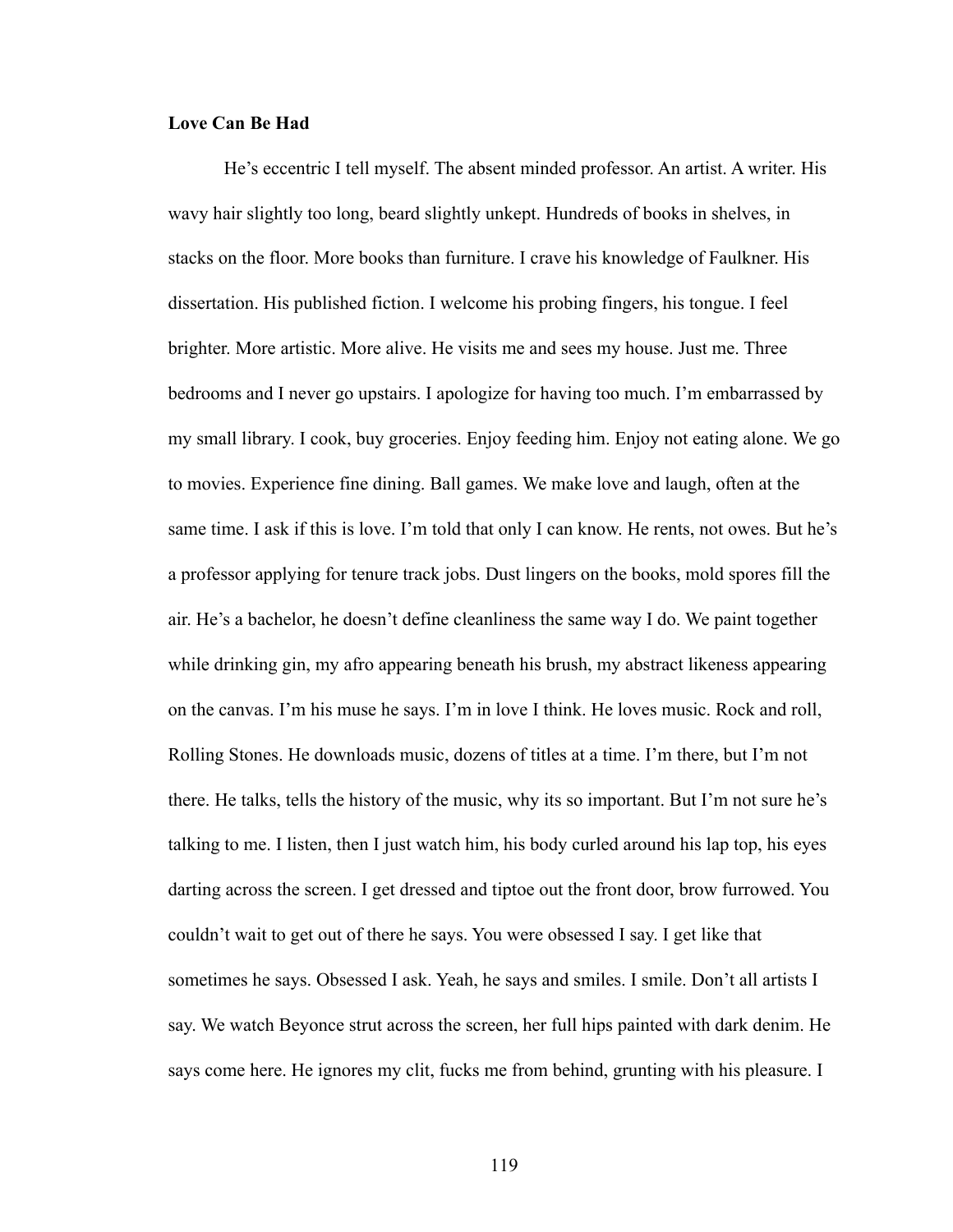**Love Can Be Had**

He's eccentric I tell myself. The absent minded professor. An artist. A writer. His wavy hair slightly too long, beard slightly unkept. Hundreds of books in shelves, in stacks on the floor. More books than furniture. I crave his knowledge of Faulkner. His dissertation. His published fiction. I welcome his probing fingers, his tongue. I feel brighter. More artistic. More alive. He visits me and sees my house. Just me. Three bedrooms and I never go upstairs. I apologize for having too much. I'm embarrassed by my small library. I cook, buy groceries. Enjoy feeding him. Enjoy not eating alone. We go to movies. Experience fine dining. Ball games. We make love and laugh, often at the same time. I ask if this is love. I'm told that only I can know. He rents, not owes. But he's a professor applying for tenure track jobs. Dust lingers on the books, mold spores fill the air. He's a bachelor, he doesn't define cleanliness the same way I do. We paint together while drinking gin, my afro appearing beneath his brush, my abstract likeness appearing on the canvas. I'm his muse he says. I'm in love I think. He loves music. Rock and roll, Rolling Stones. He downloads music, dozens of titles at a time. I'm there, but I'm not there. He talks, tells the history of the music, why its so important. But I'm not sure he's talking to me. I listen, then I just watch him, his body curled around his lap top, his eyes darting across the screen. I get dressed and tiptoe out the front door, brow furrowed. You couldn't wait to get out of there he says. You were obsessed I say. I get like that sometimes he says. Obsessed I ask. Yeah, he says and smiles. I smile. Don't all artists I say. We watch Beyonce strut across the screen, her full hips painted with dark denim. He says come here. He ignores my clit, fucks me from behind, grunting with his pleasure. I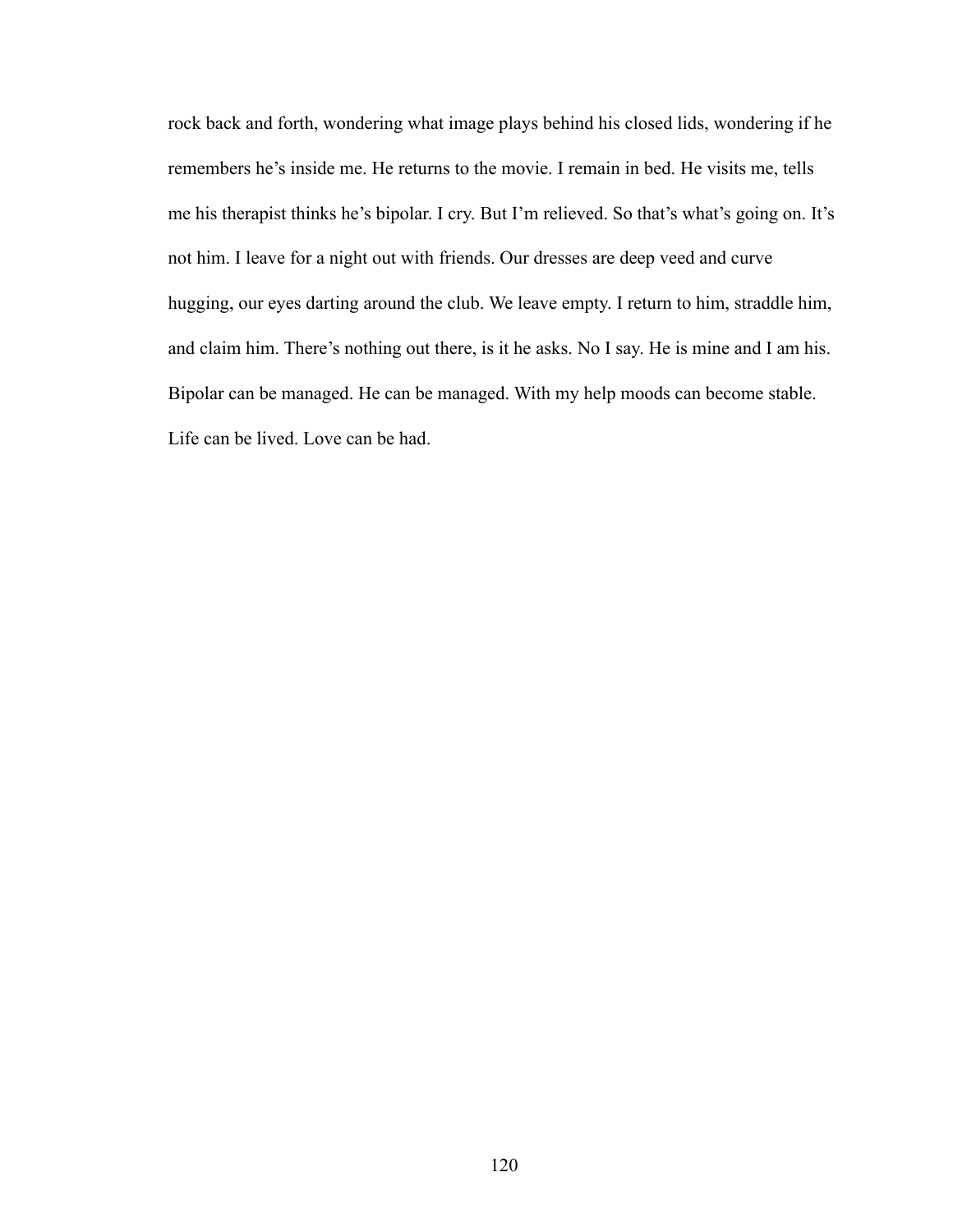rock back and forth, wondering what image plays behind his closed lids, wondering if he remembers he's inside me. He returns to the movie. I remain in bed. He visits me, tells me his therapist thinks he's bipolar. I cry. But I'm relieved. So that's what's going on. It's not him. I leave for a night out with friends. Our dresses are deep veed and curve hugging, our eyes darting around the club. We leave empty. I return to him, straddle him, and claim him. There's nothing out there, is it he asks. No I say. He is mine and I am his. Bipolar can be managed. He can be managed. With my help moods can become stable. Life can be lived. Love can be had.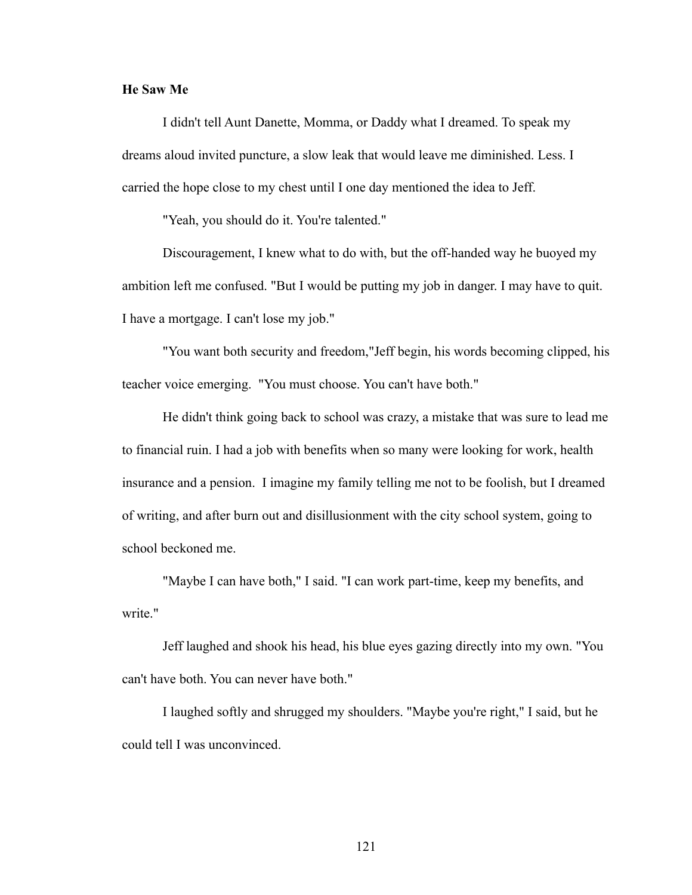**He Saw Me**

I didn't tell Aunt Danette, Momma, or Daddy what I dreamed. To speak my dreams aloud invited puncture, a slow leak that would leave me diminished. Less. I carried the hope close to my chest until I one day mentioned the idea to Jeff.

"Yeah, you should do it. You're talented."

Discouragement, I knew what to do with, but the off-handed way he buoyed my ambition left me confused. "But I would be putting my job in danger. I may have to quit. I have a mortgage. I can't lose my job."

"You want both security and freedom,"Jeff begin, his words becoming clipped, his teacher voice emerging. "You must choose. You can't have both."

He didn't think going back to school was crazy, a mistake that was sure to lead me to financial ruin. I had a job with benefits when so many were looking for work, health insurance and a pension. I imagine my family telling me not to be foolish, but I dreamed of writing, and after burn out and disillusionment with the city school system, going to school beckoned me.

"Maybe I can have both," I said. "I can work part-time, keep my benefits, and write."

Jeff laughed and shook his head, his blue eyes gazing directly into my own. "You can't have both. You can never have both."

I laughed softly and shrugged my shoulders. "Maybe you're right," I said, but he could tell I was unconvinced.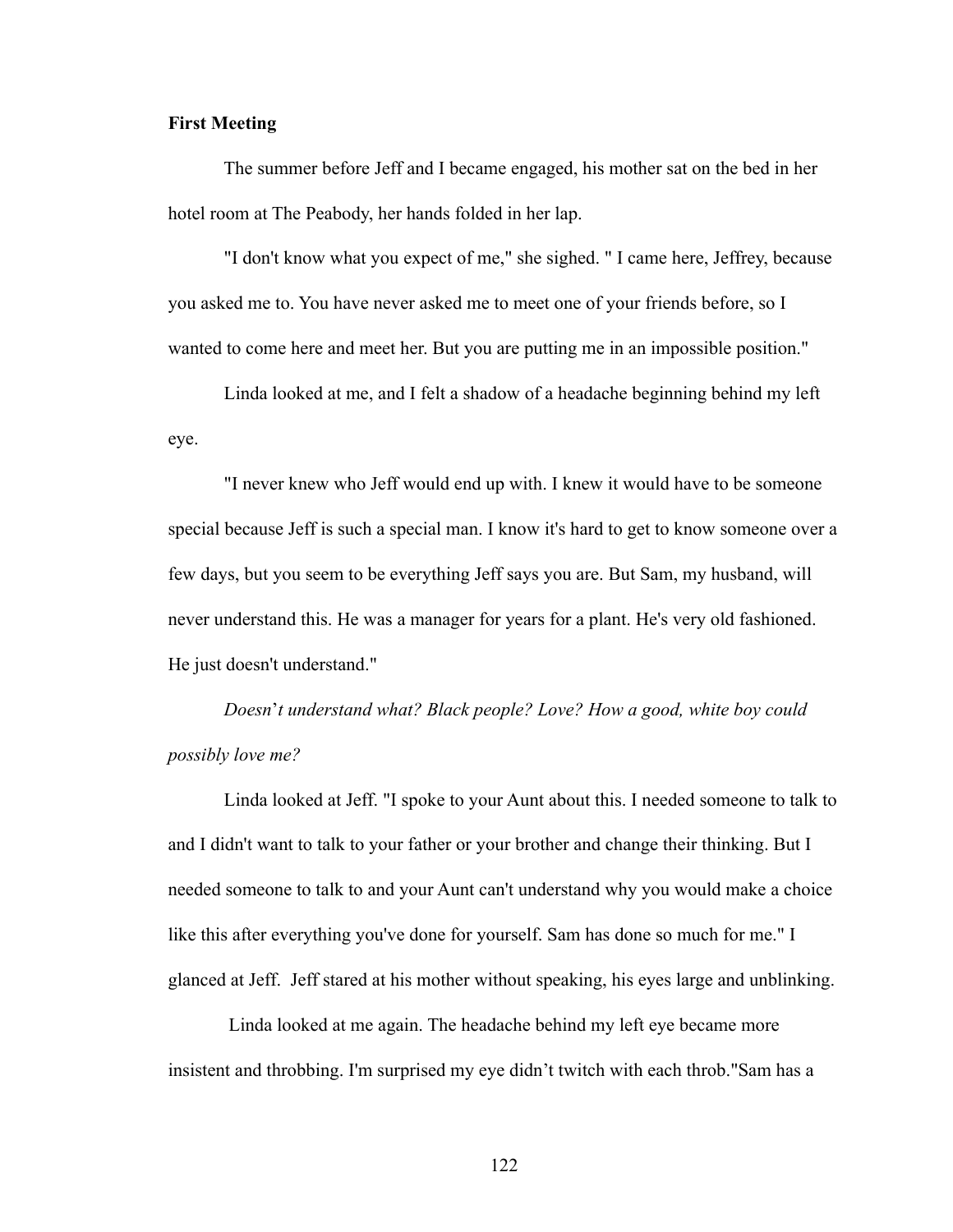**First Meeting**

The summer before Jeff and I became engaged, his mother sat on the bed in her hotel room at The Peabody, her hands folded in her lap.

"I don't know what you expect of me," she sighed. " I came here, Jeffrey, because you asked me to. You have never asked me to meet one of your friends before, so I wanted to come here and meet her. But you are putting me in an impossible position."

Linda looked at me, and I felt a shadow of a headache beginning behind my left eye.

"I never knew who Jeff would end up with. I knew it would have to be someone special because Jeff is such a special man. I know it's hard to get to know someone over a few days, but you seem to be everything Jeff says you are. But Sam, my husband, will never understand this. He was a manager for years for a plant. He's very old fashioned. He just doesn't understand."

*Doesn't understand what? Black people? Love? How a good, white boy could possibly love me?*

Linda looked at Jeff. "I spoke to your Aunt about this. I needed someone to talk to and I didn't want to talk to your father or your brother and change their thinking. But I needed someone to talk to and your Aunt can't understand why you would make a choice like this after everything you've done for yourself. Sam has done so much for me." I glanced at Jeff. Jeff stared at his mother without speaking, his eyes large and unblinking.

Linda looked at me again. The headache behind my left eye became more insistent and throbbing. I'm surprised my eye didn't twitch with each throb."Sam has a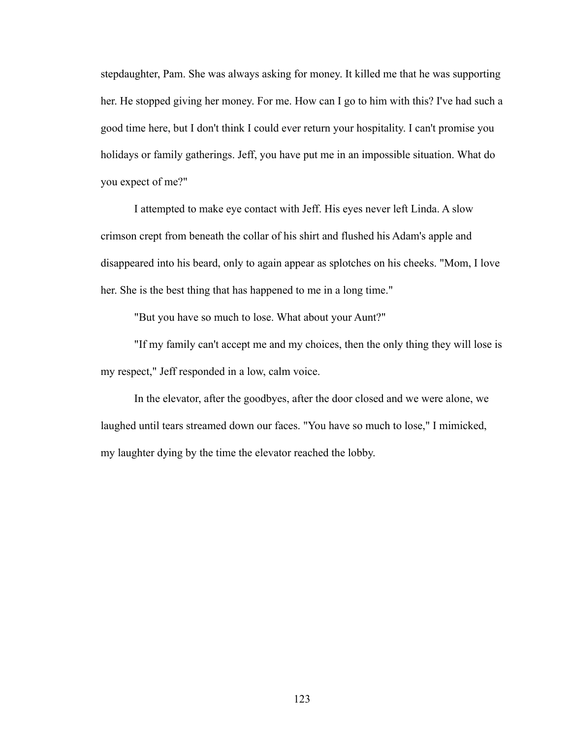stepdaughter, Pam. She was always asking for money. It killed me that he was supporting her. He stopped giving her money. For me. How can I go to him with this? I've had such a good time here, but I don't think I could ever return your hospitality. I can't promise you holidays or family gatherings. Jeff, you have put me in an impossible situation. What do you expect of me?"

I attempted to make eye contact with Jeff. His eyes never left Linda. A slow crimson crept from beneath the collar of his shirt and flushed his Adam's apple and disappeared into his beard, only to again appear as splotches on his cheeks. "Mom, I love her. She is the best thing that has happened to me in a long time."

"But you have so much to lose. What about your Aunt?"

"If my family can't accept me and my choices, then the only thing they will lose is my respect," Jeff responded in a low, calm voice.

In the elevator, after the goodbyes, after the door closed and we were alone, we laughed until tears streamed down our faces. "You have so much to lose," I mimicked, my laughter dying by the time the elevator reached the lobby.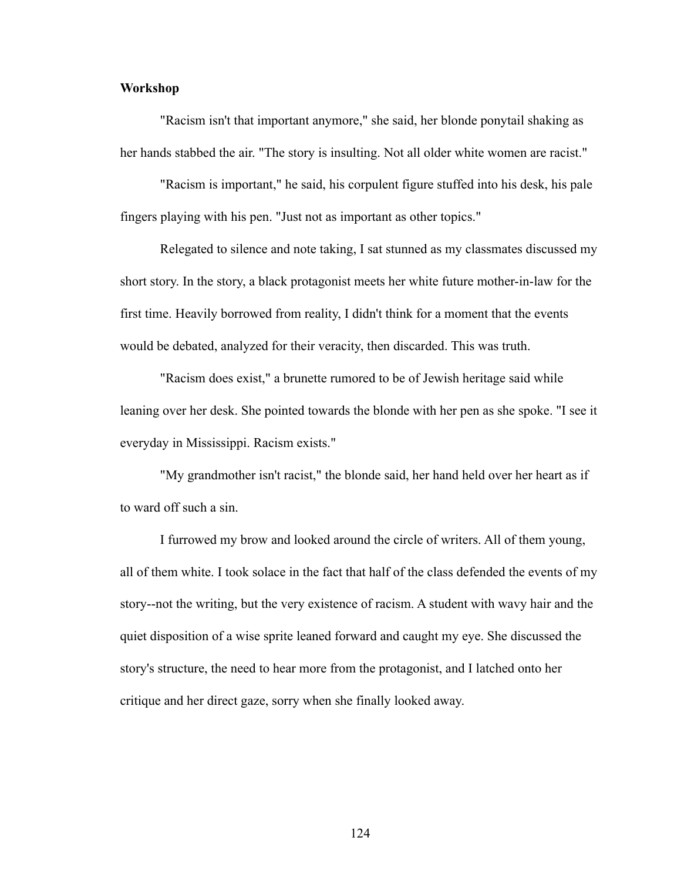**Workshop**

"Racism isn't that important anymore," she said, her blonde ponytail shaking as her hands stabbed the air. "The story is insulting. Not all older white women are racist."

"Racism is important," he said, his corpulent figure stuffed into his desk, his pale fingers playing with his pen. "Just not as important as other topics."

Relegated to silence and note taking, I sat stunned as my classmates discussed my short story. In the story, a black protagonist meets her white future mother-in-law for the first time. Heavily borrowed from reality, I didn't think for a moment that the events would be debated, analyzed for their veracity, then discarded. This was truth.

"Racism does exist," a brunette rumored to be of Jewish heritage said while leaning over her desk. She pointed towards the blonde with her pen as she spoke. "I see it everyday in Mississippi. Racism exists."

"My grandmother isn't racist," the blonde said, her hand held over her heart as if to ward off such a sin.

I furrowed my brow and looked around the circle of writers. All of them young, all of them white. I took solace in the fact that half of the class defended the events of my story--not the writing, but the very existence of racism. A student with wavy hair and the quiet disposition of a wise sprite leaned forward and caught my eye. She discussed the story's structure, the need to hear more from the protagonist, and I latched onto her critique and her direct gaze, sorry when she finally looked away.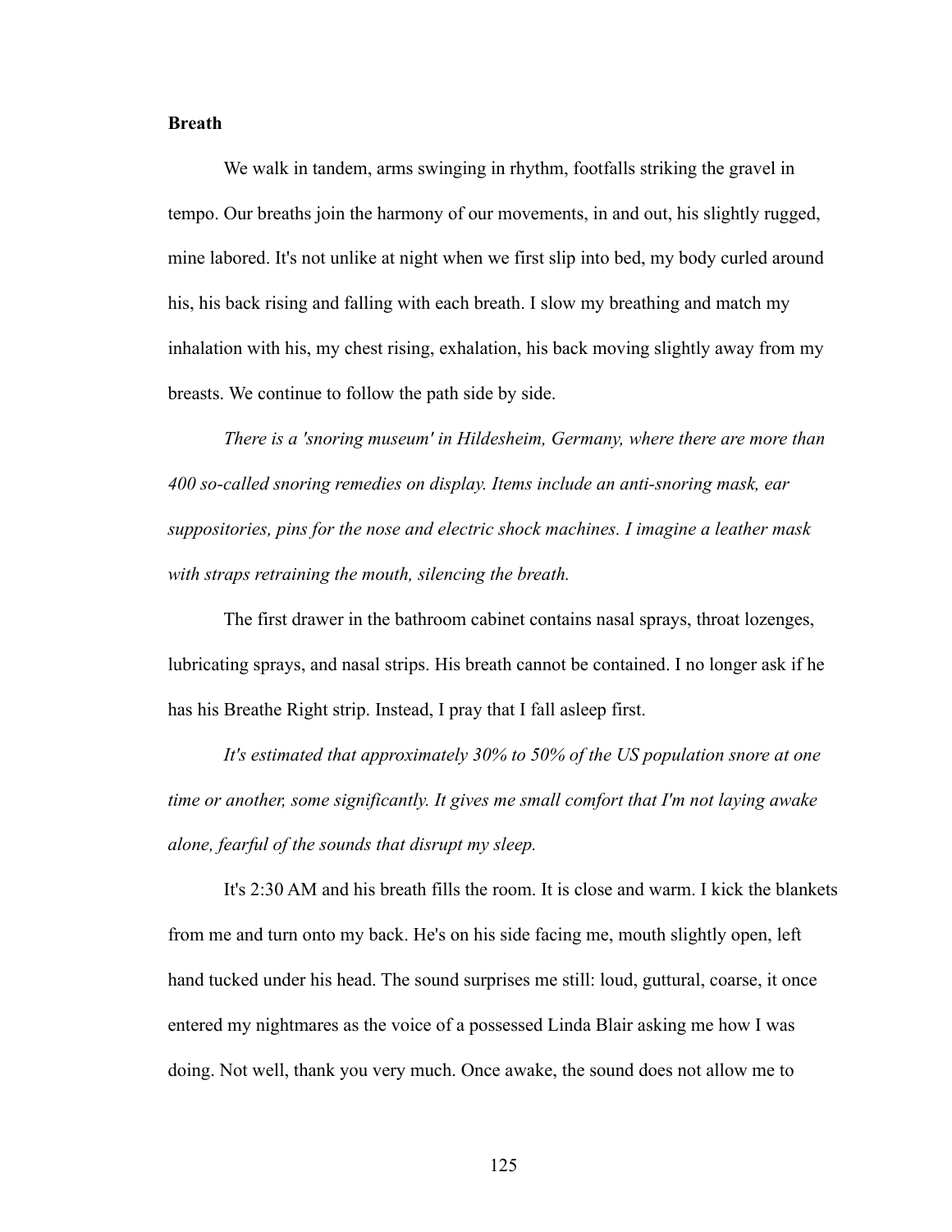**Breath**

We walk in tandem, arms swinging in rhythm, footfalls striking the gravel in tempo. Our breaths join the harmony of our movements, in and out, his slightly rugged, mine labored. It's not unlike at night when we first slip into bed, my body curled around his, his back rising and falling with each breath. I slow my breathing and match my inhalation with his, my chest rising, exhalation, his back moving slightly away from my breasts. We continue to follow the path side by side.

*There is a 'snoring museum' in Hildesheim, Germany, where there are more than 400 so-called snoring remedies on display. Items include an anti-snoring mask, ear suppositories, pins for the nose and electric shock machines. I imagine a leather mask with straps retraining the mouth, silencing the breath.*

The first drawer in the bathroom cabinet contains nasal sprays, throat lozenges, lubricating sprays, and nasal strips. His breath cannot be contained. I no longer ask if he has his Breathe Right strip. Instead, I pray that I fall asleep first.

*It's estimated that approximately 30% to 50% of the US population snore at one time or another, some significantly. It gives me small comfort that I'm not laying awake alone, fearful of the sounds that disrupt my sleep.*

It's 2:30 AM and his breath fills the room. It is close and warm. I kick the blankets from me and turn onto my back. He's on his side facing me, mouth slightly open, left hand tucked under his head. The sound surprises me still: loud, guttural, coarse, it once entered my nightmares as the voice of a possessed Linda Blair asking me how I was doing. Not well, thank you very much. Once awake, the sound does not allow me to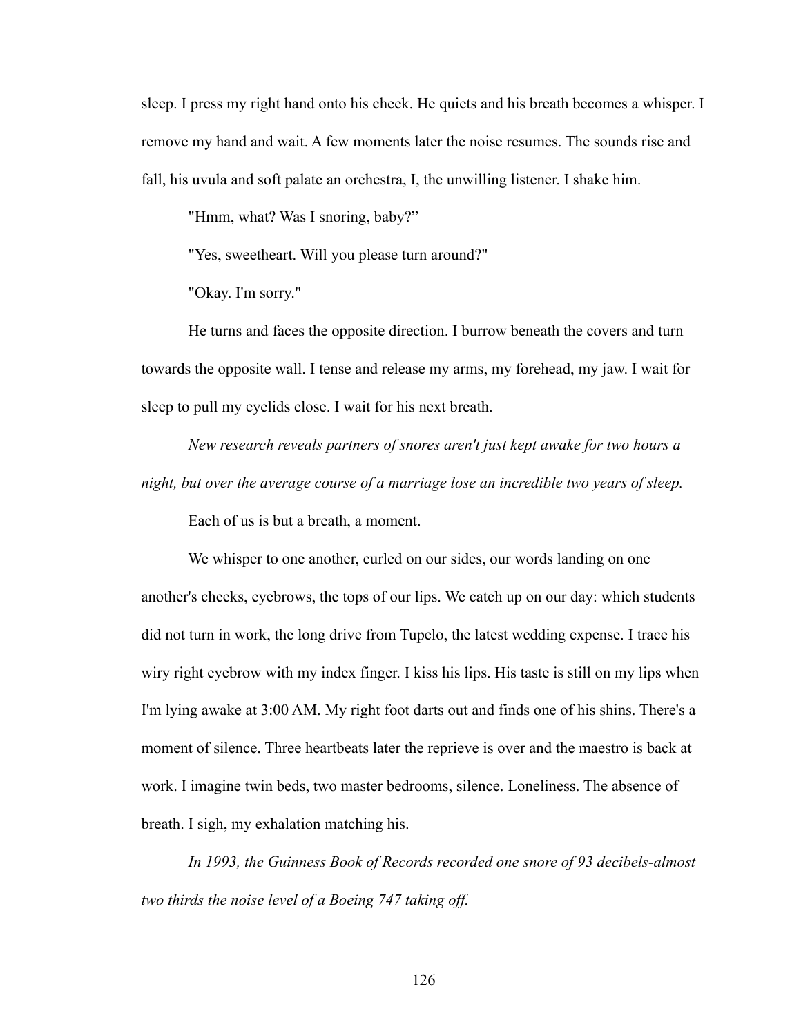sleep. I press my right hand onto his cheek. He quiets and his breath becomes a whisper. I remove my hand and wait. A few moments later the noise resumes. The sounds rise and fall, his uvula and soft palate an orchestra, I, the unwilling listener. I shake him.

"Hmm, what? Was I snoring, baby?"

"Yes, sweetheart. Will you please turn around?"

"Okay. I'm sorry."

He turns and faces the opposite direction. I burrow beneath the covers and turn towards the opposite wall. I tense and release my arms, my forehead, my jaw. I wait for sleep to pull my eyelids close. I wait for his next breath.

*New research reveals partners of snores aren't just kept awake for two hours a night, but over the average course of a marriage lose an incredible two years of sleep.*

Each of us is but a breath, a moment.

We whisper to one another, curled on our sides, our words landing on one another's cheeks, eyebrows, the tops of our lips. We catch up on our day: which students did not turn in work, the long drive from Tupelo, the latest wedding expense. I trace his wiry right eyebrow with my index finger. I kiss his lips. His taste is still on my lips when I'm lying awake at 3:00 AM. My right foot darts out and finds one of his shins. There's a moment of silence. Three heartbeats later the reprieve is over and the maestro is back at work. I imagine twin beds, two master bedrooms, silence. Loneliness. The absence of breath. I sigh, my exhalation matching his.

*In 1993, the Guinness Book of Records recorded one snore of 93 decibels-almost two thirds the noise level of a Boeing 747 taking off.*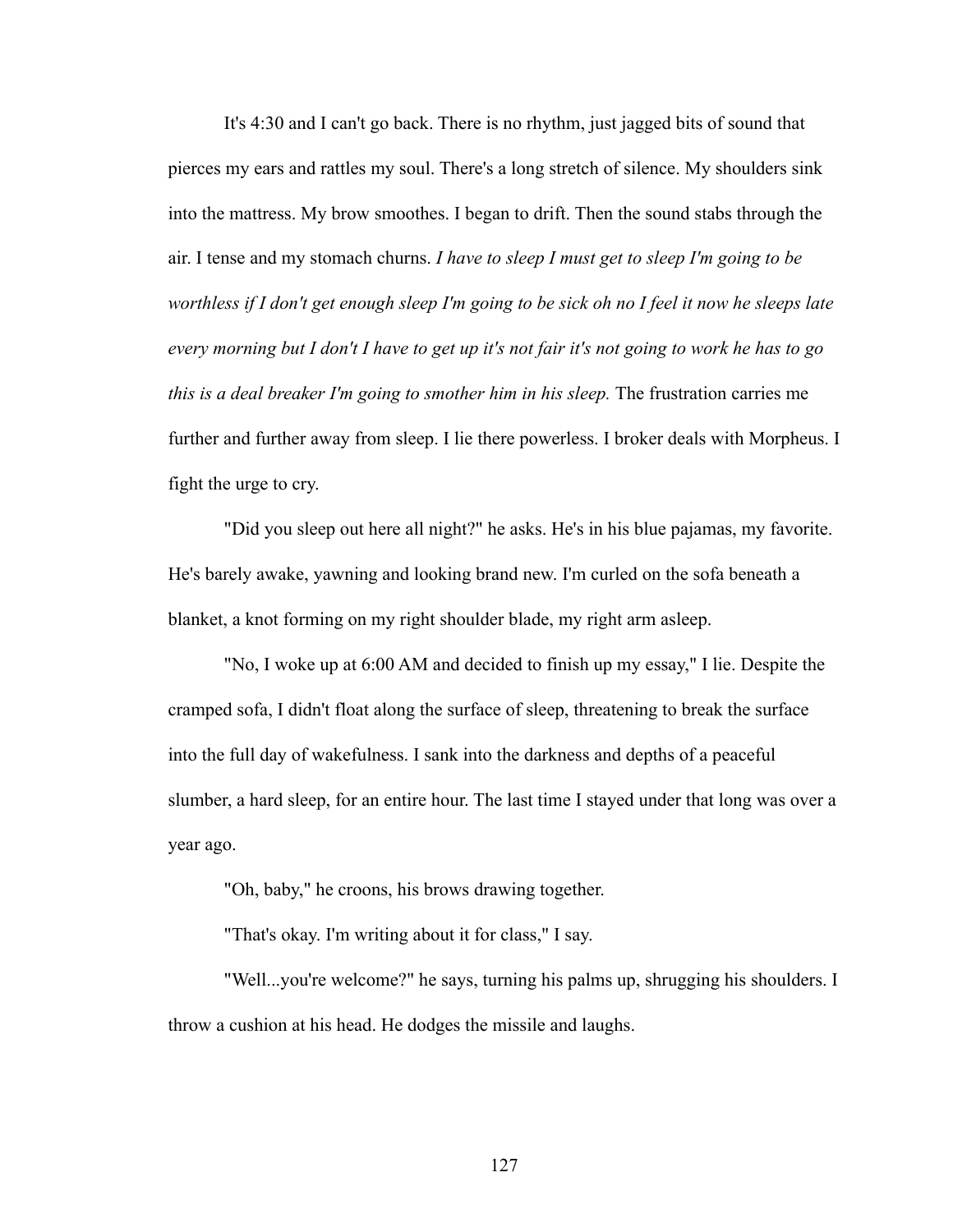It's 4:30 and I can't go back. There is no rhythm, just jagged bits of sound that pierces my ears and rattles my soul. There's a long stretch of silence. My shoulders sink into the mattress. My brow smoothes. I began to drift. Then the sound stabs through the air. I tense and my stomach churns. *I have to sleep I must get to sleep I'm going to be worthless if I don't get enough sleep I'm going to be sick oh no I feel it now he sleeps late every morning but I don't I have to get up it's not fair it's not going to work he has to go this is a deal breaker I'm going to smother him in his sleep.* The frustration carries me further and further away from sleep. I lie there powerless. I broker deals with Morpheus. I fight the urge to cry.

"Did you sleep out here all night?" he asks. He's in his blue pajamas, my favorite. He's barely awake, yawning and looking brand new. I'm curled on the sofa beneath a blanket, a knot forming on my right shoulder blade, my right arm asleep.

"No, I woke up at 6:00 AM and decided to finish up my essay," I lie. Despite the cramped sofa, I didn't float along the surface of sleep, threatening to break the surface into the full day of wakefulness. I sank into the darkness and depths of a peaceful slumber, a hard sleep, for an entire hour. The last time I stayed under that long was over a year ago.

"Oh, baby," he croons, his brows drawing together.

"That's okay. I'm writing about it for class," I say.

"Well...you're welcome?" he says, turning his palms up, shrugging his shoulders. I throw a cushion at his head. He dodges the missile and laughs.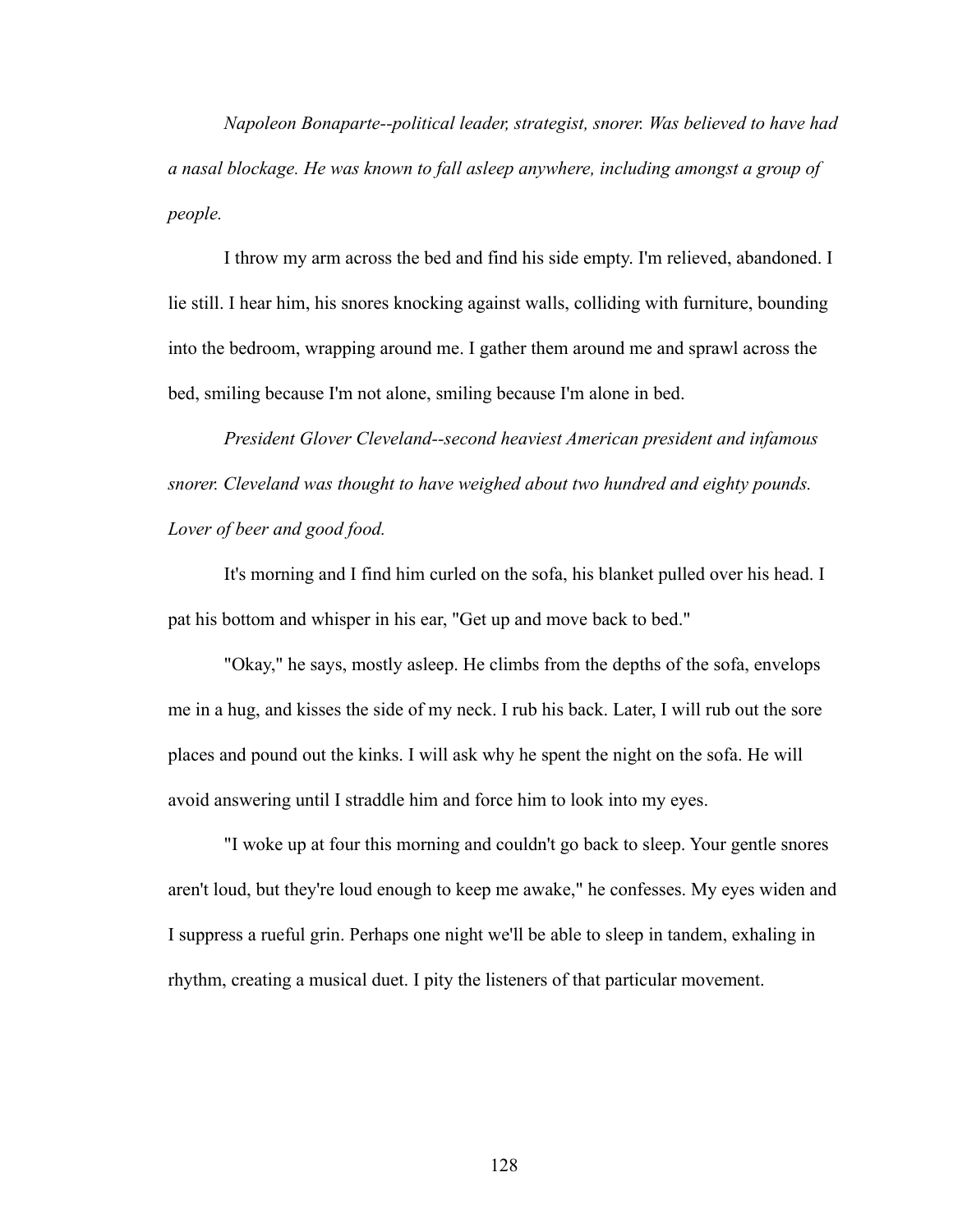*Napoleon Bonaparte--political leader, strategist, snorer. Was believed to have had a nasal blockage. He was known to fall asleep anywhere, including amongst a group of people.*

I throw my arm across the bed and find his side empty. I'm relieved, abandoned. I lie still. I hear him, his snores knocking against walls, colliding with furniture, bounding into the bedroom, wrapping around me. I gather them around me and sprawl across the bed, smiling because I'm not alone, smiling because I'm alone in bed.

*President Glover Cleveland--second heaviest American president and infamous snorer. Cleveland was thought to have weighed about two hundred and eighty pounds. Lover of beer and good food.*

It's morning and I find him curled on the sofa, his blanket pulled over his head. I pat his bottom and whisper in his ear, "Get up and move back to bed."

"Okay," he says, mostly asleep. He climbs from the depths of the sofa, envelops me in a hug, and kisses the side of my neck. I rub his back. Later, I will rub out the sore places and pound out the kinks. I will ask why he spent the night on the sofa. He will avoid answering until I straddle him and force him to look into my eyes.

"I woke up at four this morning and couldn't go back to sleep. Your gentle snores aren't loud, but they're loud enough to keep me awake," he confesses. My eyes widen and I suppress a rueful grin. Perhaps one night we'll be able to sleep in tandem, exhaling in rhythm, creating a musical duet. I pity the listeners of that particular movement.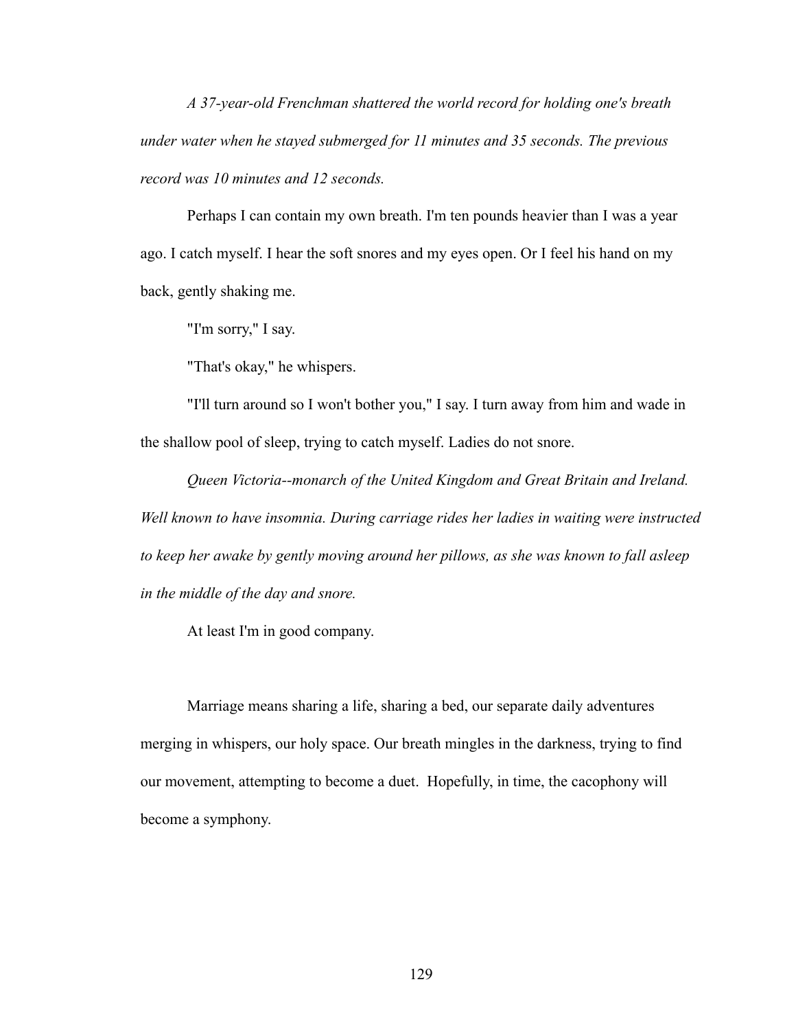*A 37-year-old Frenchman shattered the world record for holding one's breath under water when he stayed submerged for 11 minutes and 35 seconds. The previous record was 10 minutes and 12 seconds.*

Perhaps I can contain my own breath. I'm ten pounds heavier than I was a year ago. I catch myself. I hear the soft snores and my eyes open. Or I feel his hand on my back, gently shaking me.

"I'm sorry," I say.

"That's okay," he whispers.

"I'll turn around so I won't bother you," I say. I turn away from him and wade in the shallow pool of sleep, trying to catch myself. Ladies do not snore.

*Queen Victoria--monarch of the United Kingdom and Great Britain and Ireland. Well known to have insomnia. During carriage rides her ladies in waiting were instructed to keep her awake by gently moving around her pillows, as she was known to fall asleep in the middle of the day and snore.*

At least I'm in good company.

Marriage means sharing a life, sharing a bed, our separate daily adventures merging in whispers, our holy space. Our breath mingles in the darkness, trying to find our movement, attempting to become a duet. Hopefully, in time, the cacophony will become a symphony.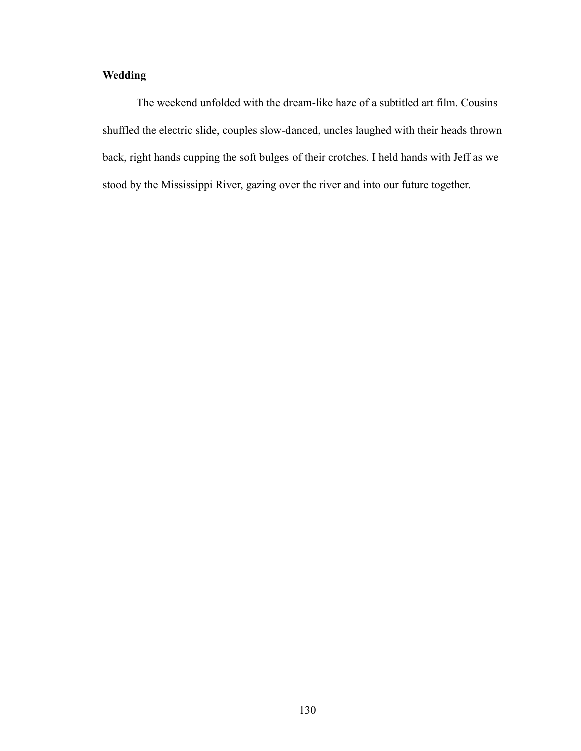**Wedding**

The weekend unfolded with the dream-like haze of a subtitled art film. Cousins shuffled the electric slide, couples slow-danced, uncles laughed with their heads thrown back, right hands cupping the soft bulges of their crotches. I held hands with Jeff as we stood by the Mississippi River, gazing over the river and into our future together.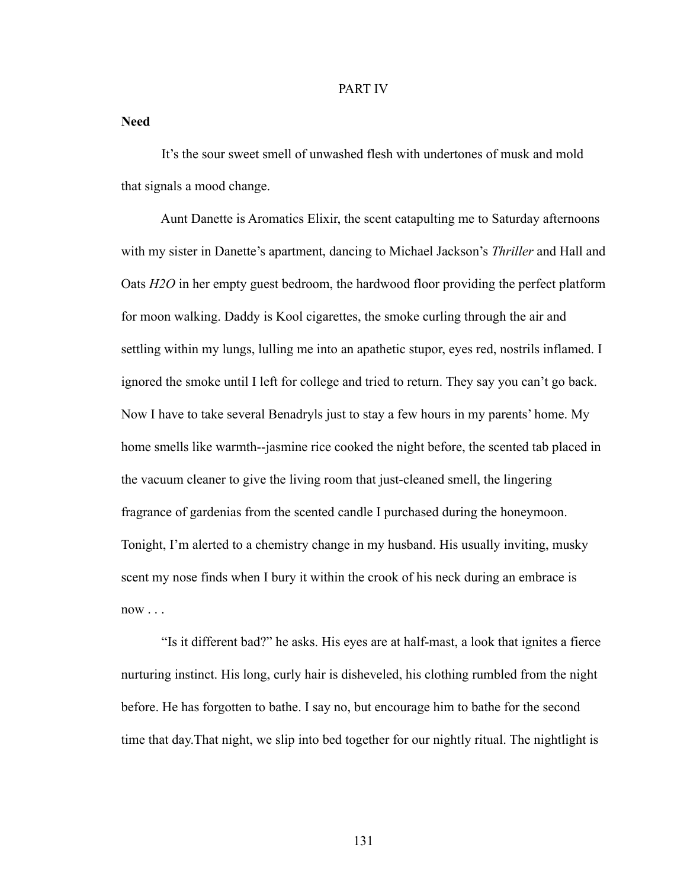PART IV

**Need**

It's the sour sweet smell of unwashed flesh with undertones of musk and mold that signals a mood change.

Aunt Danette is Aromatics Elixir, the scent catapulting me to Saturday afternoons with my sister in Danette's apartment, dancing to Michael Jackson's *Thriller* and Hall and Oats *H2O* in her empty guest bedroom, the hardwood floor providing the perfect platform for moon walking. Daddy is Kool cigarettes, the smoke curling through the air and settling within my lungs, lulling me into an apathetic stupor, eyes red, nostrils inflamed. I ignored the smoke until I left for college and tried to return. They say you can't go back. Now I have to take several Benadryls just to stay a few hours in my parents' home. My home smells like warmth--jasmine rice cooked the night before, the scented tab placed in the vacuum cleaner to give the living room that just-cleaned smell, the lingering fragrance of gardenias from the scented candle I purchased during the honeymoon. Tonight, I'm alerted to a chemistry change in my husband. His usually inviting, musky scent my nose finds when I bury it within the crook of his neck during an embrace is now . . .

"Is it different bad?" he asks. His eyes are at half-mast, a look that ignites a fierce nurturing instinct. His long, curly hair is disheveled, his clothing rumbled from the night before. He has forgotten to bathe. I say no, but encourage him to bathe for the second time that day.That night, we slip into bed together for our nightly ritual. The nightlight is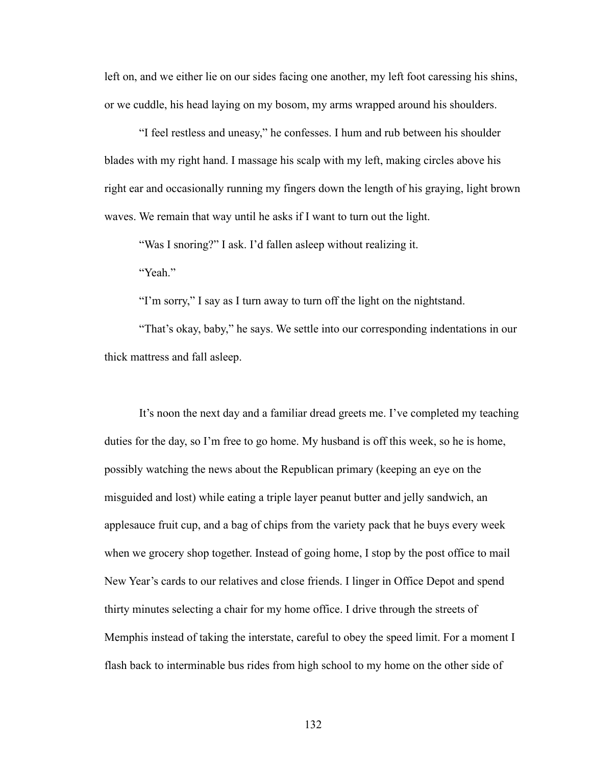left on, and we either lie on our sides facing one another, my left foot caressing his shins, or we cuddle, his head laying on my bosom, my arms wrapped around his shoulders.

"I feel restless and uneasy," he confesses. I hum and rub between his shoulder blades with my right hand. I massage his scalp with my left, making circles above his right ear and occasionally running my fingers down the length of his graying, light brown waves. We remain that way until he asks if I want to turn out the light.

"Was I snoring?" I ask. I'd fallen asleep without realizing it.

"Yeah."

"I'm sorry," I say as I turn away to turn off the light on the nightstand.

"That's okay, baby," he says. We settle into our corresponding indentations in our thick mattress and fall asleep.

It's noon the next day and a familiar dread greets me. I've completed my teaching duties for the day, so I'm free to go home. My husband is off this week, so he is home, possibly watching the news about the Republican primary (keeping an eye on the misguided and lost) while eating a triple layer peanut butter and jelly sandwich, an applesauce fruit cup, and a bag of chips from the variety pack that he buys every week when we grocery shop together. Instead of going home, I stop by the post office to mail New Year's cards to our relatives and close friends. I linger in Office Depot and spend thirty minutes selecting a chair for my home office. I drive through the streets of Memphis instead of taking the interstate, careful to obey the speed limit. For a moment I flash back to interminable bus rides from high school to my home on the other side of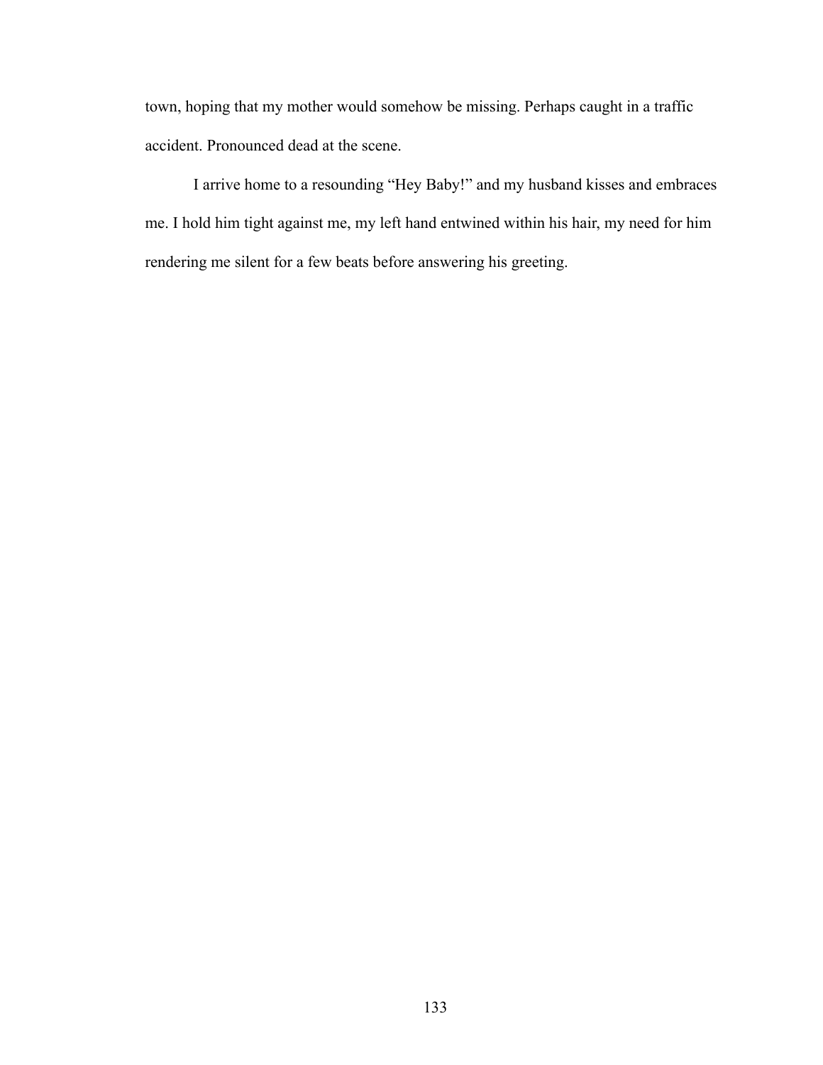town, hoping that my mother would somehow be missing. Perhaps caught in a traffic accident. Pronounced dead at the scene.

I arrive home to a resounding "Hey Baby!" and my husband kisses and embraces me. I hold him tight against me, my left hand entwined within his hair, my need for him rendering me silent for a few beats before answering his greeting.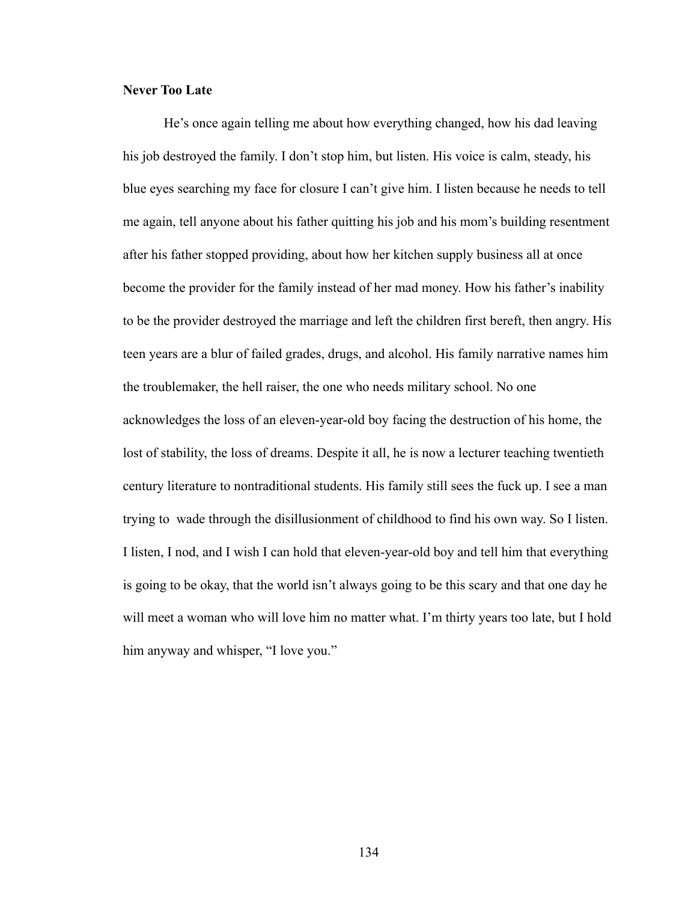**Never Too Late**

He's once again telling me about how everything changed, how his dad leaving his job destroyed the family. I don't stop him, but listen. His voice is calm, steady, his blue eyes searching my face for closure I can't give him. I listen because he needs to tell me again, tell anyone about his father quitting his job and his mom's building resentment after his father stopped providing, about how her kitchen supply business all at once become the provider for the family instead of her mad money. How his father's inability to be the provider destroyed the marriage and left the children first bereft, then angry. His teen years are a blur of failed grades, drugs, and alcohol. His family narrative names him the troublemaker, the hell raiser, the one who needs military school. No one acknowledges the loss of an eleven-year-old boy facing the destruction of his home, the lost of stability, the loss of dreams. Despite it all, he is now a lecturer teaching twentieth century literature to nontraditional students. His family still sees the fuck up. I see a man trying to wade through the disillusionment of childhood to find his own way. So I listen. I listen, I nod, and I wish I can hold that eleven-year-old boy and tell him that everything is going to be okay, that the world isn't always going to be this scary and that one day he will meet a woman who will love him no matter what. I'm thirty years too late, but I hold him anyway and whisper, "I love you."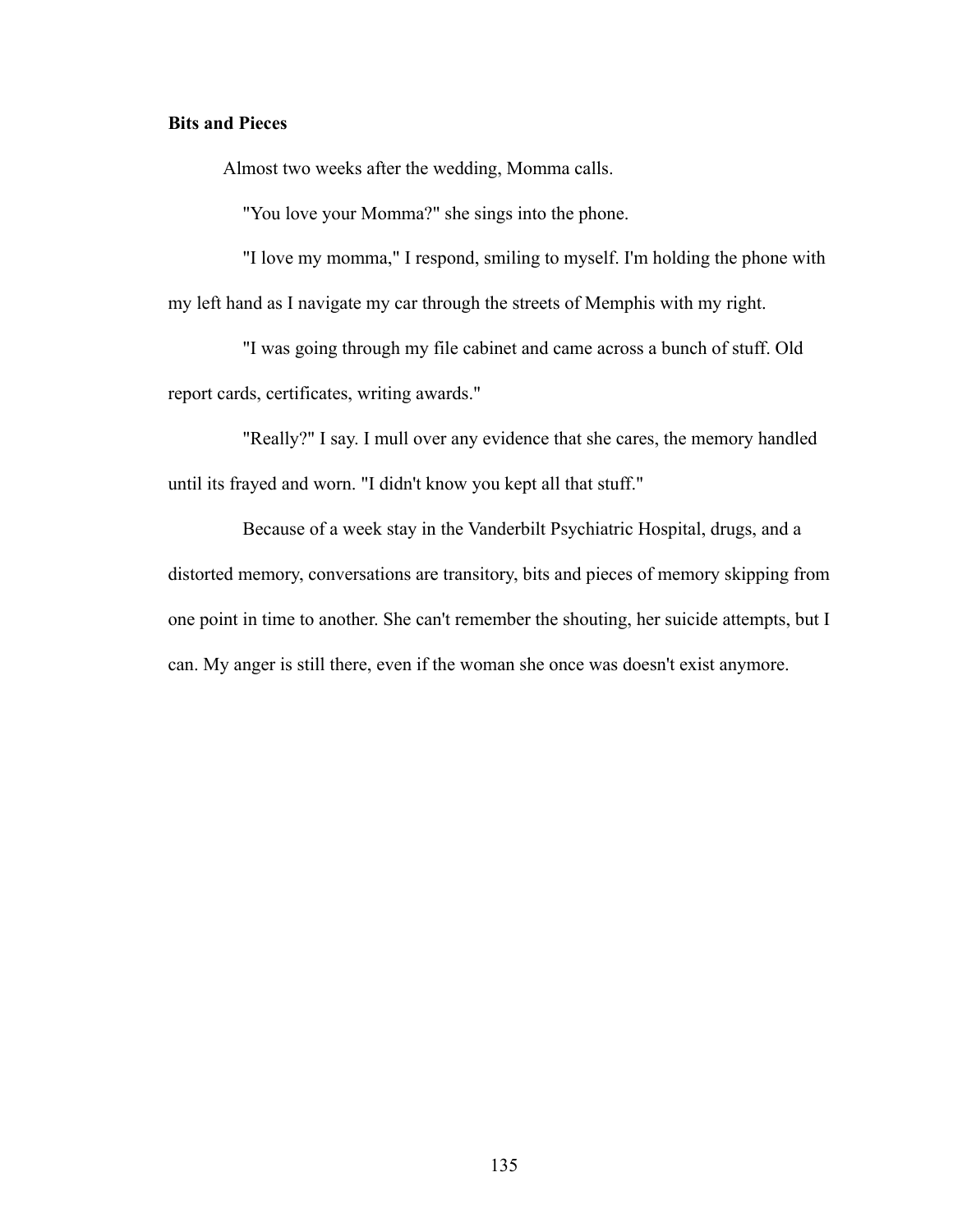**Bits and Pieces**

Almost two weeks after the wedding, Momma calls.

"You love your Momma?" she sings into the phone.

"I love my momma," I respond, smiling to myself. I'm holding the phone with my left hand as I navigate my car through the streets of Memphis with my right.

"I was going through my file cabinet and came across a bunch of stuff. Old report cards, certificates, writing awards."

"Really?" I say. I mull over any evidence that she cares, the memory handled until its frayed and worn. "I didn't know you kept all that stuff."

Because of a week stay in the Vanderbilt Psychiatric Hospital, drugs, and a distorted memory, conversations are transitory, bits and pieces of memory skipping from one point in time to another. She can't remember the shouting, her suicide attempts, but I can. My anger is still there, even if the woman she once was doesn't exist anymore.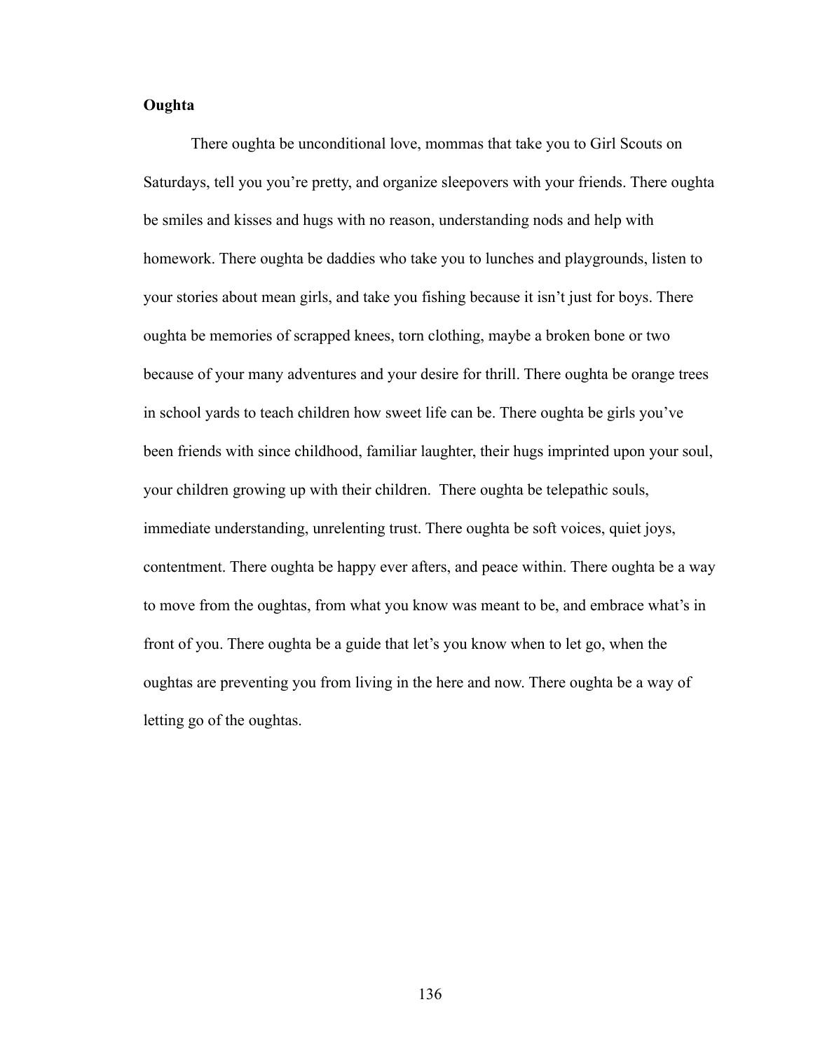**Oughta**

There oughta be unconditional love, mommas that take you to Girl Scouts on Saturdays, tell you you're pretty, and organize sleepovers with your friends. There oughta be smiles and kisses and hugs with no reason, understanding nods and help with homework. There oughta be daddies who take you to lunches and playgrounds, listen to your stories about mean girls, and take you fishing because it isn't just for boys. There oughta be memories of scrapped knees, torn clothing, maybe a broken bone or two because of your many adventures and your desire for thrill. There oughta be orange trees in school yards to teach children how sweet life can be. There oughta be girls you've been friends with since childhood, familiar laughter, their hugs imprinted upon your soul, your children growing up with their children. There oughta be telepathic souls, immediate understanding, unrelenting trust. There oughta be soft voices, quiet joys, contentment. There oughta be happy ever afters, and peace within. There oughta be a way to move from the oughtas, from what you know was meant to be, and embrace what's in front of you. There oughta be a guide that let's you know when to let go, when the oughtas are preventing you from living in the here and now. There oughta be a way of letting go of the oughtas.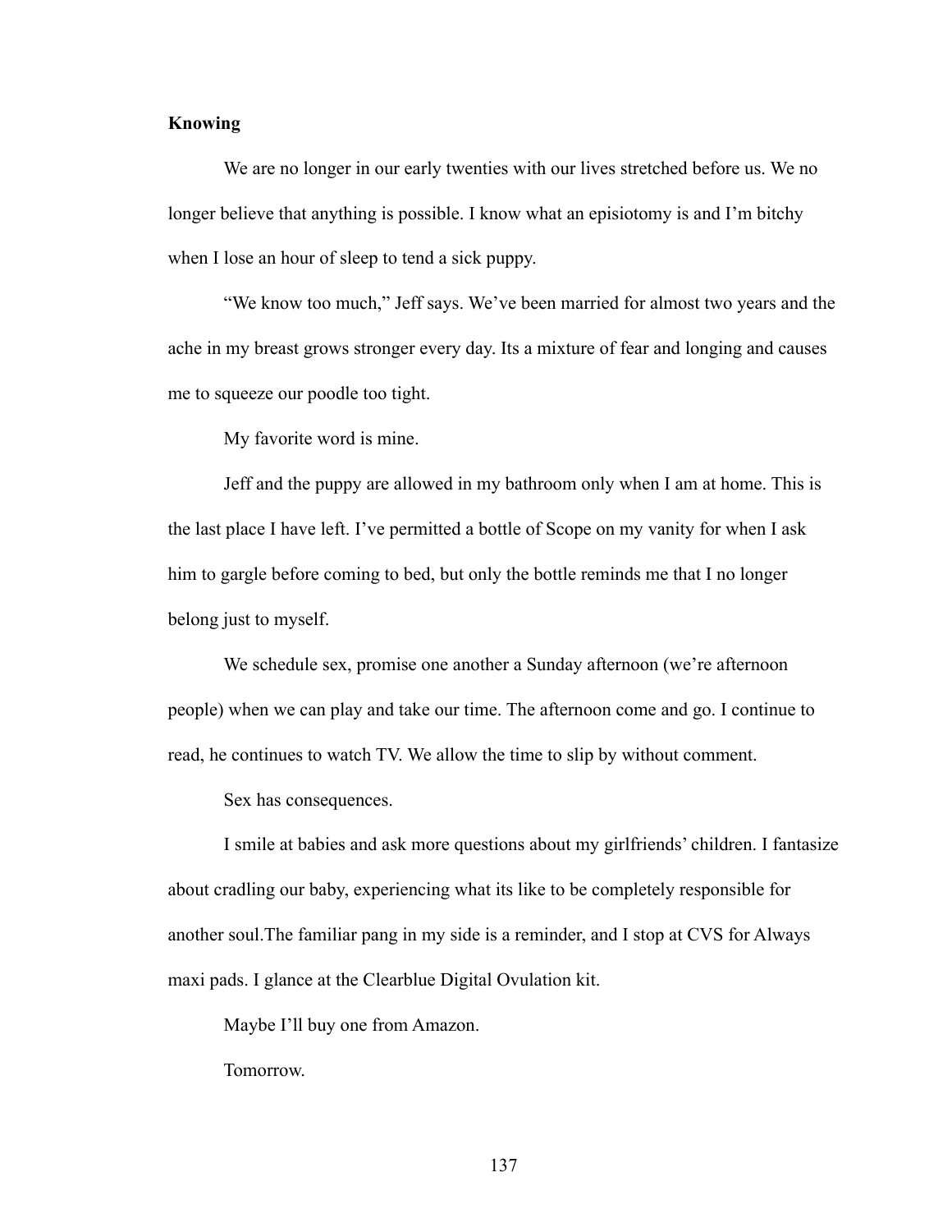**Knowing**

We are no longer in our early twenties with our lives stretched before us. We no longer believe that anything is possible. I know what an episiotomy is and I'm bitchy when I lose an hour of sleep to tend a sick puppy.

"We know too much," Jeff says. We've been married for almost two years and the ache in my breast grows stronger every day. Its a mixture of fear and longing and causes me to squeeze our poodle too tight.

My favorite word is mine.

Jeff and the puppy are allowed in my bathroom only when I am at home. This is the last place I have left. I've permitted a bottle of Scope on my vanity for when I ask him to gargle before coming to bed, but only the bottle reminds me that I no longer belong just to myself.

We schedule sex, promise one another a Sunday afternoon (we're afternoon people) when we can play and take our time. The afternoon come and go. I continue to read, he continues to watch TV. We allow the time to slip by without comment.

Sex has consequences.

I smile at babies and ask more questions about my girlfriends' children. I fantasize about cradling our baby, experiencing what its like to be completely responsible for another soul.The familiar pang in my side is a reminder, and I stop at CVS for Always maxi pads. I glance at the Clearblue Digital Ovulation kit.

Maybe I'll buy one from Amazon.

Tomorrow.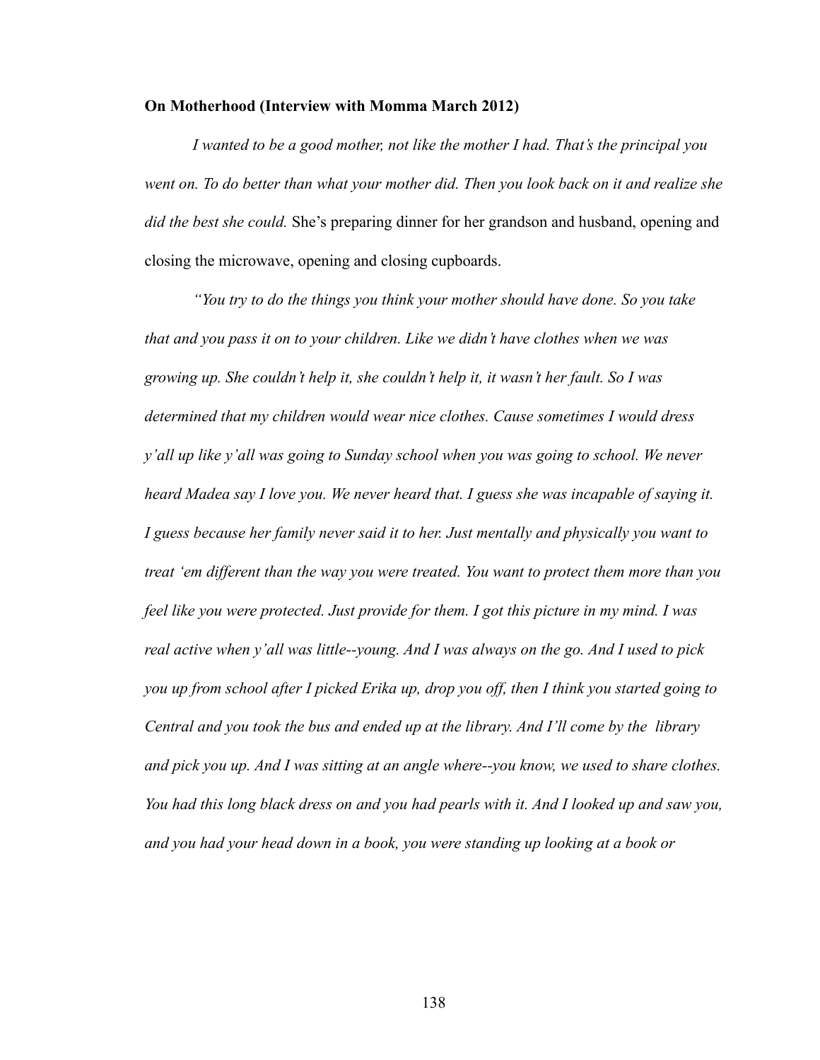**On Motherhood (Interview with Momma March 2012)**

*I wanted to be a good mother, not like the mother I had. That's the principal you went on. To do better than what your mother did. Then you look back on it and realize she did the best she could.* She's preparing dinner for her grandson and husband, opening and closing the microwave, opening and closing cupboards.

*"You try to do the things you think your mother should have done. So you take that and you pass it on to your children. Like we didn't have clothes when we was growing up. She couldn't help it, she couldn't help it, it wasn't her fault. So I was determined that my children would wear nice clothes. Cause sometimes I would dress y'all up like y'all was going to Sunday school when you was going to school. We never heard Madea say I love you. We never heard that. I guess she was incapable of saying it. I guess because her family never said it to her. Just mentally and physically you want to treat 'em different than the way you were treated. You want to protect them more than you feel like you were protected. Just provide for them. I got this picture in my mind. I was real active when y'all was little--young. And I was always on the go. And I used to pick you up from school after I picked Erika up, drop you off, then I think you started going to Central and you took the bus and ended up at the library. And I'll come by the library and pick you up. And I was sitting at an angle where--you know, we used to share clothes. You had this long black dress on and you had pearls with it. And I looked up and saw you, and you had your head down in a book, you were standing up looking at a book or*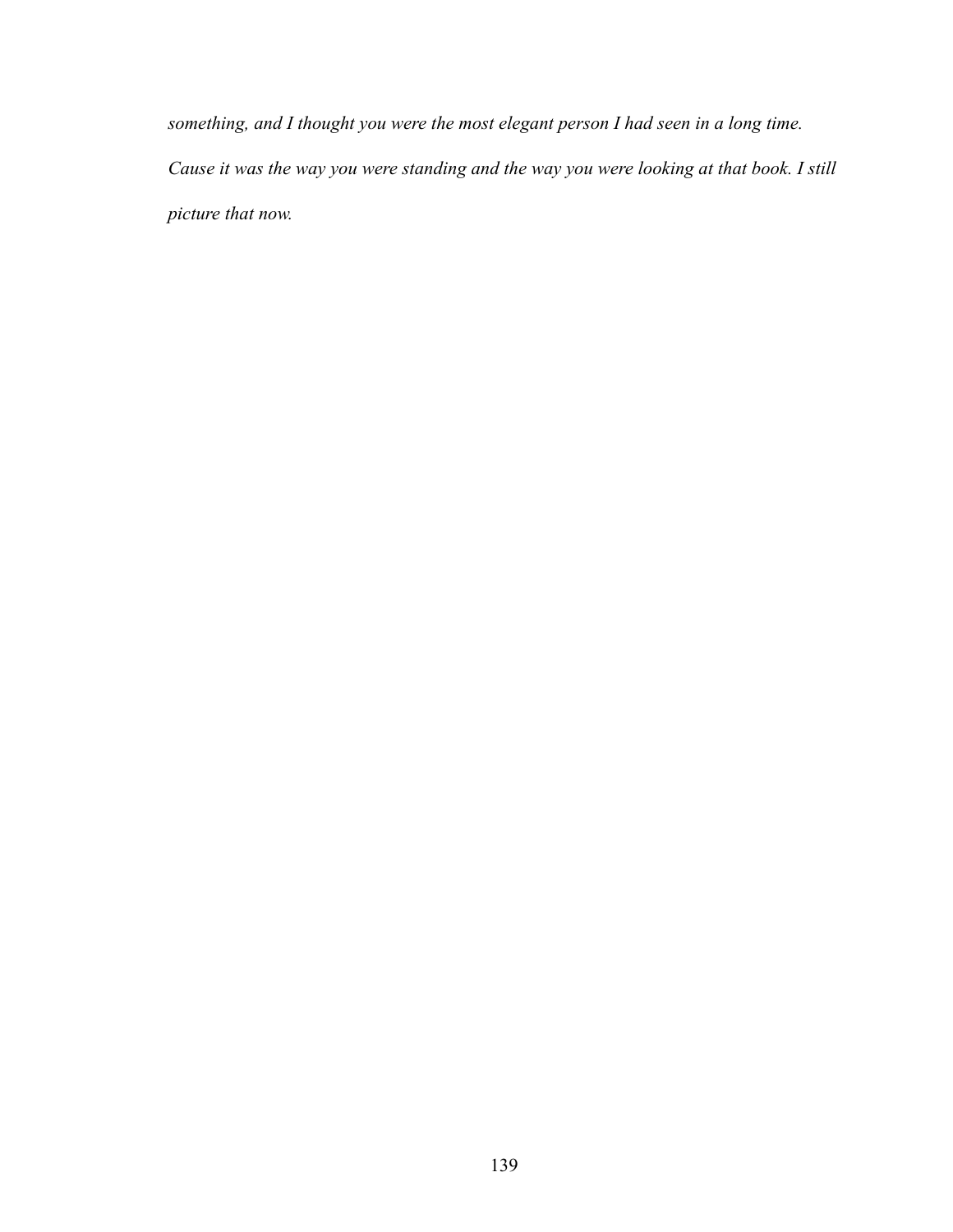*something, and I thought you were the most elegant person I had seen in a long time. Cause it was the way you were standing and the way you were looking at that book. I still picture that now.*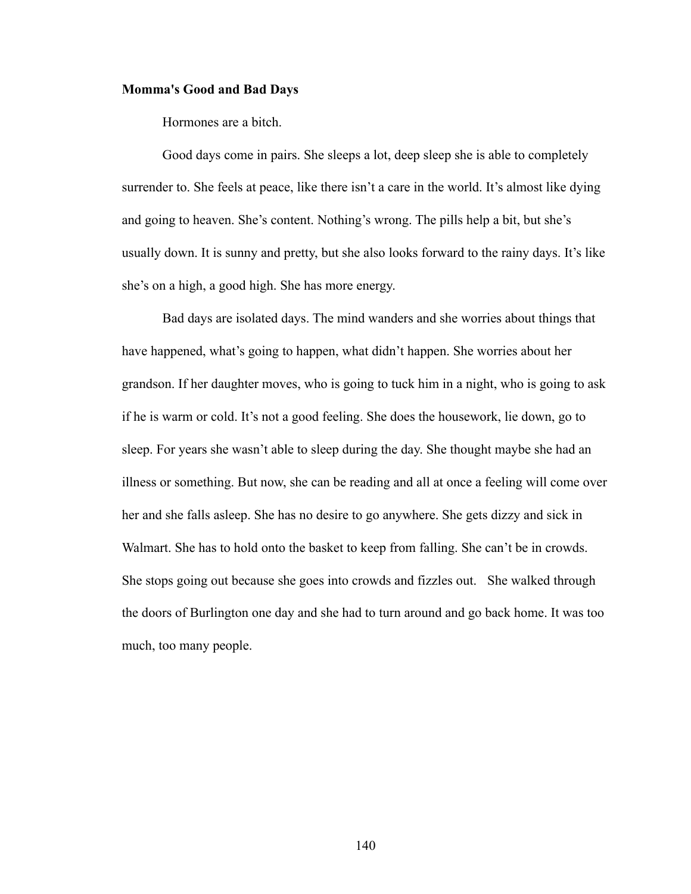**Momma's Good and Bad Days**

Hormones are a bitch.

Good days come in pairs. She sleeps a lot, deep sleep she is able to completely surrender to. She feels at peace, like there isn't a care in the world. It's almost like dying and going to heaven. She's content. Nothing's wrong. The pills help a bit, but she's usually down. It is sunny and pretty, but she also looks forward to the rainy days. It's like she's on a high, a good high. She has more energy.

Bad days are isolated days. The mind wanders and she worries about things that have happened, what's going to happen, what didn't happen. She worries about her grandson. If her daughter moves, who is going to tuck him in a night, who is going to ask if he is warm or cold. It's not a good feeling. She does the housework, lie down, go to sleep. For years she wasn't able to sleep during the day. She thought maybe she had an illness or something. But now, she can be reading and all at once a feeling will come over her and she falls asleep. She has no desire to go anywhere. She gets dizzy and sick in Walmart. She has to hold onto the basket to keep from falling. She can't be in crowds. She stops going out because she goes into crowds and fizzles out. She walked through the doors of Burlington one day and she had to turn around and go back home. It was too much, too many people.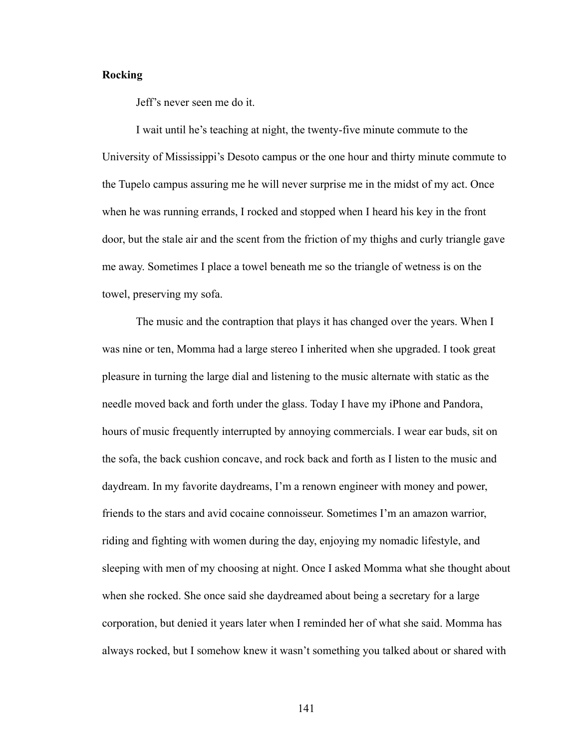**Rocking**

Jeff's never seen me do it.

I wait until he's teaching at night, the twenty-five minute commute to the University of Mississippi's Desoto campus or the one hour and thirty minute commute to the Tupelo campus assuring me he will never surprise me in the midst of my act. Once when he was running errands, I rocked and stopped when I heard his key in the front door, but the stale air and the scent from the friction of my thighs and curly triangle gave me away. Sometimes I place a towel beneath me so the triangle of wetness is on the towel, preserving my sofa.

The music and the contraption that plays it has changed over the years. When I was nine or ten, Momma had a large stereo I inherited when she upgraded. I took great pleasure in turning the large dial and listening to the music alternate with static as the needle moved back and forth under the glass. Today I have my iPhone and Pandora, hours of music frequently interrupted by annoying commercials. I wear ear buds, sit on the sofa, the back cushion concave, and rock back and forth as I listen to the music and daydream. In my favorite daydreams, I'm a renown engineer with money and power, friends to the stars and avid cocaine connoisseur. Sometimes I'm an amazon warrior, riding and fighting with women during the day, enjoying my nomadic lifestyle, and sleeping with men of my choosing at night. Once I asked Momma what she thought about when she rocked. She once said she daydreamed about being a secretary for a large corporation, but denied it years later when I reminded her of what she said. Momma has always rocked, but I somehow knew it wasn't something you talked about or shared with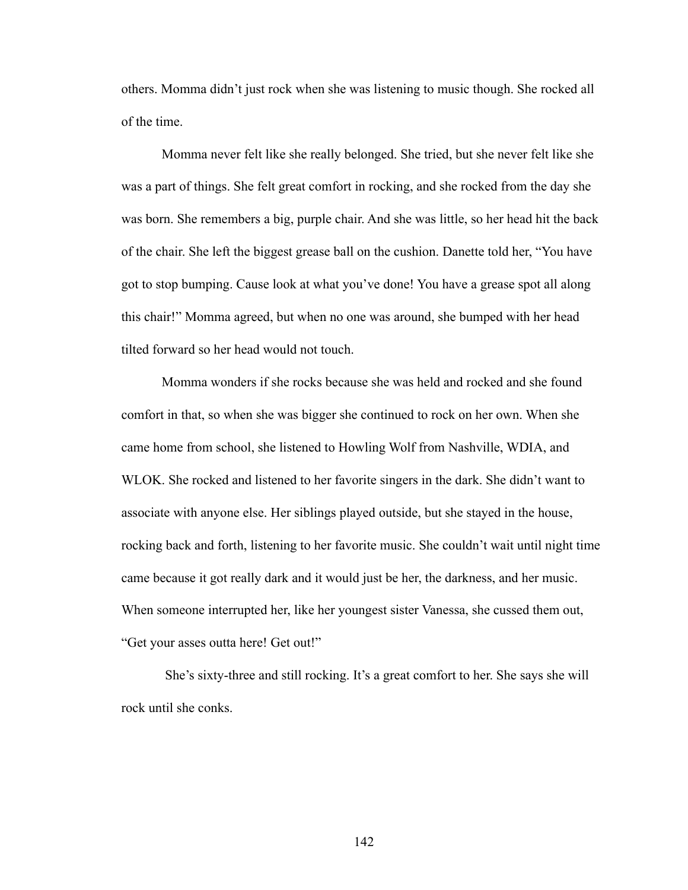others. Momma didn't just rock when she was listening to music though. She rocked all of the time.

Momma never felt like she really belonged. She tried, but she never felt like she was a part of things. She felt great comfort in rocking, and she rocked from the day she was born. She remembers a big, purple chair. And she was little, so her head hit the back of the chair. She left the biggest grease ball on the cushion. Danette told her, "You have got to stop bumping. Cause look at what you've done! You have a grease spot all along this chair!" Momma agreed, but when no one was around, she bumped with her head tilted forward so her head would not touch.

Momma wonders if she rocks because she was held and rocked and she found comfort in that, so when she was bigger she continued to rock on her own. When she came home from school, she listened to Howling Wolf from Nashville, WDIA, and WLOK. She rocked and listened to her favorite singers in the dark. She didn't want to associate with anyone else. Her siblings played outside, but she stayed in the house, rocking back and forth, listening to her favorite music. She couldn't wait until night time came because it got really dark and it would just be her, the darkness, and her music. When someone interrupted her, like her youngest sister Vanessa, she cussed them out, "Get your asses outta here! Get out!"

She's sixty-three and still rocking. It's a great comfort to her. She says she will rock until she conks.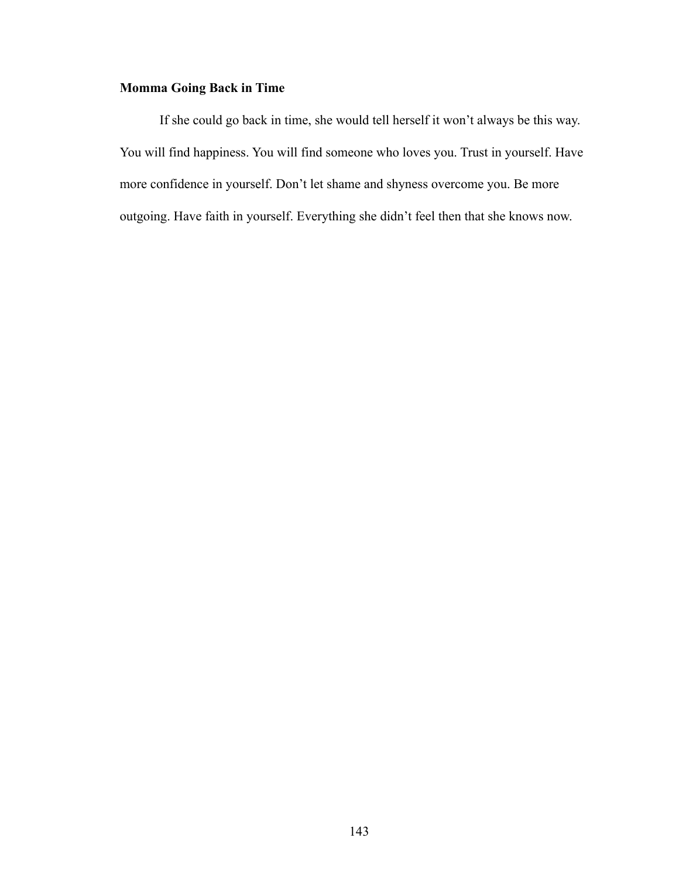**Momma Going Back in Time**

If she could go back in time, she would tell herself it won't always be this way. You will find happiness. You will find someone who loves you. Trust in yourself. Have more confidence in yourself. Don't let shame and shyness overcome you. Be more outgoing. Have faith in yourself. Everything she didn't feel then that she knows now.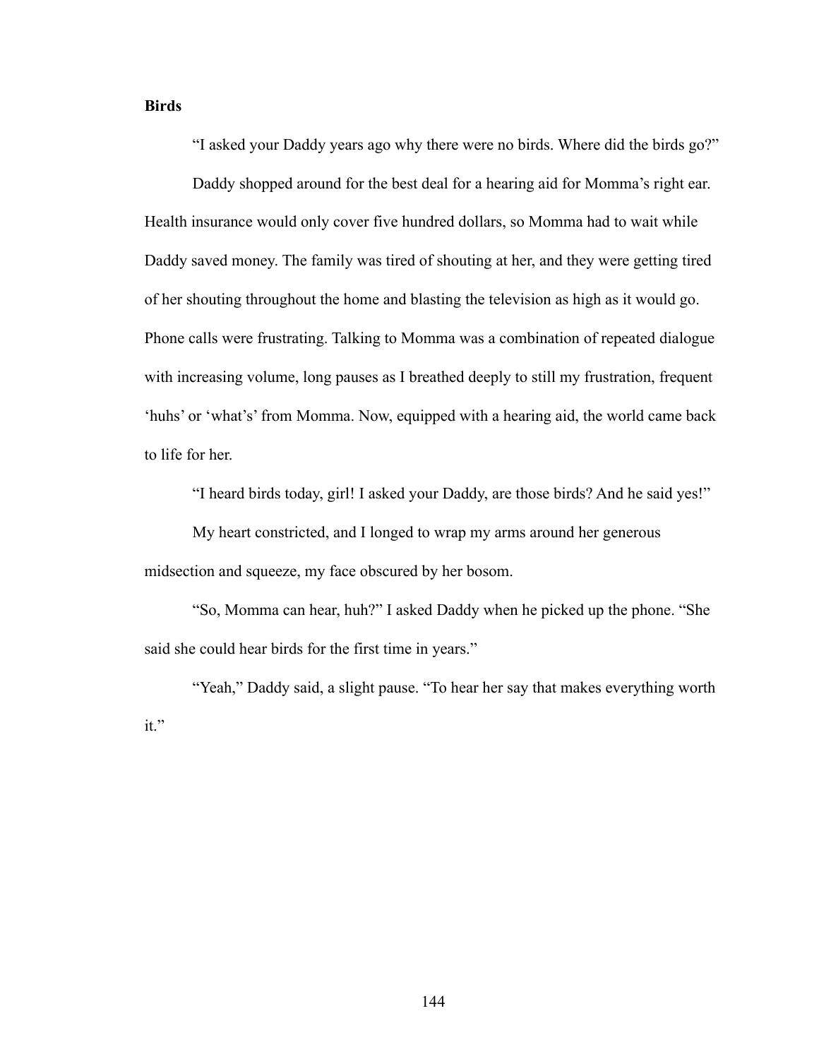**Birds**

"I asked your Daddy years ago why there were no birds. Where did the birds go?"

Daddy shopped around for the best deal for a hearing aid for Momma's right ear. Health insurance would only cover five hundred dollars, so Momma had to wait while Daddy saved money. The family was tired of shouting at her, and they were getting tired of her shouting throughout the home and blasting the television as high as it would go. Phone calls were frustrating. Talking to Momma was a combination of repeated dialogue with increasing volume, long pauses as I breathed deeply to still my frustration, frequent 'huhs' or 'what's' from Momma. Now, equipped with a hearing aid, the world came back to life for her.

"I heard birds today, girl! I asked your Daddy, are those birds? And he said yes!"

My heart constricted, and I longed to wrap my arms around her generous midsection and squeeze, my face obscured by her bosom.

"So, Momma can hear, huh?" I asked Daddy when he picked up the phone. "She said she could hear birds for the first time in years."

"Yeah," Daddy said, a slight pause. "To hear her say that makes everything worth it."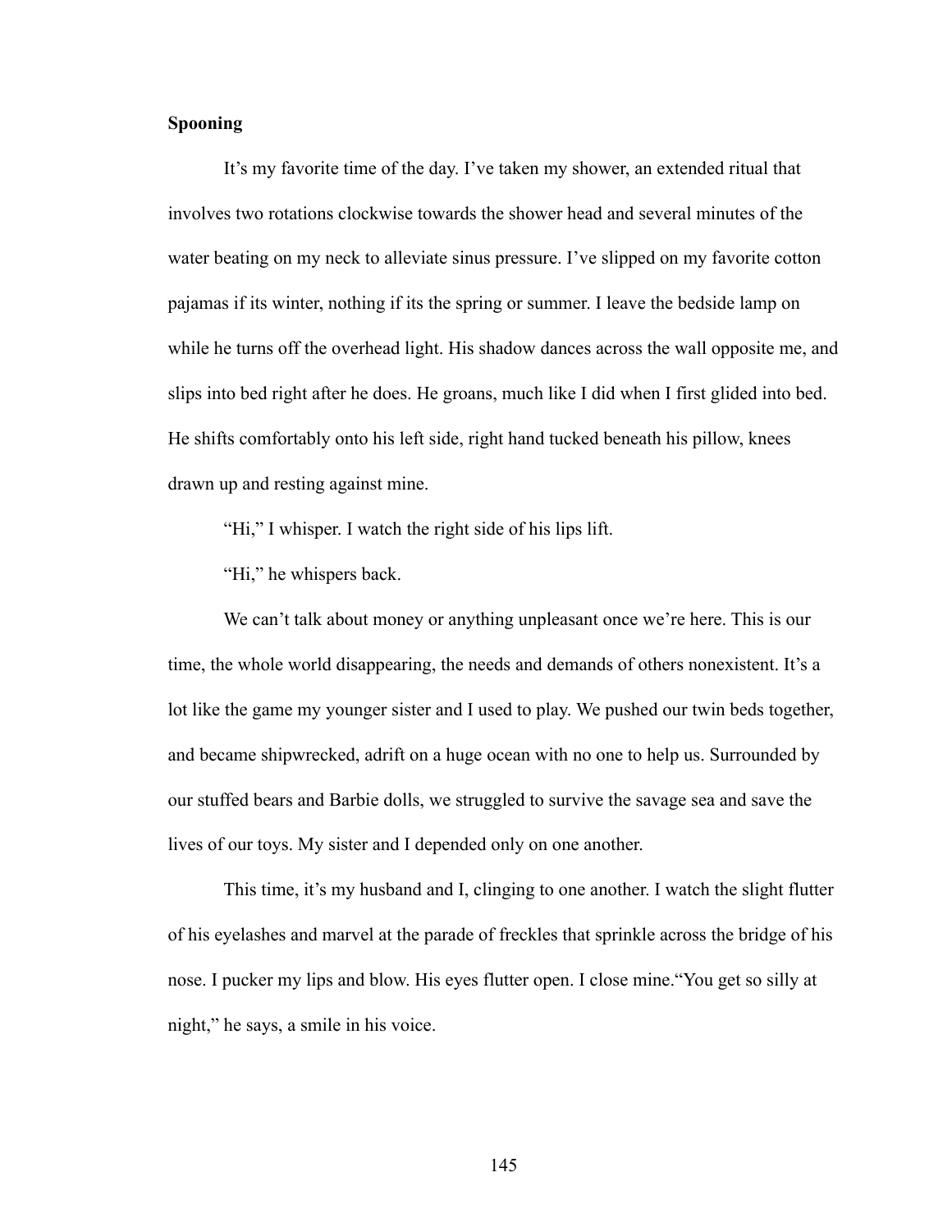**Spooning**

It's my favorite time of the day. I've taken my shower, an extended ritual that involves two rotations clockwise towards the shower head and several minutes of the water beating on my neck to alleviate sinus pressure. I've slipped on my favorite cotton pajamas if its winter, nothing if its the spring or summer. I leave the bedside lamp on while he turns off the overhead light. His shadow dances across the wall opposite me, and slips into bed right after he does. He groans, much like I did when I first glided into bed. He shifts comfortably onto his left side, right hand tucked beneath his pillow, knees drawn up and resting against mine.

"Hi," I whisper. I watch the right side of his lips lift.

"Hi," he whispers back.

We can't talk about money or anything unpleasant once we're here. This is our time, the whole world disappearing, the needs and demands of others nonexistent. It's a lot like the game my younger sister and I used to play. We pushed our twin beds together, and became shipwrecked, adrift on a huge ocean with no one to help us. Surrounded by our stuffed bears and Barbie dolls, we struggled to survive the savage sea and save the lives of our toys. My sister and I depended only on one another.

This time, it's my husband and I, clinging to one another. I watch the slight flutter of his eyelashes and marvel at the parade of freckles that sprinkle across the bridge of his nose. I pucker my lips and blow. His eyes flutter open. I close mine."You get so silly at night," he says, a smile in his voice.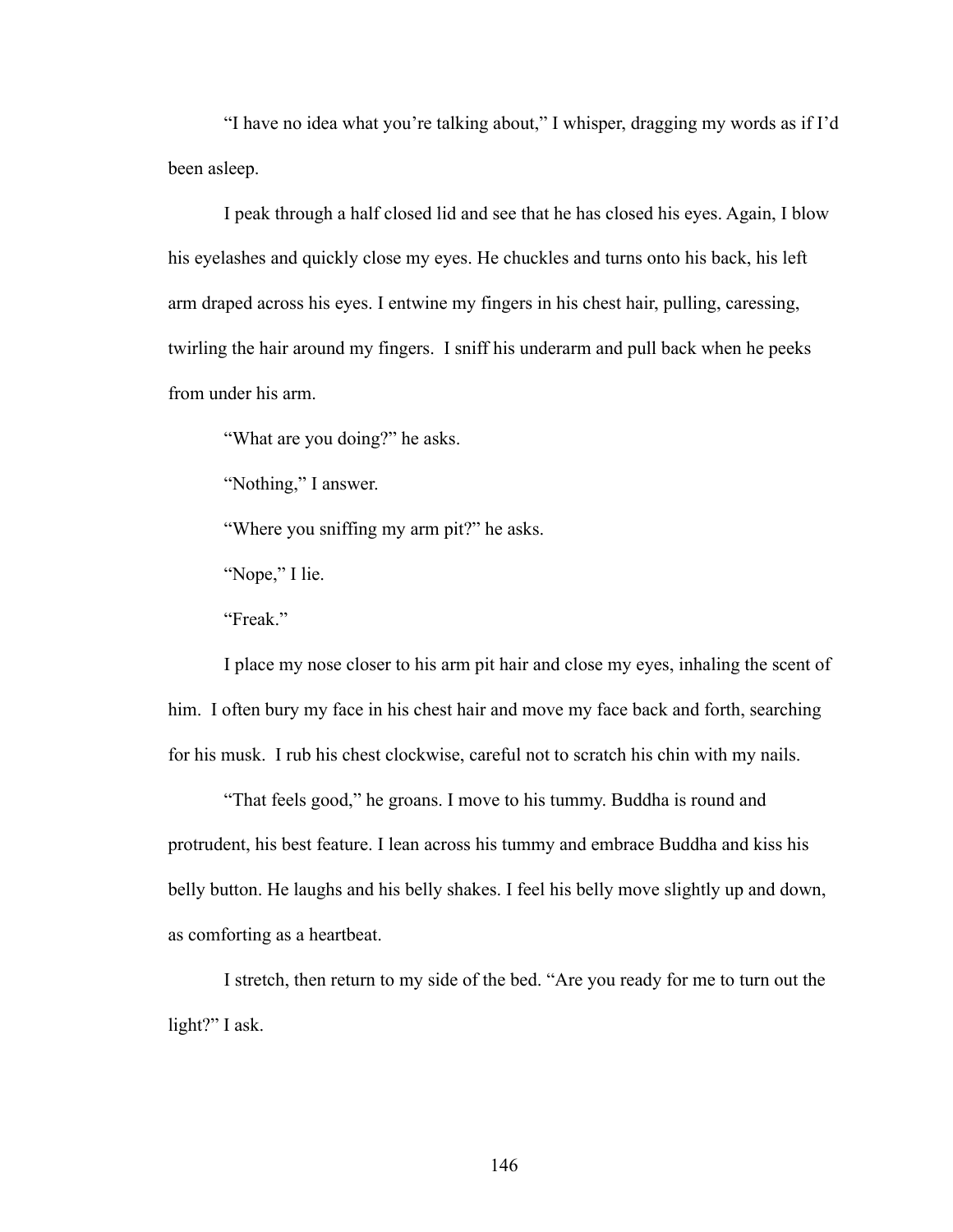"I have no idea what you're talking about," I whisper, dragging my words as if I'd been asleep.

I peak through a half closed lid and see that he has closed his eyes. Again, I blow his eyelashes and quickly close my eyes. He chuckles and turns onto his back, his left arm draped across his eyes. I entwine my fingers in his chest hair, pulling, caressing, twirling the hair around my fingers. I sniff his underarm and pull back when he peeks from under his arm.

"What are you doing?" he asks.

"Nothing," I answer.

"Where you sniffing my arm pit?" he asks.

"Nope," I lie.

"Freak."

I place my nose closer to his arm pit hair and close my eyes, inhaling the scent of him. I often bury my face in his chest hair and move my face back and forth, searching for his musk. I rub his chest clockwise, careful not to scratch his chin with my nails.

"That feels good," he groans. I move to his tummy. Buddha is round and protrudent, his best feature. I lean across his tummy and embrace Buddha and kiss his belly button. He laughs and his belly shakes. I feel his belly move slightly up and down, as comforting as a heartbeat.

I stretch, then return to my side of the bed. "Are you ready for me to turn out the light?" I ask.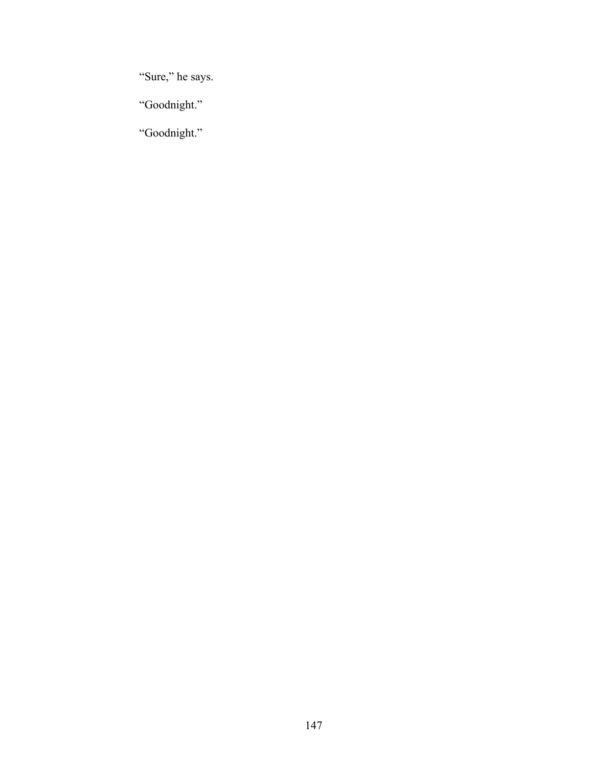“Sure,” he says.

“Goodnight.”

“Goodnight.”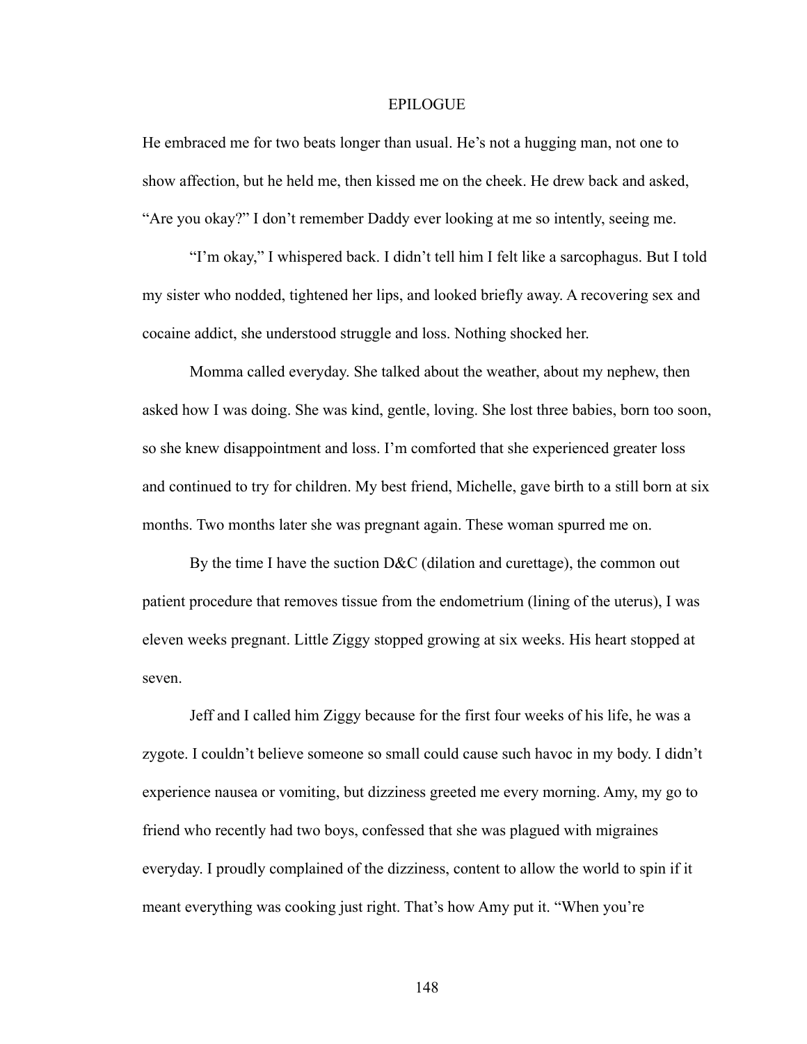# EPILOGUE

He embraced me for two beats longer than usual. He's not a hugging man, not one to show affection, but he held me, then kissed me on the cheek. He drew back and asked, "Are you okay?" I don't remember Daddy ever looking at me so intently, seeing me.

"I'm okay," I whispered back. I didn't tell him I felt like a sarcophagus. But I told my sister who nodded, tightened her lips, and looked briefly away. A recovering sex and cocaine addict, she understood struggle and loss. Nothing shocked her.

Momma called everyday. She talked about the weather, about my nephew, then asked how I was doing. She was kind, gentle, loving. She lost three babies, born too soon, so she knew disappointment and loss. I'm comforted that she experienced greater loss and continued to try for children. My best friend, Michelle, gave birth to a still born at six months. Two months later she was pregnant again. These woman spurred me on.

By the time I have the suction D&C (dilation and curettage), the common out patient procedure that removes tissue from the endometrium (lining of the uterus), I was eleven weeks pregnant. Little Ziggy stopped growing at six weeks. His heart stopped at seven.

Jeff and I called him Ziggy because for the first four weeks of his life, he was a zygote. I couldn't believe someone so small could cause such havoc in my body. I didn't experience nausea or vomiting, but dizziness greeted me every morning. Amy, my go to friend who recently had two boys, confessed that she was plagued with migraines everyday. I proudly complained of the dizziness, content to allow the world to spin if it meant everything was cooking just right. That's how Amy put it. "When you're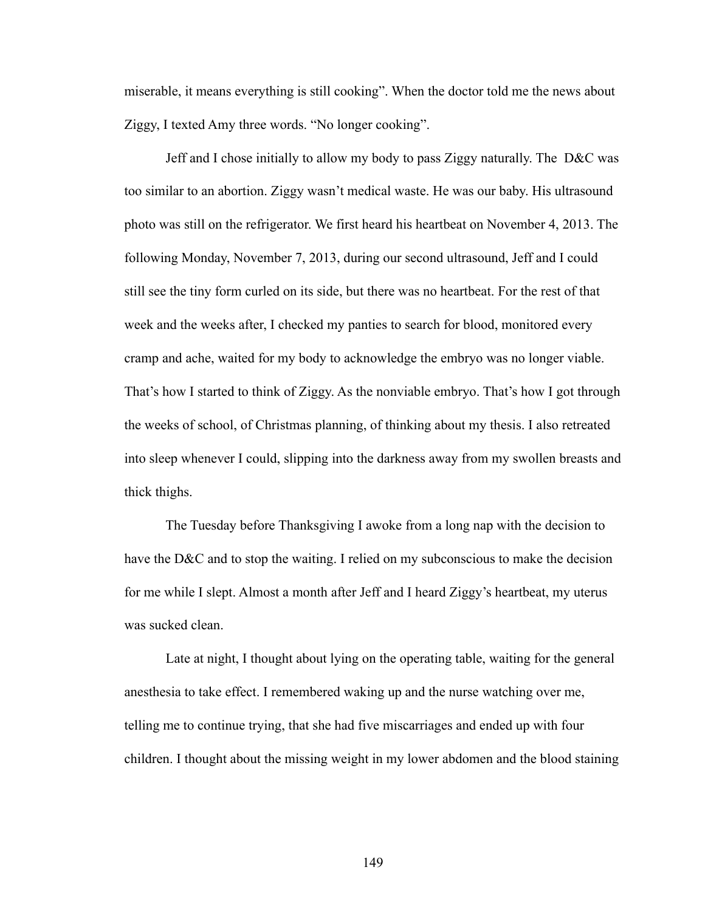miserable, it means everything is still cooking". When the doctor told me the news about Ziggy, I texted Amy three words. "No longer cooking".

Jeff and I chose initially to allow my body to pass Ziggy naturally. The D&C was too similar to an abortion. Ziggy wasn't medical waste. He was our baby. His ultrasound photo was still on the refrigerator. We first heard his heartbeat on November 4, 2013. The following Monday, November 7, 2013, during our second ultrasound, Jeff and I could still see the tiny form curled on its side, but there was no heartbeat. For the rest of that week and the weeks after, I checked my panties to search for blood, monitored every cramp and ache, waited for my body to acknowledge the embryo was no longer viable. That's how I started to think of Ziggy. As the nonviable embryo. That's how I got through the weeks of school, of Christmas planning, of thinking about my thesis. I also retreated into sleep whenever I could, slipping into the darkness away from my swollen breasts and thick thighs.

The Tuesday before Thanksgiving I awoke from a long nap with the decision to have the D&C and to stop the waiting. I relied on my subconscious to make the decision for me while I slept. Almost a month after Jeff and I heard Ziggy's heartbeat, my uterus was sucked clean.

Late at night, I thought about lying on the operating table, waiting for the general anesthesia to take effect. I remembered waking up and the nurse watching over me, telling me to continue trying, that she had five miscarriages and ended up with four children. I thought about the missing weight in my lower abdomen and the blood staining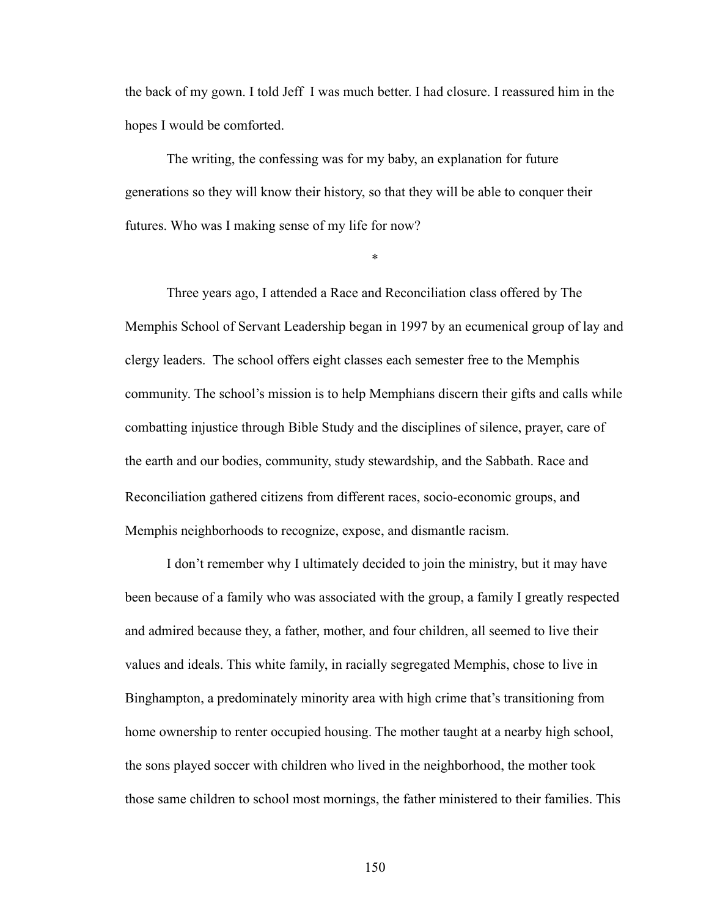the back of my gown. I told Jeff  I was much better. I had closure. I reassured him in the hopes I would be comforted.

The writing, the confessing was for my baby, an explanation for future generations so they will know their history, so that they will be able to conquer their futures. Who was I making sense of my life for now?

*

Three years ago, I attended a Race and Reconciliation class offered by The Memphis School of Servant Leadership began in 1997 by an ecumenical group of lay and clergy leaders.  The school offers eight classes each semester free to the Memphis community. The school's mission is to help Memphians discern their gifts and calls while combatting injustice through Bible Study and the disciplines of silence, prayer, care of the earth and our bodies, community, study stewardship, and the Sabbath. Race and Reconciliation gathered citizens from different races, socio-economic groups, and Memphis neighborhoods to recognize, expose, and dismantle racism.

I don't remember why I ultimately decided to join the ministry, but it may have been because of a family who was associated with the group, a family I greatly respected and admired because they, a father, mother, and four children, all seemed to live their values and ideals. This white family, in racially segregated Memphis, chose to live in Binghampton, a predominately minority area with high crime that's transitioning from home ownership to renter occupied housing. The mother taught at a nearby high school, the sons played soccer with children who lived in the neighborhood, the mother took those same children to school most mornings, the father ministered to their families. This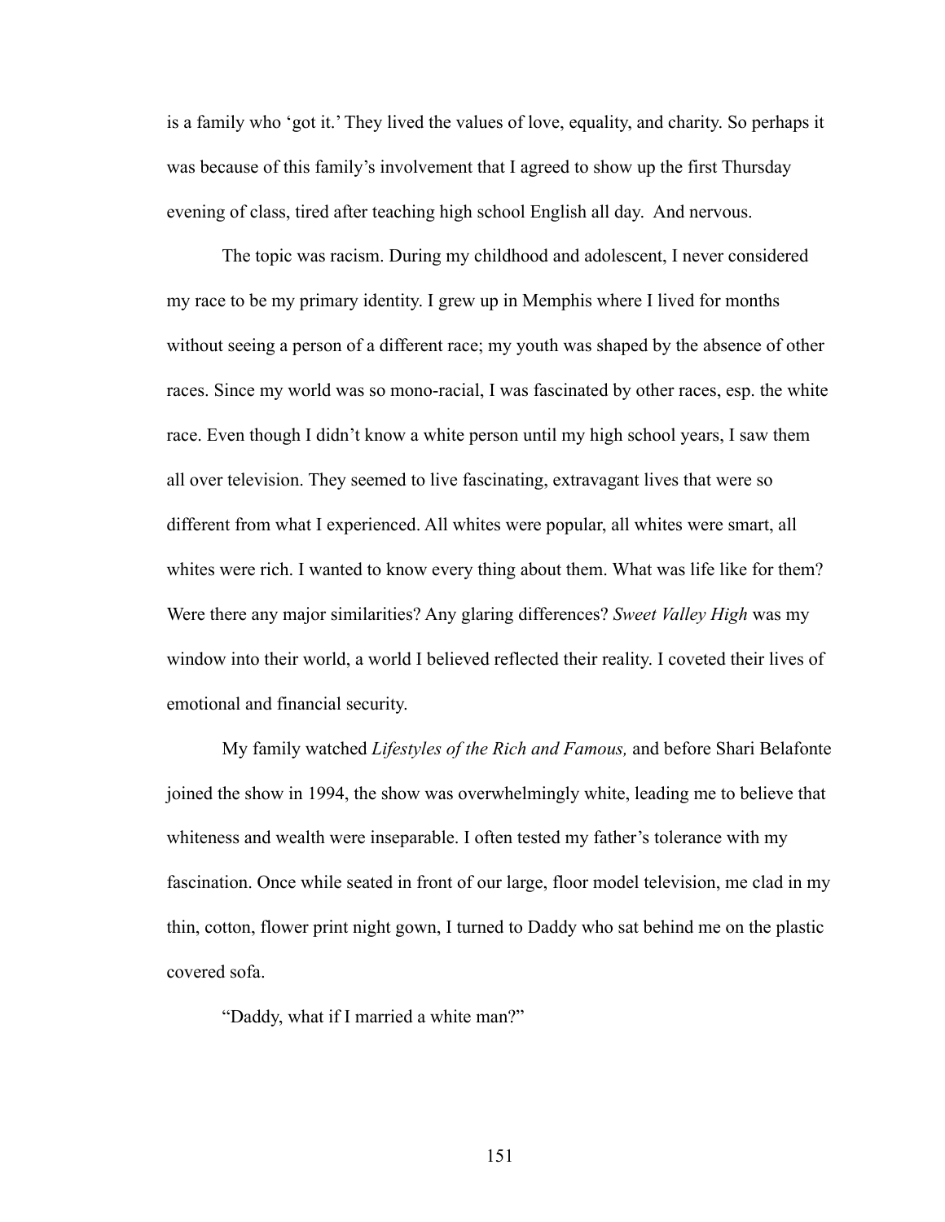is a family who 'got it.' They lived the values of love, equality, and charity. So perhaps it was because of this family's involvement that I agreed to show up the first Thursday evening of class, tired after teaching high school English all day. And nervous.

The topic was racism. During my childhood and adolescent, I never considered my race to be my primary identity. I grew up in Memphis where I lived for months without seeing a person of a different race; my youth was shaped by the absence of other races. Since my world was so mono-racial, I was fascinated by other races, esp. the white race. Even though I didn't know a white person until my high school years, I saw them all over television. They seemed to live fascinating, extravagant lives that were so different from what I experienced. All whites were popular, all whites were smart, all whites were rich. I wanted to know every thing about them. What was life like for them? Were there any major similarities? Any glaring differences? *Sweet Valley High* was my window into their world, a world I believed reflected their reality. I coveted their lives of emotional and financial security.

My family watched *Lifestyles of the Rich and Famous,* and before Shari Belafonte joined the show in 1994, the show was overwhelmingly white, leading me to believe that whiteness and wealth were inseparable. I often tested my father's tolerance with my fascination. Once while seated in front of our large, floor model television, me clad in my thin, cotton, flower print night gown, I turned to Daddy who sat behind me on the plastic covered sofa.

"Daddy, what if I married a white man?"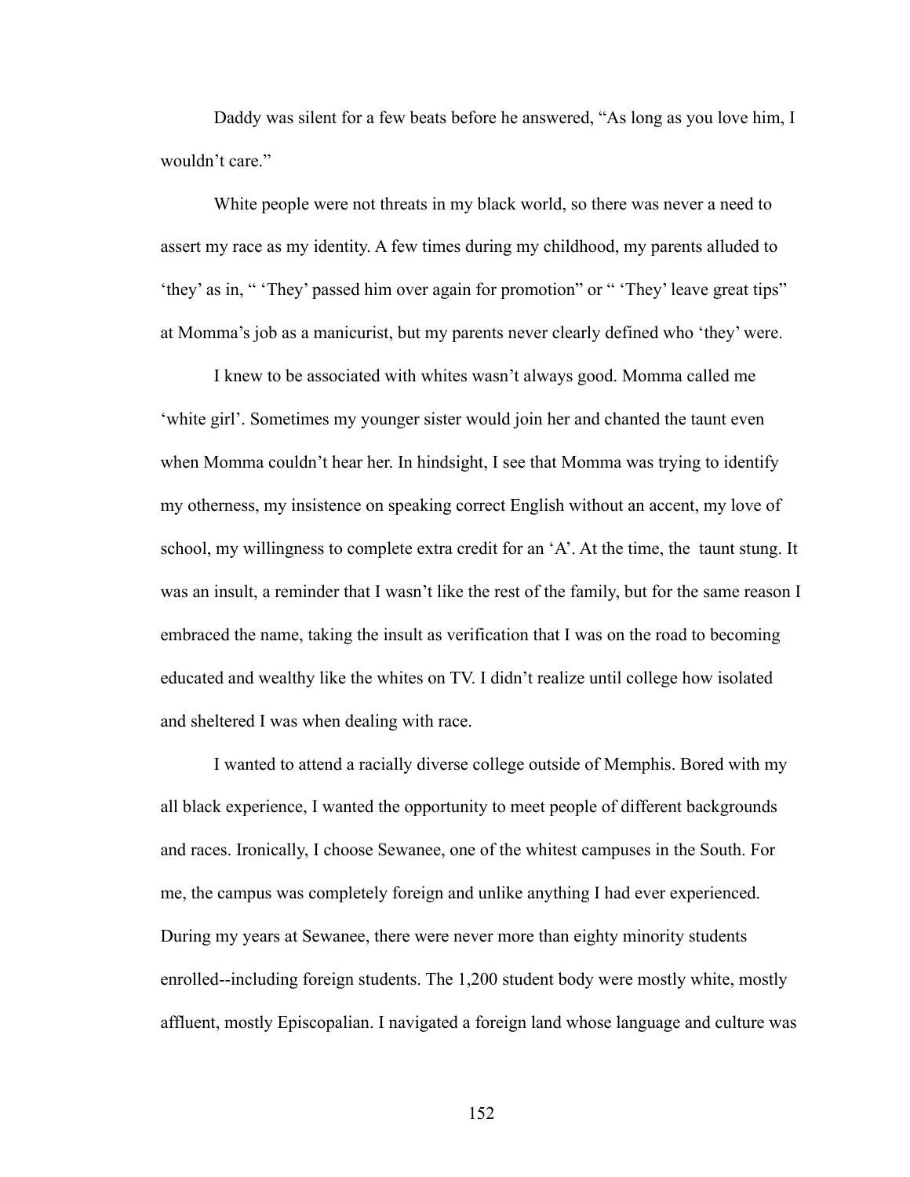Daddy was silent for a few beats before he answered, "As long as you love him, I wouldn't care."

White people were not threats in my black world, so there was never a need to assert my race as my identity. A few times during my childhood, my parents alluded to 'they' as in, " 'They' passed him over again for promotion" or " 'They' leave great tips" at Momma's job as a manicurist, but my parents never clearly defined who 'they' were.

I knew to be associated with whites wasn't always good. Momma called me 'white girl'. Sometimes my younger sister would join her and chanted the taunt even when Momma couldn't hear her. In hindsight, I see that Momma was trying to identify my otherness, my insistence on speaking correct English without an accent, my love of school, my willingness to complete extra credit for an 'A'. At the time, the taunt stung. It was an insult, a reminder that I wasn't like the rest of the family, but for the same reason I embraced the name, taking the insult as verification that I was on the road to becoming educated and wealthy like the whites on TV. I didn't realize until college how isolated and sheltered I was when dealing with race.

I wanted to attend a racially diverse college outside of Memphis. Bored with my all black experience, I wanted the opportunity to meet people of different backgrounds and races. Ironically, I choose Sewanee, one of the whitest campuses in the South. For me, the campus was completely foreign and unlike anything I had ever experienced. During my years at Sewanee, there were never more than eighty minority students enrolled--including foreign students. The 1,200 student body were mostly white, mostly affluent, mostly Episcopalian. I navigated a foreign land whose language and culture was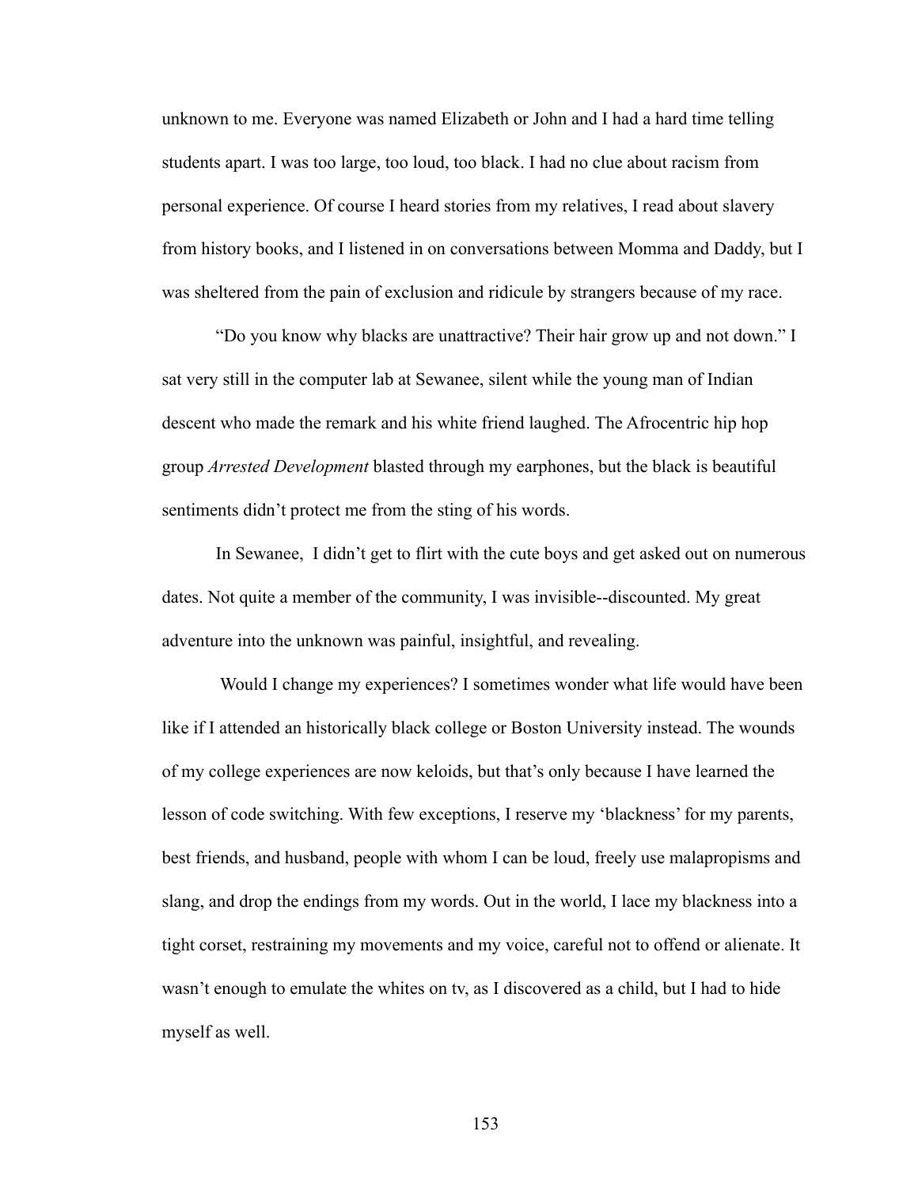unknown to me. Everyone was named Elizabeth or John and I had a hard time telling students apart. I was too large, too loud, too black. I had no clue about racism from personal experience. Of course I heard stories from my relatives, I read about slavery from history books, and I listened in on conversations between Momma and Daddy, but I was sheltered from the pain of exclusion and ridicule by strangers because of my race.

"Do you know why blacks are unattractive? Their hair grow up and not down." I sat very still in the computer lab at Sewanee, silent while the young man of Indian descent who made the remark and his white friend laughed. The Afrocentric hip hop group *Arrested Development* blasted through my earphones, but the black is beautiful sentiments didn't protect me from the sting of his words.

In Sewanee, I didn't get to flirt with the cute boys and get asked out on numerous dates. Not quite a member of the community, I was invisible--discounted. My great adventure into the unknown was painful, insightful, and revealing.

Would I change my experiences? I sometimes wonder what life would have been like if I attended an historically black college or Boston University instead. The wounds of my college experiences are now keloids, but that's only because I have learned the lesson of code switching. With few exceptions, I reserve my 'blackness' for my parents, best friends, and husband, people with whom I can be loud, freely use malapropisms and slang, and drop the endings from my words. Out in the world, I lace my blackness into a tight corset, restraining my movements and my voice, careful not to offend or alienate. It wasn't enough to emulate the whites on tv, as I discovered as a child, but I had to hide myself as well.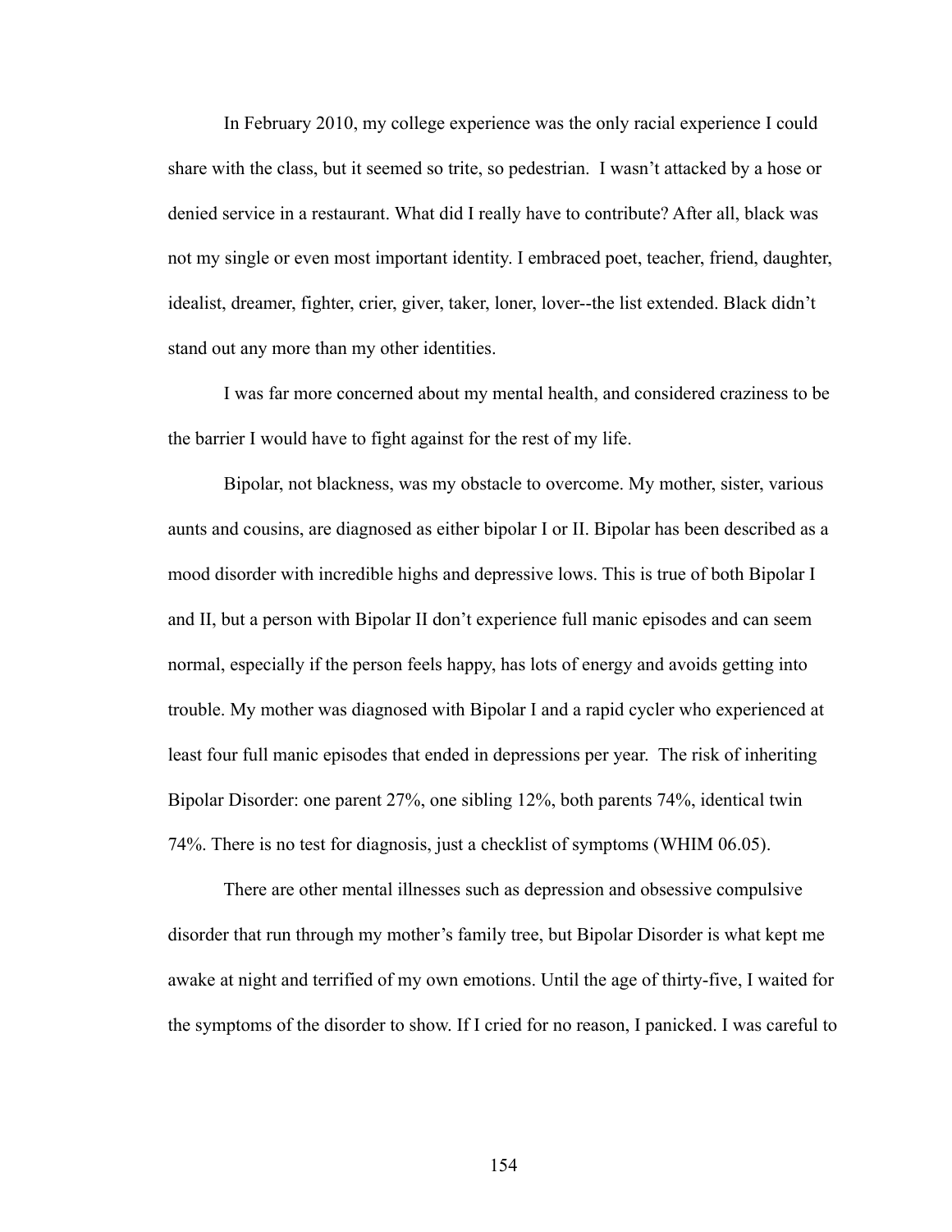In February 2010, my college experience was the only racial experience I could share with the class, but it seemed so trite, so pedestrian.  I wasn't attacked by a hose or denied service in a restaurant. What did I really have to contribute? After all, black was not my single or even most important identity. I embraced poet, teacher, friend, daughter, idealist, dreamer, fighter, crier, giver, taker, loner, lover--the list extended. Black didn't stand out any more than my other identities.

I was far more concerned about my mental health, and considered craziness to be the barrier I would have to fight against for the rest of my life.

Bipolar, not blackness, was my obstacle to overcome. My mother, sister, various aunts and cousins, are diagnosed as either bipolar I or II. Bipolar has been described as a mood disorder with incredible highs and depressive lows. This is true of both Bipolar I and II, but a person with Bipolar II don't experience full manic episodes and can seem normal, especially if the person feels happy, has lots of energy and avoids getting into trouble. My mother was diagnosed with Bipolar I and a rapid cycler who experienced at least four full manic episodes that ended in depressions per year.  The risk of inheriting Bipolar Disorder: one parent 27%, one sibling 12%, both parents 74%, identical twin 74%. There is no test for diagnosis, just a checklist of symptoms (WHIM 06.05).

There are other mental illnesses such as depression and obsessive compulsive disorder that run through my mother's family tree, but Bipolar Disorder is what kept me awake at night and terrified of my own emotions. Until the age of thirty-five, I waited for the symptoms of the disorder to show. If I cried for no reason, I panicked. I was careful to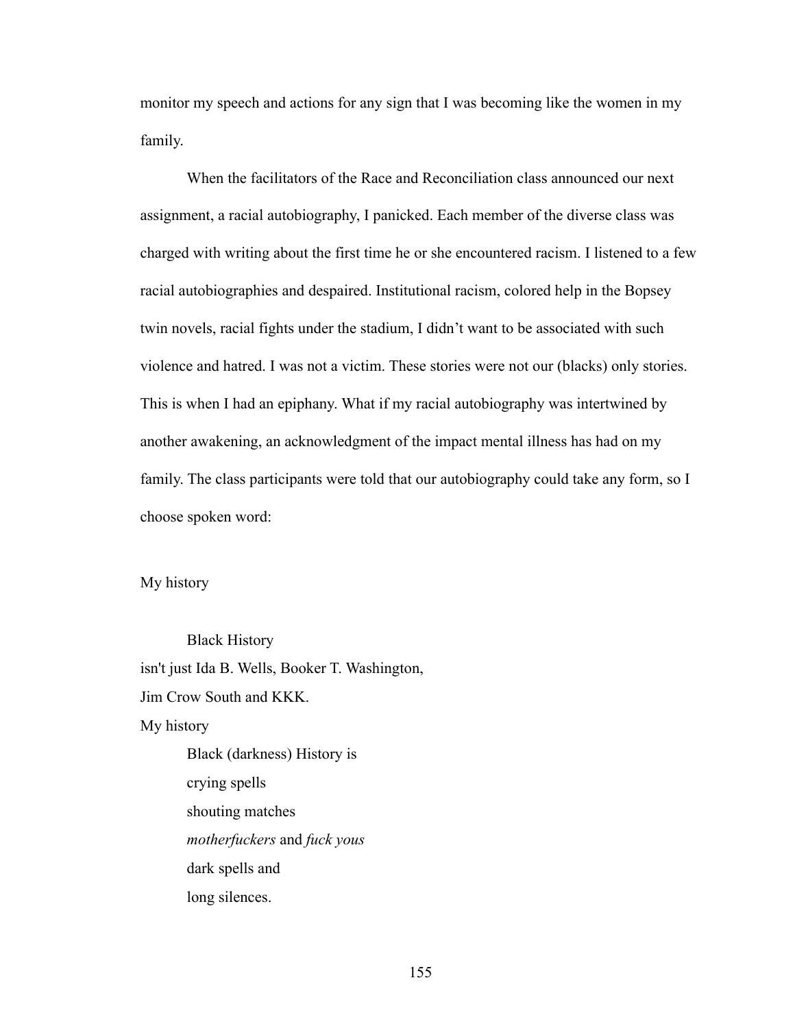monitor my speech and actions for any sign that I was becoming like the women in my family.

When the facilitators of the Race and Reconciliation class announced our next assignment, a racial autobiography, I panicked. Each member of the diverse class was charged with writing about the first time he or she encountered racism. I listened to a few racial autobiographies and despaired. Institutional racism, colored help in the Bopsey twin novels, racial fights under the stadium, I didn't want to be associated with such violence and hatred. I was not a victim. These stories were not our (blacks) only stories. This is when I had an epiphany. What if my racial autobiography was intertwined by another awakening, an acknowledgment of the impact mental illness has had on my family. The class participants were told that our autobiography could take any form, so I choose spoken word:

My history

&emsp;&emsp;Black History  
isn't just Ida B. Wells, Booker T. Washington,  
Jim Crow South and KKK.  
My history  
&emsp;&emsp;Black (darkness) History is  
&emsp;&emsp;crying spells  
&emsp;&emsp;shouting matches  
&emsp;&emsp;*motherfuckers* and *fuck yous*  
&emsp;&emsp;dark spells and  
&emsp;&emsp;long silences.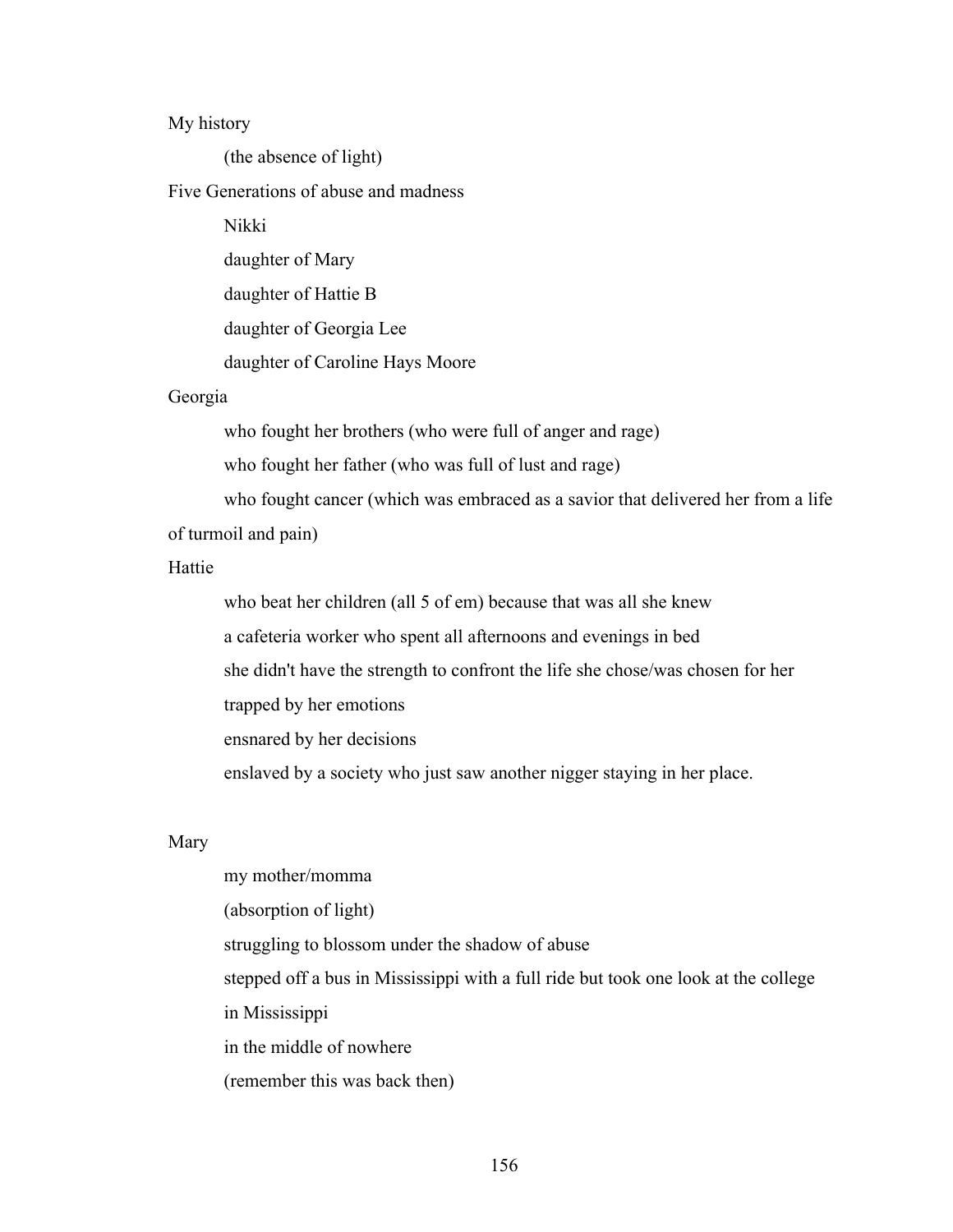My history

(the absence of light)

Five Generations of abuse and madness

Nikki

daughter of Mary

daughter of Hattie B

daughter of Georgia Lee

daughter of Caroline Hays Moore

Georgia

who fought her brothers (who were full of anger and rage)

who fought her father (who was full of lust and rage)

who fought cancer (which was embraced as a savior that delivered her from a life of turmoil and pain)

Hattie

who beat her children (all 5 of em) because that was all she knew

a cafeteria worker who spent all afternoons and evenings in bed

she didn't have the strength to confront the life she chose/was chosen for her

trapped by her emotions

ensnared by her decisions

enslaved by a society who just saw another nigger staying in her place.

Mary

my mother/momma

(absorption of light)

struggling to blossom under the shadow of abuse

stepped off a bus in Mississippi with a full ride but took one look at the college

in Mississippi

in the middle of nowhere

(remember this was back then)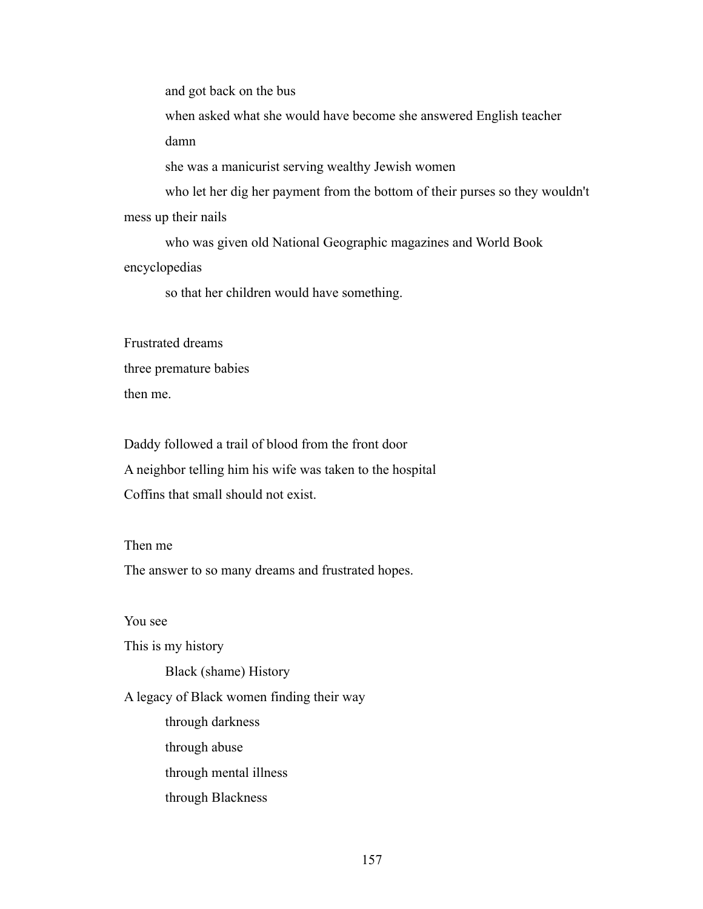and got back on the bus

when asked what she would have become she answered English teacher

damn

she was a manicurist serving wealthy Jewish women

who let her dig her payment from the bottom of their purses so they wouldn't mess up their nails

who was given old National Geographic magazines and World Book encyclopedias

so that her children would have something.

Frustrated dreams  
three premature babies  
then me.

Daddy followed a trail of blood from the front door  
A neighbor telling him his wife was taken to the hospital  
Coffins that small should not exist.

Then me  
The answer to so many dreams and frustrated hopes.

You see  
This is my history

Black (shame) History

A legacy of Black women finding their way

through darkness

through abuse

through mental illness

through Blackness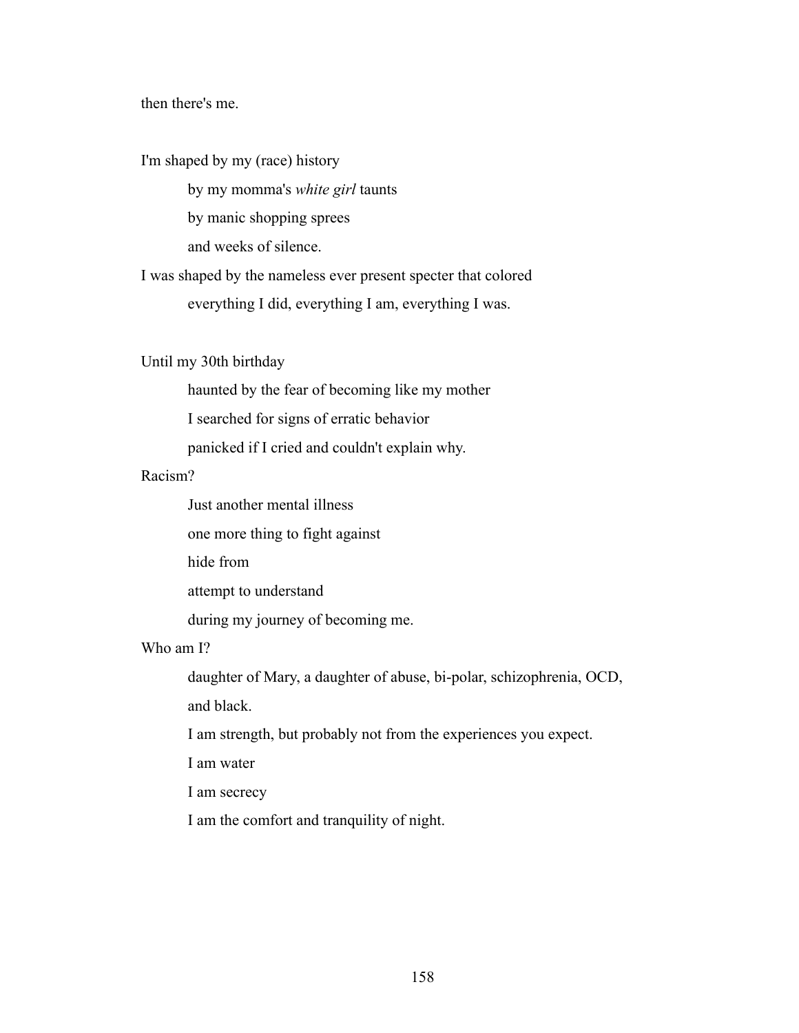then there's me.

I'm shaped by my (race) history

    by my momma's *white girl* taunts

    by manic shopping sprees

    and weeks of silence.

I was shaped by the nameless ever present specter that colored

    everything I did, everything I am, everything I was.

Until my 30th birthday

    haunted by the fear of becoming like my mother

    I searched for signs of erratic behavior

    panicked if I cried and couldn't explain why.

Racism?

    Just another mental illness

    one more thing to fight against

    hide from

    attempt to understand

    during my journey of becoming me.

Who am I?

    daughter of Mary, a daughter of abuse, bi-polar, schizophrenia, OCD,

    and black.

    I am strength, but probably not from the experiences you expect.

    I am water

    I am secrecy

    I am the comfort and tranquility of night.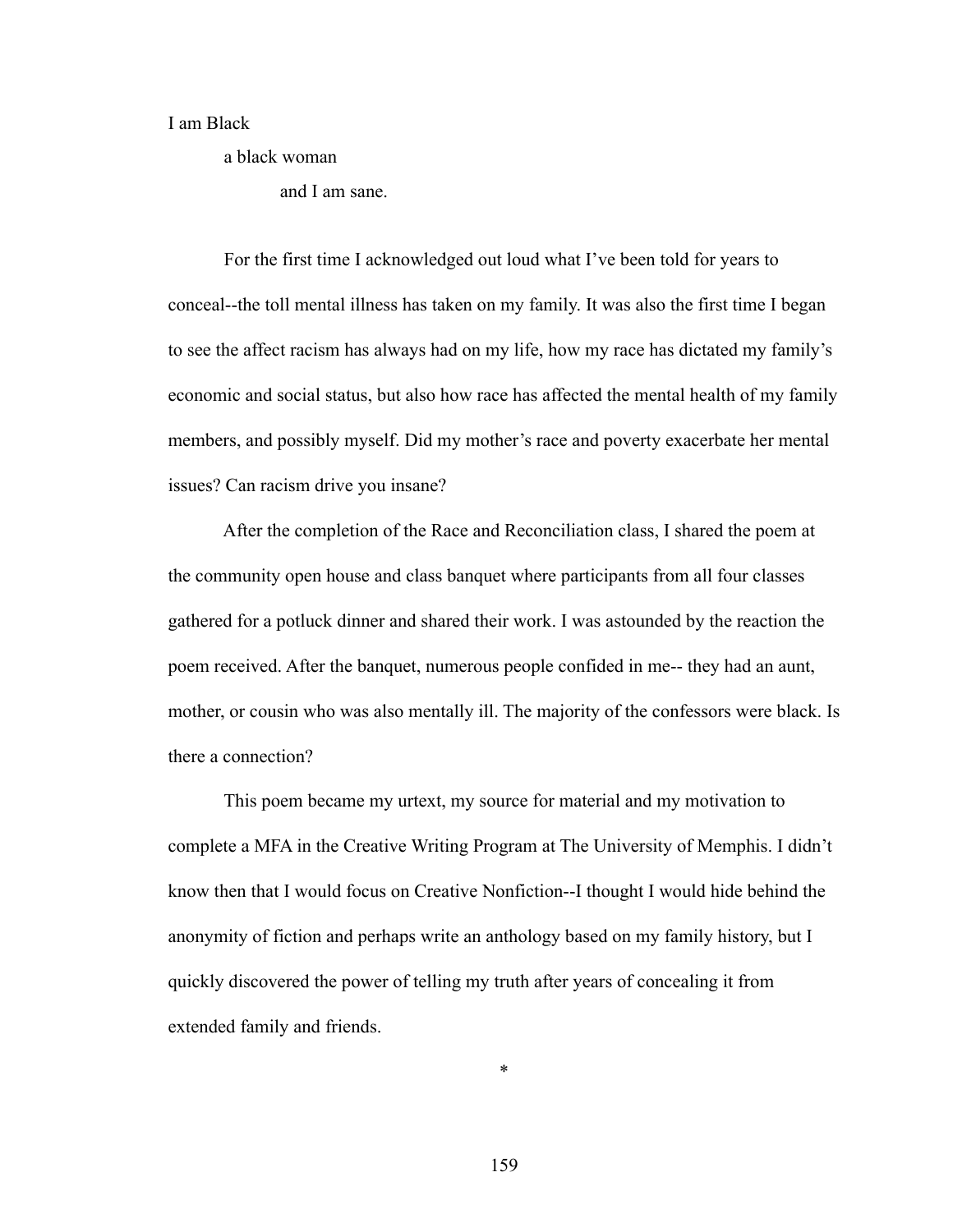I am Black

a black woman

and I am sane.

For the first time I acknowledged out loud what I've been told for years to conceal--the toll mental illness has taken on my family. It was also the first time I began to see the affect racism has always had on my life, how my race has dictated my family's economic and social status, but also how race has affected the mental health of my family members, and possibly myself. Did my mother's race and poverty exacerbate her mental issues? Can racism drive you insane?

After the completion of the Race and Reconciliation class, I shared the poem at the community open house and class banquet where participants from all four classes gathered for a potluck dinner and shared their work. I was astounded by the reaction the poem received. After the banquet, numerous people confided in me-- they had an aunt, mother, or cousin who was also mentally ill. The majority of the confessors were black. Is there a connection?

This poem became my urtext, my source for material and my motivation to complete a MFA in the Creative Writing Program at The University of Memphis. I didn't know then that I would focus on Creative Nonfiction--I thought I would hide behind the anonymity of fiction and perhaps write an anthology based on my family history, but I quickly discovered the power of telling my truth after years of concealing it from extended family and friends.

*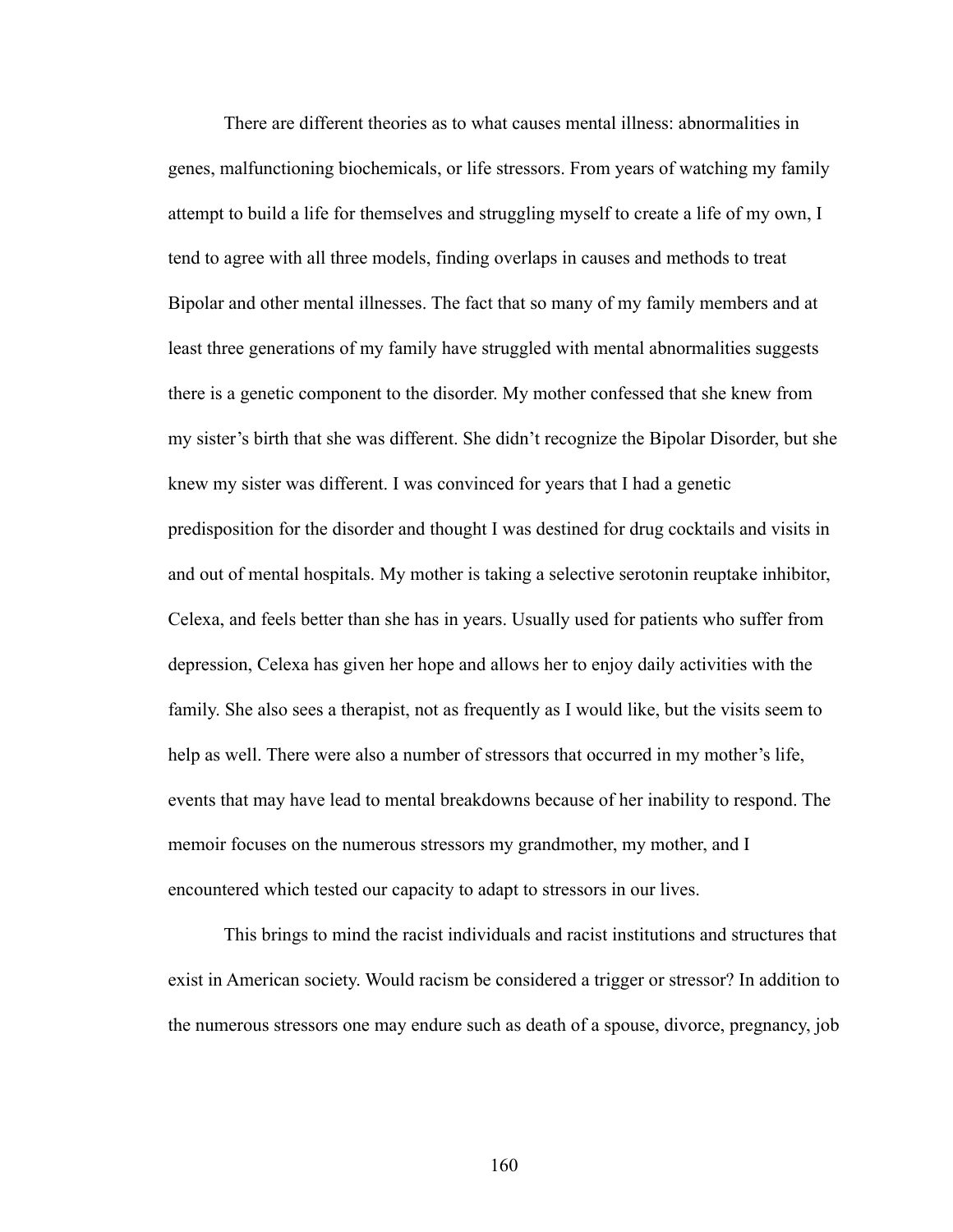There are different theories as to what causes mental illness: abnormalities in genes, malfunctioning biochemicals, or life stressors. From years of watching my family attempt to build a life for themselves and struggling myself to create a life of my own, I tend to agree with all three models, finding overlaps in causes and methods to treat Bipolar and other mental illnesses. The fact that so many of my family members and at least three generations of my family have struggled with mental abnormalities suggests there is a genetic component to the disorder. My mother confessed that she knew from my sister's birth that she was different. She didn't recognize the Bipolar Disorder, but she knew my sister was different. I was convinced for years that I had a genetic predisposition for the disorder and thought I was destined for drug cocktails and visits in and out of mental hospitals. My mother is taking a selective serotonin reuptake inhibitor, Celexa, and feels better than she has in years. Usually used for patients who suffer from depression, Celexa has given her hope and allows her to enjoy daily activities with the family. She also sees a therapist, not as frequently as I would like, but the visits seem to help as well. There were also a number of stressors that occurred in my mother's life, events that may have lead to mental breakdowns because of her inability to respond. The memoir focuses on the numerous stressors my grandmother, my mother, and I encountered which tested our capacity to adapt to stressors in our lives.

This brings to mind the racist individuals and racist institutions and structures that exist in American society. Would racism be considered a trigger or stressor? In addition to the numerous stressors one may endure such as death of a spouse, divorce, pregnancy, job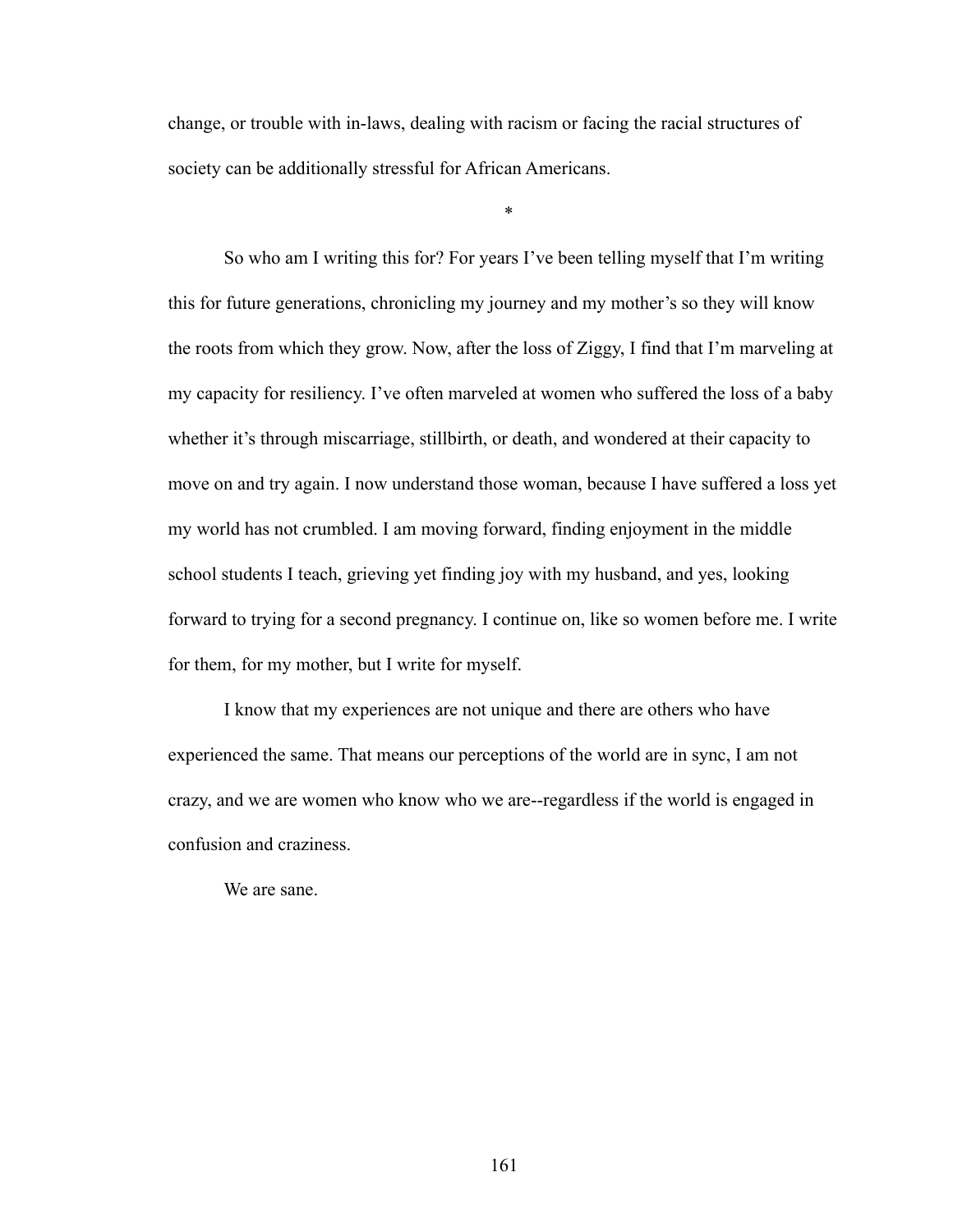change, or trouble with in-laws, dealing with racism or facing the racial structures of society can be additionally stressful for African Americans.

*

So who am I writing this for? For years I've been telling myself that I'm writing this for future generations, chronicling my journey and my mother's so they will know the roots from which they grow. Now, after the loss of Ziggy, I find that I'm marveling at my capacity for resiliency. I've often marveled at women who suffered the loss of a baby whether it's through miscarriage, stillbirth, or death, and wondered at their capacity to move on and try again. I now understand those woman, because I have suffered a loss yet my world has not crumbled. I am moving forward, finding enjoyment in the middle school students I teach, grieving yet finding joy with my husband, and yes, looking forward to trying for a second pregnancy. I continue on, like so women before me. I write for them, for my mother, but I write for myself.

I know that my experiences are not unique and there are others who have experienced the same. That means our perceptions of the world are in sync, I am not crazy, and we are women who know who we are--regardless if the world is engaged in confusion and craziness.

We are sane.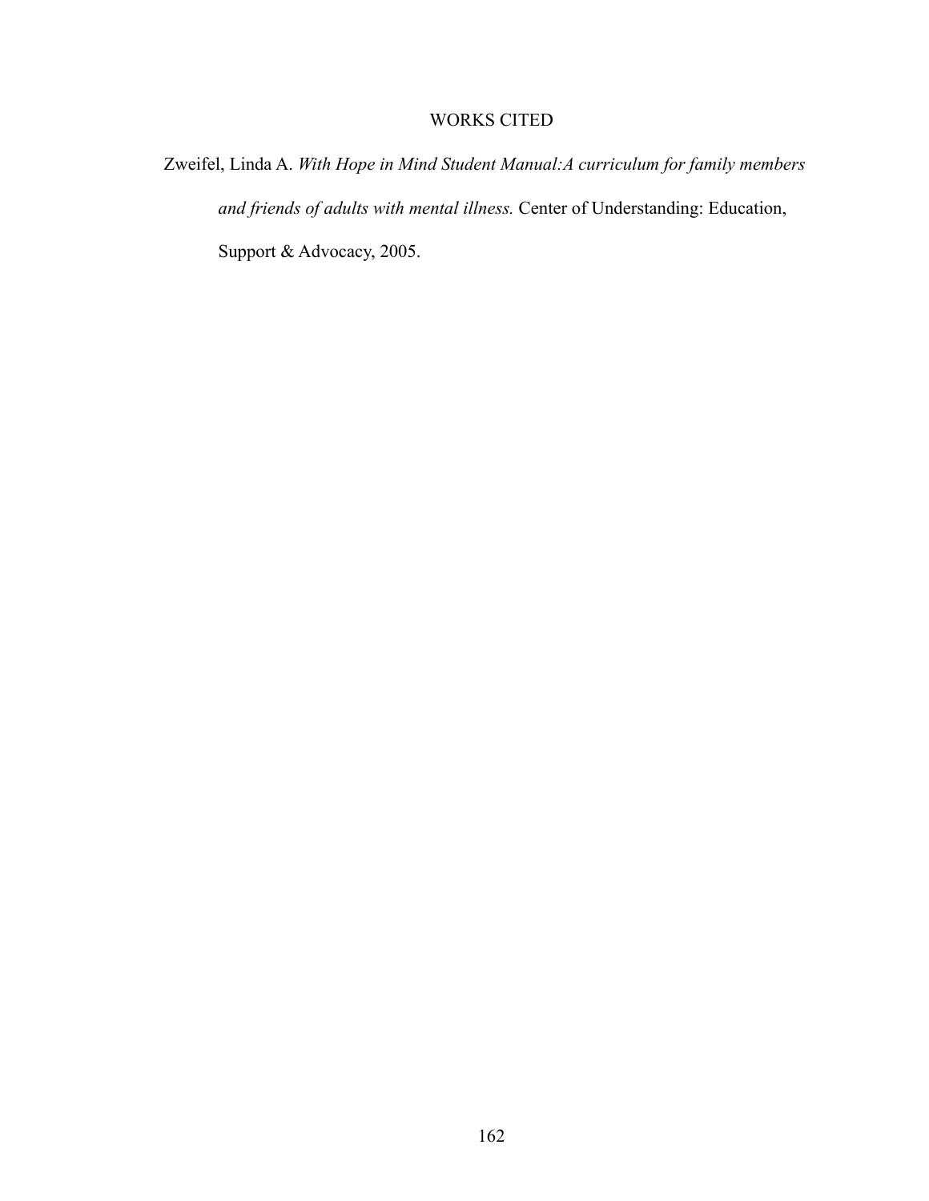# WORKS CITED

Zweifel, Linda A. *With Hope in Mind Student Manual:A curriculum for family members and friends of adults with mental illness.* Center of Understanding: Education, Support & Advocacy, 2005.